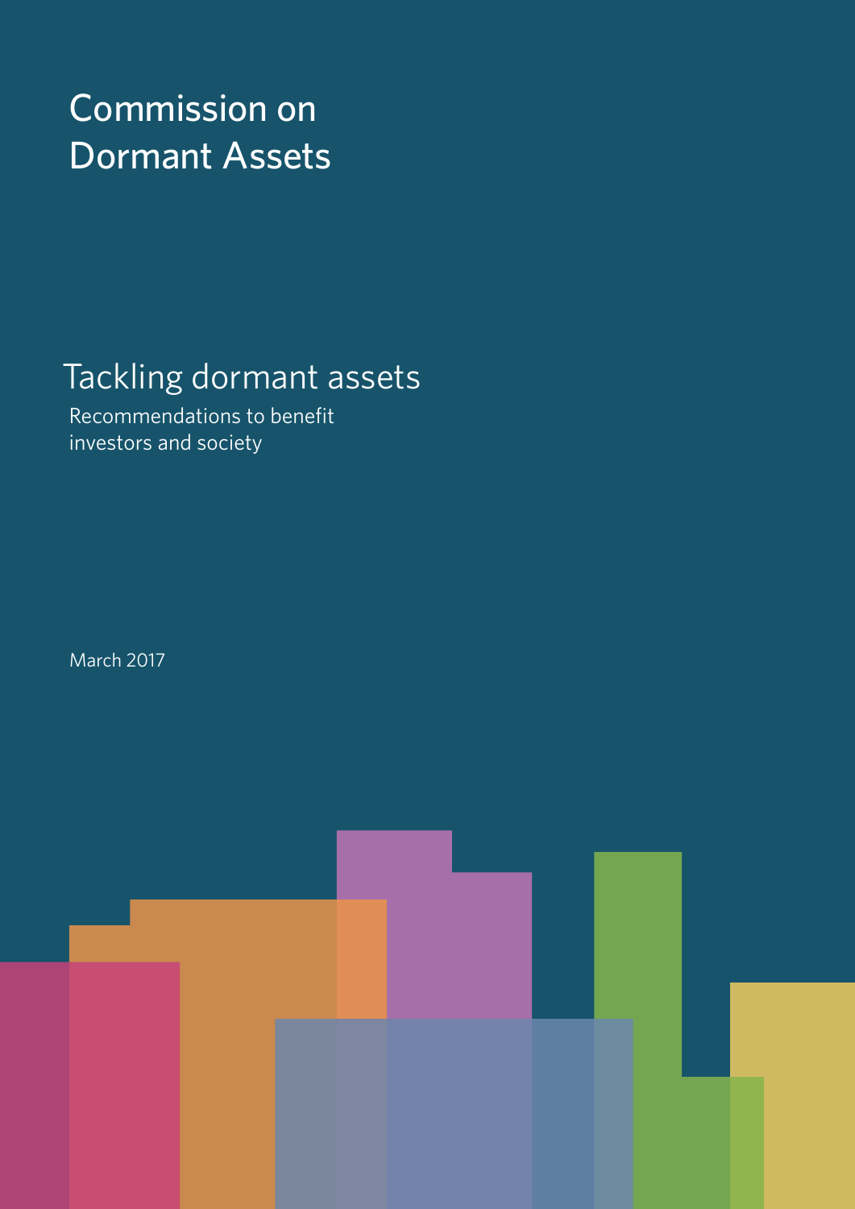# Commission on Dormant Assets

## Tackling dormant assets

Recommendations to benefit investors and society

March 2017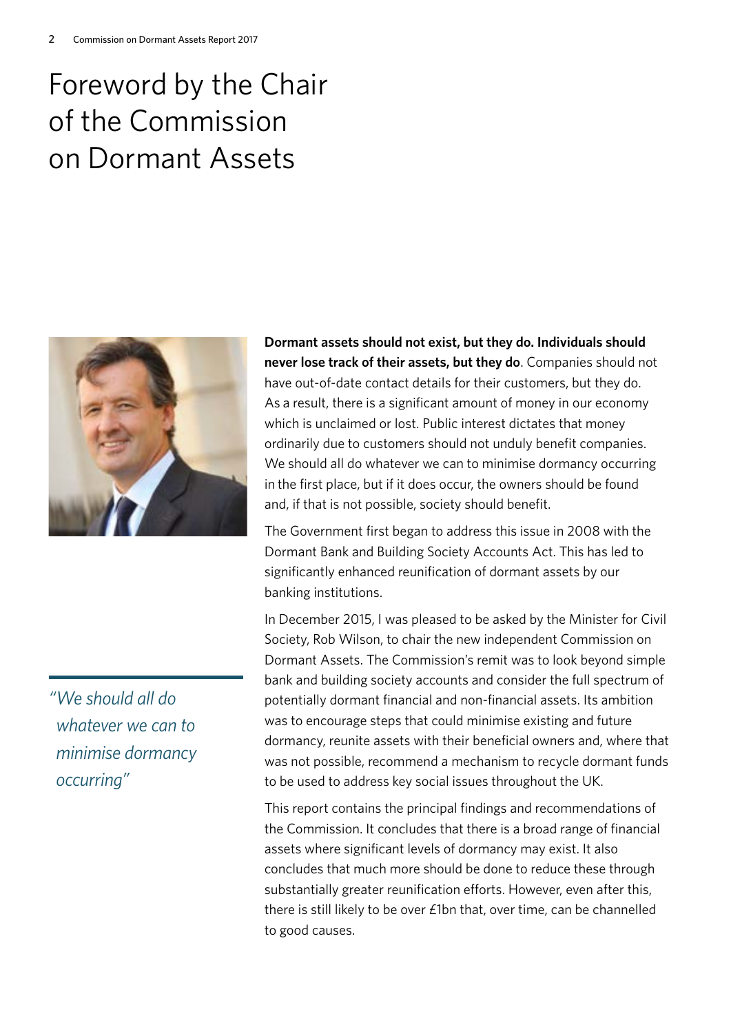# Foreword by the Chair of the Commission on Dormant Assets

*"We should all do whatever we can to minimise dormancy occurring"*

**Dormant assets should not exist, but they do. Individuals should never lose track of their assets, but they do**. Companies should not have out-of-date contact details for their customers, but they do. As a result, there is a significant amount of money in our economy which is unclaimed or lost. Public interest dictates that money ordinarily due to customers should not unduly benefit companies. We should all do whatever we can to minimise dormancy occurring in the first place, but if it does occur, the owners should be found and, if that is not possible, society should benefit.

The Government first began to address this issue in 2008 with the Dormant Bank and Building Society Accounts Act. This has led to significantly enhanced reunification of dormant assets by our banking institutions.

In December 2015, I was pleased to be asked by the Minister for Civil Society, Rob Wilson, to chair the new independent Commission on Dormant Assets. The Commission's remit was to look beyond simple bank and building society accounts and consider the full spectrum of potentially dormant financial and non-financial assets. Its ambition was to encourage steps that could minimise existing and future dormancy, reunite assets with their beneficial owners and, where that was not possible, recommend a mechanism to recycle dormant funds to be used to address key social issues throughout the UK.

This report contains the principal findings and recommendations of the Commission. It concludes that there is a broad range of financial assets where significant levels of dormancy may exist. It also concludes that much more should be done to reduce these through substantially greater reunification efforts. However, even after this, there is still likely to be over £1bn that, over time, can be channelled to good causes.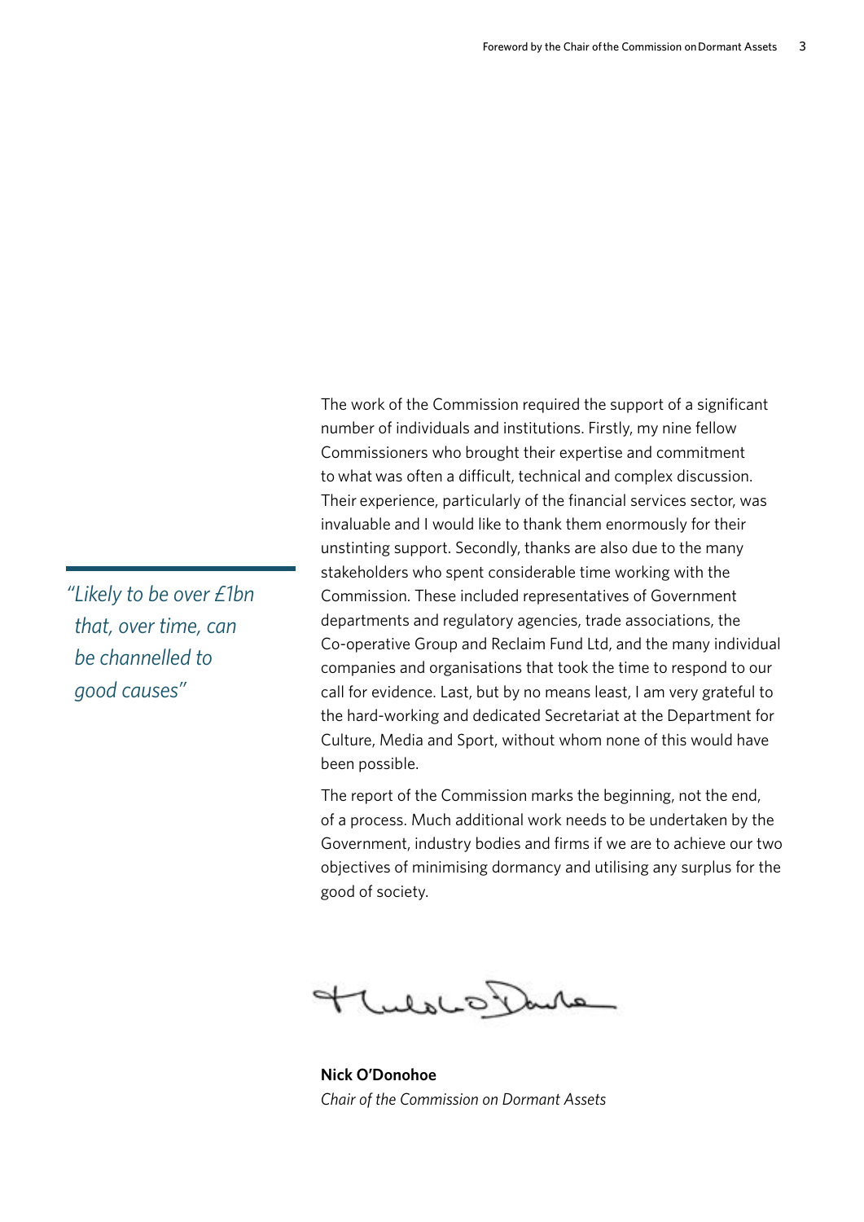*"Likely to be over £1bn that, over time, can be channelled to good causes"*

The work of the Commission required the support of a significant number of individuals and institutions. Firstly, my nine fellow Commissioners who brought their expertise and commitment to what was often a difficult, technical and complex discussion. Their experience, particularly of the financial services sector, was invaluable and I would like to thank them enormously for their unstinting support. Secondly, thanks are also due to the many stakeholders who spent considerable time working with the Commission. These included representatives of Government departments and regulatory agencies, trade associations, the Co-operative Group and Reclaim Fund Ltd, and the many individual companies and organisations that took the time to respond to our call for evidence. Last, but by no means least, I am very grateful to the hard-working and dedicated Secretariat at the Department for Culture, Media and Sport, without whom none of this would have been possible.

The report of the Commission marks the beginning, not the end, of a process. Much additional work needs to be undertaken by the Government, industry bodies and firms if we are to achieve our two objectives of minimising dormancy and utilising any surplus for the good of society.

**Nick O'Donohoe**
*Chair of the Commission on Dormant Assets*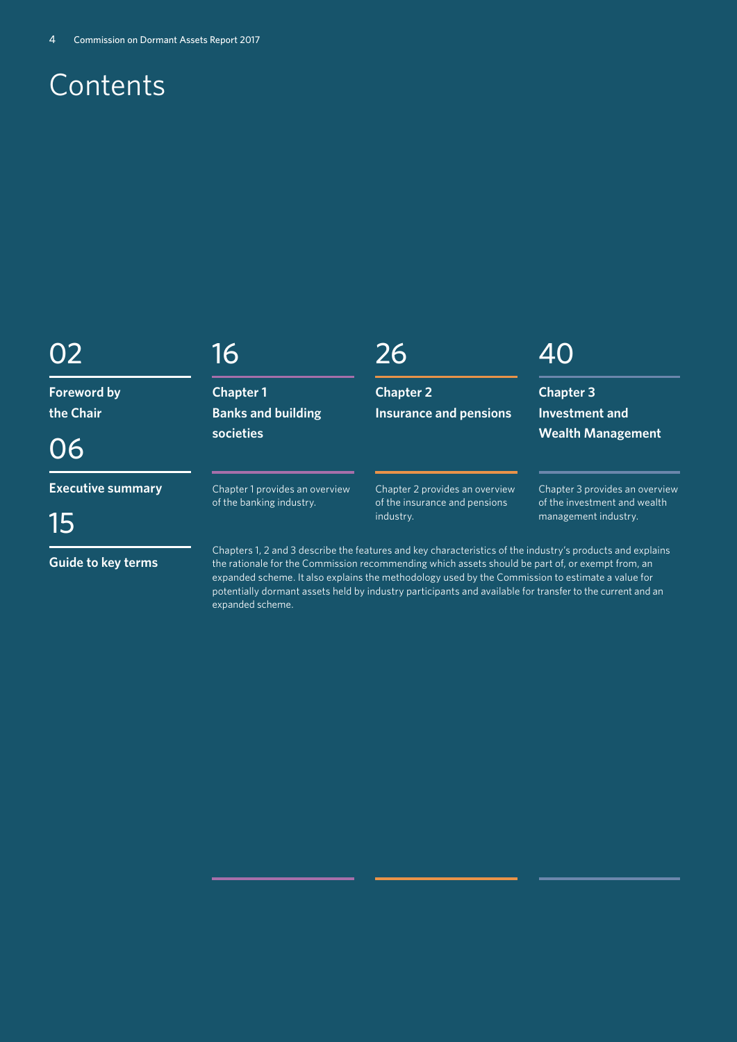# Contents

**02**

**Foreword by the Chair**

**06**

**Executive summary**

**15**

**Guide to key terms**

**16**

**Chapter 1**
**Banks and building societies**

Chapter 1 provides an overview of the banking industry.

**26**

**Chapter 2**
**Insurance and pensions**

Chapter 2 provides an overview of the insurance and pensions industry.

**40**

**Chapter 3**
**Investment and Wealth Management**

Chapter 3 provides an overview of the investment and wealth management industry.

Chapters 1, 2 and 3 describe the features and key characteristics of the industry's products and explains the rationale for the Commission recommending which assets should be part of, or exempt from, an expanded scheme. It also explains the methodology used by the Commission to estimate a value for potentially dormant assets held by industry participants and available for transfer to the current and an expanded scheme.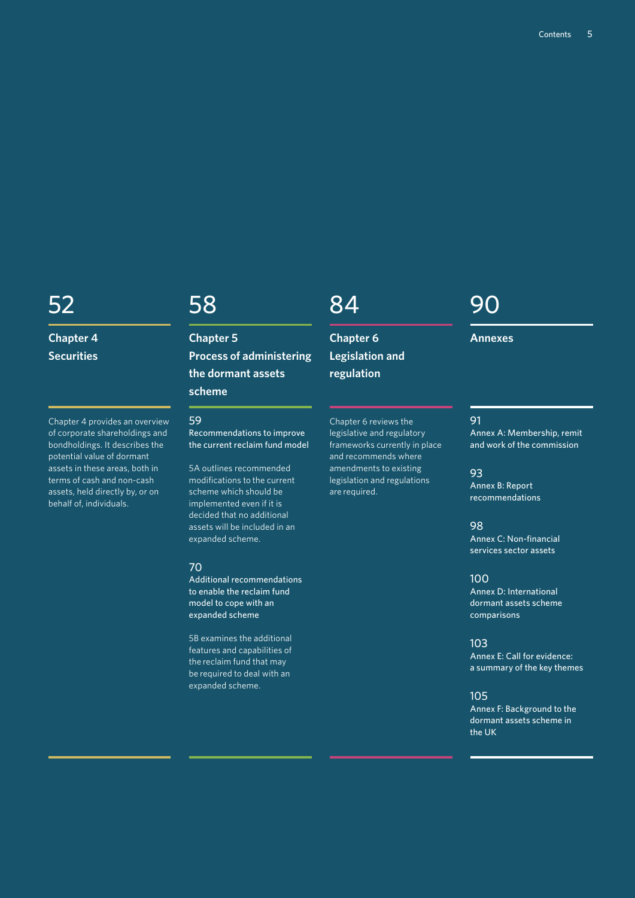## 52

### Chapter 4 Securities

Chapter 4 provides an overview of corporate shareholdings and bondholdings. It describes the potential value of dormant assets in these areas, both in terms of cash and non-cash assets, held directly by, or on behalf of, individuals.

## 58

### Chapter 5 Process of administering the dormant assets scheme

59
Recommendations to improve the current reclaim fund model

5A outlines recommended modifications to the current scheme which should be implemented even if it is decided that no additional assets will be included in an expanded scheme.

70
Additional recommendations to enable the reclaim fund model to cope with an expanded scheme

5B examines the additional features and capabilities of the reclaim fund that may be required to deal with an expanded scheme.

## 84

### Chapter 6 Legislation and regulation

Chapter 6 reviews the legislative and regulatory frameworks currently in place and recommends where amendments to existing legislation and regulations are required.

## 90

### Annexes

91
Annex A: Membership, remit and work of the commission

93
Annex B: Report recommendations

98
Annex C: Non-financial services sector assets

100
Annex D: International dormant assets scheme comparisons

103
Annex E: Call for evidence: a summary of the key themes

105
Annex F: Background to the dormant assets scheme in the UK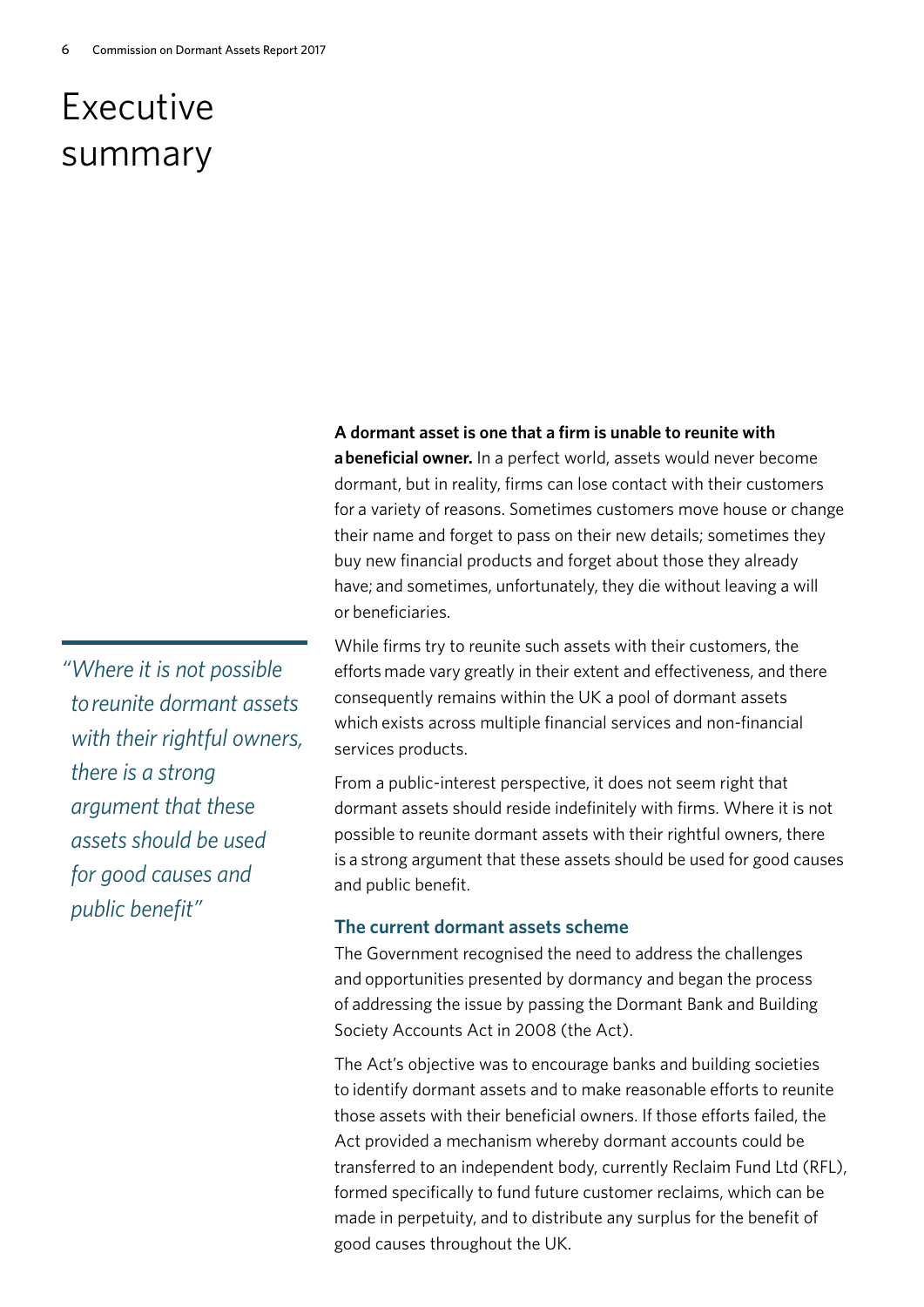# Executive summary

> *"Where it is not possible to reunite dormant assets with their rightful owners, there is a strong argument that these assets should be used for good causes and public benefit"*

**A dormant asset is one that a firm is unable to reunite with a beneficial owner.** In a perfect world, assets would never become dormant, but in reality, firms can lose contact with their customers for a variety of reasons. Sometimes customers move house or change their name and forget to pass on their new details; sometimes they buy new financial products and forget about those they already have; and sometimes, unfortunately, they die without leaving a will or beneficiaries.

While firms try to reunite such assets with their customers, the efforts made vary greatly in their extent and effectiveness, and there consequently remains within the UK a pool of dormant assets which exists across multiple financial services and non-financial services products.

From a public-interest perspective, it does not seem right that dormant assets should reside indefinitely with firms. Where it is not possible to reunite dormant assets with their rightful owners, there is a strong argument that these assets should be used for good causes and public benefit.

### The current dormant assets scheme

The Government recognised the need to address the challenges and opportunities presented by dormancy and began the process of addressing the issue by passing the Dormant Bank and Building Society Accounts Act in 2008 (the Act).

The Act's objective was to encourage banks and building societies to identify dormant assets and to make reasonable efforts to reunite those assets with their beneficial owners. If those efforts failed, the Act provided a mechanism whereby dormant accounts could be transferred to an independent body, currently Reclaim Fund Ltd (RFL), formed specifically to fund future customer reclaims, which can be made in perpetuity, and to distribute any surplus for the benefit of good causes throughout the UK.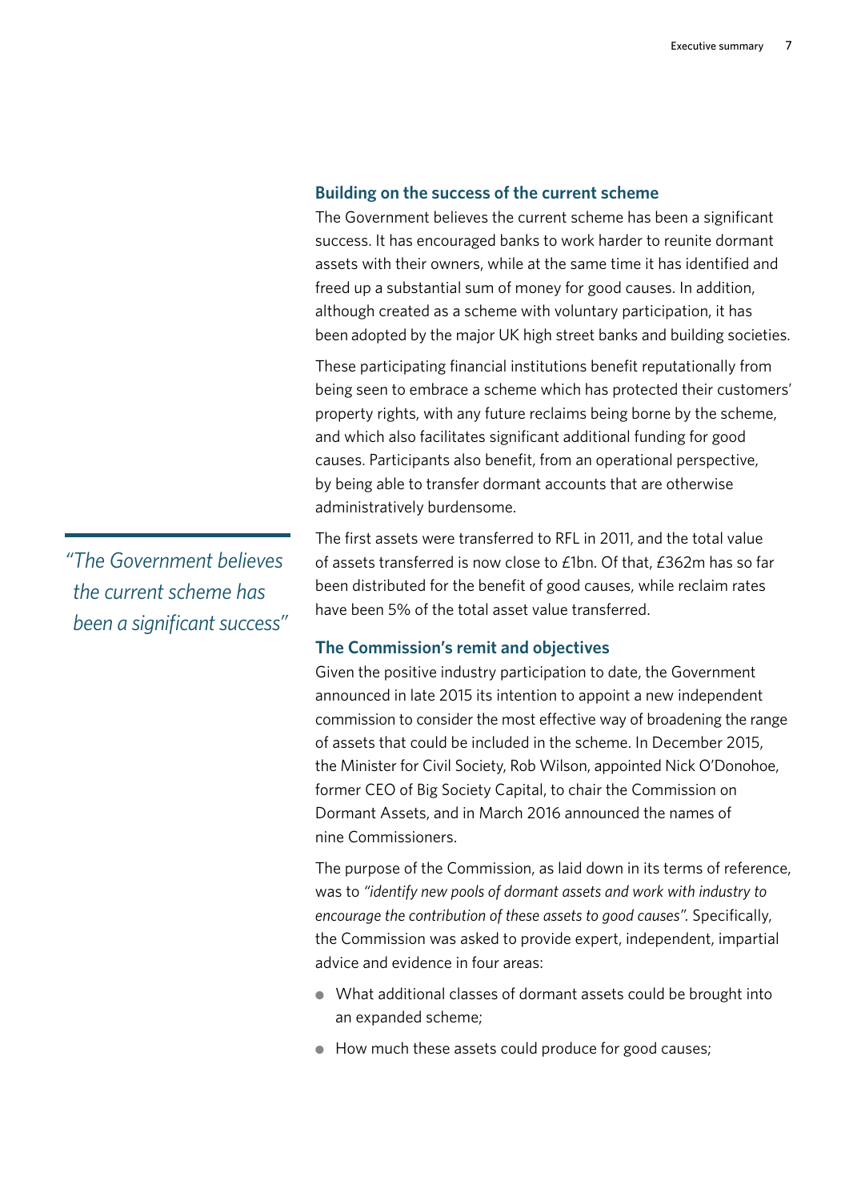### Building on the success of the current scheme

The Government believes the current scheme has been a significant success. It has encouraged banks to work harder to reunite dormant assets with their owners, while at the same time it has identified and freed up a substantial sum of money for good causes. In addition, although created as a scheme with voluntary participation, it has been adopted by the major UK high street banks and building societies.

These participating financial institutions benefit reputationally from being seen to embrace a scheme which has protected their customers' property rights, with any future reclaims being borne by the scheme, and which also facilitates significant additional funding for good causes. Participants also benefit, from an operational perspective, by being able to transfer dormant accounts that are otherwise administratively burdensome.

*"The Government believes the current scheme has been a significant success"*

The first assets were transferred to RFL in 2011, and the total value of assets transferred is now close to £1bn. Of that, £362m has so far been distributed for the benefit of good causes, while reclaim rates have been 5% of the total asset value transferred.

### The Commission's remit and objectives

Given the positive industry participation to date, the Government announced in late 2015 its intention to appoint a new independent commission to consider the most effective way of broadening the range of assets that could be included in the scheme. In December 2015, the Minister for Civil Society, Rob Wilson, appointed Nick O'Donohoe, former CEO of Big Society Capital, to chair the Commission on Dormant Assets, and in March 2016 announced the names of nine Commissioners.

The purpose of the Commission, as laid down in its terms of reference, was to *"identify new pools of dormant assets and work with industry to encourage the contribution of these assets to good causes"*. Specifically, the Commission was asked to provide expert, independent, impartial advice and evidence in four areas:

- What additional classes of dormant assets could be brought into an expanded scheme;
- How much these assets could produce for good causes;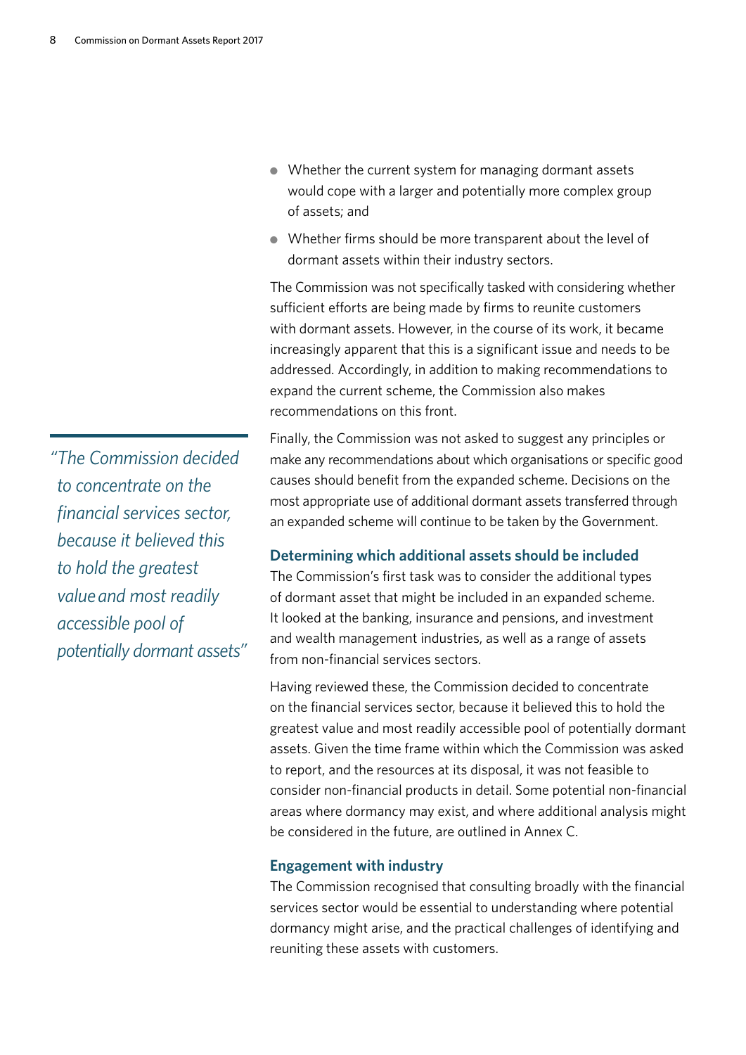- Whether the current system for managing dormant assets would cope with a larger and potentially more complex group of assets; and
- Whether firms should be more transparent about the level of dormant assets within their industry sectors.

The Commission was not specifically tasked with considering whether sufficient efforts are being made by firms to reunite customers with dormant assets. However, in the course of its work, it became increasingly apparent that this is a significant issue and needs to be addressed. Accordingly, in addition to making recommendations to expand the current scheme, the Commission also makes recommendations on this front.

Finally, the Commission was not asked to suggest any principles or make any recommendations about which organisations or specific good causes should benefit from the expanded scheme. Decisions on the most appropriate use of additional dormant assets transferred through an expanded scheme will continue to be taken by the Government.

> *"The Commission decided to concentrate on the financial services sector, because it believed this to hold the greatest value and most readily accessible pool of potentially dormant assets"*

### Determining which additional assets should be included

The Commission's first task was to consider the additional types of dormant asset that might be included in an expanded scheme. It looked at the banking, insurance and pensions, and investment and wealth management industries, as well as a range of assets from non-financial services sectors.

Having reviewed these, the Commission decided to concentrate on the financial services sector, because it believed this to hold the greatest value and most readily accessible pool of potentially dormant assets. Given the time frame within which the Commission was asked to report, and the resources at its disposal, it was not feasible to consider non-financial products in detail. Some potential non-financial areas where dormancy may exist, and where additional analysis might be considered in the future, are outlined in Annex C.

### Engagement with industry

The Commission recognised that consulting broadly with the financial services sector would be essential to understanding where potential dormancy might arise, and the practical challenges of identifying and reuniting these assets with customers.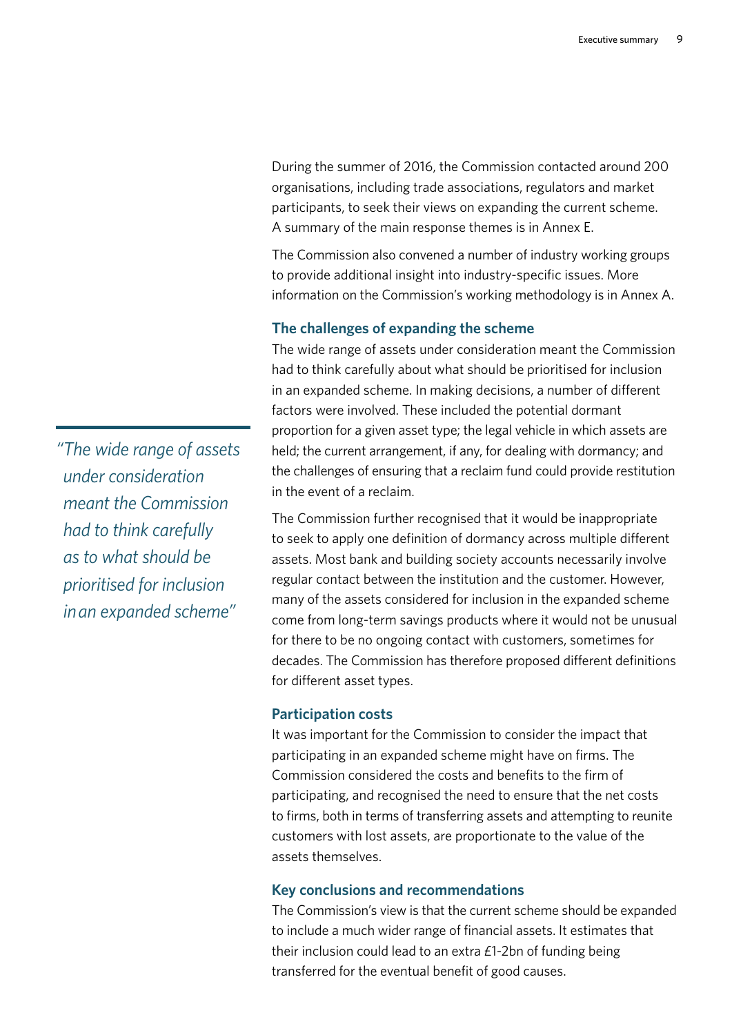During the summer of 2016, the Commission contacted around 200 organisations, including trade associations, regulators and market participants, to seek their views on expanding the current scheme. A summary of the main response themes is in Annex E.

The Commission also convened a number of industry working groups to provide additional insight into industry-specific issues. More information on the Commission's working methodology is in Annex A.

### The challenges of expanding the scheme

The wide range of assets under consideration meant the Commission had to think carefully about what should be prioritised for inclusion in an expanded scheme. In making decisions, a number of different factors were involved. These included the potential dormant proportion for a given asset type; the legal vehicle in which assets are held; the current arrangement, if any, for dealing with dormancy; and the challenges of ensuring that a reclaim fund could provide restitution in the event of a reclaim.

> *"The wide range of assets under consideration meant the Commission had to think carefully as to what should be prioritised for inclusion in an expanded scheme"*

The Commission further recognised that it would be inappropriate to seek to apply one definition of dormancy across multiple different assets. Most bank and building society accounts necessarily involve regular contact between the institution and the customer. However, many of the assets considered for inclusion in the expanded scheme come from long-term savings products where it would not be unusual for there to be no ongoing contact with customers, sometimes for decades. The Commission has therefore proposed different definitions for different asset types.

### Participation costs

It was important for the Commission to consider the impact that participating in an expanded scheme might have on firms. The Commission considered the costs and benefits to the firm of participating, and recognised the need to ensure that the net costs to firms, both in terms of transferring assets and attempting to reunite customers with lost assets, are proportionate to the value of the assets themselves.

### Key conclusions and recommendations

The Commission's view is that the current scheme should be expanded to include a much wider range of financial assets. It estimates that their inclusion could lead to an extra £1-2bn of funding being transferred for the eventual benefit of good causes.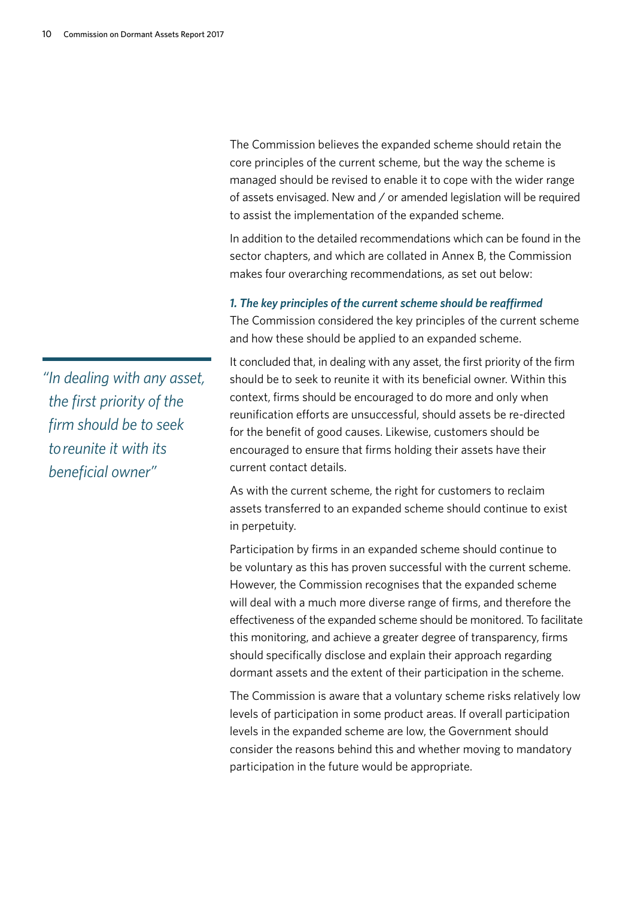The Commission believes the expanded scheme should retain the core principles of the current scheme, but the way the scheme is managed should be revised to enable it to cope with the wider range of assets envisaged. New and / or amended legislation will be required to assist the implementation of the expanded scheme.

In addition to the detailed recommendations which can be found in the sector chapters, and which are collated in Annex B, the Commission makes four overarching recommendations, as set out below:

### *1. The key principles of the current scheme should be reaffirmed*

The Commission considered the key principles of the current scheme and how these should be applied to an expanded scheme.

> *"In dealing with any asset, the first priority of the firm should be to seek to reunite it with its beneficial owner"*

It concluded that, in dealing with any asset, the first priority of the firm should be to seek to reunite it with its beneficial owner. Within this context, firms should be encouraged to do more and only when reunification efforts are unsuccessful, should assets be re-directed for the benefit of good causes. Likewise, customers should be encouraged to ensure that firms holding their assets have their current contact details.

As with the current scheme, the right for customers to reclaim assets transferred to an expanded scheme should continue to exist in perpetuity.

Participation by firms in an expanded scheme should continue to be voluntary as this has proven successful with the current scheme. However, the Commission recognises that the expanded scheme will deal with a much more diverse range of firms, and therefore the effectiveness of the expanded scheme should be monitored. To facilitate this monitoring, and achieve a greater degree of transparency, firms should specifically disclose and explain their approach regarding dormant assets and the extent of their participation in the scheme.

The Commission is aware that a voluntary scheme risks relatively low levels of participation in some product areas. If overall participation levels in the expanded scheme are low, the Government should consider the reasons behind this and whether moving to mandatory participation in the future would be appropriate.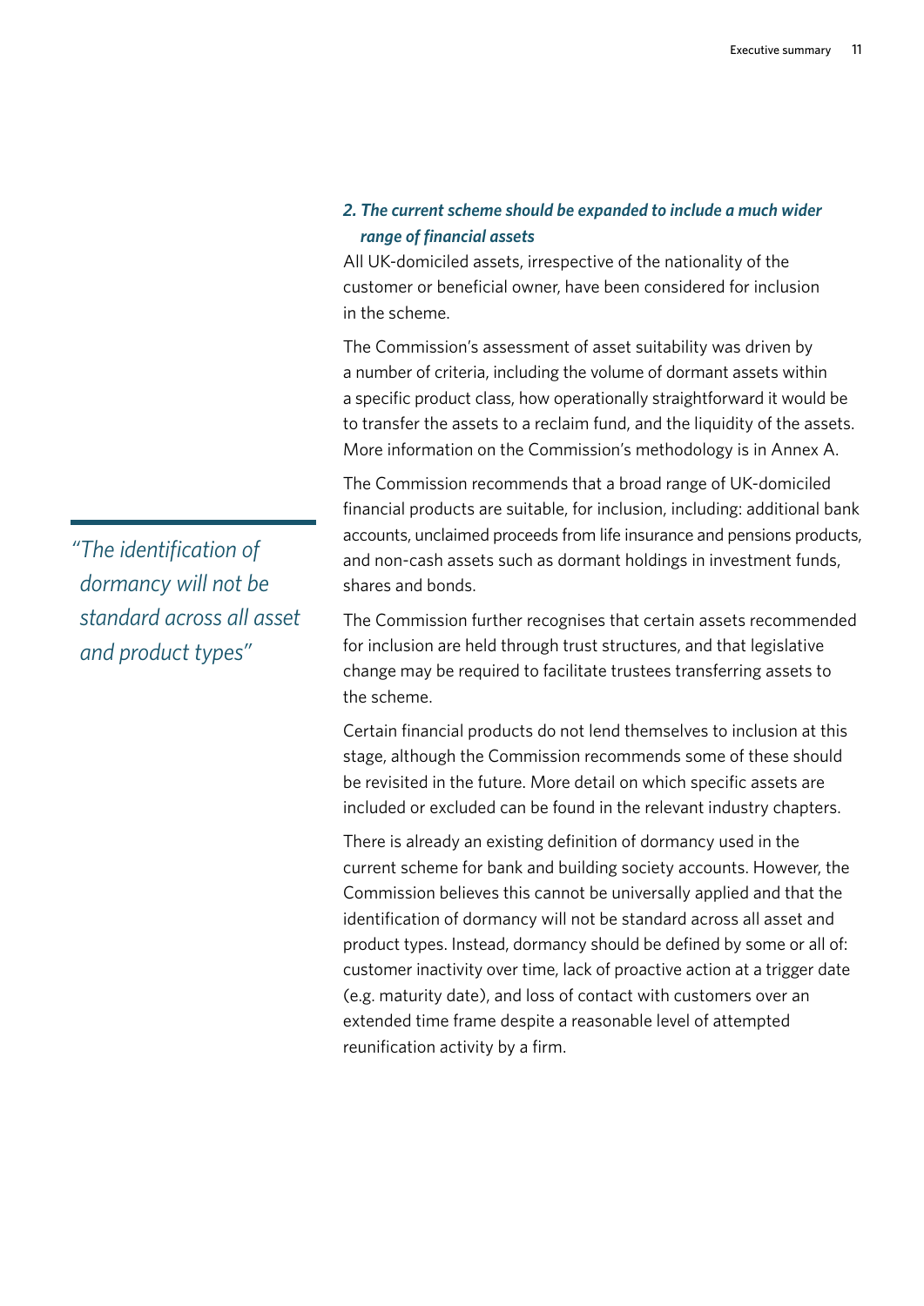### *2. The current scheme should be expanded to include a much wider range of financial assets*

All UK-domiciled assets, irrespective of the nationality of the customer or beneficial owner, have been considered for inclusion in the scheme.

The Commission's assessment of asset suitability was driven by a number of criteria, including the volume of dormant assets within a specific product class, how operationally straightforward it would be to transfer the assets to a reclaim fund, and the liquidity of the assets. More information on the Commission's methodology is in Annex A.

> *"The identification of dormancy will not be standard across all asset and product types"*

The Commission recommends that a broad range of UK-domiciled financial products are suitable, for inclusion, including: additional bank accounts, unclaimed proceeds from life insurance and pensions products, and non-cash assets such as dormant holdings in investment funds, shares and bonds.

The Commission further recognises that certain assets recommended for inclusion are held through trust structures, and that legislative change may be required to facilitate trustees transferring assets to the scheme.

Certain financial products do not lend themselves to inclusion at this stage, although the Commission recommends some of these should be revisited in the future. More detail on which specific assets are included or excluded can be found in the relevant industry chapters.

There is already an existing definition of dormancy used in the current scheme for bank and building society accounts. However, the Commission believes this cannot be universally applied and that the identification of dormancy will not be standard across all asset and product types. Instead, dormancy should be defined by some or all of: customer inactivity over time, lack of proactive action at a trigger date (e.g. maturity date), and loss of contact with customers over an extended time frame despite a reasonable level of attempted reunification activity by a firm.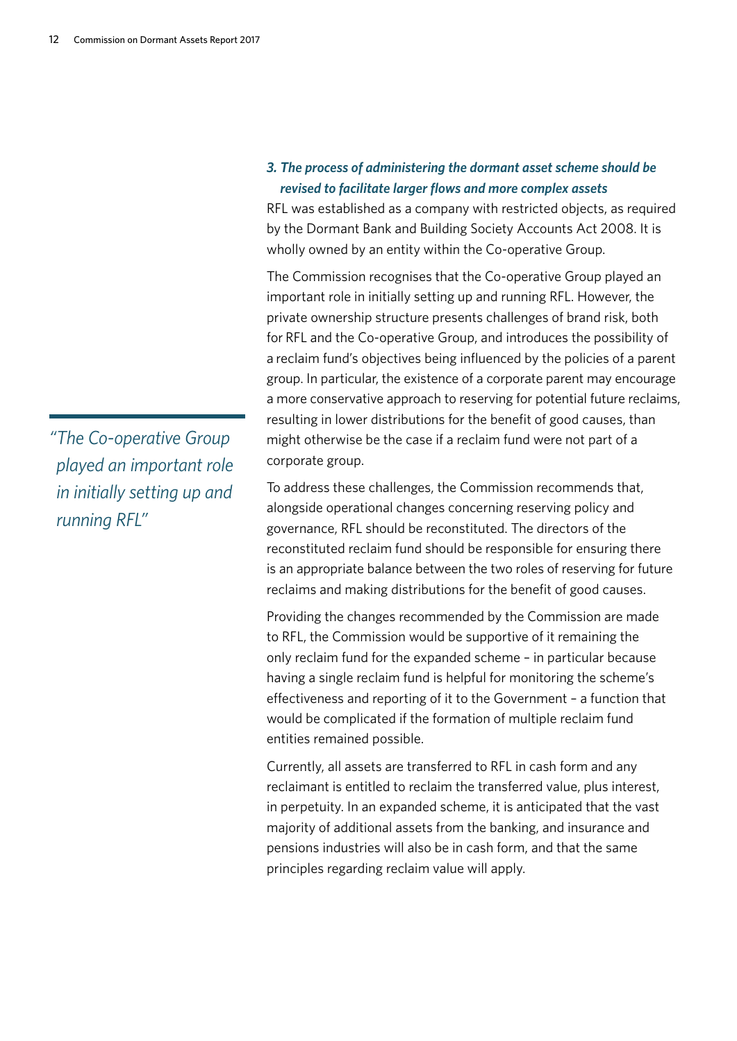### *3. The process of administering the dormant asset scheme should be revised to facilitate larger flows and more complex assets*

RFL was established as a company with restricted objects, as required by the Dormant Bank and Building Society Accounts Act 2008. It is wholly owned by an entity within the Co-operative Group.

The Commission recognises that the Co-operative Group played an important role in initially setting up and running RFL. However, the private ownership structure presents challenges of brand risk, both for RFL and the Co-operative Group, and introduces the possibility of a reclaim fund's objectives being influenced by the policies of a parent group. In particular, the existence of a corporate parent may encourage a more conservative approach to reserving for potential future reclaims, resulting in lower distributions for the benefit of good causes, than might otherwise be the case if a reclaim fund were not part of a corporate group.

> *"The Co-operative Group played an important role in initially setting up and running RFL"*

To address these challenges, the Commission recommends that, alongside operational changes concerning reserving policy and governance, RFL should be reconstituted. The directors of the reconstituted reclaim fund should be responsible for ensuring there is an appropriate balance between the two roles of reserving for future reclaims and making distributions for the benefit of good causes.

Providing the changes recommended by the Commission are made to RFL, the Commission would be supportive of it remaining the only reclaim fund for the expanded scheme – in particular because having a single reclaim fund is helpful for monitoring the scheme's effectiveness and reporting of it to the Government – a function that would be complicated if the formation of multiple reclaim fund entities remained possible.

Currently, all assets are transferred to RFL in cash form and any reclaimant is entitled to reclaim the transferred value, plus interest, in perpetuity. In an expanded scheme, it is anticipated that the vast majority of additional assets from the banking, and insurance and pensions industries will also be in cash form, and that the same principles regarding reclaim value will apply.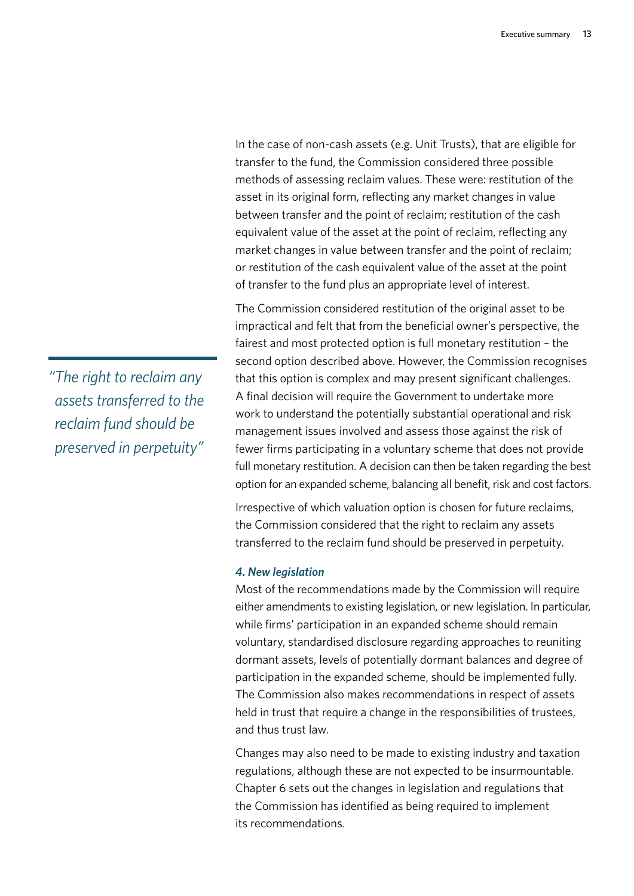In the case of non-cash assets (e.g. Unit Trusts), that are eligible for transfer to the fund, the Commission considered three possible methods of assessing reclaim values. These were: restitution of the asset in its original form, reflecting any market changes in value between transfer and the point of reclaim; restitution of the cash equivalent value of the asset at the point of reclaim, reflecting any market changes in value between transfer and the point of reclaim; or restitution of the cash equivalent value of the asset at the point of transfer to the fund plus an appropriate level of interest.

The Commission considered restitution of the original asset to be impractical and felt that from the beneficial owner's perspective, the fairest and most protected option is full monetary restitution – the second option described above. However, the Commission recognises that this option is complex and may present significant challenges. A final decision will require the Government to undertake more work to understand the potentially substantial operational and risk management issues involved and assess those against the risk of fewer firms participating in a voluntary scheme that does not provide full monetary restitution. A decision can then be taken regarding the best option for an expanded scheme, balancing all benefit, risk and cost factors.

*"The right to reclaim any assets transferred to the reclaim fund should be preserved in perpetuity"*

Irrespective of which valuation option is chosen for future reclaims, the Commission considered that the right to reclaim any assets transferred to the reclaim fund should be preserved in perpetuity.

***4. New legislation***

Most of the recommendations made by the Commission will require either amendments to existing legislation, or new legislation. In particular, while firms' participation in an expanded scheme should remain voluntary, standardised disclosure regarding approaches to reuniting dormant assets, levels of potentially dormant balances and degree of participation in the expanded scheme, should be implemented fully. The Commission also makes recommendations in respect of assets held in trust that require a change in the responsibilities of trustees, and thus trust law.

Changes may also need to be made to existing industry and taxation regulations, although these are not expected to be insurmountable. Chapter 6 sets out the changes in legislation and regulations that the Commission has identified as being required to implement its recommendations.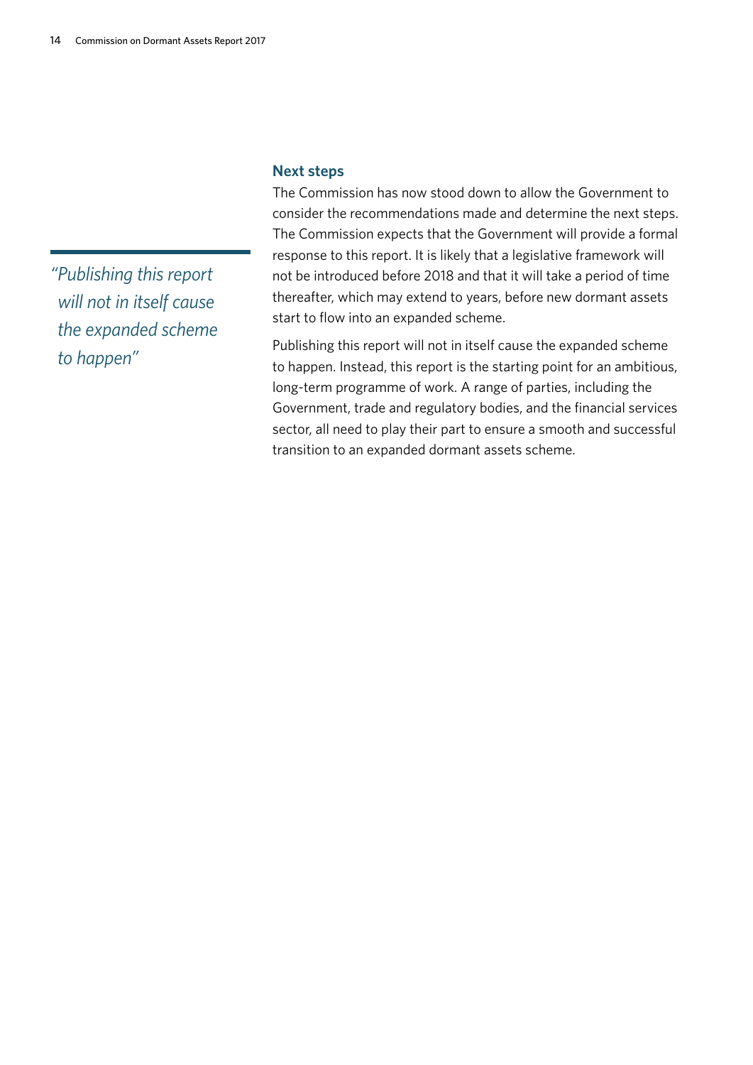*"Publishing this report will not in itself cause the expanded scheme to happen"*

## Next steps

The Commission has now stood down to allow the Government to consider the recommendations made and determine the next steps. The Commission expects that the Government will provide a formal response to this report. It is likely that a legislative framework will not be introduced before 2018 and that it will take a period of time thereafter, which may extend to years, before new dormant assets start to flow into an expanded scheme.

Publishing this report will not in itself cause the expanded scheme to happen. Instead, this report is the starting point for an ambitious, long-term programme of work. A range of parties, including the Government, trade and regulatory bodies, and the financial services sector, all need to play their part to ensure a smooth and successful transition to an expanded dormant assets scheme.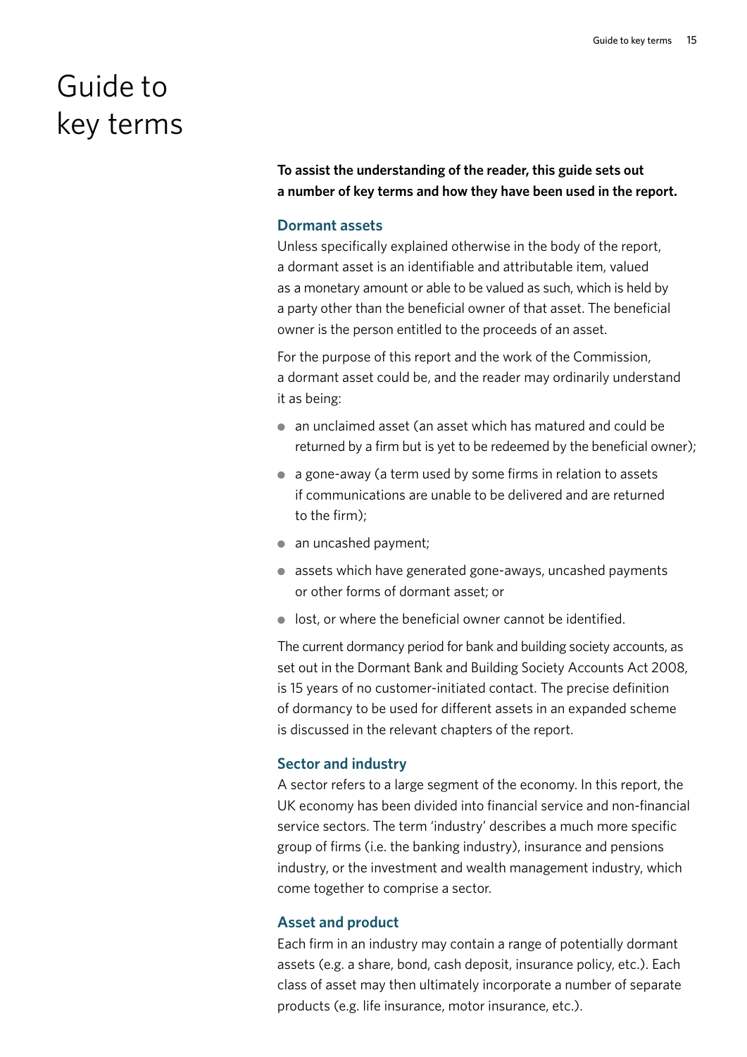# Guide to key terms

**To assist the understanding of the reader, this guide sets out a number of key terms and how they have been used in the report.**

## Dormant assets

Unless specifically explained otherwise in the body of the report, a dormant asset is an identifiable and attributable item, valued as a monetary amount or able to be valued as such, which is held by a party other than the beneficial owner of that asset. The beneficial owner is the person entitled to the proceeds of an asset.

For the purpose of this report and the work of the Commission, a dormant asset could be, and the reader may ordinarily understand it as being:

- an unclaimed asset (an asset which has matured and could be returned by a firm but is yet to be redeemed by the beneficial owner);
- a gone-away (a term used by some firms in relation to assets if communications are unable to be delivered and are returned to the firm);
- an uncashed payment;
- assets which have generated gone-aways, uncashed payments or other forms of dormant asset; or
- lost, or where the beneficial owner cannot be identified.

The current dormancy period for bank and building society accounts, as set out in the Dormant Bank and Building Society Accounts Act 2008, is 15 years of no customer-initiated contact. The precise definition of dormancy to be used for different assets in an expanded scheme is discussed in the relevant chapters of the report.

## Sector and industry

A sector refers to a large segment of the economy. In this report, the UK economy has been divided into financial service and non-financial service sectors. The term 'industry' describes a much more specific group of firms (i.e. the banking industry), insurance and pensions industry, or the investment and wealth management industry, which come together to comprise a sector.

## Asset and product

Each firm in an industry may contain a range of potentially dormant assets (e.g. a share, bond, cash deposit, insurance policy, etc.). Each class of asset may then ultimately incorporate a number of separate products (e.g. life insurance, motor insurance, etc.).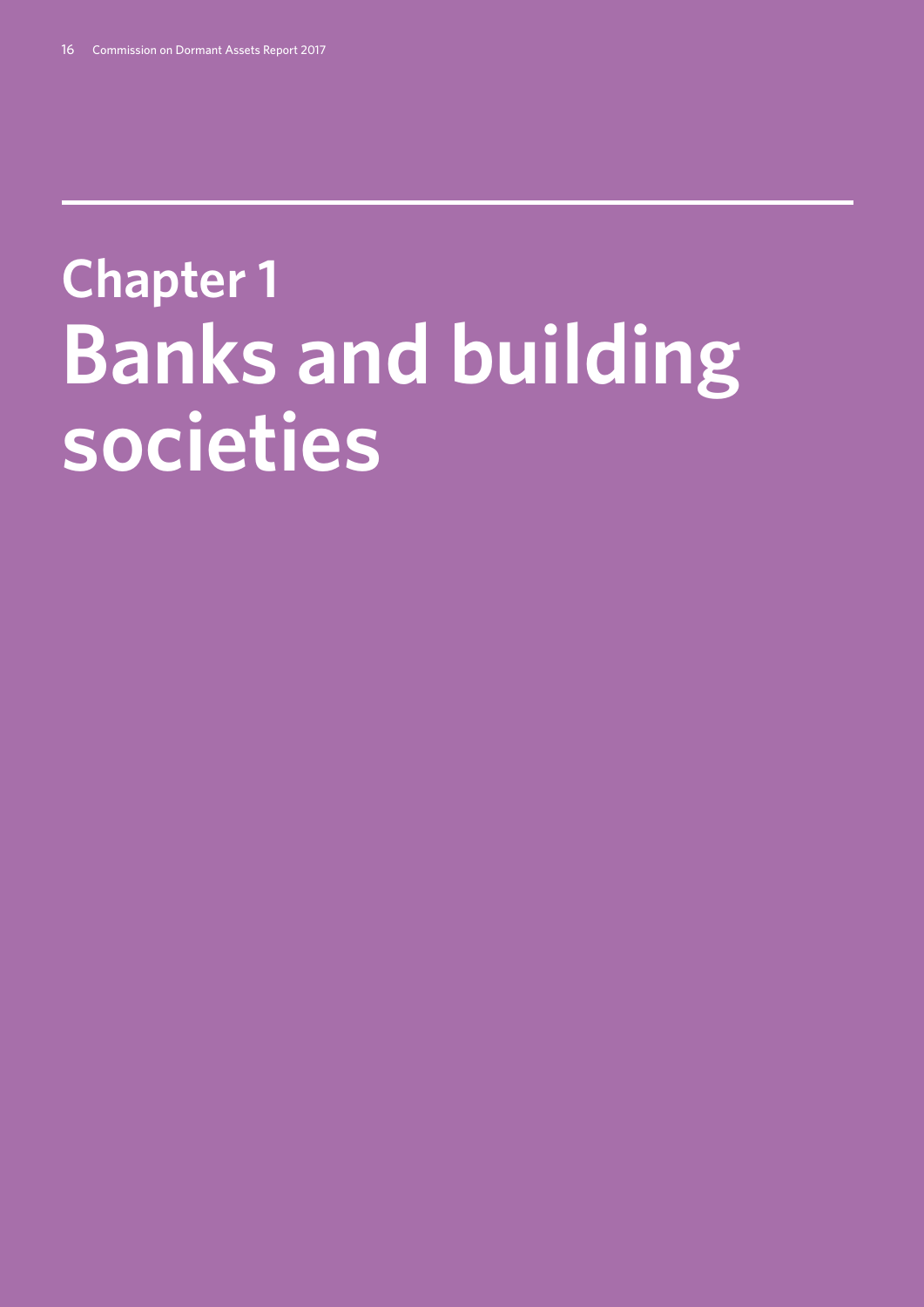# Chapter 1
# Banks and building societies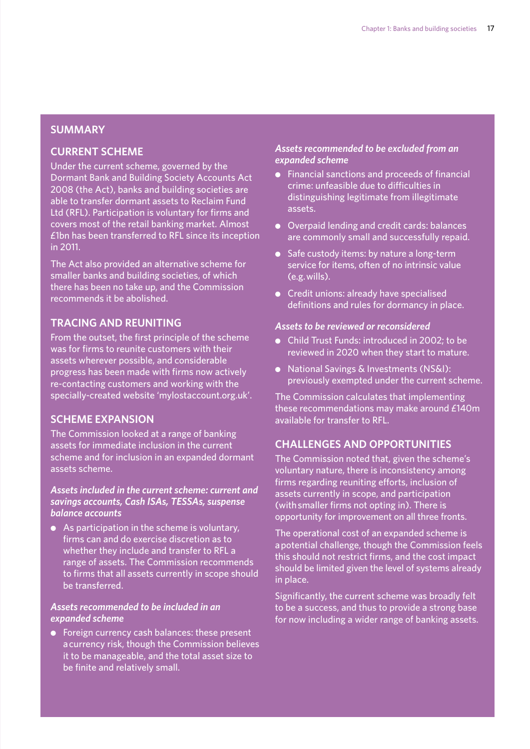## SUMMARY

### CURRENT SCHEME

Under the current scheme, governed by the Dormant Bank and Building Society Accounts Act 2008 (the Act), banks and building societies are able to transfer dormant assets to Reclaim Fund Ltd (RFL). Participation is voluntary for firms and covers most of the retail banking market. Almost £1bn has been transferred to RFL since its inception in 2011.

The Act also provided an alternative scheme for smaller banks and building societies, of which there has been no take up, and the Commission recommends it be abolished.

### TRACING AND REUNITING

From the outset, the first principle of the scheme was for firms to reunite customers with their assets wherever possible, and considerable progress has been made with firms now actively re-contacting customers and working with the specially-created website 'mylostaccount.org.uk'.

### SCHEME EXPANSION

The Commission looked at a range of banking assets for immediate inclusion in the current scheme and for inclusion in an expanded dormant assets scheme.

***Assets included in the current scheme: current and savings accounts, Cash ISAs, TESSAs, suspense balance accounts***

- As participation in the scheme is voluntary, firms can and do exercise discretion as to whether they include and transfer to RFL a range of assets. The Commission recommends to firms that all assets currently in scope should be transferred.

***Assets recommended to be included in an expanded scheme***

- Foreign currency cash balances: these present a currency risk, though the Commission believes it to be manageable, and the total asset size to be finite and relatively small.

***Assets recommended to be excluded from an expanded scheme***

- Financial sanctions and proceeds of financial crime: unfeasible due to difficulties in distinguishing legitimate from illegitimate assets.
- Overpaid lending and credit cards: balances are commonly small and successfully repaid.
- Safe custody items: by nature a long-term service for items, often of no intrinsic value (e.g. wills).
- Credit unions: already have specialised definitions and rules for dormancy in place.

***Assets to be reviewed or reconsidered***

- Child Trust Funds: introduced in 2002; to be reviewed in 2020 when they start to mature.
- National Savings & Investments (NS&I): previously exempted under the current scheme.

The Commission calculates that implementing these recommendations may make around £140m available for transfer to RFL.

### CHALLENGES AND OPPORTUNITIES

The Commission noted that, given the scheme's voluntary nature, there is inconsistency among firms regarding reuniting efforts, inclusion of assets currently in scope, and participation (with smaller firms not opting in). There is opportunity for improvement on all three fronts.

The operational cost of an expanded scheme is a potential challenge, though the Commission feels this should not restrict firms, and the cost impact should be limited given the level of systems already in place.

Significantly, the current scheme was broadly felt to be a success, and thus to provide a strong base for now including a wider range of banking assets.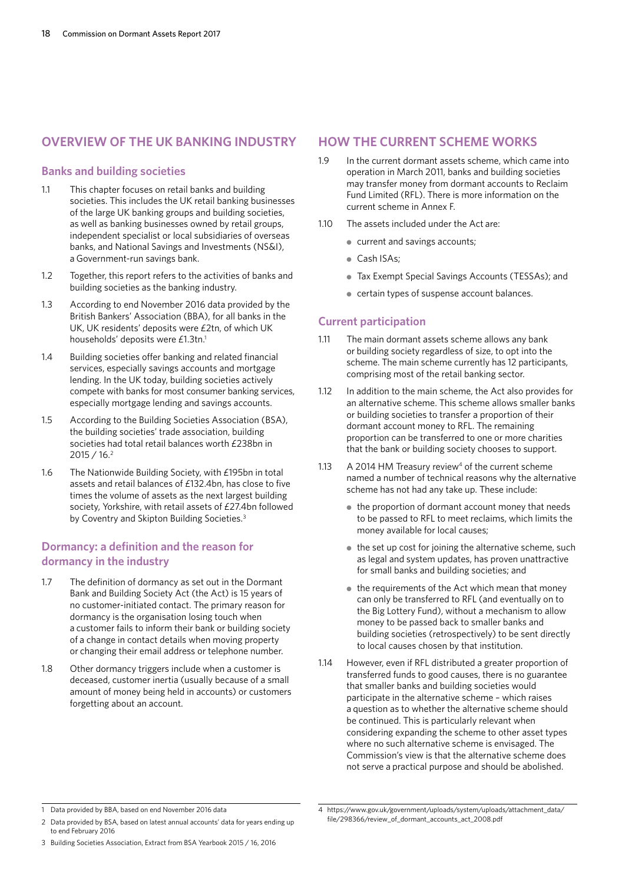## OVERVIEW OF THE UK BANKING INDUSTRY

### Banks and building societies

1.1 This chapter focuses on retail banks and building societies. This includes the UK retail banking businesses of the large UK banking groups and building societies, as well as banking businesses owned by retail groups, independent specialist or local subsidiaries of overseas banks, and National Savings and Investments (NS&I), a Government-run savings bank.

1.2 Together, this report refers to the activities of banks and building societies as the banking industry.

1.3 According to end November 2016 data provided by the British Bankers' Association (BBA), for all banks in the UK, UK residents' deposits were £2tn, of which UK households' deposits were £1.3tn.[1]

1.4 Building societies offer banking and related financial services, especially savings accounts and mortgage lending. In the UK today, building societies actively compete with banks for most consumer banking services, especially mortgage lending and savings accounts.

1.5 According to the Building Societies Association (BSA), the building societies' trade association, the building societies had total retail balances worth £238bn in 2015 / 16.[2]

1.6 The Nationwide Building Society, with £195bn in total assets and retail balances of £132.4bn, has close to five times the volume of assets as the next largest building society, Yorkshire, with retail assets of £27.4bn followed by Coventry and Skipton Building Societies.[3]

### Dormancy: a definition and the reason for dormancy in the industry

1.7 The definition of dormancy as set out in the Dormant Bank and Building Society Act (the Act) is 15 years of no customer-initiated contact. The primary reason for dormancy is the organisation losing touch when a customer fails to inform their bank or building society of a change in contact details when moving property or changing their email address or telephone number.

1.8 Other dormancy triggers include when a customer is deceased, customer inertia (usually because of a small amount of money being held in accounts) or customers forgetting about an account.

## HOW THE CURRENT SCHEME WORKS

1.9 In the current dormant assets scheme, which came into operation in March 2011, banks and building societies may transfer money from dormant accounts to Reclaim Fund Limited (RFL). There is more information on the current scheme in Annex F.

1.10 The assets included under the Act are:

- current and savings accounts;
- Cash ISAs;
- Tax Exempt Special Savings Accounts (TESSAs); and
- certain types of suspense account balances.

### Current participation

1.11 The main dormant assets scheme allows any bank or building society regardless of size, to opt into the scheme. The main scheme currently has 12 participants, comprising most of the retail banking sector.

1.12 In addition to the main scheme, the Act also provides for an alternative scheme. This scheme allows smaller banks or building societies to transfer a proportion of their dormant account money to RFL. The remaining proportion can be transferred to one or more charities that the bank or building society chooses to support.

1.13 A 2014 HM Treasury review[4] of the current scheme named a number of technical reasons why the alternative scheme has not had any take up. These include:

- the proportion of dormant account money that needs to be passed to RFL to meet reclaims, which limits the money available for local causes;
- the set up cost for joining the alternative scheme, such as legal and system updates, has proven unattractive for small banks and building societies; and
- the requirements of the Act which mean that money can only be transferred to RFL (and eventually on to the Big Lottery Fund), without a mechanism to allow money to be passed back to smaller banks and building societies (retrospectively) to be sent directly to local causes chosen by that institution.

1.14 However, even if RFL distributed a greater proportion of transferred funds to good causes, there is no guarantee that smaller banks and building societies would participate in the alternative scheme – which raises a question as to whether the alternative scheme should be continued. This is particularly relevant when considering expanding the scheme to other asset types where no such alternative scheme is envisaged. The Commission's view is that the alternative scheme does not serve a practical purpose and should be abolished.

---

1 Data provided by BBA, based on end November 2016 data

2 Data provided by BSA, based on latest annual accounts' data for years ending up to end February 2016

3 Building Societies Association, Extract from BSA Yearbook 2015 / 16, 2016

4 https://www.gov.uk/government/uploads/system/uploads/attachment_data/file/298366/review_of_dormant_accounts_act_2008.pdf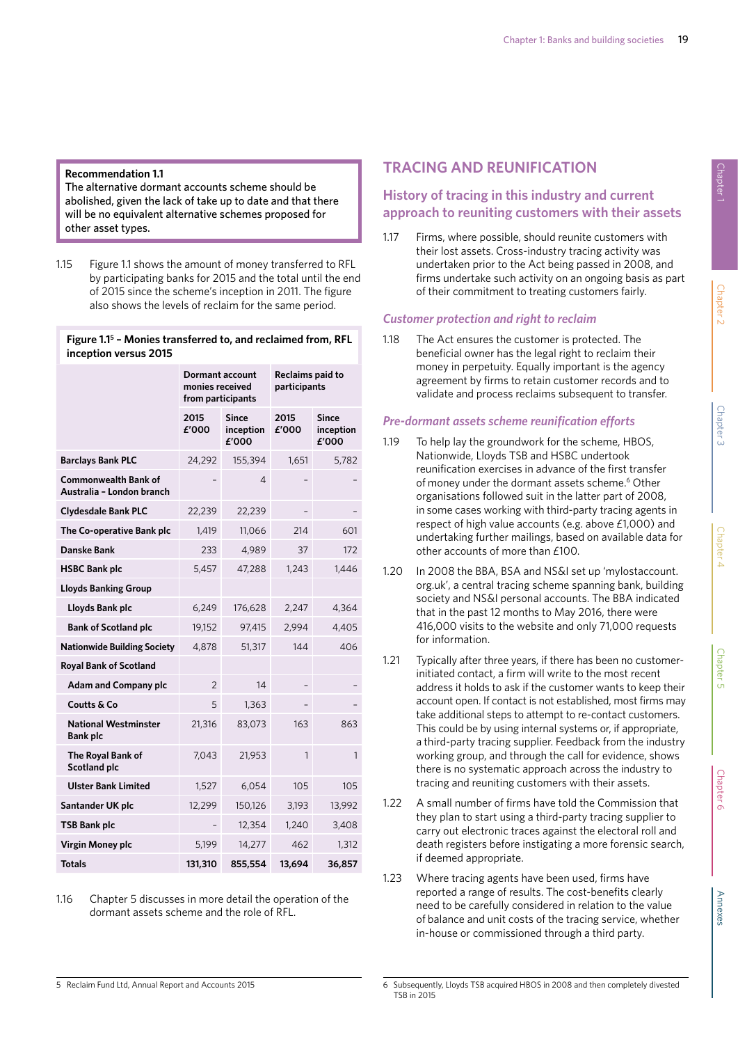**Recommendation 1.1**
The alternative dormant accounts scheme should be abolished, given the lack of take up to date and that there will be no equivalent alternative schemes proposed for other asset types.

1.15 Figure 1.1 shows the amount of money transferred to RFL by participating banks for 2015 and the total until the end of 2015 since the scheme's inception in 2011. The figure also shows the levels of reclaim for the same period.

**Figure 1.1[5] – Monies transferred to, and reclaimed from, RFL inception versus 2015**

| | Dormant account monies received from participants | | Reclaims paid to participants | |
|---|---|---|---|---|
| | 2015 £'000 | Since inception £'000 | 2015 £'000 | Since inception £'000 |
| **Barclays Bank PLC** | 24,292 | 155,394 | 1,651 | 5,782 |
| **Commonwealth Bank of Australia – London branch** | – | 4 | – | – |
| **Clydesdale Bank PLC** | 22,239 | 22,239 | – | – |
| **The Co-operative Bank plc** | 1,419 | 11,066 | 214 | 601 |
| **Danske Bank** | 233 | 4,989 | 37 | 172 |
| **HSBC Bank plc** | 5,457 | 47,288 | 1,243 | 1,446 |
| **Lloyds Banking Group** | | | | |
| **Lloyds Bank plc** | 6,249 | 176,628 | 2,247 | 4,364 |
| **Bank of Scotland plc** | 19,152 | 97,415 | 2,994 | 4,405 |
| **Nationwide Building Society** | 4,878 | 51,317 | 144 | 406 |
| **Royal Bank of Scotland** | | | | |
| **Adam and Company plc** | 2 | 14 | – | – |
| **Coutts & Co** | 5 | 1,363 | – | – |
| **National Westminster Bank plc** | 21,316 | 83,073 | 163 | 863 |
| **The Royal Bank of Scotland plc** | 7,043 | 21,953 | 1 | 1 |
| **Ulster Bank Limited** | 1,527 | 6,054 | 105 | 105 |
| **Santander UK plc** | 12,299 | 150,126 | 3,193 | 13,992 |
| **TSB Bank plc** | – | 12,354 | 1,240 | 3,408 |
| **Virgin Money plc** | 5,199 | 14,277 | 462 | 1,312 |
| **Totals** | **131,310** | **855,554** | **13,694** | **36,857** |

1.16 Chapter 5 discusses in more detail the operation of the dormant assets scheme and the role of RFL.

5 Reclaim Fund Ltd, Annual Report and Accounts 2015

## TRACING AND REUNIFICATION

### History of tracing in this industry and current approach to reuniting customers with their assets

1.17 Firms, where possible, should reunite customers with their lost assets. Cross-industry tracing activity was undertaken prior to the Act being passed in 2008, and firms undertake such activity on an ongoing basis as part of their commitment to treating customers fairly.

#### *Customer protection and right to reclaim*

1.18 The Act ensures the customer is protected. The beneficial owner has the legal right to reclaim their money in perpetuity. Equally important is the agency agreement by firms to retain customer records and to validate and process reclaims subsequent to transfer.

#### *Pre-dormant assets scheme reunification efforts*

1.19 To help lay the groundwork for the scheme, HBOS, Nationwide, Lloyds TSB and HSBC undertook reunification exercises in advance of the first transfer of money under the dormant assets scheme.[6] Other organisations followed suit in the latter part of 2008, in some cases working with third-party tracing agents in respect of high value accounts (e.g. above £1,000) and undertaking further mailings, based on available data for other accounts of more than £100.

1.20 In 2008 the BBA, BSA and NS&I set up 'mylostaccount.org.uk', a central tracing scheme spanning bank, building society and NS&I personal accounts. The BBA indicated that in the past 12 months to May 2016, there were 416,000 visits to the website and only 71,000 requests for information.

1.21 Typically after three years, if there has been no customer-initiated contact, a firm will write to the most recent address it holds to ask if the customer wants to keep their account open. If contact is not established, most firms may take additional steps to attempt to re-contact customers. This could be by using internal systems or, if appropriate, a third-party tracing supplier. Feedback from the industry working group, and through the call for evidence, shows there is no systematic approach across the industry to tracing and reuniting customers with their assets.

1.22 A small number of firms have told the Commission that they plan to start using a third-party tracing supplier to carry out electronic traces against the electoral roll and death registers before instigating a more forensic search, if deemed appropriate.

1.23 Where tracing agents have been used, firms have reported a range of results. The cost-benefits clearly need to be carefully considered in relation to the value of balance and unit costs of the tracing service, whether in-house or commissioned through a third party.

6 Subsequently, Lloyds TSB acquired HBOS in 2008 and then completely divested TSB in 2015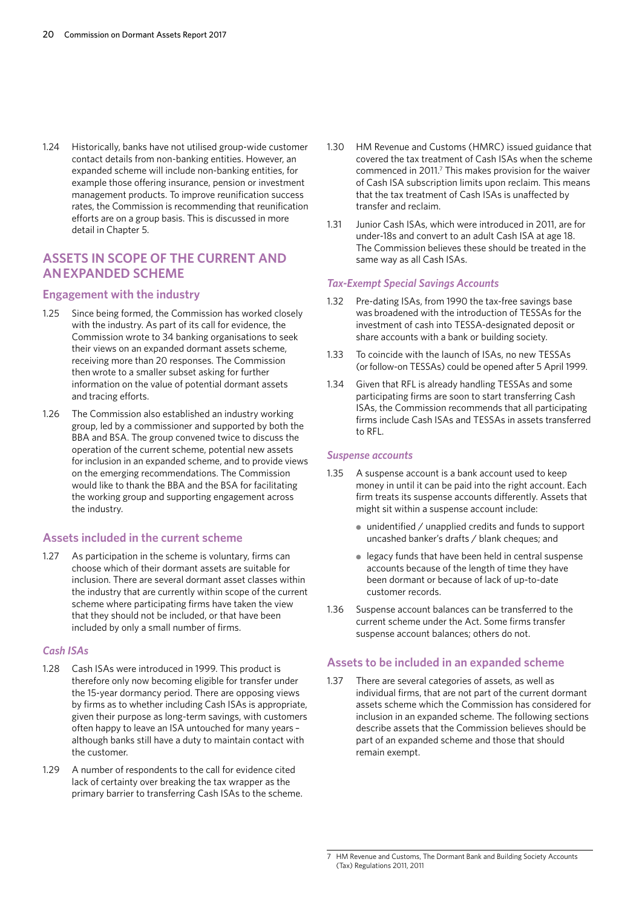1.24 Historically, banks have not utilised group-wide customer contact details from non-banking entities. However, an expanded scheme will include non-banking entities, for example those offering insurance, pension or investment management products. To improve reunification success rates, the Commission is recommending that reunification efforts are on a group basis. This is discussed in more detail in Chapter 5.

## ASSETS IN SCOPE OF THE CURRENT AND AN EXPANDED SCHEME

### Engagement with the industry

1.25 Since being formed, the Commission has worked closely with the industry. As part of its call for evidence, the Commission wrote to 34 banking organisations to seek their views on an expanded dormant assets scheme, receiving more than 20 responses. The Commission then wrote to a smaller subset asking for further information on the value of potential dormant assets and tracing efforts.

1.26 The Commission also established an industry working group, led by a commissioner and supported by both the BBA and BSA. The group convened twice to discuss the operation of the current scheme, potential new assets for inclusion in an expanded scheme, and to provide views on the emerging recommendations. The Commission would like to thank the BBA and the BSA for facilitating the working group and supporting engagement across the industry.

### Assets included in the current scheme

1.27 As participation in the scheme is voluntary, firms can choose which of their dormant assets are suitable for inclusion. There are several dormant asset classes within the industry that are currently within scope of the current scheme where participating firms have taken the view that they should not be included, or that have been included by only a small number of firms.

#### *Cash ISAs*

1.28 Cash ISAs were introduced in 1999. This product is therefore only now becoming eligible for transfer under the 15-year dormancy period. There are opposing views by firms as to whether including Cash ISAs is appropriate, given their purpose as long-term savings, with customers often happy to leave an ISA untouched for many years – although banks still have a duty to maintain contact with the customer.

1.29 A number of respondents to the call for evidence cited lack of certainty over breaking the tax wrapper as the primary barrier to transferring Cash ISAs to the scheme.

1.30 HM Revenue and Customs (HMRC) issued guidance that covered the tax treatment of Cash ISAs when the scheme commenced in 2011.[7] This makes provision for the waiver of Cash ISA subscription limits upon reclaim. This means that the tax treatment of Cash ISAs is unaffected by transfer and reclaim.

1.31 Junior Cash ISAs, which were introduced in 2011, are for under-18s and convert to an adult Cash ISA at age 18. The Commission believes these should be treated in the same way as all Cash ISAs.

#### *Tax-Exempt Special Savings Accounts*

1.32 Pre-dating ISAs, from 1990 the tax-free savings base was broadened with the introduction of TESSAs for the investment of cash into TESSA-designated deposit or share accounts with a bank or building society.

1.33 To coincide with the launch of ISAs, no new TESSAs (or follow-on TESSAs) could be opened after 5 April 1999.

1.34 Given that RFL is already handling TESSAs and some participating firms are soon to start transferring Cash ISAs, the Commission recommends that all participating firms include Cash ISAs and TESSAs in assets transferred to RFL.

#### *Suspense accounts*

1.35 A suspense account is a bank account used to keep money in until it can be paid into the right account. Each firm treats its suspense accounts differently. Assets that might sit within a suspense account include:

- unidentified / unapplied credits and funds to support uncashed banker's drafts / blank cheques; and
- legacy funds that have been held in central suspense accounts because of the length of time they have been dormant or because of lack of up-to-date customer records.

1.36 Suspense account balances can be transferred to the current scheme under the Act. Some firms transfer suspense account balances; others do not.

### Assets to be included in an expanded scheme

1.37 There are several categories of assets, as well as individual firms, that are not part of the current dormant assets scheme which the Commission has considered for inclusion in an expanded scheme. The following sections describe assets that the Commission believes should be part of an expanded scheme and those that should remain exempt.

7 HM Revenue and Customs, The Dormant Bank and Building Society Accounts (Tax) Regulations 2011, 2011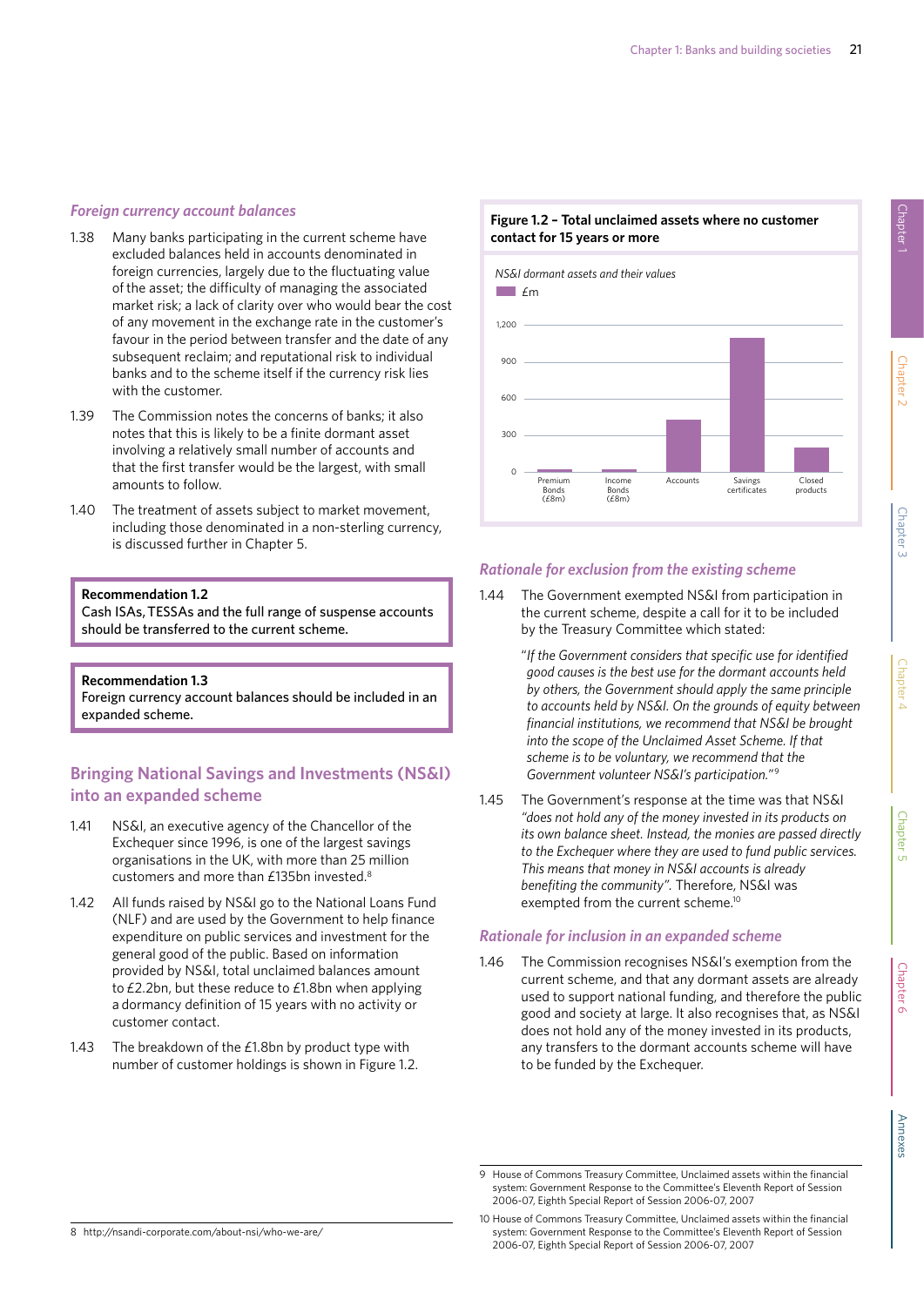*Foreign currency account balances*

1.38 Many banks participating in the current scheme have excluded balances held in accounts denominated in foreign currencies, largely due to the fluctuating value of the asset; the difficulty of managing the associated market risk; a lack of clarity over who would bear the cost of any movement in the exchange rate in the customer's favour in the period between transfer and the date of any subsequent reclaim; and reputational risk to individual banks and to the scheme itself if the currency risk lies with the customer.

1.39 The Commission notes the concerns of banks; it also notes that this is likely to be a finite dormant asset involving a relatively small number of accounts and that the first transfer would be the largest, with small amounts to follow.

1.40 The treatment of assets subject to market movement, including those denominated in a non-sterling currency, is discussed further in Chapter 5.

> **Recommendation 1.2**
> Cash ISAs, TESSAs and the full range of suspense accounts should be transferred to the current scheme.

> **Recommendation 1.3**
> Foreign currency account balances should be included in an expanded scheme.

## Bringing National Savings and Investments (NS&I) into an expanded scheme

1.41 NS&I, an executive agency of the Chancellor of the Exchequer since 1996, is one of the largest savings organisations in the UK, with more than 25 million customers and more than £135bn invested.[8]

1.42 All funds raised by NS&I go to the National Loans Fund (NLF) and are used by the Government to help finance expenditure on public services and investment for the general good of the public. Based on information provided by NS&I, total unclaimed balances amount to £2.2bn, but these reduce to £1.8bn when applying a dormancy definition of 15 years with no activity or customer contact.

1.43 The breakdown of the £1.8bn by product type with number of customer holdings is shown in Figure 1.2.

**Figure 1.2 – Total unclaimed assets where no customer contact for 15 years or more**

*NS&I dormant assets and their values*

£m

| Product | £m |
|---|---|
| Premium Bonds | (£8m) |
| Income Bonds | (£8m) |
| Accounts | ~420 |
| Savings certificates | ~1,100 |
| Closed products | ~200 |

### *Rationale for exclusion from the existing scheme*

1.44 The Government exempted NS&I from participation in the current scheme, despite a call for it to be included by the Treasury Committee which stated:

> "*If the Government considers that specific use for identified good causes is the best use for the dormant accounts held by others, the Government should apply the same principle to accounts held by NS&I. On the grounds of equity between financial institutions, we recommend that NS&I be brought into the scope of the Unclaimed Asset Scheme. If that scheme is to be voluntary, we recommend that the Government volunteer NS&I's participation.*"[9]

1.45 The Government's response at the time was that NS&I *"does not hold any of the money invested in its products on its own balance sheet. Instead, the monies are passed directly to the Exchequer where they are used to fund public services. This means that money in NS&I accounts is already benefiting the community"*. Therefore, NS&I was exempted from the current scheme.[10]

### *Rationale for inclusion in an expanded scheme*

1.46 The Commission recognises NS&I's exemption from the current scheme, and that any dormant assets are already used to support national funding, and therefore the public good and society at large. It also recognises that, as NS&I does not hold any of the money invested in its products, any transfers to the dormant accounts scheme will have to be funded by the Exchequer.

---

8 http://nsandi-corporate.com/about-nsi/who-we-are/

9 House of Commons Treasury Committee, Unclaimed assets within the financial system: Government Response to the Committee's Eleventh Report of Session 2006-07, Eighth Special Report of Session 2006-07, 2007

10 House of Commons Treasury Committee, Unclaimed assets within the financial system: Government Response to the Committee's Eleventh Report of Session 2006-07, Eighth Special Report of Session 2006-07, 2007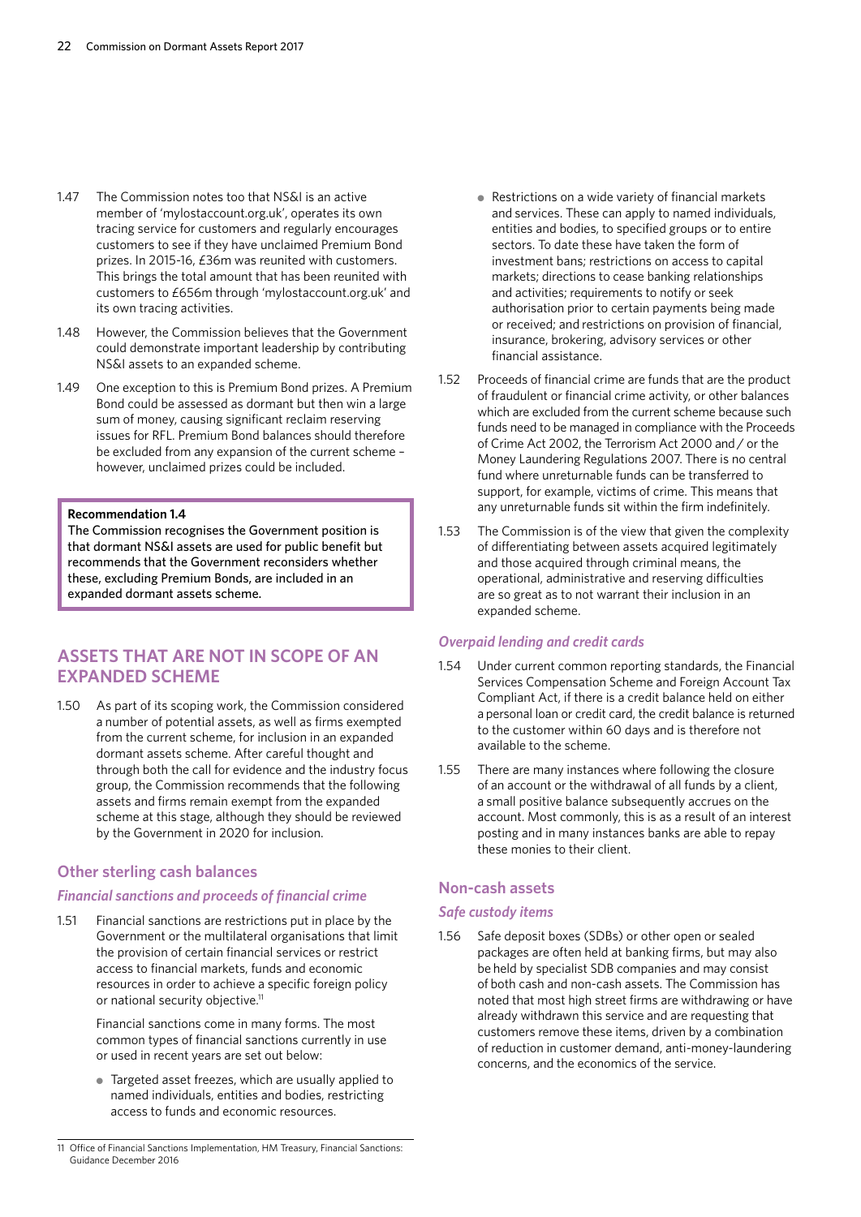1.47 The Commission notes too that NS&I is an active member of 'mylostaccount.org.uk', operates its own tracing service for customers and regularly encourages customers to see if they have unclaimed Premium Bond prizes. In 2015-16, £36m was reunited with customers. This brings the total amount that has been reunited with customers to £656m through 'mylostaccount.org.uk' and its own tracing activities.

1.48 However, the Commission believes that the Government could demonstrate important leadership by contributing NS&I assets to an expanded scheme.

1.49 One exception to this is Premium Bond prizes. A Premium Bond could be assessed as dormant but then win a large sum of money, causing significant reclaim reserving issues for RFL. Premium Bond balances should therefore be excluded from any expansion of the current scheme – however, unclaimed prizes could be included.

> **Recommendation 1.4**
> The Commission recognises the Government position is that dormant NS&I assets are used for public benefit but recommends that the Government reconsiders whether these, excluding Premium Bonds, are included in an expanded dormant assets scheme.

## ASSETS THAT ARE NOT IN SCOPE OF AN EXPANDED SCHEME

1.50 As part of its scoping work, the Commission considered a number of potential assets, as well as firms exempted from the current scheme, for inclusion in an expanded dormant assets scheme. After careful thought and through both the call for evidence and the industry focus group, the Commission recommends that the following assets and firms remain exempt from the expanded scheme at this stage, although they should be reviewed by the Government in 2020 for inclusion.

### Other sterling cash balances

#### *Financial sanctions and proceeds of financial crime*

1.51 Financial sanctions are restrictions put in place by the Government or the multilateral organisations that limit the provision of certain financial services or restrict access to financial markets, funds and economic resources in order to achieve a specific foreign policy or national security objective.[11]

Financial sanctions come in many forms. The most common types of financial sanctions currently in use or used in recent years are set out below:

- Targeted asset freezes, which are usually applied to named individuals, entities and bodies, restricting access to funds and economic resources.
- Restrictions on a wide variety of financial markets and services. These can apply to named individuals, entities and bodies, to specified groups or to entire sectors. To date these have taken the form of investment bans; restrictions on access to capital markets; directions to cease banking relationships and activities; requirements to notify or seek authorisation prior to certain payments being made or received; and restrictions on provision of financial, insurance, brokering, advisory services or other financial assistance.

1.52 Proceeds of financial crime are funds that are the product of fraudulent or financial crime activity, or other balances which are excluded from the current scheme because such funds need to be managed in compliance with the Proceeds of Crime Act 2002, the Terrorism Act 2000 and / or the Money Laundering Regulations 2007. There is no central fund where unreturnable funds can be transferred to support, for example, victims of crime. This means that any unreturnable funds sit within the firm indefinitely.

1.53 The Commission is of the view that given the complexity of differentiating between assets acquired legitimately and those acquired through criminal means, the operational, administrative and reserving difficulties are so great as to not warrant their inclusion in an expanded scheme.

#### *Overpaid lending and credit cards*

1.54 Under current common reporting standards, the Financial Services Compensation Scheme and Foreign Account Tax Compliant Act, if there is a credit balance held on either a personal loan or credit card, the credit balance is returned to the customer within 60 days and is therefore not available to the scheme.

1.55 There are many instances where following the closure of an account or the withdrawal of all funds by a client, a small positive balance subsequently accrues on the account. Most commonly, this is as a result of an interest posting and in many instances banks are able to repay these monies to their client.

### Non-cash assets

#### *Safe custody items*

1.56 Safe deposit boxes (SDBs) or other open or sealed packages are often held at banking firms, but may also be held by specialist SDB companies and may consist of both cash and non-cash assets. The Commission has noted that most high street firms are withdrawing or have already withdrawn this service and are requesting that customers remove these items, driven by a combination of reduction in customer demand, anti-money-laundering concerns, and the economics of the service.

---

11 Office of Financial Sanctions Implementation, HM Treasury, Financial Sanctions: Guidance December 2016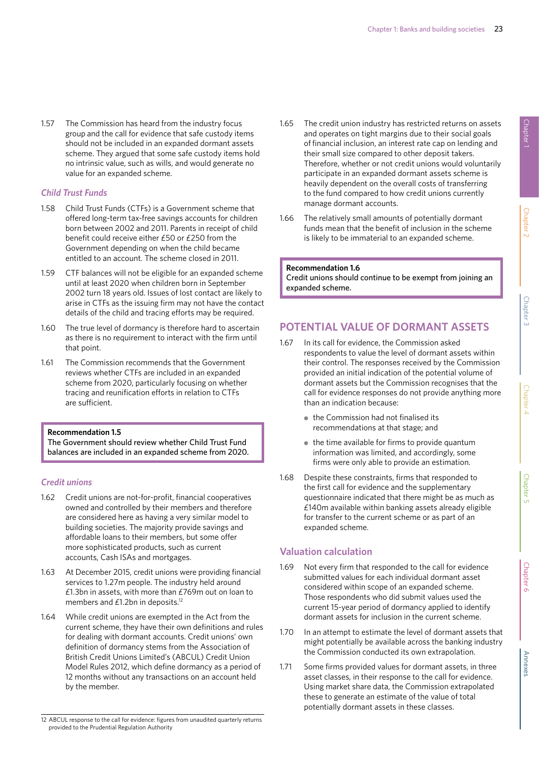1.57 The Commission has heard from the industry focus group and the call for evidence that safe custody items should not be included in an expanded dormant assets scheme. They argued that some safe custody items hold no intrinsic value, such as wills, and would generate no value for an expanded scheme.

### *Child Trust Funds*

1.58 Child Trust Funds (CTFs) is a Government scheme that offered long-term tax-free savings accounts for children born between 2002 and 2011. Parents in receipt of child benefit could receive either £50 or £250 from the Government depending on when the child became entitled to an account. The scheme closed in 2011.

1.59 CTF balances will not be eligible for an expanded scheme until at least 2020 when children born in September 2002 turn 18 years old. Issues of lost contact are likely to arise in CTFs as the issuing firm may not have the contact details of the child and tracing efforts may be required.

1.60 The true level of dormancy is therefore hard to ascertain as there is no requirement to interact with the firm until that point.

1.61 The Commission recommends that the Government reviews whether CTFs are included in an expanded scheme from 2020, particularly focusing on whether tracing and reunification efforts in relation to CTFs are sufficient.

> **Recommendation 1.5**
> The Government should review whether Child Trust Fund balances are included in an expanded scheme from 2020.

### *Credit unions*

1.62 Credit unions are not-for-profit, financial cooperatives owned and controlled by their members and therefore are considered here as having a very similar model to building societies. The majority provide savings and affordable loans to their members, but some offer more sophisticated products, such as current accounts, Cash ISAs and mortgages.

1.63 At December 2015, credit unions were providing financial services to 1.27m people. The industry held around £1.3bn in assets, with more than £769m out on loan to members and £1.2bn in deposits.[12]

1.64 While credit unions are exempted in the Act from the current scheme, they have their own definitions and rules for dealing with dormant accounts. Credit unions' own definition of dormancy stems from the Association of British Credit Unions Limited's (ABCUL) Credit Union Model Rules 2012, which define dormancy as a period of 12 months without any transactions on an account held by the member.

1.65 The credit union industry has restricted returns on assets and operates on tight margins due to their social goals of financial inclusion, an interest rate cap on lending and their small size compared to other deposit takers. Therefore, whether or not credit unions would voluntarily participate in an expanded dormant assets scheme is heavily dependent on the overall costs of transferring to the fund compared to how credit unions currently manage dormant accounts.

1.66 The relatively small amounts of potentially dormant funds mean that the benefit of inclusion in the scheme is likely to be immaterial to an expanded scheme.

> **Recommendation 1.6**
> Credit unions should continue to be exempt from joining an expanded scheme.

## POTENTIAL VALUE OF DORMANT ASSETS

1.67 In its call for evidence, the Commission asked respondents to value the level of dormant assets within their control. The responses received by the Commission provided an initial indication of the potential volume of dormant assets but the Commission recognises that the call for evidence responses do not provide anything more than an indication because:

- the Commission had not finalised its recommendations at that stage; and
- the time available for firms to provide quantum information was limited, and accordingly, some firms were only able to provide an estimation.

1.68 Despite these constraints, firms that responded to the first call for evidence and the supplementary questionnaire indicated that there might be as much as £140m available within banking assets already eligible for transfer to the current scheme or as part of an expanded scheme.

### Valuation calculation

1.69 Not every firm that responded to the call for evidence submitted values for each individual dormant asset considered within scope of an expanded scheme. Those respondents who did submit values used the current 15-year period of dormancy applied to identify dormant assets for inclusion in the current scheme.

1.70 In an attempt to estimate the level of dormant assets that might potentially be available across the banking industry the Commission conducted its own extrapolation.

1.71 Some firms provided values for dormant assets, in three asset classes, in their response to the call for evidence. Using market share data, the Commission extrapolated these to generate an estimate of the value of total potentially dormant assets in these classes.

---

12 ABCUL response to the call for evidence: figures from unaudited quarterly returns provided to the Prudential Regulation Authority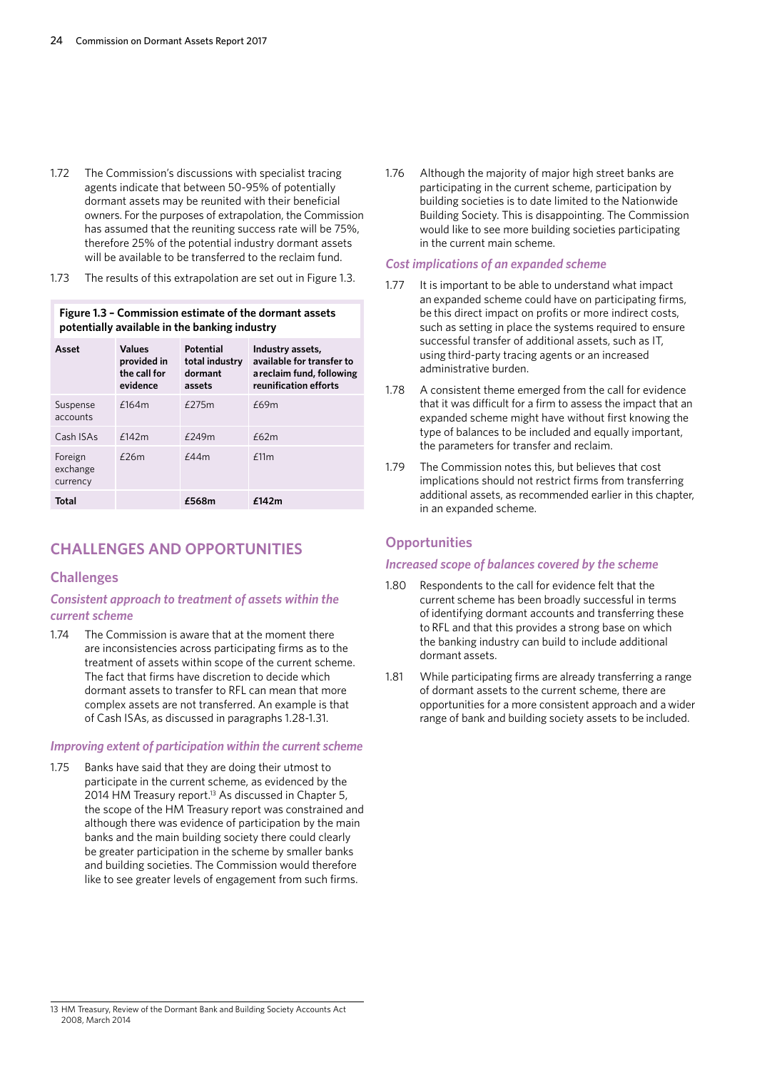1.72 The Commission's discussions with specialist tracing agents indicate that between 50-95% of potentially dormant assets may be reunited with their beneficial owners. For the purposes of extrapolation, the Commission has assumed that the reuniting success rate will be 75%, therefore 25% of the potential industry dormant assets will be available to be transferred to the reclaim fund.

1.73 The results of this extrapolation are set out in Figure 1.3.

**Figure 1.3 – Commission estimate of the dormant assets potentially available in the banking industry**

| Asset | Values provided in the call for evidence | Potential total industry dormant assets | Industry assets, available for transfer to a reclaim fund, following reunification efforts |
|---|---|---|---|
| Suspense accounts | £164m | £275m | £69m |
| Cash ISAs | £142m | £249m | £62m |
| Foreign exchange currency | £26m | £44m | £11m |
| **Total** | | **£568m** | **£142m** |

## CHALLENGES AND OPPORTUNITIES

### Challenges

#### *Consistent approach to treatment of assets within the current scheme*

1.74 The Commission is aware that at the moment there are inconsistencies across participating firms as to the treatment of assets within scope of the current scheme. The fact that firms have discretion to decide which dormant assets to transfer to RFL can mean that more complex assets are not transferred. An example is that of Cash ISAs, as discussed in paragraphs 1.28-1.31.

#### *Improving extent of participation within the current scheme*

1.75 Banks have said that they are doing their utmost to participate in the current scheme, as evidenced by the 2014 HM Treasury report.[13] As discussed in Chapter 5, the scope of the HM Treasury report was constrained and although there was evidence of participation by the main banks and the main building society there could clearly be greater participation in the scheme by smaller banks and building societies. The Commission would therefore like to see greater levels of engagement from such firms.

1.76 Although the majority of major high street banks are participating in the current scheme, participation by building societies is to date limited to the Nationwide Building Society. This is disappointing. The Commission would like to see more building societies participating in the current main scheme.

#### *Cost implications of an expanded scheme*

1.77 It is important to be able to understand what impact an expanded scheme could have on participating firms, be this direct impact on profits or more indirect costs, such as setting in place the systems required to ensure successful transfer of additional assets, such as IT, using third-party tracing agents or an increased administrative burden.

1.78 A consistent theme emerged from the call for evidence that it was difficult for a firm to assess the impact that an expanded scheme might have without first knowing the type of balances to be included and equally important, the parameters for transfer and reclaim.

1.79 The Commission notes this, but believes that cost implications should not restrict firms from transferring additional assets, as recommended earlier in this chapter, in an expanded scheme.

### Opportunities

#### *Increased scope of balances covered by the scheme*

1.80 Respondents to the call for evidence felt that the current scheme has been broadly successful in terms of identifying dormant accounts and transferring these to RFL and that this provides a strong base on which the banking industry can build to include additional dormant assets.

1.81 While participating firms are already transferring a range of dormant assets to the current scheme, there are opportunities for a more consistent approach and a wider range of bank and building society assets to be included.

---

13 HM Treasury, Review of the Dormant Bank and Building Society Accounts Act 2008, March 2014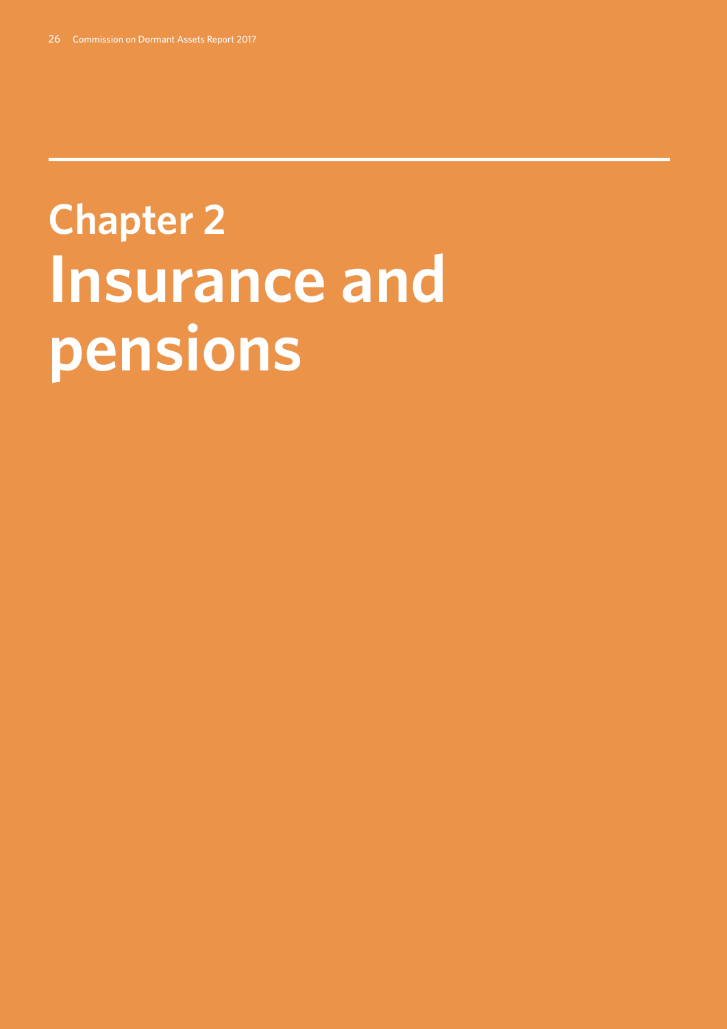# Chapter 2
# Insurance and pensions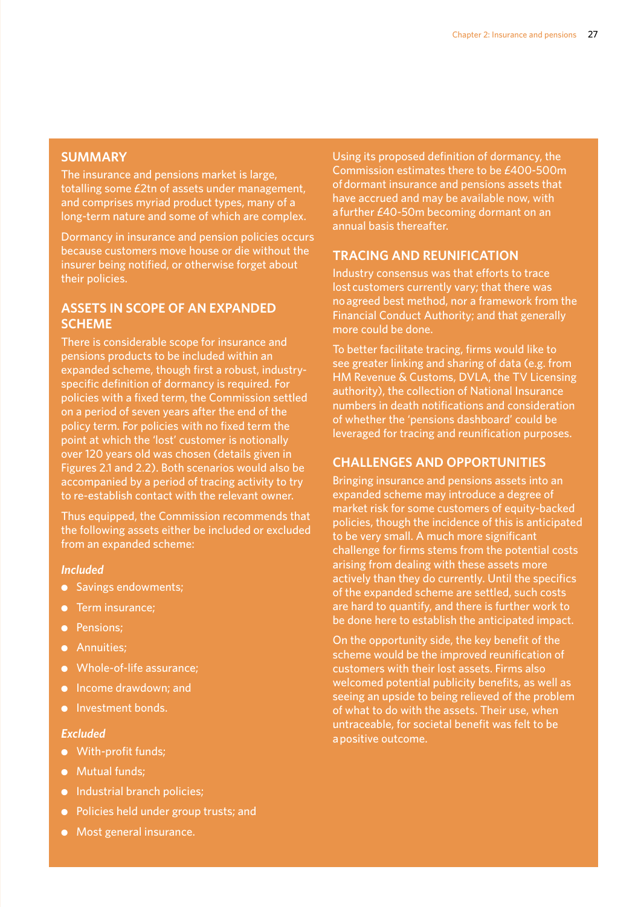## SUMMARY

The insurance and pensions market is large, totalling some £2tn of assets under management, and comprises myriad product types, many of a long-term nature and some of which are complex.

Dormancy in insurance and pension policies occurs because customers move house or die without the insurer being notified, or otherwise forget about their policies.

## ASSETS IN SCOPE OF AN EXPANDED SCHEME

There is considerable scope for insurance and pensions products to be included within an expanded scheme, though first a robust, industry-specific definition of dormancy is required. For policies with a fixed term, the Commission settled on a period of seven years after the end of the policy term. For policies with no fixed term the point at which the 'lost' customer is notionally over 120 years old was chosen (details given in Figures 2.1 and 2.2). Both scenarios would also be accompanied by a period of tracing activity to try to re-establish contact with the relevant owner.

Thus equipped, the Commission recommends that the following assets either be included or excluded from an expanded scheme:

***Included***

- Savings endowments;
- Term insurance;
- Pensions;
- Annuities;
- Whole-of-life assurance;
- Income drawdown; and
- Investment bonds.

***Excluded***

- With-profit funds;
- Mutual funds;
- Industrial branch policies;
- Policies held under group trusts; and
- Most general insurance.

Using its proposed definition of dormancy, the Commission estimates there to be £400-500m of dormant insurance and pensions assets that have accrued and may be available now, with a further £40-50m becoming dormant on an annual basis thereafter.

## TRACING AND REUNIFICATION

Industry consensus was that efforts to trace lost customers currently vary; that there was no agreed best method, nor a framework from the Financial Conduct Authority; and that generally more could be done.

To better facilitate tracing, firms would like to see greater linking and sharing of data (e.g. from HM Revenue & Customs, DVLA, the TV Licensing authority), the collection of National Insurance numbers in death notifications and consideration of whether the 'pensions dashboard' could be leveraged for tracing and reunification purposes.

## CHALLENGES AND OPPORTUNITIES

Bringing insurance and pensions assets into an expanded scheme may introduce a degree of market risk for some customers of equity-backed policies, though the incidence of this is anticipated to be very small. A much more significant challenge for firms stems from the potential costs arising from dealing with these assets more actively than they do currently. Until the specifics of the expanded scheme are settled, such costs are hard to quantify, and there is further work to be done here to establish the anticipated impact.

On the opportunity side, the key benefit of the scheme would be the improved reunification of customers with their lost assets. Firms also welcomed potential publicity benefits, as well as seeing an upside to being relieved of the problem of what to do with the assets. Their use, when untraceable, for societal benefit was felt to be a positive outcome.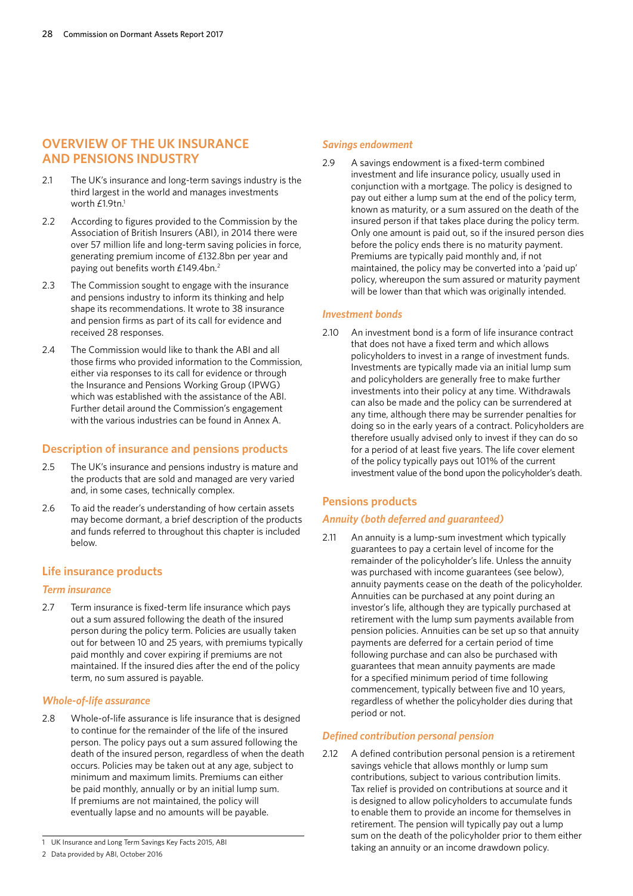## OVERVIEW OF THE UK INSURANCE AND PENSIONS INDUSTRY

2.1 The UK's insurance and long-term savings industry is the third largest in the world and manages investments worth £1.9tn.[1]

2.2 According to figures provided to the Commission by the Association of British Insurers (ABI), in 2014 there were over 57 million life and long-term saving policies in force, generating premium income of £132.8bn per year and paying out benefits worth £149.4bn.[2]

2.3 The Commission sought to engage with the insurance and pensions industry to inform its thinking and help shape its recommendations. It wrote to 38 insurance and pension firms as part of its call for evidence and received 28 responses.

2.4 The Commission would like to thank the ABI and all those firms who provided information to the Commission, either via responses to its call for evidence or through the Insurance and Pensions Working Group (IPWG) which was established with the assistance of the ABI. Further detail around the Commission's engagement with the various industries can be found in Annex A.

### Description of insurance and pensions products

2.5 The UK's insurance and pensions industry is mature and the products that are sold and managed are very varied and, in some cases, technically complex.

2.6 To aid the reader's understanding of how certain assets may become dormant, a brief description of the products and funds referred to throughout this chapter is included below.

### Life insurance products

#### *Term insurance*

2.7 Term insurance is fixed-term life insurance which pays out a sum assured following the death of the insured person during the policy term. Policies are usually taken out for between 10 and 25 years, with premiums typically paid monthly and cover expiring if premiums are not maintained. If the insured dies after the end of the policy term, no sum assured is payable.

#### *Whole-of-life assurance*

2.8 Whole-of-life assurance is life insurance that is designed to continue for the remainder of the life of the insured person. The policy pays out a sum assured following the death of the insured person, regardless of when the death occurs. Policies may be taken out at any age, subject to minimum and maximum limits. Premiums can either be paid monthly, annually or by an initial lump sum. If premiums are not maintained, the policy will eventually lapse and no amounts will be payable.

#### *Savings endowment*

2.9 A savings endowment is a fixed-term combined investment and life insurance policy, usually used in conjunction with a mortgage. The policy is designed to pay out either a lump sum at the end of the policy term, known as maturity, or a sum assured on the death of the insured person if that takes place during the policy term. Only one amount is paid out, so if the insured person dies before the policy ends there is no maturity payment. Premiums are typically paid monthly and, if not maintained, the policy may be converted into a 'paid up' policy, whereupon the sum assured or maturity payment will be lower than that which was originally intended.

#### *Investment bonds*

2.10 An investment bond is a form of life insurance contract that does not have a fixed term and which allows policyholders to invest in a range of investment funds. Investments are typically made via an initial lump sum and policyholders are generally free to make further investments into their policy at any time. Withdrawals can also be made and the policy can be surrendered at any time, although there may be surrender penalties for doing so in the early years of a contract. Policyholders are therefore usually advised only to invest if they can do so for a period of at least five years. The life cover element of the policy typically pays out 101% of the current investment value of the bond upon the policyholder's death.

### Pensions products

#### *Annuity (both deferred and guaranteed)*

2.11 An annuity is a lump-sum investment which typically guarantees to pay a certain level of income for the remainder of the policyholder's life. Unless the annuity was purchased with income guarantees (see below), annuity payments cease on the death of the policyholder. Annuities can be purchased at any point during an investor's life, although they are typically purchased at retirement with the lump sum payments available from pension policies. Annuities can be set up so that annuity payments are deferred for a certain period of time following purchase and can also be purchased with guarantees that mean annuity payments are made for a specified minimum period of time following commencement, typically between five and 10 years, regardless of whether the policyholder dies during that period or not.

#### *Defined contribution personal pension*

2.12 A defined contribution personal pension is a retirement savings vehicle that allows monthly or lump sum contributions, subject to various contribution limits. Tax relief is provided on contributions at source and it is designed to allow policyholders to accumulate funds to enable them to provide an income for themselves in retirement. The pension will typically pay out a lump sum on the death of the policyholder prior to them either taking an annuity or an income drawdown policy.

---

1 UK Insurance and Long Term Savings Key Facts 2015, ABI

2 Data provided by ABI, October 2016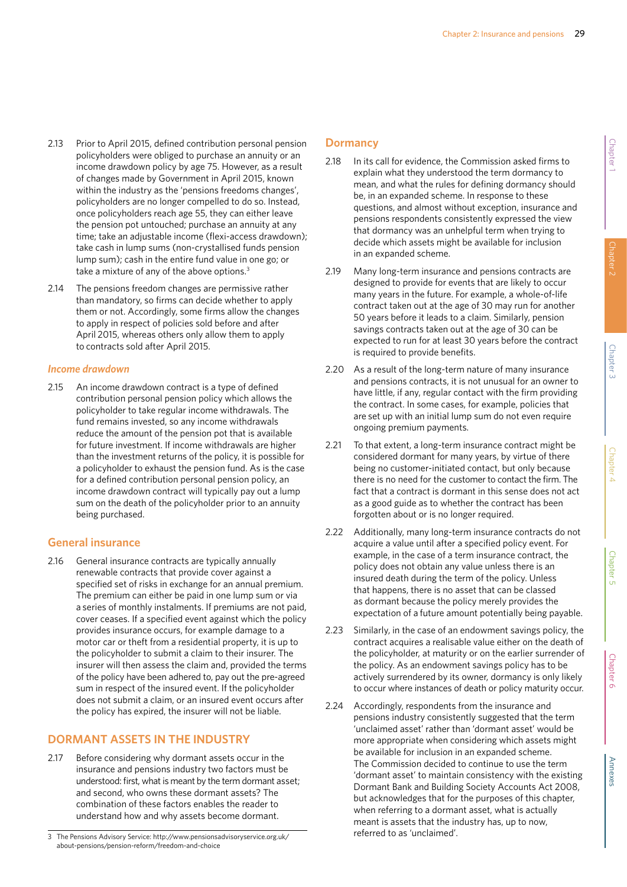2.13 Prior to April 2015, defined contribution personal pension policyholders were obliged to purchase an annuity or an income drawdown policy by age 75. However, as a result of changes made by Government in April 2015, known within the industry as the 'pensions freedoms changes', policyholders are no longer compelled to do so. Instead, once policyholders reach age 55, they can either leave the pension pot untouched; purchase an annuity at any time; take an adjustable income (flexi-access drawdown); take cash in lump sums (non-crystallised funds pension lump sum); cash in the entire fund value in one go; or take a mixture of any of the above options.[3]

2.14 The pensions freedom changes are permissive rather than mandatory, so firms can decide whether to apply them or not. Accordingly, some firms allow the changes to apply in respect of policies sold before and after April 2015, whereas others only allow them to apply to contracts sold after April 2015.

### *Income drawdown*

2.15 An income drawdown contract is a type of defined contribution personal pension policy which allows the policyholder to take regular income withdrawals. The fund remains invested, so any income withdrawals reduce the amount of the pension pot that is available for future investment. If income withdrawals are higher than the investment returns of the policy, it is possible for a policyholder to exhaust the pension fund. As is the case for a defined contribution personal pension policy, an income drawdown contract will typically pay out a lump sum on the death of the policyholder prior to an annuity being purchased.

### General insurance

2.16 General insurance contracts are typically annually renewable contracts that provide cover against a specified set of risks in exchange for an annual premium. The premium can either be paid in one lump sum or via a series of monthly instalments. If premiums are not paid, cover ceases. If a specified event against which the policy provides insurance occurs, for example damage to a motor car or theft from a residential property, it is up to the policyholder to submit a claim to their insurer. The insurer will then assess the claim and, provided the terms of the policy have been adhered to, pay out the pre-agreed sum in respect of the insured event. If the policyholder does not submit a claim, or an insured event occurs after the policy has expired, the insurer will not be liable.

## DORMANT ASSETS IN THE INDUSTRY

2.17 Before considering why dormant assets occur in the insurance and pensions industry two factors must be understood: first, what is meant by the term dormant asset; and second, who owns these dormant assets? The combination of these factors enables the reader to understand how and why assets become dormant.

### Dormancy

2.18 In its call for evidence, the Commission asked firms to explain what they understood the term dormancy to mean, and what the rules for defining dormancy should be, in an expanded scheme. In response to these questions, and almost without exception, insurance and pensions respondents consistently expressed the view that dormancy was an unhelpful term when trying to decide which assets might be available for inclusion in an expanded scheme.

2.19 Many long-term insurance and pensions contracts are designed to provide for events that are likely to occur many years in the future. For example, a whole-of-life contract taken out at the age of 30 may run for another 50 years before it leads to a claim. Similarly, pension savings contracts taken out at the age of 30 can be expected to run for at least 30 years before the contract is required to provide benefits.

2.20 As a result of the long-term nature of many insurance and pensions contracts, it is not unusual for an owner to have little, if any, regular contact with the firm providing the contract. In some cases, for example, policies that are set up with an initial lump sum do not even require ongoing premium payments.

2.21 To that extent, a long-term insurance contract might be considered dormant for many years, by virtue of there being no customer-initiated contact, but only because there is no need for the customer to contact the firm. The fact that a contract is dormant in this sense does not act as a good guide as to whether the contract has been forgotten about or is no longer required.

2.22 Additionally, many long-term insurance contracts do not acquire a value until after a specified policy event. For example, in the case of a term insurance contract, the policy does not obtain any value unless there is an insured death during the term of the policy. Unless that happens, there is no asset that can be classed as dormant because the policy merely provides the expectation of a future amount potentially being payable.

2.23 Similarly, in the case of an endowment savings policy, the contract acquires a realisable value either on the death of the policyholder, at maturity or on the earlier surrender of the policy. As an endowment savings policy has to be actively surrendered by its owner, dormancy is only likely to occur where instances of death or policy maturity occur.

2.24 Accordingly, respondents from the insurance and pensions industry consistently suggested that the term 'unclaimed asset' rather than 'dormant asset' would be more appropriate when considering which assets might be available for inclusion in an expanded scheme. The Commission decided to continue to use the term 'dormant asset' to maintain consistency with the existing Dormant Bank and Building Society Accounts Act 2008, but acknowledges that for the purposes of this chapter, when referring to a dormant asset, what is actually meant is assets that the industry has, up to now, referred to as 'unclaimed'.

---

3 The Pensions Advisory Service: http://www.pensionsadvisoryservice.org.uk/about-pensions/pension-reform/freedom-and-choice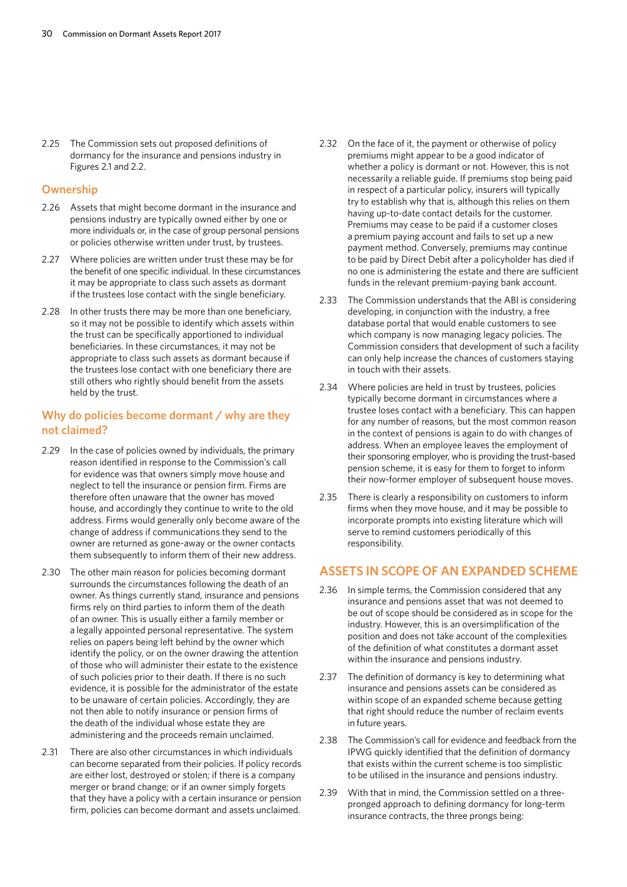2.25 The Commission sets out proposed definitions of dormancy for the insurance and pensions industry in Figures 2.1 and 2.2.

### Ownership

2.26 Assets that might become dormant in the insurance and pensions industry are typically owned either by one or more individuals or, in the case of group personal pensions or policies otherwise written under trust, by trustees.

2.27 Where policies are written under trust these may be for the benefit of one specific individual. In these circumstances it may be appropriate to class such assets as dormant if the trustees lose contact with the single beneficiary.

2.28 In other trusts there may be more than one beneficiary, so it may not be possible to identify which assets within the trust can be specifically apportioned to individual beneficiaries. In these circumstances, it may not be appropriate to class such assets as dormant because if the trustees lose contact with one beneficiary there are still others who rightly should benefit from the assets held by the trust.

### Why do policies become dormant / why are they not claimed?

2.29 In the case of policies owned by individuals, the primary reason identified in response to the Commission's call for evidence was that owners simply move house and neglect to tell the insurance or pension firm. Firms are therefore often unaware that the owner has moved house, and accordingly they continue to write to the old address. Firms would generally only become aware of the change of address if communications they send to the owner are returned as gone-away or the owner contacts them subsequently to inform them of their new address.

2.30 The other main reason for policies becoming dormant surrounds the circumstances following the death of an owner. As things currently stand, insurance and pensions firms rely on third parties to inform them of the death of an owner. This is usually either a family member or a legally appointed personal representative. The system relies on papers being left behind by the owner which identify the policy, or on the owner drawing the attention of those who will administer their estate to the existence of such policies prior to their death. If there is no such evidence, it is possible for the administrator of the estate to be unaware of certain policies. Accordingly, they are not then able to notify insurance or pension firms of the death of the individual whose estate they are administering and the proceeds remain unclaimed.

2.31 There are also other circumstances in which individuals can become separated from their policies. If policy records are either lost, destroyed or stolen; if there is a company merger or brand change; or if an owner simply forgets that they have a policy with a certain insurance or pension firm, policies can become dormant and assets unclaimed.

2.32 On the face of it, the payment or otherwise of policy premiums might appear to be a good indicator of whether a policy is dormant or not. However, this is not necessarily a reliable guide. If premiums stop being paid in respect of a particular policy, insurers will typically try to establish why that is, although this relies on them having up-to-date contact details for the customer. Premiums may cease to be paid if a customer closes a premium paying account and fails to set up a new payment method. Conversely, premiums may continue to be paid by Direct Debit after a policyholder has died if no one is administering the estate and there are sufficient funds in the relevant premium-paying bank account.

2.33 The Commission understands that the ABI is considering developing, in conjunction with the industry, a free database portal that would enable customers to see which company is now managing legacy policies. The Commission considers that development of such a facility can only help increase the chances of customers staying in touch with their assets.

2.34 Where policies are held in trust by trustees, policies typically become dormant in circumstances where a trustee loses contact with a beneficiary. This can happen for any number of reasons, but the most common reason in the context of pensions is again to do with changes of address. When an employee leaves the employment of their sponsoring employer, who is providing the trust-based pension scheme, it is easy for them to forget to inform their now-former employer of subsequent house moves.

2.35 There is clearly a responsibility on customers to inform firms when they move house, and it may be possible to incorporate prompts into existing literature which will serve to remind customers periodically of this responsibility.

## ASSETS IN SCOPE OF AN EXPANDED SCHEME

2.36 In simple terms, the Commission considered that any insurance and pensions asset that was not deemed to be out of scope should be considered as in scope for the industry. However, this is an oversimplification of the position and does not take account of the complexities of the definition of what constitutes a dormant asset within the insurance and pensions industry.

2.37 The definition of dormancy is key to determining what insurance and pensions assets can be considered as within scope of an expanded scheme because getting that right should reduce the number of reclaim events in future years.

2.38 The Commission's call for evidence and feedback from the IPWG quickly identified that the definition of dormancy that exists within the current scheme is too simplistic to be utilised in the insurance and pensions industry.

2.39 With that in mind, the Commission settled on a three-pronged approach to defining dormancy for long-term insurance contracts, the three prongs being: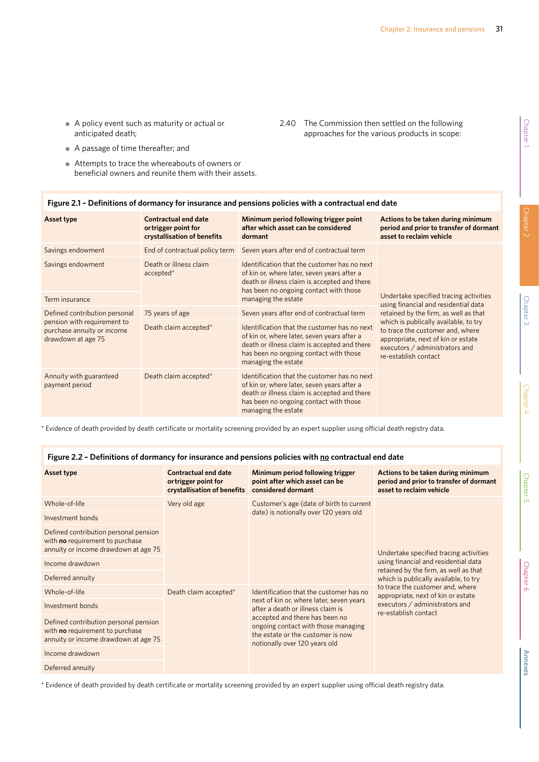- A policy event such as maturity or actual or anticipated death;
- A passage of time thereafter; and
- Attempts to trace the whereabouts of owners or beneficial owners and reunite them with their assets.

2.40 The Commission then settled on the following approaches for the various products in scope:

**Figure 2.1 – Definitions of dormancy for insurance and pensions policies with a contractual end date**

| Asset type | Contractual end date or trigger point for crystallisation of benefits | Minimum period following trigger point after which asset can be considered dormant | Actions to be taken during minimum period and prior to transfer of dormant asset to reclaim vehicle |
|---|---|---|---|
| Savings endowment | End of contractual policy term | Seven years after end of contractual term | Undertake specified tracing activities using financial and residential data retained by the firm, as well as that which is publically available, to try to trace the customer and, where appropriate, next of kin or estate executors / administrators and re-establish contact |
| Savings endowment | Death or illness claim accepted* | Identification that the customer has no next of kin or, where later, seven years after a death or illness claim is accepted and there has been no ongoing contact with those managing the estate | |
| Term insurance | | | |
| Defined contribution personal pension with requirement to purchase annuity or income drawdown at age 75 | 75 years of age | Seven years after end of contractual term | |
| | Death claim accepted* | Identification that the customer has no next of kin or, where later, seven years after a death or illness claim is accepted and there has been no ongoing contact with those managing the estate | |
| Annuity with guaranteed payment period | Death claim accepted* | Identification that the customer has no next of kin or, where later, seven years after a death or illness claim is accepted and there has been no ongoing contact with those managing the estate | |

\* Evidence of death provided by death certificate or mortality screening provided by an expert supplier using official death registry data.

**Figure 2.2 – Definitions of dormancy for insurance and pensions policies with no contractual end date**

| Asset type | Contractual end date or trigger point for crystallisation of benefits | Minimum period following trigger point after which asset can be considered dormant | Actions to be taken during minimum period and prior to transfer of dormant asset to reclaim vehicle |
|---|---|---|---|
| Whole-of-life | Very old age | Customer's age (date of birth to current date) is notionally over 120 years old | Undertake specified tracing activities using financial and residential data retained by the firm, as well as that which is publically available, to try to trace the customer and, where appropriate, next of kin or estate executors / administrators and re-establish contact |
| Investment bonds | | | |
| Defined contribution personal pension with **no** requirement to purchase annuity or income drawdown at age 75 | | | |
| Income drawdown | | | |
| Deferred annuity | | | |
| Whole-of-life | Death claim accepted* | Identification that the customer has no next of kin or, where later, seven years after a death or illness claim is accepted and there has been no ongoing contact with those managing the estate or the customer is now notionally over 120 years old | |
| Investment bonds | | | |
| Defined contribution personal pension with **no** requirement to purchase annuity or income drawdown at age 75 | | | |
| Income drawdown | | | |
| Deferred annuity | | | |

\* Evidence of death provided by death certificate or mortality screening provided by an expert supplier using official death registry data.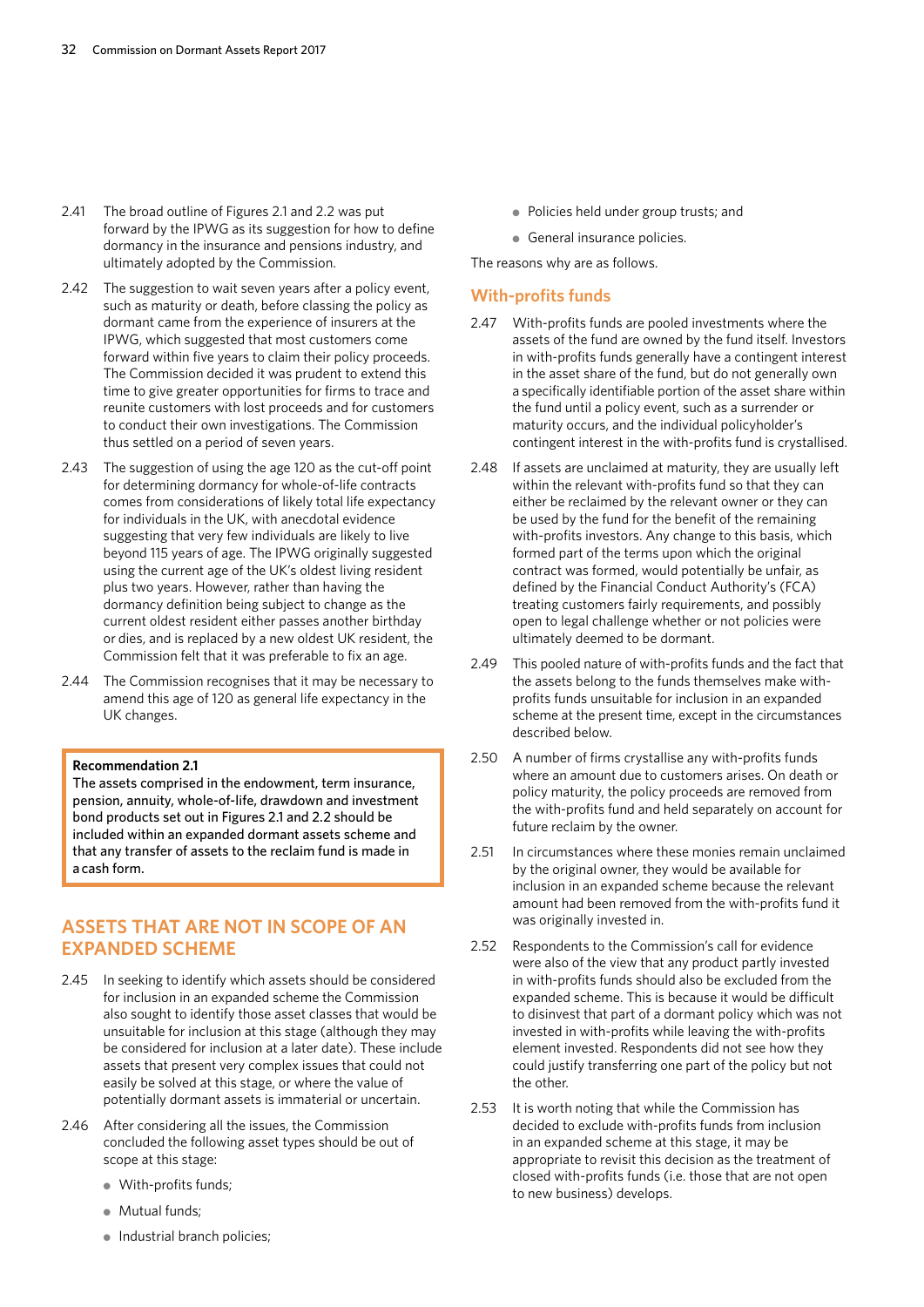2.41 The broad outline of Figures 2.1 and 2.2 was put forward by the IPWG as its suggestion for how to define dormancy in the insurance and pensions industry, and ultimately adopted by the Commission.

2.42 The suggestion to wait seven years after a policy event, such as maturity or death, before classing the policy as dormant came from the experience of insurers at the IPWG, which suggested that most customers come forward within five years to claim their policy proceeds. The Commission decided it was prudent to extend this time to give greater opportunities for firms to trace and reunite customers with lost proceeds and for customers to conduct their own investigations. The Commission thus settled on a period of seven years.

2.43 The suggestion of using the age 120 as the cut-off point for determining dormancy for whole-of-life contracts comes from considerations of likely total life expectancy for individuals in the UK, with anecdotal evidence suggesting that very few individuals are likely to live beyond 115 years of age. The IPWG originally suggested using the current age of the UK's oldest living resident plus two years. However, rather than having the dormancy definition being subject to change as the current oldest resident either passes another birthday or dies, and is replaced by a new oldest UK resident, the Commission felt that it was preferable to fix an age.

2.44 The Commission recognises that it may be necessary to amend this age of 120 as general life expectancy in the UK changes.

> **Recommendation 2.1**
> **The assets comprised in the endowment, term insurance, pension, annuity, whole-of-life, drawdown and investment bond products set out in Figures 2.1 and 2.2 should be included within an expanded dormant assets scheme and that any transfer of assets to the reclaim fund is made in a cash form.**

## ASSETS THAT ARE NOT IN SCOPE OF AN EXPANDED SCHEME

2.45 In seeking to identify which assets should be considered for inclusion in an expanded scheme the Commission also sought to identify those asset classes that would be unsuitable for inclusion at this stage (although they may be considered for inclusion at a later date). These include assets that present very complex issues that could not easily be solved at this stage, or where the value of potentially dormant assets is immaterial or uncertain.

2.46 After considering all the issues, the Commission concluded the following asset types should be out of scope at this stage:

- With-profits funds;
- Mutual funds;
- Industrial branch policies;
- Policies held under group trusts; and
- General insurance policies.

The reasons why are as follows.

### With-profits funds

2.47 With-profits funds are pooled investments where the assets of the fund are owned by the fund itself. Investors in with-profits funds generally have a contingent interest in the asset share of the fund, but do not generally own a specifically identifiable portion of the asset share within the fund until a policy event, such as a surrender or maturity occurs, and the individual policyholder's contingent interest in the with-profits fund is crystallised.

2.48 If assets are unclaimed at maturity, they are usually left within the relevant with-profits fund so that they can either be reclaimed by the relevant owner or they can be used by the fund for the benefit of the remaining with-profits investors. Any change to this basis, which formed part of the terms upon which the original contract was formed, would potentially be unfair, as defined by the Financial Conduct Authority's (FCA) treating customers fairly requirements, and possibly open to legal challenge whether or not policies were ultimately deemed to be dormant.

2.49 This pooled nature of with-profits funds and the fact that the assets belong to the funds themselves make with-profits funds unsuitable for inclusion in an expanded scheme at the present time, except in the circumstances described below.

2.50 A number of firms crystallise any with-profits funds where an amount due to customers arises. On death or policy maturity, the policy proceeds are removed from the with-profits fund and held separately on account for future reclaim by the owner.

2.51 In circumstances where these monies remain unclaimed by the original owner, they would be available for inclusion in an expanded scheme because the relevant amount had been removed from the with-profits fund it was originally invested in.

2.52 Respondents to the Commission's call for evidence were also of the view that any product partly invested in with-profits funds should also be excluded from the expanded scheme. This is because it would be difficult to disinvest that part of a dormant policy which was not invested in with-profits while leaving the with-profits element invested. Respondents did not see how they could justify transferring one part of the policy but not the other.

2.53 It is worth noting that while the Commission has decided to exclude with-profits funds from inclusion in an expanded scheme at this stage, it may be appropriate to revisit this decision as the treatment of closed with-profits funds (i.e. those that are not open to new business) develops.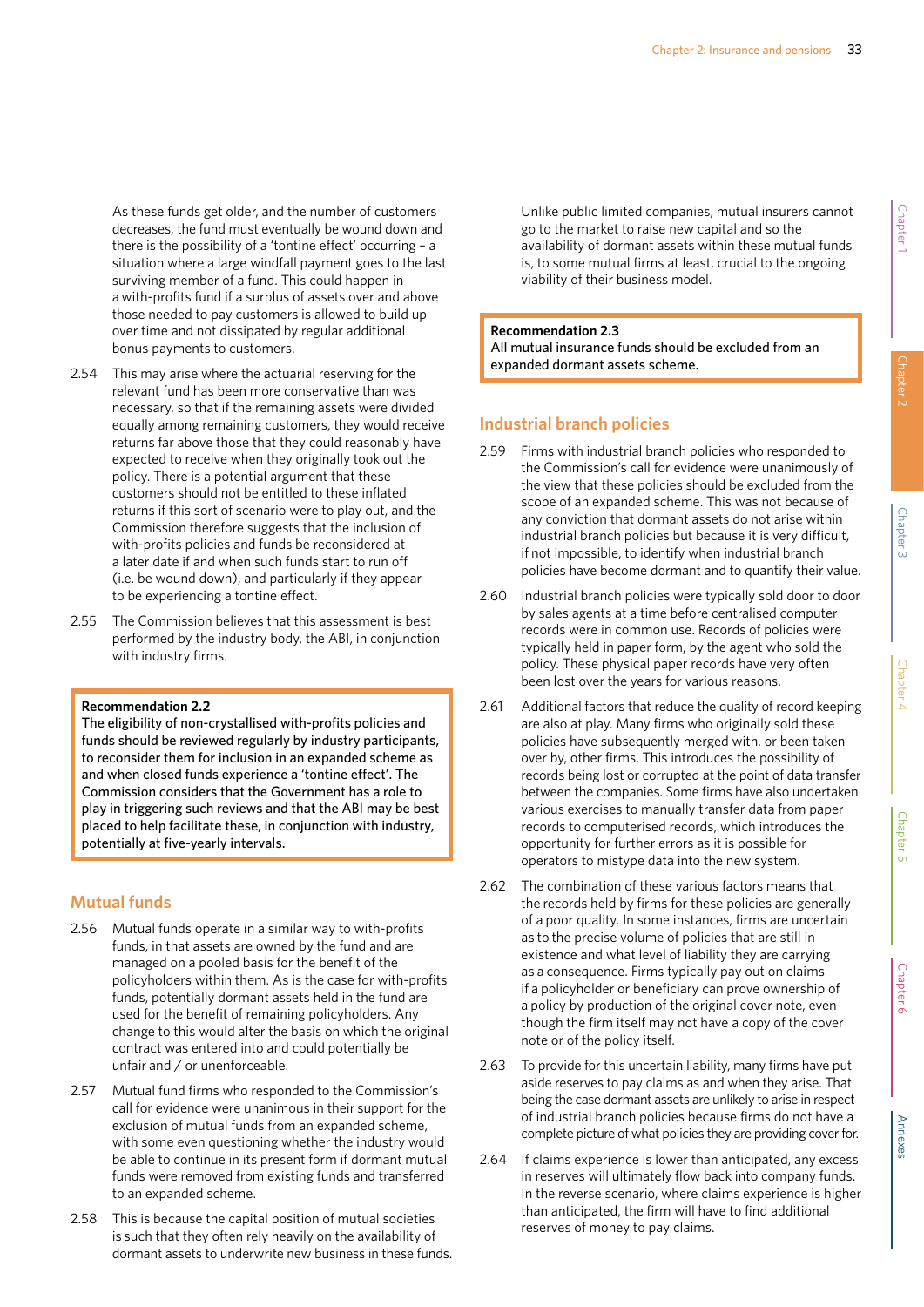As these funds get older, and the number of customers decreases, the fund must eventually be wound down and there is the possibility of a 'tontine effect' occurring – a situation where a large windfall payment goes to the last surviving member of a fund. This could happen in a with-profits fund if a surplus of assets over and above those needed to pay customers is allowed to build up over time and not dissipated by regular additional bonus payments to customers.

2.54 This may arise where the actuarial reserving for the relevant fund has been more conservative than was necessary, so that if the remaining assets were divided equally among remaining customers, they would receive returns far above those that they could reasonably have expected to receive when they originally took out the policy. There is a potential argument that these customers should not be entitled to these inflated returns if this sort of scenario were to play out, and the Commission therefore suggests that the inclusion of with-profits policies and funds be reconsidered at a later date if and when such funds start to run off (i.e. be wound down), and particularly if they appear to be experiencing a tontine effect.

2.55 The Commission believes that this assessment is best performed by the industry body, the ABI, in conjunction with industry firms.

> **Recommendation 2.2**
> **The eligibility of non-crystallised with-profits policies and funds should be reviewed regularly by industry participants, to reconsider them for inclusion in an expanded scheme as and when closed funds experience a 'tontine effect'. The Commission considers that the Government has a role to play in triggering such reviews and that the ABI may be best placed to help facilitate these, in conjunction with industry, potentially at five-yearly intervals.**

## Mutual funds

2.56 Mutual funds operate in a similar way to with-profits funds, in that assets are owned by the fund and are managed on a pooled basis for the benefit of the policyholders within them. As is the case for with-profits funds, potentially dormant assets held in the fund are used for the benefit of remaining policyholders. Any change to this would alter the basis on which the original contract was entered into and could potentially be unfair and / or unenforceable.

2.57 Mutual fund firms who responded to the Commission's call for evidence were unanimous in their support for the exclusion of mutual funds from an expanded scheme, with some even questioning whether the industry would be able to continue in its present form if dormant mutual funds were removed from existing funds and transferred to an expanded scheme.

2.58 This is because the capital position of mutual societies is such that they often rely heavily on the availability of dormant assets to underwrite new business in these funds. Unlike public limited companies, mutual insurers cannot go to the market to raise new capital and so the availability of dormant assets within these mutual funds is, to some mutual firms at least, crucial to the ongoing viability of their business model.

> **Recommendation 2.3**
> **All mutual insurance funds should be excluded from an expanded dormant assets scheme.**

## Industrial branch policies

2.59 Firms with industrial branch policies who responded to the Commission's call for evidence were unanimously of the view that these policies should be excluded from the scope of an expanded scheme. This was not because of any conviction that dormant assets do not arise within industrial branch policies but because it is very difficult, if not impossible, to identify when industrial branch policies have become dormant and to quantify their value.

2.60 Industrial branch policies were typically sold door to door by sales agents at a time before centralised computer records were in common use. Records of policies were typically held in paper form, by the agent who sold the policy. These physical paper records have very often been lost over the years for various reasons.

2.61 Additional factors that reduce the quality of record keeping are also at play. Many firms who originally sold these policies have subsequently merged with, or been taken over by, other firms. This introduces the possibility of records being lost or corrupted at the point of data transfer between the companies. Some firms have also undertaken various exercises to manually transfer data from paper records to computerised records, which introduces the opportunity for further errors as it is possible for operators to mistype data into the new system.

2.62 The combination of these various factors means that the records held by firms for these policies are generally of a poor quality. In some instances, firms are uncertain as to the precise volume of policies that are still in existence and what level of liability they are carrying as a consequence. Firms typically pay out on claims if a policyholder or beneficiary can prove ownership of a policy by production of the original cover note, even though the firm itself may not have a copy of the cover note or of the policy itself.

2.63 To provide for this uncertain liability, many firms have put aside reserves to pay claims as and when they arise. That being the case dormant assets are unlikely to arise in respect of industrial branch policies because firms do not have a complete picture of what policies they are providing cover for.

2.64 If claims experience is lower than anticipated, any excess in reserves will ultimately flow back into company funds. In the reverse scenario, where claims experience is higher than anticipated, the firm will have to find additional reserves of money to pay claims.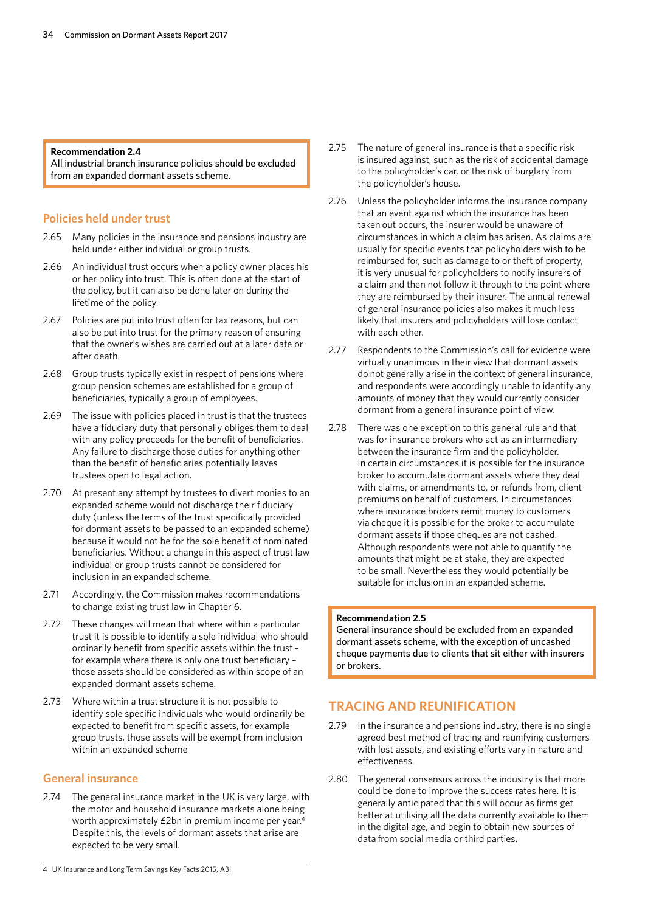**Recommendation 2.4**
All industrial branch insurance policies should be excluded from an expanded dormant assets scheme.

## Policies held under trust

2.65 Many policies in the insurance and pensions industry are held under either individual or group trusts.

2.66 An individual trust occurs when a policy owner places his or her policy into trust. This is often done at the start of the policy, but it can also be done later on during the lifetime of the policy.

2.67 Policies are put into trust often for tax reasons, but can also be put into trust for the primary reason of ensuring that the owner's wishes are carried out at a later date or after death.

2.68 Group trusts typically exist in respect of pensions where group pension schemes are established for a group of beneficiaries, typically a group of employees.

2.69 The issue with policies placed in trust is that the trustees have a fiduciary duty that personally obliges them to deal with any policy proceeds for the benefit of beneficiaries. Any failure to discharge those duties for anything other than the benefit of beneficiaries potentially leaves trustees open to legal action.

2.70 At present any attempt by trustees to divert monies to an expanded scheme would not discharge their fiduciary duty (unless the terms of the trust specifically provided for dormant assets to be passed to an expanded scheme) because it would not be for the sole benefit of nominated beneficiaries. Without a change in this aspect of trust law individual or group trusts cannot be considered for inclusion in an expanded scheme.

2.71 Accordingly, the Commission makes recommendations to change existing trust law in Chapter 6.

2.72 These changes will mean that where within a particular trust it is possible to identify a sole individual who should ordinarily benefit from specific assets within the trust – for example where there is only one trust beneficiary – those assets should be considered as within scope of an expanded dormant assets scheme.

2.73 Where within a trust structure it is not possible to identify sole specific individuals who would ordinarily be expected to benefit from specific assets, for example group trusts, those assets will be exempt from inclusion within an expanded scheme

## General insurance

2.74 The general insurance market in the UK is very large, with the motor and household insurance markets alone being worth approximately £2bn in premium income per year.[4] Despite this, the levels of dormant assets that arise are expected to be very small.

2.75 The nature of general insurance is that a specific risk is insured against, such as the risk of accidental damage to the policyholder's car, or the risk of burglary from the policyholder's house.

2.76 Unless the policyholder informs the insurance company that an event against which the insurance has been taken out occurs, the insurer would be unaware of circumstances in which a claim has arisen. As claims are usually for specific events that policyholders wish to be reimbursed for, such as damage to or theft of property, it is very unusual for policyholders to notify insurers of a claim and then not follow it through to the point where they are reimbursed by their insurer. The annual renewal of general insurance policies also makes it much less likely that insurers and policyholders will lose contact with each other.

2.77 Respondents to the Commission's call for evidence were virtually unanimous in their view that dormant assets do not generally arise in the context of general insurance, and respondents were accordingly unable to identify any amounts of money that they would currently consider dormant from a general insurance point of view.

2.78 There was one exception to this general rule and that was for insurance brokers who act as an intermediary between the insurance firm and the policyholder. In certain circumstances it is possible for the insurance broker to accumulate dormant assets where they deal with claims, or amendments to, or refunds from, client premiums on behalf of customers. In circumstances where insurance brokers remit money to customers via cheque it is possible for the broker to accumulate dormant assets if those cheques are not cashed. Although respondents were not able to quantify the amounts that might be at stake, they are expected to be small. Nevertheless they would potentially be suitable for inclusion in an expanded scheme.

**Recommendation 2.5**
General insurance should be excluded from an expanded dormant assets scheme, with the exception of uncashed cheque payments due to clients that sit either with insurers or brokers.

## TRACING AND REUNIFICATION

2.79 In the insurance and pensions industry, there is no single agreed best method of tracing and reunifying customers with lost assets, and existing efforts vary in nature and effectiveness.

2.80 The general consensus across the industry is that more could be done to improve the success rates here. It is generally anticipated that this will occur as firms get better at utilising all the data currently available to them in the digital age, and begin to obtain new sources of data from social media or third parties.

---

4 UK Insurance and Long Term Savings Key Facts 2015, ABI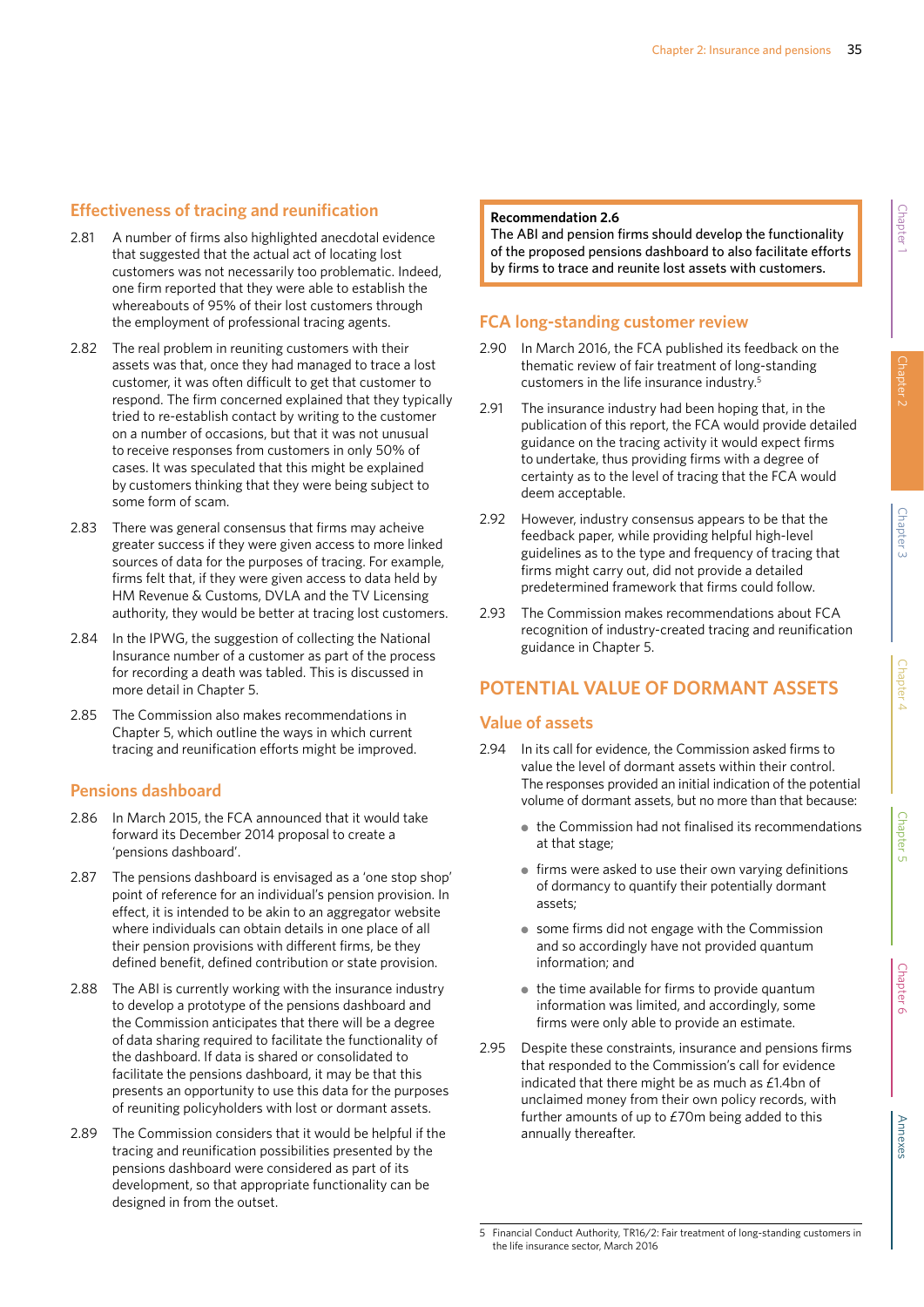### Effectiveness of tracing and reunification

2.81 A number of firms also highlighted anecdotal evidence that suggested that the actual act of locating lost customers was not necessarily too problematic. Indeed, one firm reported that they were able to establish the whereabouts of 95% of their lost customers through the employment of professional tracing agents.

2.82 The real problem in reuniting customers with their assets was that, once they had managed to trace a lost customer, it was often difficult to get that customer to respond. The firm concerned explained that they typically tried to re-establish contact by writing to the customer on a number of occasions, but that it was not unusual to receive responses from customers in only 50% of cases. It was speculated that this might be explained by customers thinking that they were being subject to some form of scam.

2.83 There was general consensus that firms may acheive greater success if they were given access to more linked sources of data for the purposes of tracing. For example, firms felt that, if they were given access to data held by HM Revenue & Customs, DVLA and the TV Licensing authority, they would be better at tracing lost customers.

2.84 In the IPWG, the suggestion of collecting the National Insurance number of a customer as part of the process for recording a death was tabled. This is discussed in more detail in Chapter 5.

2.85 The Commission also makes recommendations in Chapter 5, which outline the ways in which current tracing and reunification efforts might be improved.

### Pensions dashboard

2.86 In March 2015, the FCA announced that it would take forward its December 2014 proposal to create a 'pensions dashboard'.

2.87 The pensions dashboard is envisaged as a 'one stop shop' point of reference for an individual's pension provision. In effect, it is intended to be akin to an aggregator website where individuals can obtain details in one place of all their pension provisions with different firms, be they defined benefit, defined contribution or state provision.

2.88 The ABI is currently working with the insurance industry to develop a prototype of the pensions dashboard and the Commission anticipates that there will be a degree of data sharing required to facilitate the functionality of the dashboard. If data is shared or consolidated to facilitate the pensions dashboard, it may be that this presents an opportunity to use this data for the purposes of reuniting policyholders with lost or dormant assets.

2.89 The Commission considers that it would be helpful if the tracing and reunification possibilities presented by the pensions dashboard were considered as part of its development, so that appropriate functionality can be designed in from the outset.

> **Recommendation 2.6**
> The ABI and pension firms should develop the functionality of the proposed pensions dashboard to also facilitate efforts by firms to trace and reunite lost assets with customers.

### FCA long-standing customer review

2.90 In March 2016, the FCA published its feedback on the thematic review of fair treatment of long-standing customers in the life insurance industry.[5]

2.91 The insurance industry had been hoping that, in the publication of this report, the FCA would provide detailed guidance on the tracing activity it would expect firms to undertake, thus providing firms with a degree of certainty as to the level of tracing that the FCA would deem acceptable.

2.92 However, industry consensus appears to be that the feedback paper, while providing helpful high-level guidelines as to the type and frequency of tracing that firms might carry out, did not provide a detailed predetermined framework that firms could follow.

2.93 The Commission makes recommendations about FCA recognition of industry-created tracing and reunification guidance in Chapter 5.

## POTENTIAL VALUE OF DORMANT ASSETS

### Value of assets

2.94 In its call for evidence, the Commission asked firms to value the level of dormant assets within their control. The responses provided an initial indication of the potential volume of dormant assets, but no more than that because:

- the Commission had not finalised its recommendations at that stage;
- firms were asked to use their own varying definitions of dormancy to quantify their potentially dormant assets;
- some firms did not engage with the Commission and so accordingly have not provided quantum information; and
- the time available for firms to provide quantum information was limited, and accordingly, some firms were only able to provide an estimate.

2.95 Despite these constraints, insurance and pensions firms that responded to the Commission's call for evidence indicated that there might be as much as £1.4bn of unclaimed money from their own policy records, with further amounts of up to £70m being added to this annually thereafter.

5 Financial Conduct Authority, TR16/2: Fair treatment of long-standing customers in the life insurance sector, March 2016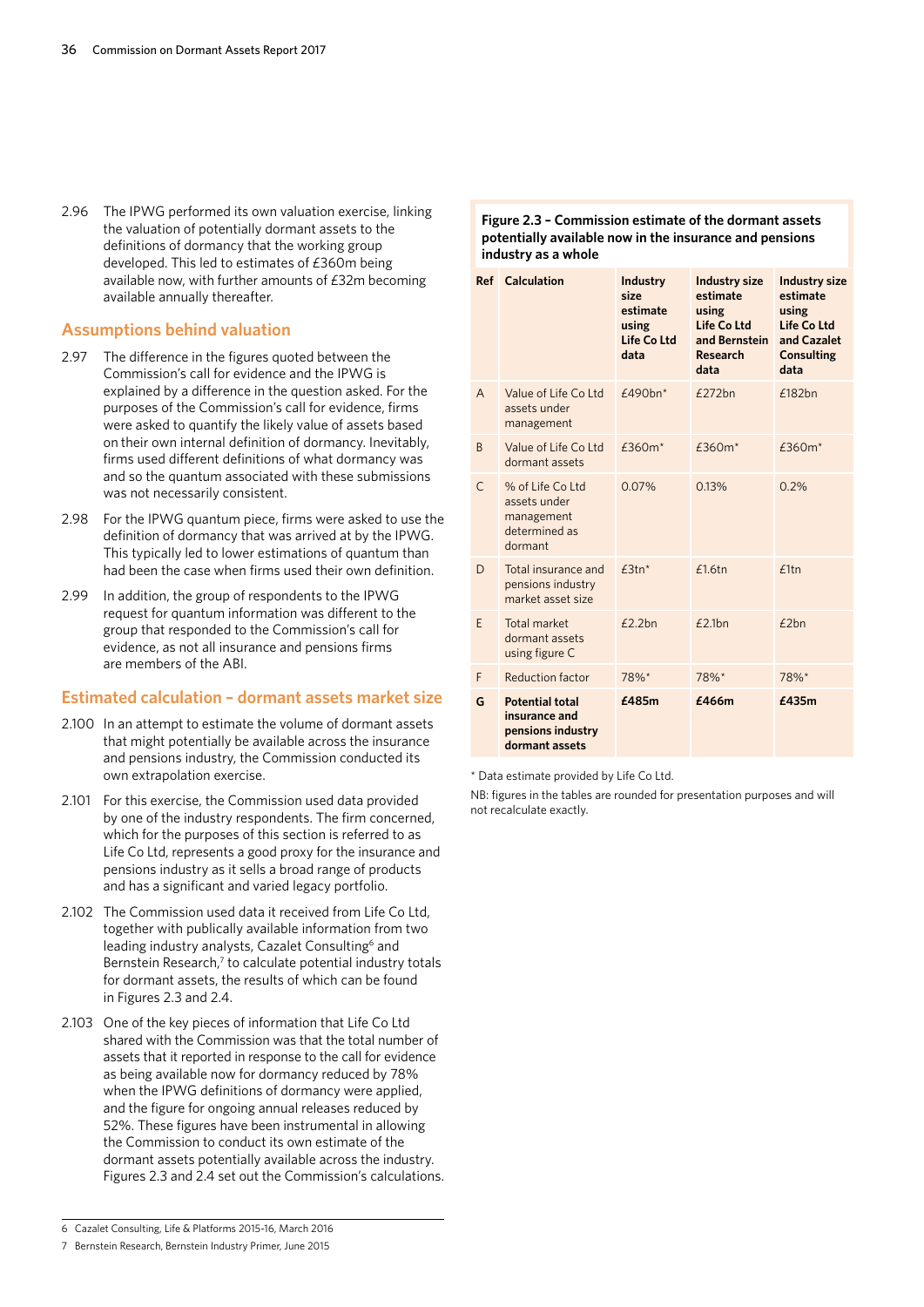2.96 The IPWG performed its own valuation exercise, linking the valuation of potentially dormant assets to the definitions of dormancy that the working group developed. This led to estimates of £360m being available now, with further amounts of £32m becoming available annually thereafter.

## Assumptions behind valuation

2.97 The difference in the figures quoted between the Commission's call for evidence and the IPWG is explained by a difference in the question asked. For the purposes of the Commission's call for evidence, firms were asked to quantify the likely value of assets based on their own internal definition of dormancy. Inevitably, firms used different definitions of what dormancy was and so the quantum associated with these submissions was not necessarily consistent.

2.98 For the IPWG quantum piece, firms were asked to use the definition of dormancy that was arrived at by the IPWG. This typically led to lower estimations of quantum than had been the case when firms used their own definition.

2.99 In addition, the group of respondents to the IPWG request for quantum information was different to the group that responded to the Commission's call for evidence, as not all insurance and pensions firms are members of the ABI.

## Estimated calculation – dormant assets market size

2.100 In an attempt to estimate the volume of dormant assets that might potentially be available across the insurance and pensions industry, the Commission conducted its own extrapolation exercise.

2.101 For this exercise, the Commission used data provided by one of the industry respondents. The firm concerned, which for the purposes of this section is referred to as Life Co Ltd, represents a good proxy for the insurance and pensions industry as it sells a broad range of products and has a significant and varied legacy portfolio.

2.102 The Commission used data it received from Life Co Ltd, together with publically available information from two leading industry analysts, Cazalet Consulting[6] and Bernstein Research,[7] to calculate potential industry totals for dormant assets, the results of which can be found in Figures 2.3 and 2.4.

2.103 One of the key pieces of information that Life Co Ltd shared with the Commission was that the total number of assets that it reported in response to the call for evidence as being available now for dormancy reduced by 78% when the IPWG definitions of dormancy were applied, and the figure for ongoing annual releases reduced by 52%. These figures have been instrumental in allowing the Commission to conduct its own estimate of the dormant assets potentially available across the industry. Figures 2.3 and 2.4 set out the Commission's calculations.

**Figure 2.3 – Commission estimate of the dormant assets potentially available now in the insurance and pensions industry as a whole**

| Ref | Calculation | Industry size estimate using Life Co Ltd data | Industry size estimate using Life Co Ltd and Bernstein Research data | Industry size estimate using Life Co Ltd and Cazalet Consulting data |
|---|---|---|---|---|
| A | Value of Life Co Ltd assets under management | £490bn* | £272bn | £182bn |
| B | Value of Life Co Ltd dormant assets | £360m* | £360m* | £360m* |
| C | % of Life Co Ltd assets under management determined as dormant | 0.07% | 0.13% | 0.2% |
| D | Total insurance and pensions industry market asset size | £3tn* | £1.6tn | £1tn |
| E | Total market dormant assets using figure C | £2.2bn | £2.1bn | £2bn |
| F | Reduction factor | 78%* | 78%* | 78%* |
| **G** | **Potential total insurance and pensions industry dormant assets** | **£485m** | **£466m** | **£435m** |

\* Data estimate provided by Life Co Ltd.

NB: figures in the tables are rounded for presentation purposes and will not recalculate exactly.

---

6 Cazalet Consulting, Life & Platforms 2015-16, March 2016

7 Bernstein Research, Bernstein Industry Primer, June 2015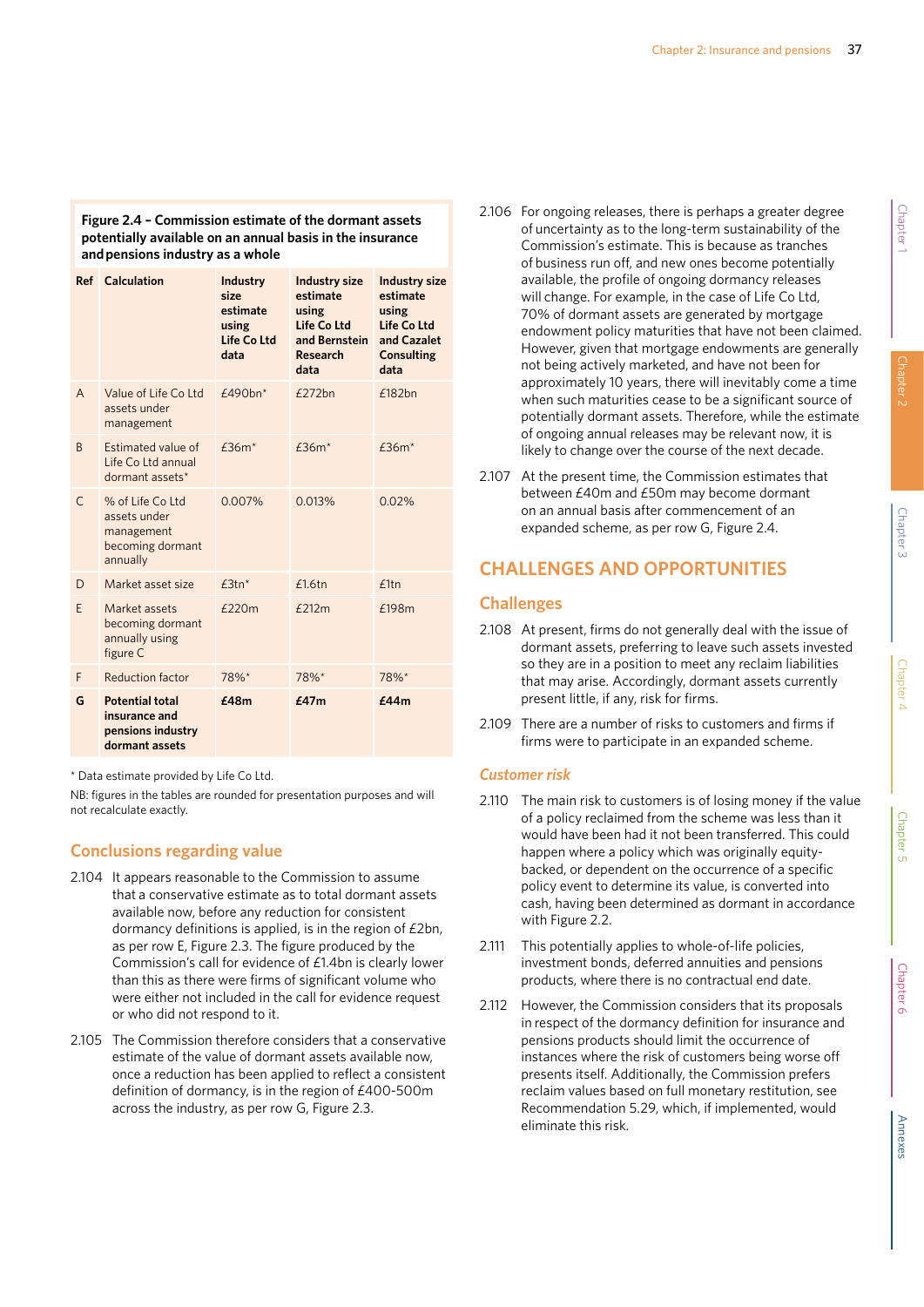**Figure 2.4 – Commission estimate of the dormant assets potentially available on an annual basis in the insurance and pensions industry as a whole**

| Ref | Calculation | Industry size estimate using Life Co Ltd data | Industry size estimate using Life Co Ltd and Bernstein Research data | Industry size estimate using Life Co Ltd and Cazalet Consulting data |
|---|---|---|---|---|
| A | Value of Life Co Ltd assets under management | £490bn* | £272bn | £182bn |
| B | Estimated value of Life Co Ltd annual dormant assets* | £36m* | £36m* | £36m* |
| C | % of Life Co Ltd assets under management becoming dormant annually | 0.007% | 0.013% | 0.02% |
| D | Market asset size | £3tn* | £1.6tn | £1tn |
| E | Market assets becoming dormant annually using figure C | £220m | £212m | £198m |
| F | Reduction factor | 78%* | 78%* | 78%* |
| **G** | **Potential total insurance and pensions industry dormant assets** | **£48m** | **£47m** | **£44m** |

* Data estimate provided by Life Co Ltd.

NB: figures in the tables are rounded for presentation purposes and will not recalculate exactly.

## Conclusions regarding value

2.104 It appears reasonable to the Commission to assume that a conservative estimate as to total dormant assets available now, before any reduction for consistent dormancy definitions is applied, is in the region of £2bn, as per row E, Figure 2.3. The figure produced by the Commission's call for evidence of £1.4bn is clearly lower than this as there were firms of significant volume who were either not included in the call for evidence request or who did not respond to it.

2.105 The Commission therefore considers that a conservative estimate of the value of dormant assets available now, once a reduction has been applied to reflect a consistent definition of dormancy, is in the region of £400-500m across the industry, as per row G, Figure 2.3.

2.106 For ongoing releases, there is perhaps a greater degree of uncertainty as to the long-term sustainability of the Commission's estimate. This is because as tranches of business run off, and new ones become potentially available, the profile of ongoing dormancy releases will change. For example, in the case of Life Co Ltd, 70% of dormant assets are generated by mortgage endowment policy maturities that have not been claimed. However, given that mortgage endowments are generally not being actively marketed, and have not been for approximately 10 years, there will inevitably come a time when such maturities cease to be a significant source of potentially dormant assets. Therefore, while the estimate of ongoing annual releases may be relevant now, it is likely to change over the course of the next decade.

2.107 At the present time, the Commission estimates that between £40m and £50m may become dormant on an annual basis after commencement of an expanded scheme, as per row G, Figure 2.4.

## CHALLENGES AND OPPORTUNITIES

### Challenges

2.108 At present, firms do not generally deal with the issue of dormant assets, preferring to leave such assets invested so they are in a position to meet any reclaim liabilities that may arise. Accordingly, dormant assets currently present little, if any, risk for firms.

2.109 There are a number of risks to customers and firms if firms were to participate in an expanded scheme.

#### *Customer risk*

2.110 The main risk to customers is of losing money if the value of a policy reclaimed from the scheme was less than it would have been had it not been transferred. This could happen where a policy which was originally equity-backed, or dependent on the occurrence of a specific policy event to determine its value, is converted into cash, having been determined as dormant in accordance with Figure 2.2.

2.111 This potentially applies to whole-of-life policies, investment bonds, deferred annuities and pensions products, where there is no contractual end date.

2.112 However, the Commission considers that its proposals in respect of the dormancy definition for insurance and pensions products should limit the occurrence of instances where the risk of customers being worse off presents itself. Additionally, the Commission prefers reclaim values based on full monetary restitution, see Recommendation 5.29, which, if implemented, would eliminate this risk.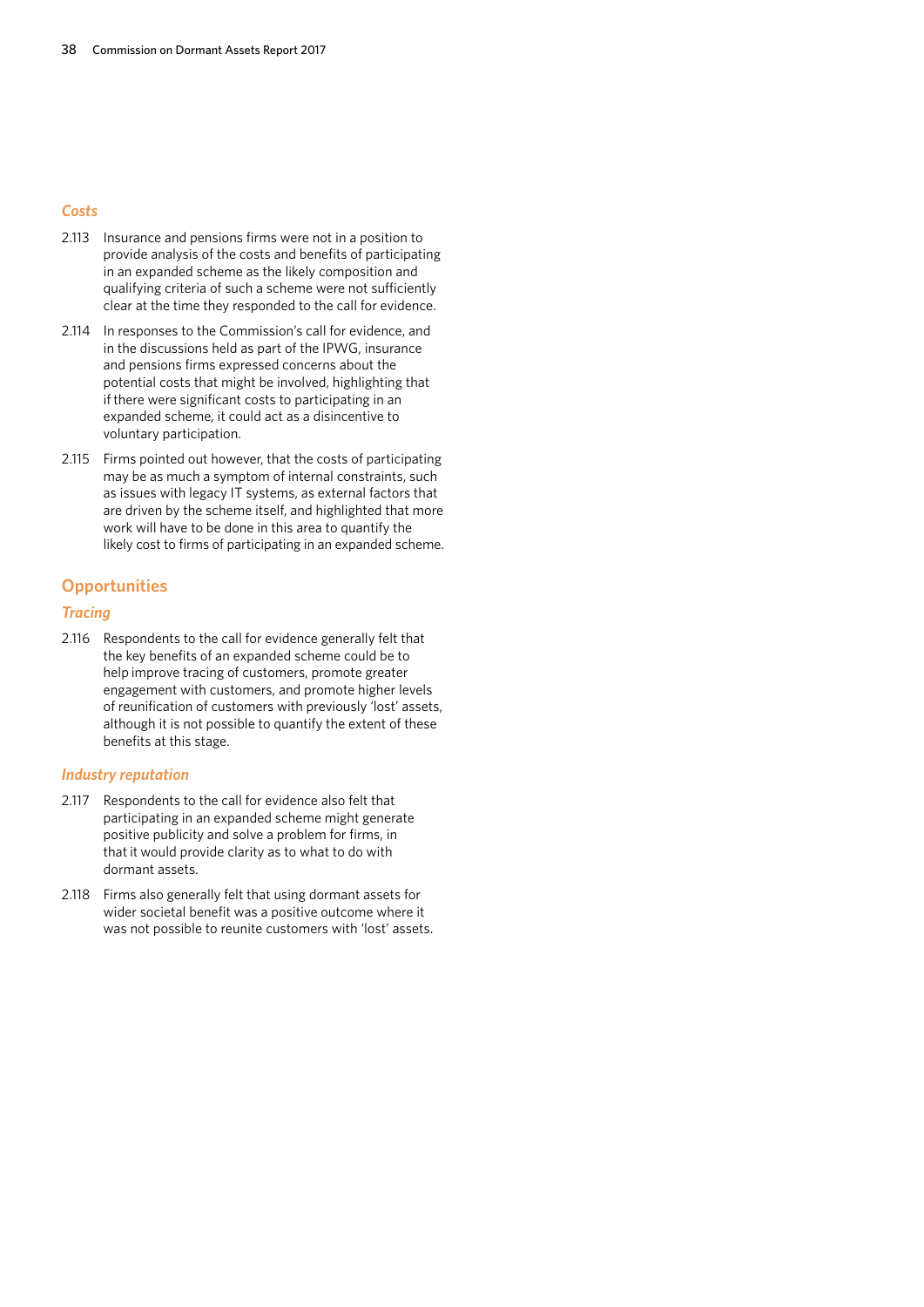### *Costs*

2.113 Insurance and pensions firms were not in a position to provide analysis of the costs and benefits of participating in an expanded scheme as the likely composition and qualifying criteria of such a scheme were not sufficiently clear at the time they responded to the call for evidence.

2.114 In responses to the Commission's call for evidence, and in the discussions held as part of the IPWG, insurance and pensions firms expressed concerns about the potential costs that might be involved, highlighting that if there were significant costs to participating in an expanded scheme, it could act as a disincentive to voluntary participation.

2.115 Firms pointed out however, that the costs of participating may be as much a symptom of internal constraints, such as issues with legacy IT systems, as external factors that are driven by the scheme itself, and highlighted that more work will have to be done in this area to quantify the likely cost to firms of participating in an expanded scheme.

## Opportunities

### *Tracing*

2.116 Respondents to the call for evidence generally felt that the key benefits of an expanded scheme could be to help improve tracing of customers, promote greater engagement with customers, and promote higher levels of reunification of customers with previously 'lost' assets, although it is not possible to quantify the extent of these benefits at this stage.

### *Industry reputation*

2.117 Respondents to the call for evidence also felt that participating in an expanded scheme might generate positive publicity and solve a problem for firms, in that it would provide clarity as to what to do with dormant assets.

2.118 Firms also generally felt that using dormant assets for wider societal benefit was a positive outcome where it was not possible to reunite customers with 'lost' assets.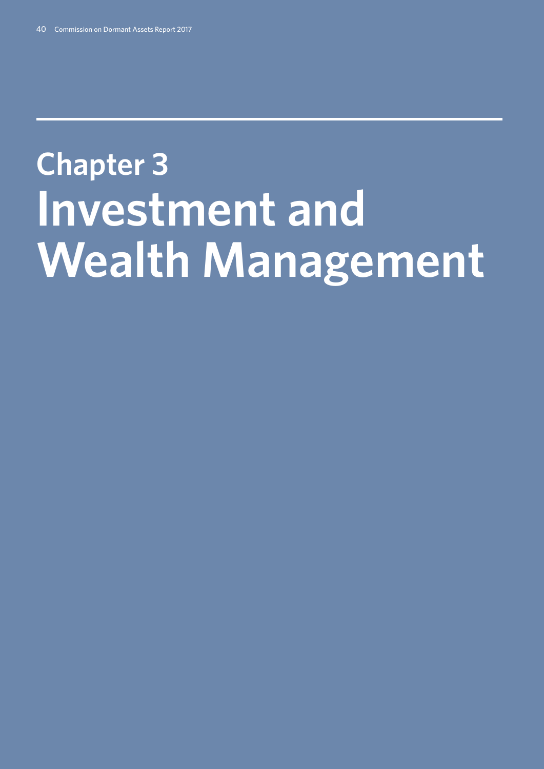# Chapter 3
# Investment and Wealth Management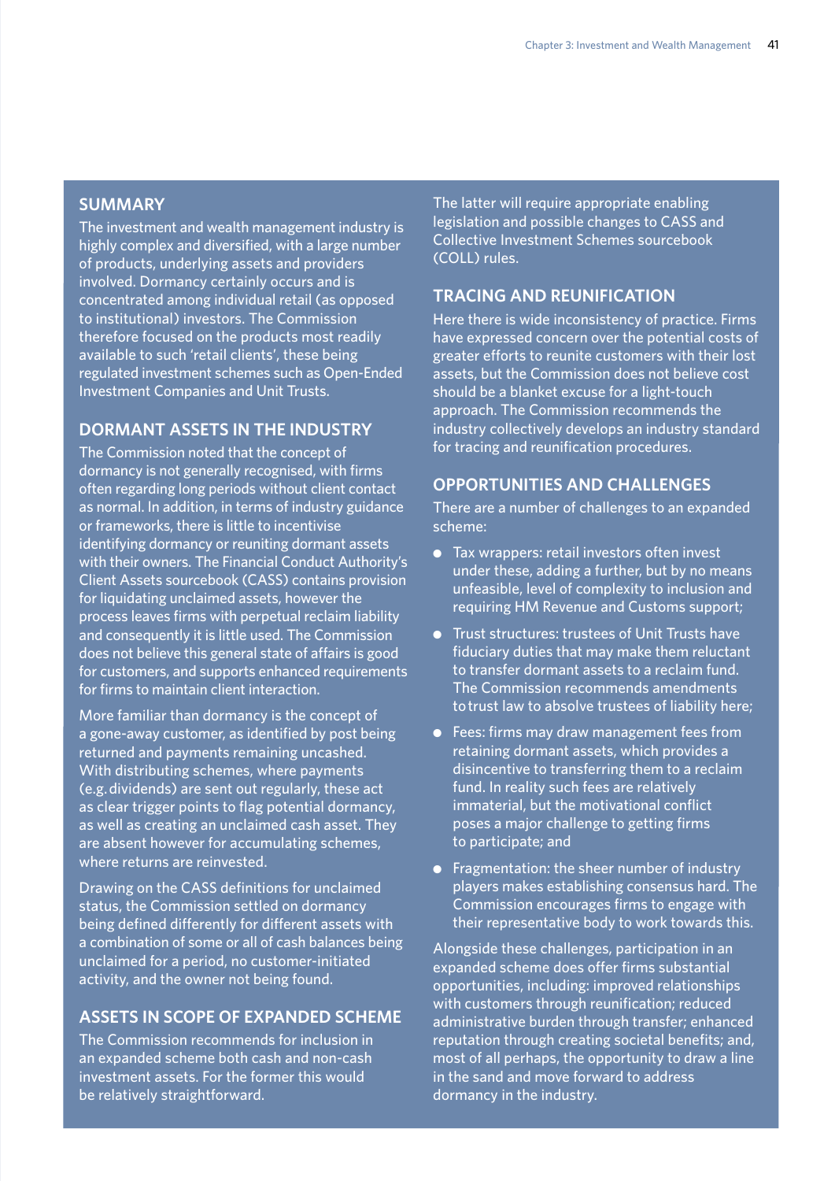## SUMMARY

The investment and wealth management industry is highly complex and diversified, with a large number of products, underlying assets and providers involved. Dormancy certainly occurs and is concentrated among individual retail (as opposed to institutional) investors. The Commission therefore focused on the products most readily available to such 'retail clients', these being regulated investment schemes such as Open-Ended Investment Companies and Unit Trusts.

## DORMANT ASSETS IN THE INDUSTRY

The Commission noted that the concept of dormancy is not generally recognised, with firms often regarding long periods without client contact as normal. In addition, in terms of industry guidance or frameworks, there is little to incentivise identifying dormancy or reuniting dormant assets with their owners. The Financial Conduct Authority's Client Assets sourcebook (CASS) contains provision for liquidating unclaimed assets, however the process leaves firms with perpetual reclaim liability and consequently it is little used. The Commission does not believe this general state of affairs is good for customers, and supports enhanced requirements for firms to maintain client interaction.

More familiar than dormancy is the concept of a gone-away customer, as identified by post being returned and payments remaining uncashed. With distributing schemes, where payments (e.g. dividends) are sent out regularly, these act as clear trigger points to flag potential dormancy, as well as creating an unclaimed cash asset. They are absent however for accumulating schemes, where returns are reinvested.

Drawing on the CASS definitions for unclaimed status, the Commission settled on dormancy being defined differently for different assets with a combination of some or all of cash balances being unclaimed for a period, no customer-initiated activity, and the owner not being found.

## ASSETS IN SCOPE OF EXPANDED SCHEME

The Commission recommends for inclusion in an expanded scheme both cash and non-cash investment assets. For the former this would be relatively straightforward. The latter will require appropriate enabling legislation and possible changes to CASS and Collective Investment Schemes sourcebook (COLL) rules.

## TRACING AND REUNIFICATION

Here there is wide inconsistency of practice. Firms have expressed concern over the potential costs of greater efforts to reunite customers with their lost assets, but the Commission does not believe cost should be a blanket excuse for a light-touch approach. The Commission recommends the industry collectively develops an industry standard for tracing and reunification procedures.

## OPPORTUNITIES AND CHALLENGES

There are a number of challenges to an expanded scheme:

- Tax wrappers: retail investors often invest under these, adding a further, but by no means unfeasible, level of complexity to inclusion and requiring HM Revenue and Customs support;
- Trust structures: trustees of Unit Trusts have fiduciary duties that may make them reluctant to transfer dormant assets to a reclaim fund. The Commission recommends amendments to trust law to absolve trustees of liability here;
- Fees: firms may draw management fees from retaining dormant assets, which provides a disincentive to transferring them to a reclaim fund. In reality such fees are relatively immaterial, but the motivational conflict poses a major challenge to getting firms to participate; and
- Fragmentation: the sheer number of industry players makes establishing consensus hard. The Commission encourages firms to engage with their representative body to work towards this.

Alongside these challenges, participation in an expanded scheme does offer firms substantial opportunities, including: improved relationships with customers through reunification; reduced administrative burden through transfer; enhanced reputation through creating societal benefits; and, most of all perhaps, the opportunity to draw a line in the sand and move forward to address dormancy in the industry.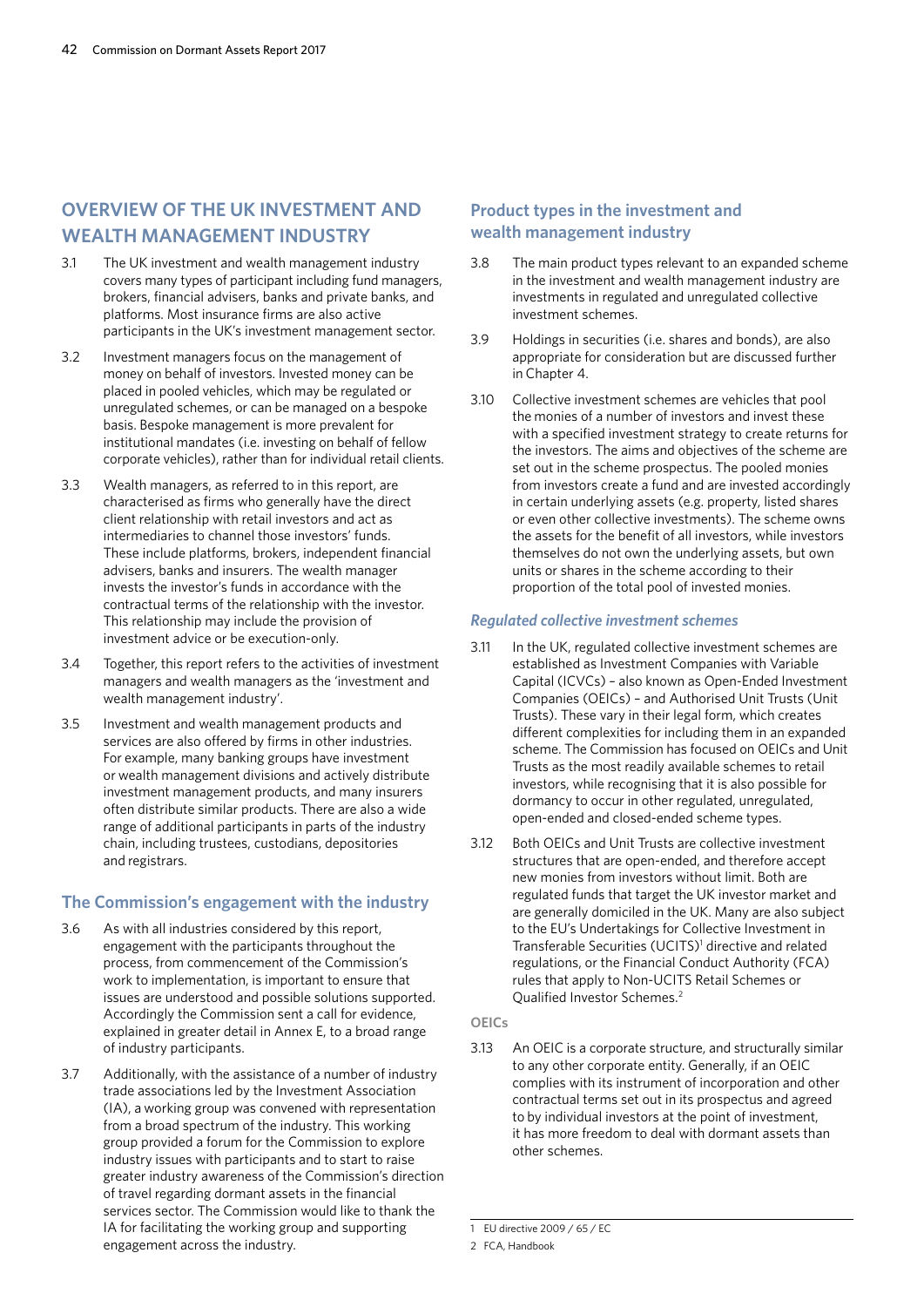## OVERVIEW OF THE UK INVESTMENT AND WEALTH MANAGEMENT INDUSTRY

3.1 The UK investment and wealth management industry covers many types of participant including fund managers, brokers, financial advisers, banks and private banks, and platforms. Most insurance firms are also active participants in the UK's investment management sector.

3.2 Investment managers focus on the management of money on behalf of investors. Invested money can be placed in pooled vehicles, which may be regulated or unregulated schemes, or can be managed on a bespoke basis. Bespoke management is more prevalent for institutional mandates (i.e. investing on behalf of fellow corporate vehicles), rather than for individual retail clients.

3.3 Wealth managers, as referred to in this report, are characterised as firms who generally have the direct client relationship with retail investors and act as intermediaries to channel those investors' funds. These include platforms, brokers, independent financial advisers, banks and insurers. The wealth manager invests the investor's funds in accordance with the contractual terms of the relationship with the investor. This relationship may include the provision of investment advice or be execution-only.

3.4 Together, this report refers to the activities of investment managers and wealth managers as the 'investment and wealth management industry'.

3.5 Investment and wealth management products and services are also offered by firms in other industries. For example, many banking groups have investment or wealth management divisions and actively distribute investment management products, and many insurers often distribute similar products. There are also a wide range of additional participants in parts of the industry chain, including trustees, custodians, depositories and registrars.

### The Commission's engagement with the industry

3.6 As with all industries considered by this report, engagement with the participants throughout the process, from commencement of the Commission's work to implementation, is important to ensure that issues are understood and possible solutions supported. Accordingly the Commission sent a call for evidence, explained in greater detail in Annex E, to a broad range of industry participants.

3.7 Additionally, with the assistance of a number of industry trade associations led by the Investment Association (IA), a working group was convened with representation from a broad spectrum of the industry. This working group provided a forum for the Commission to explore industry issues with participants and to start to raise greater industry awareness of the Commission's direction of travel regarding dormant assets in the financial services sector. The Commission would like to thank the IA for facilitating the working group and supporting engagement across the industry.

### Product types in the investment and wealth management industry

3.8 The main product types relevant to an expanded scheme in the investment and wealth management industry are investments in regulated and unregulated collective investment schemes.

3.9 Holdings in securities (i.e. shares and bonds), are also appropriate for consideration but are discussed further in Chapter 4.

3.10 Collective investment schemes are vehicles that pool the monies of a number of investors and invest these with a specified investment strategy to create returns for the investors. The aims and objectives of the scheme are set out in the scheme prospectus. The pooled monies from investors create a fund and are invested accordingly in certain underlying assets (e.g. property, listed shares or even other collective investments). The scheme owns the assets for the benefit of all investors, while investors themselves do not own the underlying assets, but own units or shares in the scheme according to their proportion of the total pool of invested monies.

#### *Regulated collective investment schemes*

3.11 In the UK, regulated collective investment schemes are established as Investment Companies with Variable Capital (ICVCs) – also known as Open-Ended Investment Companies (OEICs) – and Authorised Unit Trusts (Unit Trusts). These vary in their legal form, which creates different complexities for including them in an expanded scheme. The Commission has focused on OEICs and Unit Trusts as the most readily available schemes to retail investors, while recognising that it is also possible for dormancy to occur in other regulated, unregulated, open-ended and closed-ended scheme types.

3.12 Both OEICs and Unit Trusts are collective investment structures that are open-ended, and therefore accept new monies from investors without limit. Both are regulated funds that target the UK investor market and are generally domiciled in the UK. Many are also subject to the EU's Undertakings for Collective Investment in Transferable Securities (UCITS)[1] directive and related regulations, or the Financial Conduct Authority (FCA) rules that apply to Non-UCITS Retail Schemes or Qualified Investor Schemes.[2]

##### OEICs

3.13 An OEIC is a corporate structure, and structurally similar to any other corporate entity. Generally, if an OEIC complies with its instrument of incorporation and other contractual terms set out in its prospectus and agreed to by individual investors at the point of investment, it has more freedom to deal with dormant assets than other schemes.

---

1 EU directive 2009 / 65 / EC

2 FCA, Handbook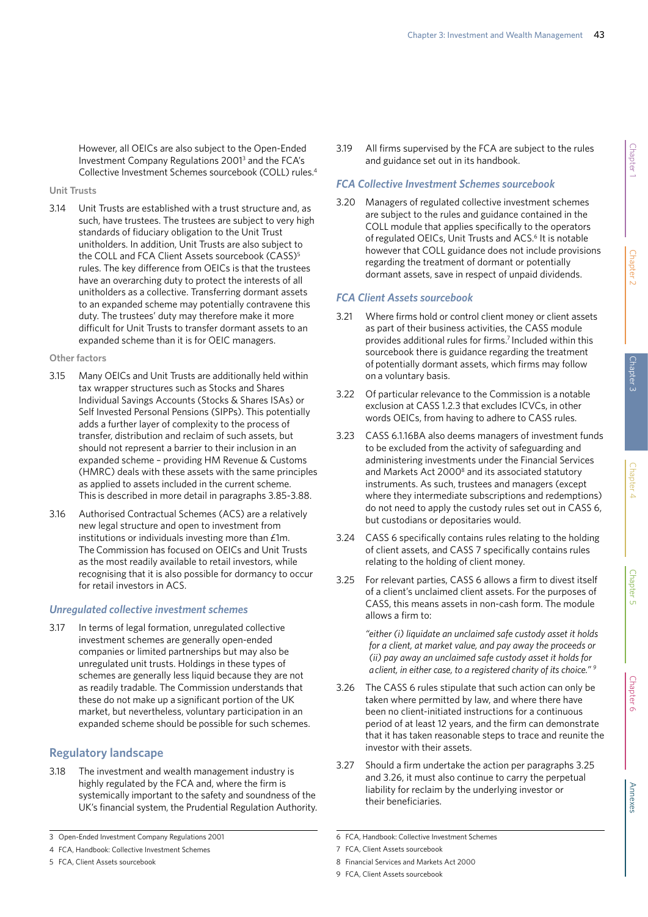However, all OEICs are also subject to the Open-Ended Investment Company Regulations 2001[3] and the FCA's Collective Investment Schemes sourcebook (COLL) rules.[4]

#### Unit Trusts

3.14 Unit Trusts are established with a trust structure and, as such, have trustees. The trustees are subject to very high standards of fiduciary obligation to the Unit Trust unitholders. In addition, Unit Trusts are also subject to the COLL and FCA Client Assets sourcebook (CASS)[5] rules. The key difference from OEICs is that the trustees have an overarching duty to protect the interests of all unitholders as a collective. Transferring dormant assets to an expanded scheme may potentially contravene this duty. The trustees' duty may therefore make it more difficult for Unit Trusts to transfer dormant assets to an expanded scheme than it is for OEIC managers.

#### Other factors

3.15 Many OEICs and Unit Trusts are additionally held within tax wrapper structures such as Stocks and Shares Individual Savings Accounts (Stocks & Shares ISAs) or Self Invested Personal Pensions (SIPPs). This potentially adds a further layer of complexity to the process of transfer, distribution and reclaim of such assets, but should not represent a barrier to their inclusion in an expanded scheme – providing HM Revenue & Customs (HMRC) deals with these assets with the same principles as applied to assets included in the current scheme. This is described in more detail in paragraphs 3.85-3.88.

3.16 Authorised Contractual Schemes (ACS) are a relatively new legal structure and open to investment from institutions or individuals investing more than £1m. The Commission has focused on OEICs and Unit Trusts as the most readily available to retail investors, while recognising that it is also possible for dormancy to occur for retail investors in ACS.

### *Unregulated collective investment schemes*

3.17 In terms of legal formation, unregulated collective investment schemes are generally open-ended companies or limited partnerships but may also be unregulated unit trusts. Holdings in these types of schemes are generally less liquid because they are not as readily tradable. The Commission understands that these do not make up a significant portion of the UK market, but nevertheless, voluntary participation in an expanded scheme should be possible for such schemes.

## Regulatory landscape

3.18 The investment and wealth management industry is highly regulated by the FCA and, where the firm is systemically important to the safety and soundness of the UK's financial system, the Prudential Regulation Authority.

3.19 All firms supervised by the FCA are subject to the rules and guidance set out in its handbook.

### *FCA Collective Investment Schemes sourcebook*

3.20 Managers of regulated collective investment schemes are subject to the rules and guidance contained in the COLL module that applies specifically to the operators of regulated OEICs, Unit Trusts and ACS.[6] It is notable however that COLL guidance does not include provisions regarding the treatment of dormant or potentially dormant assets, save in respect of unpaid dividends.

### *FCA Client Assets sourcebook*

3.21 Where firms hold or control client money or client assets as part of their business activities, the CASS module provides additional rules for firms.[7] Included within this sourcebook there is guidance regarding the treatment of potentially dormant assets, which firms may follow on a voluntary basis.

3.22 Of particular relevance to the Commission is a notable exclusion at CASS 1.2.3 that excludes ICVCs, in other words OEICs, from having to adhere to CASS rules.

3.23 CASS 6.1.16BA also deems managers of investment funds to be excluded from the activity of safeguarding and administering investments under the Financial Services and Markets Act 2000[8] and its associated statutory instruments. As such, trustees and managers (except where they intermediate subscriptions and redemptions) do not need to apply the custody rules set out in CASS 6, but custodians or depositaries would.

3.24 CASS 6 specifically contains rules relating to the holding of client assets, and CASS 7 specifically contains rules relating to the holding of client money.

3.25 For relevant parties, CASS 6 allows a firm to divest itself of a client's unclaimed client assets. For the purposes of CASS, this means assets in non-cash form. The module allows a firm to:

> *"either (i) liquidate an unclaimed safe custody asset it holds for a client, at market value, and pay away the proceeds or (ii) pay away an unclaimed safe custody asset it holds for a client, in either case, to a registered charity of its choice."* [9]

3.26 The CASS 6 rules stipulate that such action can only be taken where permitted by law, and where there have been no client-initiated instructions for a continuous period of at least 12 years, and the firm can demonstrate that it has taken reasonable steps to trace and reunite the investor with their assets.

3.27 Should a firm undertake the action per paragraphs 3.25 and 3.26, it must also continue to carry the perpetual liability for reclaim by the underlying investor or their beneficiaries.

---

3 Open-Ended Investment Company Regulations 2001

4 FCA, Handbook: Collective Investment Schemes

5 FCA, Client Assets sourcebook

6 FCA, Handbook: Collective Investment Schemes

7 FCA, Client Assets sourcebook

8 Financial Services and Markets Act 2000

9 FCA, Client Assets sourcebook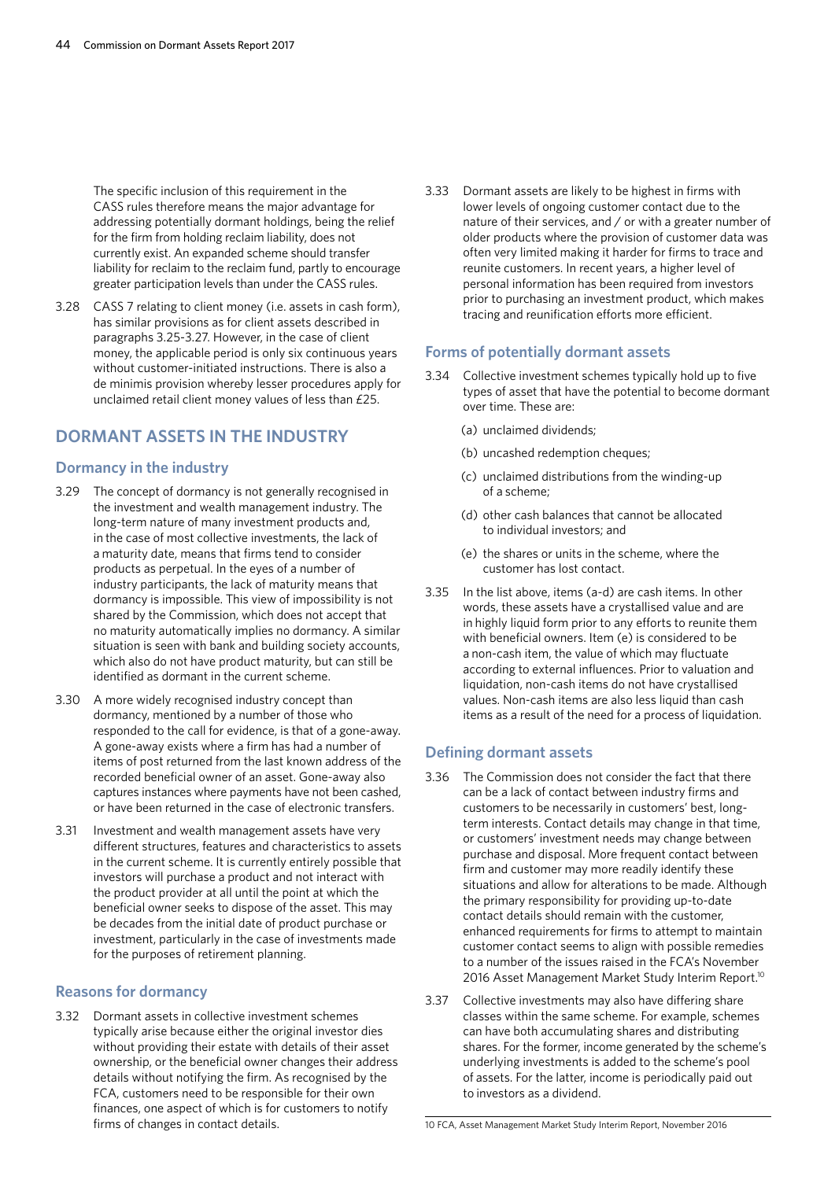The specific inclusion of this requirement in the CASS rules therefore means the major advantage for addressing potentially dormant holdings, being the relief for the firm from holding reclaim liability, does not currently exist. An expanded scheme should transfer liability for reclaim to the reclaim fund, partly to encourage greater participation levels than under the CASS rules.

3.28 CASS 7 relating to client money (i.e. assets in cash form), has similar provisions as for client assets described in paragraphs 3.25-3.27. However, in the case of client money, the applicable period is only six continuous years without customer-initiated instructions. There is also a de minimis provision whereby lesser procedures apply for unclaimed retail client money values of less than £25.

## DORMANT ASSETS IN THE INDUSTRY

### Dormancy in the industry

3.29 The concept of dormancy is not generally recognised in the investment and wealth management industry. The long-term nature of many investment products and, in the case of most collective investments, the lack of a maturity date, means that firms tend to consider products as perpetual. In the eyes of a number of industry participants, the lack of maturity means that dormancy is impossible. This view of impossibility is not shared by the Commission, which does not accept that no maturity automatically implies no dormancy. A similar situation is seen with bank and building society accounts, which also do not have product maturity, but can still be identified as dormant in the current scheme.

3.30 A more widely recognised industry concept than dormancy, mentioned by a number of those who responded to the call for evidence, is that of a gone-away. A gone-away exists where a firm has had a number of items of post returned from the last known address of the recorded beneficial owner of an asset. Gone-away also captures instances where payments have not been cashed, or have been returned in the case of electronic transfers.

3.31 Investment and wealth management assets have very different structures, features and characteristics to assets in the current scheme. It is currently entirely possible that investors will purchase a product and not interact with the product provider at all until the point at which the beneficial owner seeks to dispose of the asset. This may be decades from the initial date of product purchase or investment, particularly in the case of investments made for the purposes of retirement planning.

### Reasons for dormancy

3.32 Dormant assets in collective investment schemes typically arise because either the original investor dies without providing their estate with details of their asset ownership, or the beneficial owner changes their address details without notifying the firm. As recognised by the FCA, customers need to be responsible for their own finances, one aspect of which is for customers to notify firms of changes in contact details.

3.33 Dormant assets are likely to be highest in firms with lower levels of ongoing customer contact due to the nature of their services, and / or with a greater number of older products where the provision of customer data was often very limited making it harder for firms to trace and reunite customers. In recent years, a higher level of personal information has been required from investors prior to purchasing an investment product, which makes tracing and reunification efforts more efficient.

### Forms of potentially dormant assets

3.34 Collective investment schemes typically hold up to five types of asset that have the potential to become dormant over time. These are:

(a) unclaimed dividends;

(b) uncashed redemption cheques;

(c) unclaimed distributions from the winding-up of a scheme;

(d) other cash balances that cannot be allocated to individual investors; and

(e) the shares or units in the scheme, where the customer has lost contact.

3.35 In the list above, items (a-d) are cash items. In other words, these assets have a crystallised value and are in highly liquid form prior to any efforts to reunite them with beneficial owners. Item (e) is considered to be a non-cash item, the value of which may fluctuate according to external influences. Prior to valuation and liquidation, non-cash items do not have crystallised values. Non-cash items are also less liquid than cash items as a result of the need for a process of liquidation.

### Defining dormant assets

3.36 The Commission does not consider the fact that there can be a lack of contact between industry firms and customers to be necessarily in customers' best, long-term interests. Contact details may change in that time, or customers' investment needs may change between purchase and disposal. More frequent contact between firm and customer may more readily identify these situations and allow for alterations to be made. Although the primary responsibility for providing up-to-date contact details should remain with the customer, enhanced requirements for firms to attempt to maintain customer contact seems to align with possible remedies to a number of the issues raised in the FCA's November 2016 Asset Management Market Study Interim Report.[10]

3.37 Collective investments may also have differing share classes within the same scheme. For example, schemes can have both accumulating shares and distributing shares. For the former, income generated by the scheme's underlying investments is added to the scheme's pool of assets. For the latter, income is periodically paid out to investors as a dividend.

10 FCA, Asset Management Market Study Interim Report, November 2016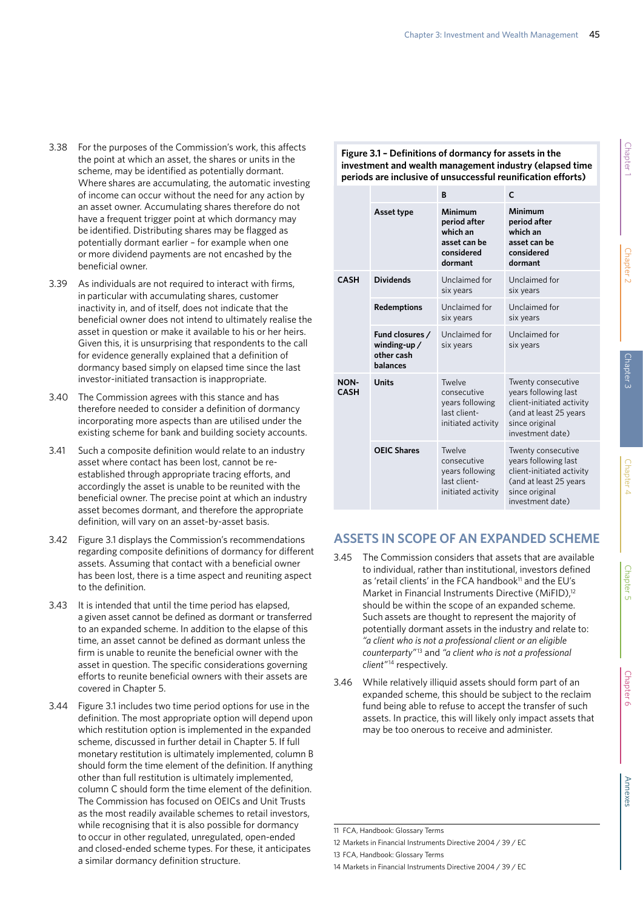3.38 For the purposes of the Commission's work, this affects the point at which an asset, the shares or units in the scheme, may be identified as potentially dormant. Where shares are accumulating, the automatic investing of income can occur without the need for any action by an asset owner. Accumulating shares therefore do not have a frequent trigger point at which dormancy may be identified. Distributing shares may be flagged as potentially dormant earlier – for example when one or more dividend payments are not encashed by the beneficial owner.

3.39 As individuals are not required to interact with firms, in particular with accumulating shares, customer inactivity in, and of itself, does not indicate that the beneficial owner does not intend to ultimately realise the asset in question or make it available to his or her heirs. Given this, it is unsurprising that respondents to the call for evidence generally explained that a definition of dormancy based simply on elapsed time since the last investor-initiated transaction is inappropriate.

3.40 The Commission agrees with this stance and has therefore needed to consider a definition of dormancy incorporating more aspects than are utilised under the existing scheme for bank and building society accounts.

3.41 Such a composite definition would relate to an industry asset where contact has been lost, cannot be re-established through appropriate tracing efforts, and accordingly the asset is unable to be reunited with the beneficial owner. The precise point at which an industry asset becomes dormant, and therefore the appropriate definition, will vary on an asset-by-asset basis.

3.42 Figure 3.1 displays the Commission's recommendations regarding composite definitions of dormancy for different assets. Assuming that contact with a beneficial owner has been lost, there is a time aspect and reuniting aspect to the definition.

3.43 It is intended that until the time period has elapsed, a given asset cannot be defined as dormant or transferred to an expanded scheme. In addition to the elapse of this time, an asset cannot be defined as dormant unless the firm is unable to reunite the beneficial owner with the asset in question. The specific considerations governing efforts to reunite beneficial owners with their assets are covered in Chapter 5.

3.44 Figure 3.1 includes two time period options for use in the definition. The most appropriate option will depend upon which restitution option is implemented in the expanded scheme, discussed in further detail in Chapter 5. If full monetary restitution is ultimately implemented, column B should form the time element of the definition. If anything other than full restitution is ultimately implemented, column C should form the time element of the definition. The Commission has focused on OEICs and Unit Trusts as the most readily available schemes to retail investors, while recognising that it is also possible for dormancy to occur in other regulated, unregulated, open-ended and closed-ended scheme types. For these, it anticipates a similar dormancy definition structure.

**Figure 3.1 – Definitions of dormancy for assets in the investment and wealth management industry (elapsed time periods are inclusive of unsuccessful reunification efforts)**

| | | B | C |
|---|---|---|---|
| | **Asset type** | **Minimum period after which an asset can be considered dormant** | **Minimum period after which an asset can be considered dormant** |
| **CASH** | **Dividends** | Unclaimed for six years | Unclaimed for six years |
| | **Redemptions** | Unclaimed for six years | Unclaimed for six years |
| | **Fund closures / winding-up / other cash balances** | Unclaimed for six years | Unclaimed for six years |
| **NON-CASH** | **Units** | Twelve consecutive years following last client-initiated activity | Twenty consecutive years following last client-initiated activity (and at least 25 years since original investment date) |
| | **OEIC Shares** | Twelve consecutive years following last client-initiated activity | Twenty consecutive years following last client-initiated activity (and at least 25 years since original investment date) |

## ASSETS IN SCOPE OF AN EXPANDED SCHEME

3.45 The Commission considers that assets that are available to individual, rather than institutional, investors defined as 'retail clients' in the FCA handbook[11] and the EU's Market in Financial Instruments Directive (MiFID),[12] should be within the scope of an expanded scheme. Such assets are thought to represent the majority of potentially dormant assets in the industry and relate to: *"a client who is not a professional client or an eligible counterparty"*[13] and *"a client who is not a professional client"*[14] respectively.

3.46 While relatively illiquid assets should form part of an expanded scheme, this should be subject to the reclaim fund being able to refuse to accept the transfer of such assets. In practice, this will likely only impact assets that may be too onerous to receive and administer.

11 FCA, Handbook: Glossary Terms

12 Markets in Financial Instruments Directive 2004 / 39 / EC

13 FCA, Handbook: Glossary Terms

14 Markets in Financial Instruments Directive 2004 / 39 / EC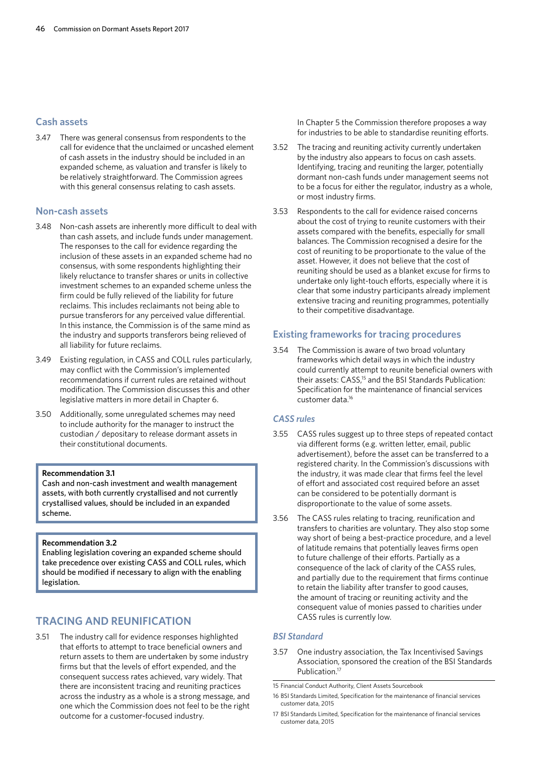## Cash assets

3.47 There was general consensus from respondents to the call for evidence that the unclaimed or uncashed element of cash assets in the industry should be included in an expanded scheme, as valuation and transfer is likely to be relatively straightforward. The Commission agrees with this general consensus relating to cash assets.

## Non-cash assets

3.48 Non-cash assets are inherently more difficult to deal with than cash assets, and include funds under management. The responses to the call for evidence regarding the inclusion of these assets in an expanded scheme had no consensus, with some respondents highlighting their likely reluctance to transfer shares or units in collective investment schemes to an expanded scheme unless the firm could be fully relieved of the liability for future reclaims. This includes reclaimants not being able to pursue transferors for any perceived value differential. In this instance, the Commission is of the same mind as the industry and supports transferors being relieved of all liability for future reclaims.

3.49 Existing regulation, in CASS and COLL rules particularly, may conflict with the Commission's implemented recommendations if current rules are retained without modification. The Commission discusses this and other legislative matters in more detail in Chapter 6.

3.50 Additionally, some unregulated schemes may need to include authority for the manager to instruct the custodian / depositary to release dormant assets in their constitutional documents.

> **Recommendation 3.1**
> Cash and non-cash investment and wealth management assets, with both currently crystallised and not currently crystallised values, should be included in an expanded scheme.

> **Recommendation 3.2**
> Enabling legislation covering an expanded scheme should take precedence over existing CASS and COLL rules, which should be modified if necessary to align with the enabling legislation.

# TRACING AND REUNIFICATION

3.51 The industry call for evidence responses highlighted that efforts to attempt to trace beneficial owners and return assets to them are undertaken by some industry firms but that the levels of effort expended, and the consequent success rates achieved, vary widely. That there are inconsistent tracing and reuniting practices across the industry as a whole is a strong message, and one which the Commission does not feel to be the right outcome for a customer-focused industry. In Chapter 5 the Commission therefore proposes a way for industries to be able to standardise reuniting efforts.

3.52 The tracing and reuniting activity currently undertaken by the industry also appears to focus on cash assets. Identifying, tracing and reuniting the larger, potentially dormant non-cash funds under management seems not to be a focus for either the regulator, industry as a whole, or most industry firms.

3.53 Respondents to the call for evidence raised concerns about the cost of trying to reunite customers with their assets compared with the benefits, especially for small balances. The Commission recognised a desire for the cost of reuniting to be proportionate to the value of the asset. However, it does not believe that the cost of reuniting should be used as a blanket excuse for firms to undertake only light-touch efforts, especially where it is clear that some industry participants already implement extensive tracing and reuniting programmes, potentially to their competitive disadvantage.

## Existing frameworks for tracing procedures

3.54 The Commission is aware of two broad voluntary frameworks which detail ways in which the industry could currently attempt to reunite beneficial owners with their assets: CASS,[15] and the BSI Standards Publication: Specification for the maintenance of financial services customer data.[16]

### *CASS rules*

3.55 CASS rules suggest up to three steps of repeated contact via different forms (e.g. written letter, email, public advertisement), before the asset can be transferred to a registered charity. In the Commission's discussions with the industry, it was made clear that firms feel the level of effort and associated cost required before an asset can be considered to be potentially dormant is disproportionate to the value of some assets.

3.56 The CASS rules relating to tracing, reunification and transfers to charities are voluntary. They also stop some way short of being a best-practice procedure, and a level of latitude remains that potentially leaves firms open to future challenge of their efforts. Partially as a consequence of the lack of clarity of the CASS rules, and partially due to the requirement that firms continue to retain the liability after transfer to good causes, the amount of tracing or reuniting activity and the consequent value of monies passed to charities under CASS rules is currently low.

### *BSI Standard*

3.57 One industry association, the Tax Incentivised Savings Association, sponsored the creation of the BSI Standards Publication.[17]

---

15 Financial Conduct Authority, Client Assets Sourcebook

16 BSI Standards Limited, Specification for the maintenance of financial services customer data, 2015

17 BSI Standards Limited, Specification for the maintenance of financial services customer data, 2015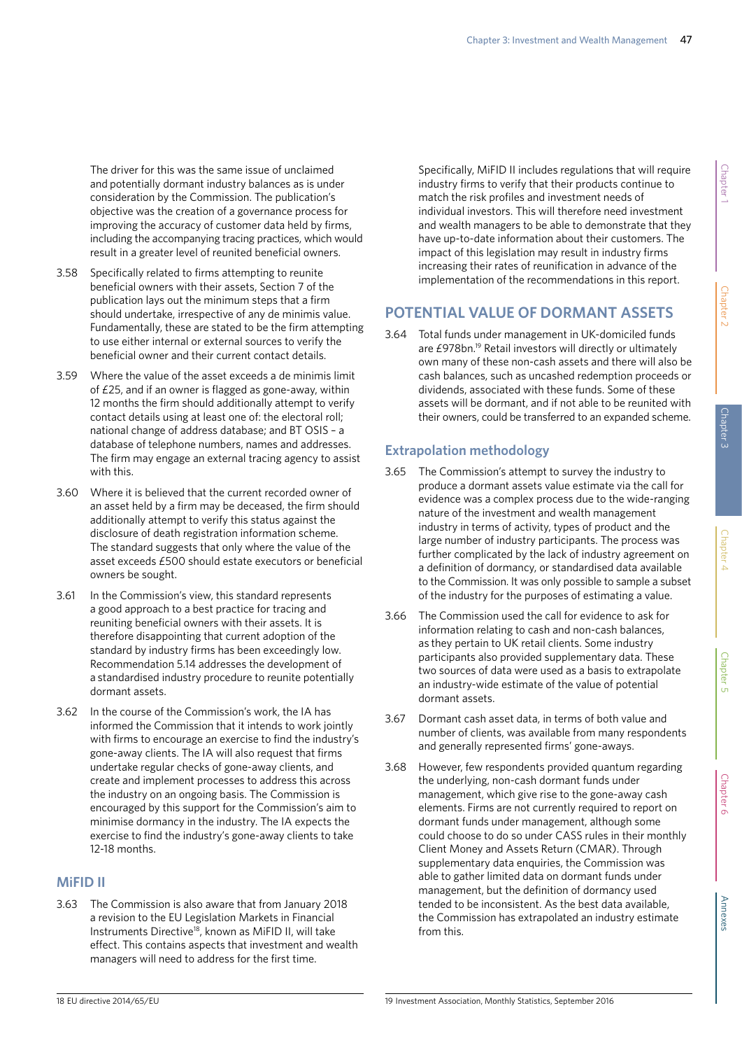The driver for this was the same issue of unclaimed and potentially dormant industry balances as is under consideration by the Commission. The publication's objective was the creation of a governance process for improving the accuracy of customer data held by firms, including the accompanying tracing practices, which would result in a greater level of reunited beneficial owners.

3.58 Specifically related to firms attempting to reunite beneficial owners with their assets, Section 7 of the publication lays out the minimum steps that a firm should undertake, irrespective of any de minimis value. Fundamentally, these are stated to be the firm attempting to use either internal or external sources to verify the beneficial owner and their current contact details.

3.59 Where the value of the asset exceeds a de minimis limit of £25, and if an owner is flagged as gone-away, within 12 months the firm should additionally attempt to verify contact details using at least one of: the electoral roll; national change of address database; and BT OSIS – a database of telephone numbers, names and addresses. The firm may engage an external tracing agency to assist with this.

3.60 Where it is believed that the current recorded owner of an asset held by a firm may be deceased, the firm should additionally attempt to verify this status against the disclosure of death registration information scheme. The standard suggests that only where the value of the asset exceeds £500 should estate executors or beneficial owners be sought.

3.61 In the Commission's view, this standard represents a good approach to a best practice for tracing and reuniting beneficial owners with their assets. It is therefore disappointing that current adoption of the standard by industry firms has been exceedingly low. Recommendation 5.14 addresses the development of a standardised industry procedure to reunite potentially dormant assets.

3.62 In the course of the Commission's work, the IA has informed the Commission that it intends to work jointly with firms to encourage an exercise to find the industry's gone-away clients. The IA will also request that firms undertake regular checks of gone-away clients, and create and implement processes to address this across the industry on an ongoing basis. The Commission is encouraged by this support for the Commission's aim to minimise dormancy in the industry. The IA expects the exercise to find the industry's gone-away clients to take 12-18 months.

### MiFID II

3.63 The Commission is also aware that from January 2018 a revision to the EU Legislation Markets in Financial Instruments Directive[18], known as MiFID II, will take effect. This contains aspects that investment and wealth managers will need to address for the first time. Specifically, MiFID II includes regulations that will require industry firms to verify that their products continue to match the risk profiles and investment needs of individual investors. This will therefore need investment and wealth managers to be able to demonstrate that they have up-to-date information about their customers. The impact of this legislation may result in industry firms increasing their rates of reunification in advance of the implementation of the recommendations in this report.

## POTENTIAL VALUE OF DORMANT ASSETS

3.64 Total funds under management in UK-domiciled funds are £978bn.[19] Retail investors will directly or ultimately own many of these non-cash assets and there will also be cash balances, such as uncashed redemption proceeds or dividends, associated with these funds. Some of these assets will be dormant, and if not able to be reunited with their owners, could be transferred to an expanded scheme.

### Extrapolation methodology

3.65 The Commission's attempt to survey the industry to produce a dormant assets value estimate via the call for evidence was a complex process due to the wide-ranging nature of the investment and wealth management industry in terms of activity, types of product and the large number of industry participants. The process was further complicated by the lack of industry agreement on a definition of dormancy, or standardised data available to the Commission. It was only possible to sample a subset of the industry for the purposes of estimating a value.

3.66 The Commission used the call for evidence to ask for information relating to cash and non-cash balances, as they pertain to UK retail clients. Some industry participants also provided supplementary data. These two sources of data were used as a basis to extrapolate an industry-wide estimate of the value of potential dormant assets.

3.67 Dormant cash asset data, in terms of both value and number of clients, was available from many respondents and generally represented firms' gone-aways.

3.68 However, few respondents provided quantum regarding the underlying, non-cash dormant funds under management, which give rise to the gone-away cash elements. Firms are not currently required to report on dormant funds under management, although some could choose to do so under CASS rules in their monthly Client Money and Assets Return (CMAR). Through supplementary data enquiries, the Commission was able to gather limited data on dormant funds under management, but the definition of dormancy used tended to be inconsistent. As the best data available, the Commission has extrapolated an industry estimate from this.

18 EU directive 2014/65/EU

19 Investment Association, Monthly Statistics, September 2016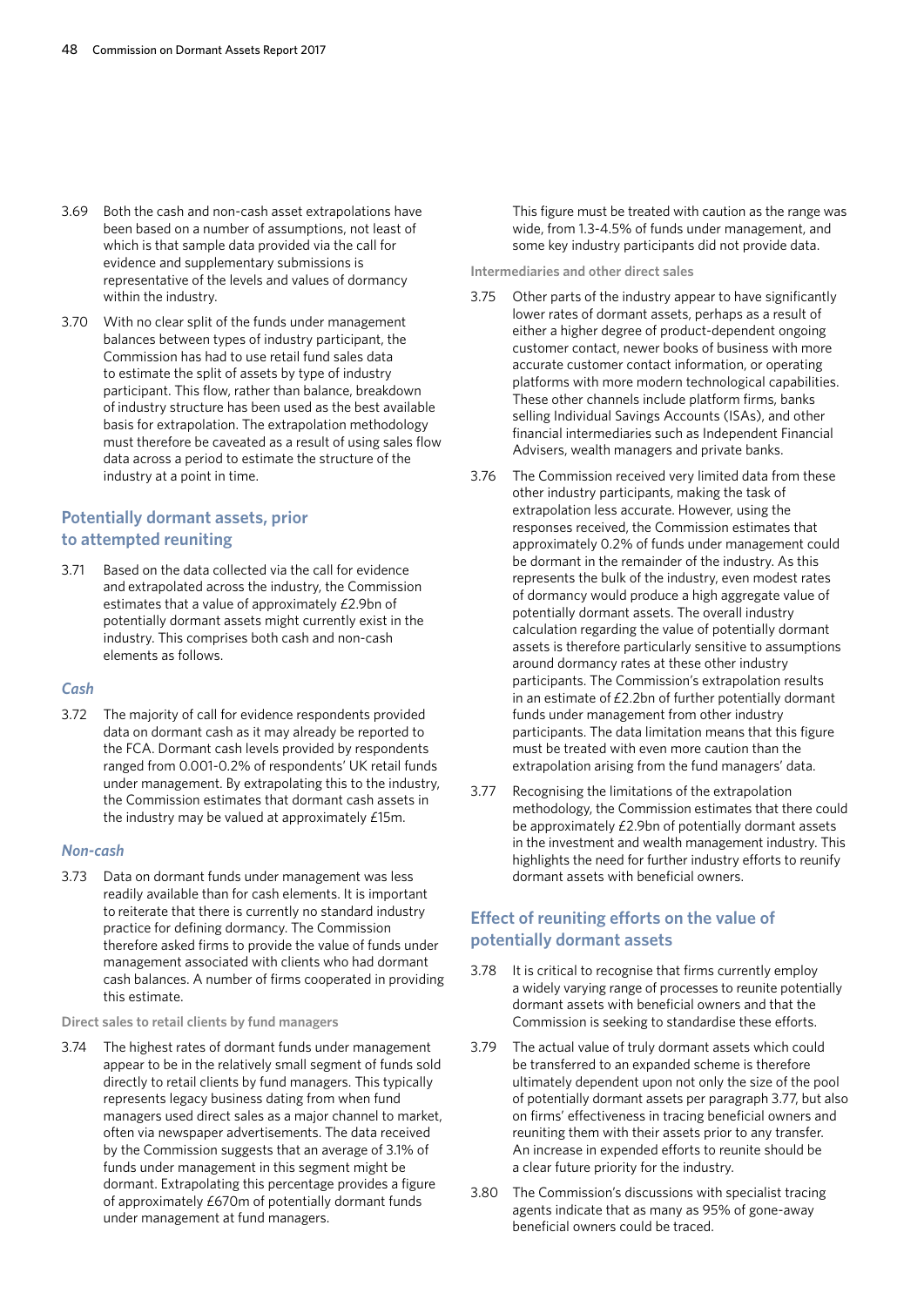3.69 Both the cash and non-cash asset extrapolations have been based on a number of assumptions, not least of which is that sample data provided via the call for evidence and supplementary submissions is representative of the levels and values of dormancy within the industry.

3.70 With no clear split of the funds under management balances between types of industry participant, the Commission has had to use retail fund sales data to estimate the split of assets by type of industry participant. This flow, rather than balance, breakdown of industry structure has been used as the best available basis for extrapolation. The extrapolation methodology must therefore be caveated as a result of using sales flow data across a period to estimate the structure of the industry at a point in time.

## Potentially dormant assets, prior to attempted reuniting

3.71 Based on the data collected via the call for evidence and extrapolated across the industry, the Commission estimates that a value of approximately £2.9bn of potentially dormant assets might currently exist in the industry. This comprises both cash and non-cash elements as follows.

### *Cash*

3.72 The majority of call for evidence respondents provided data on dormant cash as it may already be reported to the FCA. Dormant cash levels provided by respondents ranged from 0.001-0.2% of respondents' UK retail funds under management. By extrapolating this to the industry, the Commission estimates that dormant cash assets in the industry may be valued at approximately £15m.

### *Non-cash*

3.73 Data on dormant funds under management was less readily available than for cash elements. It is important to reiterate that there is currently no standard industry practice for defining dormancy. The Commission therefore asked firms to provide the value of funds under management associated with clients who had dormant cash balances. A number of firms cooperated in providing this estimate.

#### Direct sales to retail clients by fund managers

3.74 The highest rates of dormant funds under management appear to be in the relatively small segment of funds sold directly to retail clients by fund managers. This typically represents legacy business dating from when fund managers used direct sales as a major channel to market, often via newspaper advertisements. The data received by the Commission suggests that an average of 3.1% of funds under management in this segment might be dormant. Extrapolating this percentage provides a figure of approximately £670m of potentially dormant funds under management at fund managers.

This figure must be treated with caution as the range was wide, from 1.3-4.5% of funds under management, and some key industry participants did not provide data.

#### Intermediaries and other direct sales

3.75 Other parts of the industry appear to have significantly lower rates of dormant assets, perhaps as a result of either a higher degree of product-dependent ongoing customer contact, newer books of business with more accurate customer contact information, or operating platforms with more modern technological capabilities. These other channels include platform firms, banks selling Individual Savings Accounts (ISAs), and other financial intermediaries such as Independent Financial Advisers, wealth managers and private banks.

3.76 The Commission received very limited data from these other industry participants, making the task of extrapolation less accurate. However, using the responses received, the Commission estimates that approximately 0.2% of funds under management could be dormant in the remainder of the industry. As this represents the bulk of the industry, even modest rates of dormancy would produce a high aggregate value of potentially dormant assets. The overall industry calculation regarding the value of potentially dormant assets is therefore particularly sensitive to assumptions around dormancy rates at these other industry participants. The Commission's extrapolation results in an estimate of £2.2bn of further potentially dormant funds under management from other industry participants. The data limitation means that this figure must be treated with even more caution than the extrapolation arising from the fund managers' data.

3.77 Recognising the limitations of the extrapolation methodology, the Commission estimates that there could be approximately £2.9bn of potentially dormant assets in the investment and wealth management industry. This highlights the need for further industry efforts to reunify dormant assets with beneficial owners.

## Effect of reuniting efforts on the value of potentially dormant assets

3.78 It is critical to recognise that firms currently employ a widely varying range of processes to reunite potentially dormant assets with beneficial owners and that the Commission is seeking to standardise these efforts.

3.79 The actual value of truly dormant assets which could be transferred to an expanded scheme is therefore ultimately dependent upon not only the size of the pool of potentially dormant assets per paragraph 3.77, but also on firms' effectiveness in tracing beneficial owners and reuniting them with their assets prior to any transfer. An increase in expended efforts to reunite should be a clear future priority for the industry.

3.80 The Commission's discussions with specialist tracing agents indicate that as many as 95% of gone-away beneficial owners could be traced.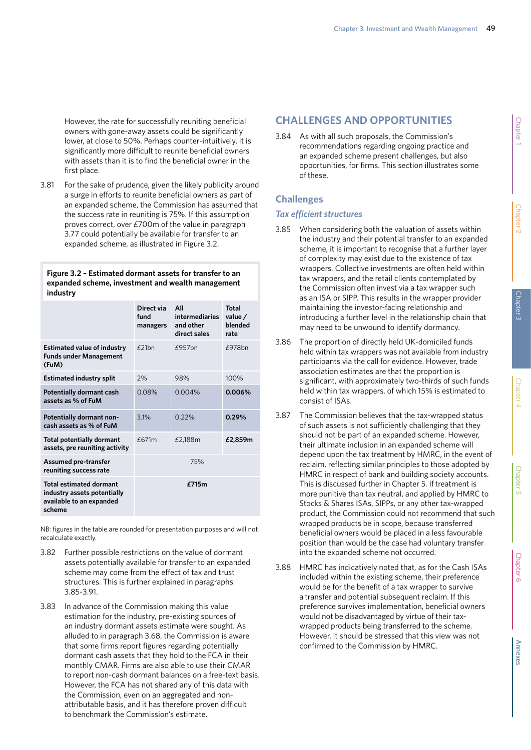However, the rate for successfully reuniting beneficial owners with gone-away assets could be significantly lower, at close to 50%. Perhaps counter-intuitively, it is significantly more difficult to reunite beneficial owners with assets than it is to find the beneficial owner in the first place.

3.81 For the sake of prudence, given the likely publicity around a surge in efforts to reunite beneficial owners as part of an expanded scheme, the Commission has assumed that the success rate in reuniting is 75%. If this assumption proves correct, over £700m of the value in paragraph 3.77 could potentially be available for transfer to an expanded scheme, as illustrated in Figure 3.2.

**Figure 3.2 – Estimated dormant assets for transfer to an expanded scheme, investment and wealth management industry**

| | Direct via fund managers | All intermediaries and other direct sales | Total value / blended rate |
|---|---|---|---|
| **Estimated value of industry Funds under Management (FuM)** | £21bn | £957bn | £978bn |
| **Estimated industry split** | 2% | 98% | 100% |
| **Potentially dormant cash assets as % of FuM** | 0.08% | 0.004% | **0.006%** |
| **Potentially dormant non-cash assets as % of FuM** | 3.1% | 0.22% | **0.29%** |
| **Total potentially dormant assets, pre reuniting activity** | £671m | £2,188m | **£2,859m** |
| **Assumed pre-transfer reuniting success rate** | 75% | | |
| **Total estimated dormant industry assets potentially available to an expanded scheme** | **£715m** | | |

NB: figures in the table are rounded for presentation purposes and will not recalculate exactly.

3.82 Further possible restrictions on the value of dormant assets potentially available for transfer to an expanded scheme may come from the effect of tax and trust structures. This is further explained in paragraphs 3.85-3.91.

3.83 In advance of the Commission making this value estimation for the industry, pre-existing sources of an industry dormant assets estimate were sought. As alluded to in paragraph 3.68, the Commission is aware that some firms report figures regarding potentially dormant cash assets that they hold to the FCA in their monthly CMAR. Firms are also able to use their CMAR to report non-cash dormant balances on a free-text basis. However, the FCA has not shared any of this data with the Commission, even on an aggregated and non-attributable basis, and it has therefore proven difficult to benchmark the Commission's estimate.

## CHALLENGES AND OPPORTUNITIES

3.84 As with all such proposals, the Commission's recommendations regarding ongoing practice and an expanded scheme present challenges, but also opportunities, for firms. This section illustrates some of these.

### Challenges

#### *Tax efficient structures*

3.85 When considering both the valuation of assets within the industry and their potential transfer to an expanded scheme, it is important to recognise that a further layer of complexity may exist due to the existence of tax wrappers. Collective investments are often held within tax wrappers, and the retail clients contemplated by the Commission often invest via a tax wrapper such as an ISA or SIPP. This results in the wrapper provider maintaining the investor-facing relationship and introducing a further level in the relationship chain that may need to be unwound to identify dormancy.

3.86 The proportion of directly held UK-domiciled funds held within tax wrappers was not available from industry participants via the call for evidence. However, trade association estimates are that the proportion is significant, with approximately two-thirds of such funds held within tax wrappers, of which 15% is estimated to consist of ISAs.

3.87 The Commission believes that the tax-wrapped status of such assets is not sufficiently challenging that they should not be part of an expanded scheme. However, their ultimate inclusion in an expanded scheme will depend upon the tax treatment by HMRC, in the event of reclaim, reflecting similar principles to those adopted by HMRC in respect of bank and building society accounts. This is discussed further in Chapter 5. If treatment is more punitive than tax neutral, and applied by HMRC to Stocks & Shares ISAs, SIPPs, or any other tax-wrapped product, the Commission could not recommend that such wrapped products be in scope, because transferred beneficial owners would be placed in a less favourable position than would be the case had voluntary transfer into the expanded scheme not occurred.

3.88 HMRC has indicatively noted that, as for the Cash ISAs included within the existing scheme, their preference would be for the benefit of a tax wrapper to survive a transfer and potential subsequent reclaim. If this preference survives implementation, beneficial owners would not be disadvantaged by virtue of their tax-wrapped products being transferred to the scheme. However, it should be stressed that this view was not confirmed to the Commission by HMRC.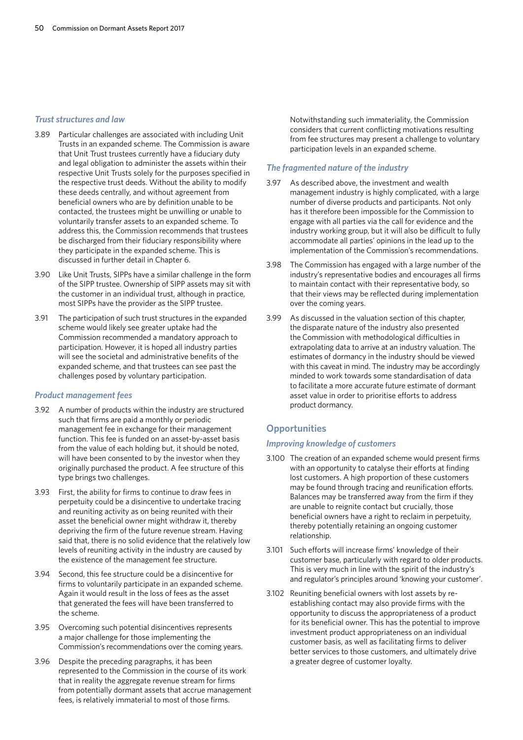### *Trust structures and law*

3.89 Particular challenges are associated with including Unit Trusts in an expanded scheme. The Commission is aware that Unit Trust trustees currently have a fiduciary duty and legal obligation to administer the assets within their respective Unit Trusts solely for the purposes specified in the respective trust deeds. Without the ability to modify these deeds centrally, and without agreement from beneficial owners who are by definition unable to be contacted, the trustees might be unwilling or unable to voluntarily transfer assets to an expanded scheme. To address this, the Commission recommends that trustees be discharged from their fiduciary responsibility where they participate in the expanded scheme. This is discussed in further detail in Chapter 6.

3.90 Like Unit Trusts, SIPPs have a similar challenge in the form of the SIPP trustee. Ownership of SIPP assets may sit with the customer in an individual trust, although in practice, most SIPPs have the provider as the SIPP trustee.

3.91 The participation of such trust structures in the expanded scheme would likely see greater uptake had the Commission recommended a mandatory approach to participation. However, it is hoped all industry parties will see the societal and administrative benefits of the expanded scheme, and that trustees can see past the challenges posed by voluntary participation.

### *Product management fees*

3.92 A number of products within the industry are structured such that firms are paid a monthly or periodic management fee in exchange for their management function. This fee is funded on an asset-by-asset basis from the value of each holding but, it should be noted, will have been consented to by the investor when they originally purchased the product. A fee structure of this type brings two challenges.

3.93 First, the ability for firms to continue to draw fees in perpetuity could be a disincentive to undertake tracing and reuniting activity as on being reunited with their asset the beneficial owner might withdraw it, thereby depriving the firm of the future revenue stream. Having said that, there is no solid evidence that the relatively low levels of reuniting activity in the industry are caused by the existence of the management fee structure.

3.94 Second, this fee structure could be a disincentive for firms to voluntarily participate in an expanded scheme. Again it would result in the loss of fees as the asset that generated the fees will have been transferred to the scheme.

3.95 Overcoming such potential disincentives represents a major challenge for those implementing the Commission's recommendations over the coming years.

3.96 Despite the preceding paragraphs, it has been represented to the Commission in the course of its work that in reality the aggregate revenue stream for firms from potentially dormant assets that accrue management fees, is relatively immaterial to most of those firms. Notwithstanding such immateriality, the Commission considers that current conflicting motivations resulting from fee structures may present a challenge to voluntary participation levels in an expanded scheme.

### *The fragmented nature of the industry*

3.97 As described above, the investment and wealth management industry is highly complicated, with a large number of diverse products and participants. Not only has it therefore been impossible for the Commission to engage with all parties via the call for evidence and the industry working group, but it will also be difficult to fully accommodate all parties' opinions in the lead up to the implementation of the Commission's recommendations.

3.98 The Commission has engaged with a large number of the industry's representative bodies and encourages all firms to maintain contact with their representative body, so that their views may be reflected during implementation over the coming years.

3.99 As discussed in the valuation section of this chapter, the disparate nature of the industry also presented the Commission with methodological difficulties in extrapolating data to arrive at an industry valuation. The estimates of dormancy in the industry should be viewed with this caveat in mind. The industry may be accordingly minded to work towards some standardisation of data to facilitate a more accurate future estimate of dormant asset value in order to prioritise efforts to address product dormancy.

## Opportunities

### *Improving knowledge of customers*

3.100 The creation of an expanded scheme would present firms with an opportunity to catalyse their efforts at finding lost customers. A high proportion of these customers may be found through tracing and reunification efforts. Balances may be transferred away from the firm if they are unable to reignite contact but crucially, those beneficial owners have a right to reclaim in perpetuity, thereby potentially retaining an ongoing customer relationship.

3.101 Such efforts will increase firms' knowledge of their customer base, particularly with regard to older products. This is very much in line with the spirit of the industry's and regulator's principles around 'knowing your customer'.

3.102 Reuniting beneficial owners with lost assets by re-establishing contact may also provide firms with the opportunity to discuss the appropriateness of a product for its beneficial owner. This has the potential to improve investment product appropriateness on an individual customer basis, as well as facilitating firms to deliver better services to those customers, and ultimately drive a greater degree of customer loyalty.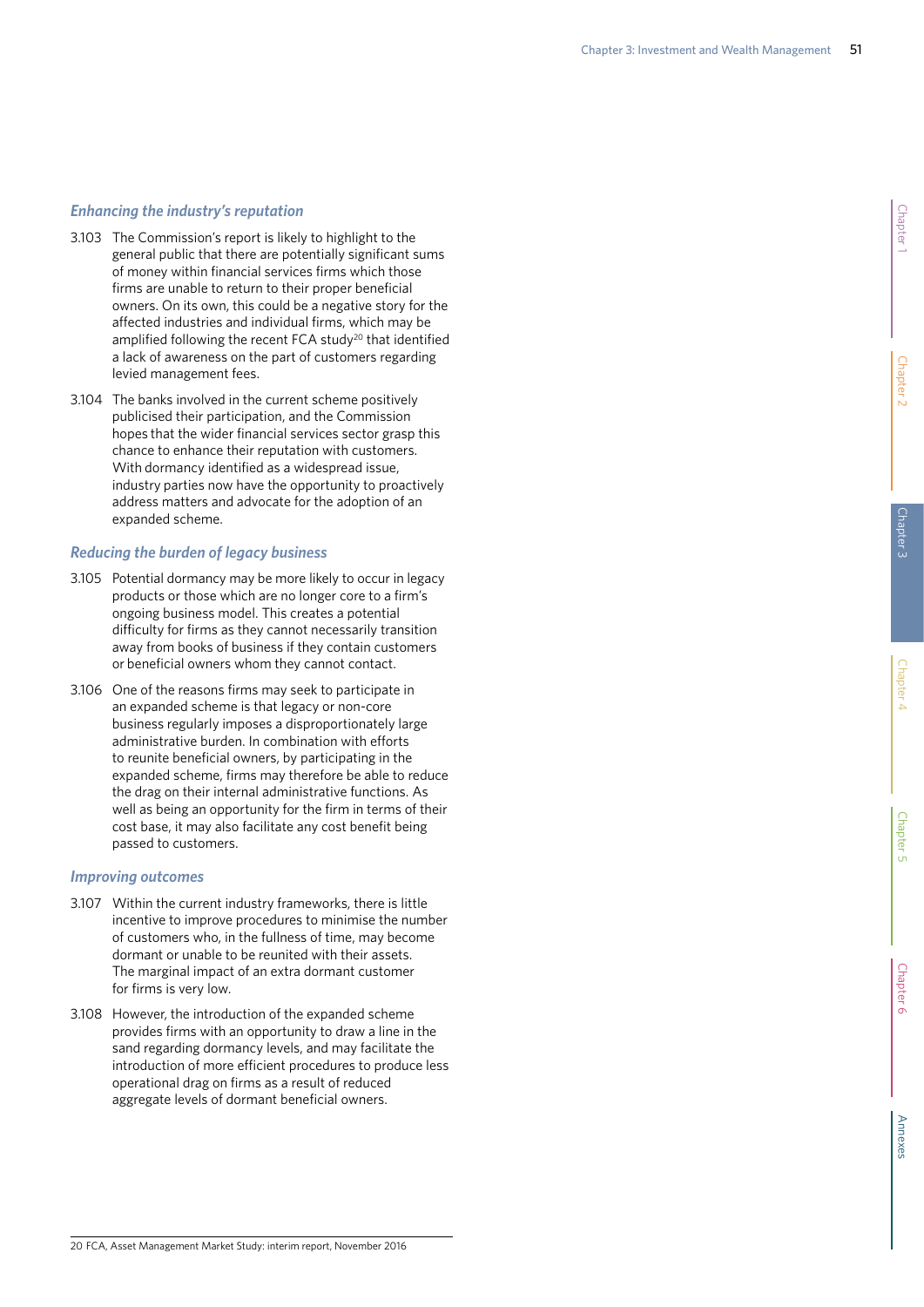### *Enhancing the industry's reputation*

3.103 The Commission's report is likely to highlight to the general public that there are potentially significant sums of money within financial services firms which those firms are unable to return to their proper beneficial owners. On its own, this could be a negative story for the affected industries and individual firms, which may be amplified following the recent FCA study[20] that identified a lack of awareness on the part of customers regarding levied management fees.

3.104 The banks involved in the current scheme positively publicised their participation, and the Commission hopes that the wider financial services sector grasp this chance to enhance their reputation with customers. With dormancy identified as a widespread issue, industry parties now have the opportunity to proactively address matters and advocate for the adoption of an expanded scheme.

### *Reducing the burden of legacy business*

3.105 Potential dormancy may be more likely to occur in legacy products or those which are no longer core to a firm's ongoing business model. This creates a potential difficulty for firms as they cannot necessarily transition away from books of business if they contain customers or beneficial owners whom they cannot contact.

3.106 One of the reasons firms may seek to participate in an expanded scheme is that legacy or non-core business regularly imposes a disproportionately large administrative burden. In combination with efforts to reunite beneficial owners, by participating in the expanded scheme, firms may therefore be able to reduce the drag on their internal administrative functions. As well as being an opportunity for the firm in terms of their cost base, it may also facilitate any cost benefit being passed to customers.

### *Improving outcomes*

3.107 Within the current industry frameworks, there is little incentive to improve procedures to minimise the number of customers who, in the fullness of time, may become dormant or unable to be reunited with their assets. The marginal impact of an extra dormant customer for firms is very low.

3.108 However, the introduction of the expanded scheme provides firms with an opportunity to draw a line in the sand regarding dormancy levels, and may facilitate the introduction of more efficient procedures to produce less operational drag on firms as a result of reduced aggregate levels of dormant beneficial owners.

---

20 FCA, Asset Management Market Study: interim report, November 2016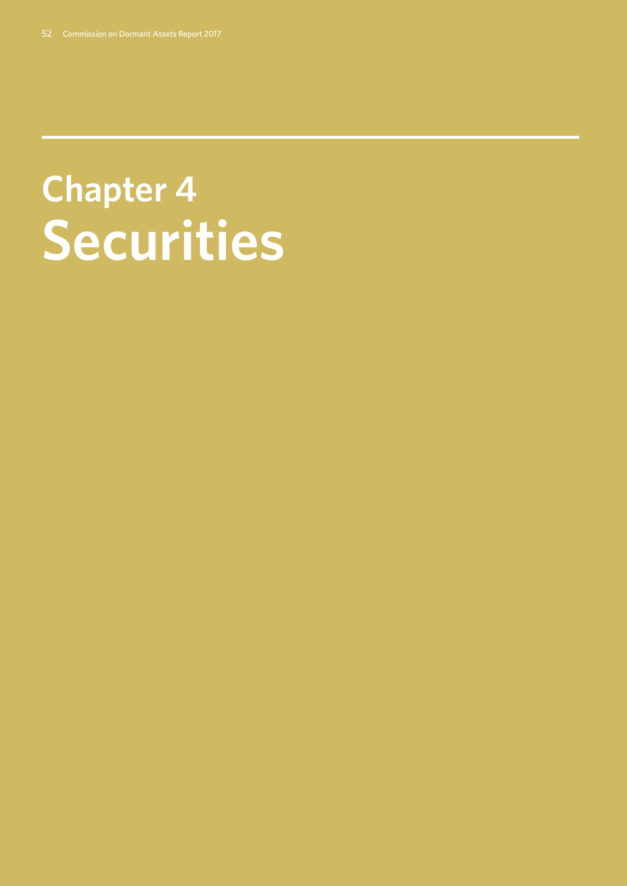# Chapter 4
# Securities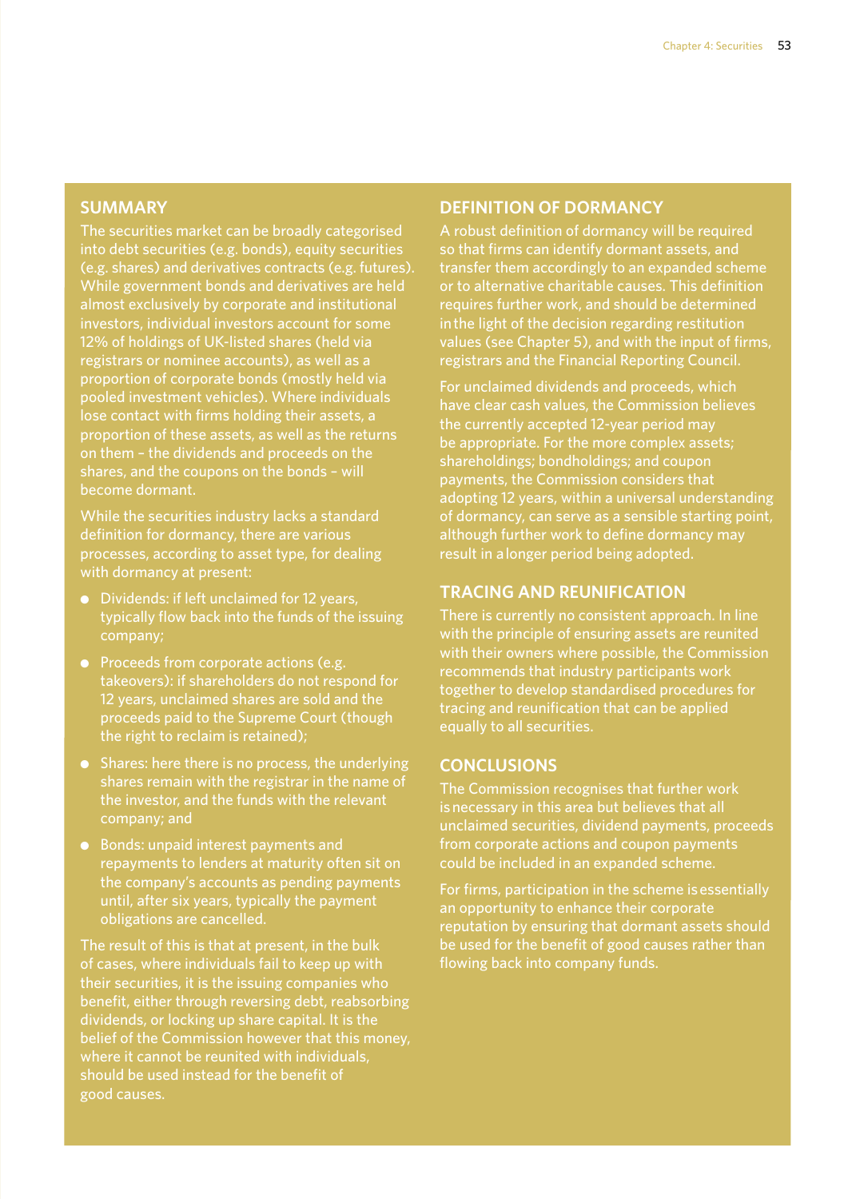## SUMMARY

The securities market can be broadly categorised into debt securities (e.g. bonds), equity securities (e.g. shares) and derivatives contracts (e.g. futures). While government bonds and derivatives are held almost exclusively by corporate and institutional investors, individual investors account for some 12% of holdings of UK-listed shares (held via registrars or nominee accounts), as well as a proportion of corporate bonds (mostly held via pooled investment vehicles). Where individuals lose contact with firms holding their assets, a proportion of these assets, as well as the returns on them – the dividends and proceeds on the shares, and the coupons on the bonds – will become dormant.

While the securities industry lacks a standard definition for dormancy, there are various processes, according to asset type, for dealing with dormancy at present:

- Dividends: if left unclaimed for 12 years, typically flow back into the funds of the issuing company;
- Proceeds from corporate actions (e.g. takeovers): if shareholders do not respond for 12 years, unclaimed shares are sold and the proceeds paid to the Supreme Court (though the right to reclaim is retained);
- Shares: here there is no process, the underlying shares remain with the registrar in the name of the investor, and the funds with the relevant company; and
- Bonds: unpaid interest payments and repayments to lenders at maturity often sit on the company's accounts as pending payments until, after six years, typically the payment obligations are cancelled.

The result of this is that at present, in the bulk of cases, where individuals fail to keep up with their securities, it is the issuing companies who benefit, either through reversing debt, reabsorbing dividends, or locking up share capital. It is the belief of the Commission however that this money, where it cannot be reunited with individuals, should be used instead for the benefit of good causes.

## DEFINITION OF DORMANCY

A robust definition of dormancy will be required so that firms can identify dormant assets, and transfer them accordingly to an expanded scheme or to alternative charitable causes. This definition requires further work, and should be determined in the light of the decision regarding restitution values (see Chapter 5), and with the input of firms, registrars and the Financial Reporting Council.

For unclaimed dividends and proceeds, which have clear cash values, the Commission believes the currently accepted 12-year period may be appropriate. For the more complex assets; shareholdings; bondholdings; and coupon payments, the Commission considers that adopting 12 years, within a universal understanding of dormancy, can serve as a sensible starting point, although further work to define dormancy may result in a longer period being adopted.

## TRACING AND REUNIFICATION

There is currently no consistent approach. In line with the principle of ensuring assets are reunited with their owners where possible, the Commission recommends that industry participants work together to develop standardised procedures for tracing and reunification that can be applied equally to all securities.

## CONCLUSIONS

The Commission recognises that further work is necessary in this area but believes that all unclaimed securities, dividend payments, proceeds from corporate actions and coupon payments could be included in an expanded scheme.

For firms, participation in the scheme is essentially an opportunity to enhance their corporate reputation by ensuring that dormant assets should be used for the benefit of good causes rather than flowing back into company funds.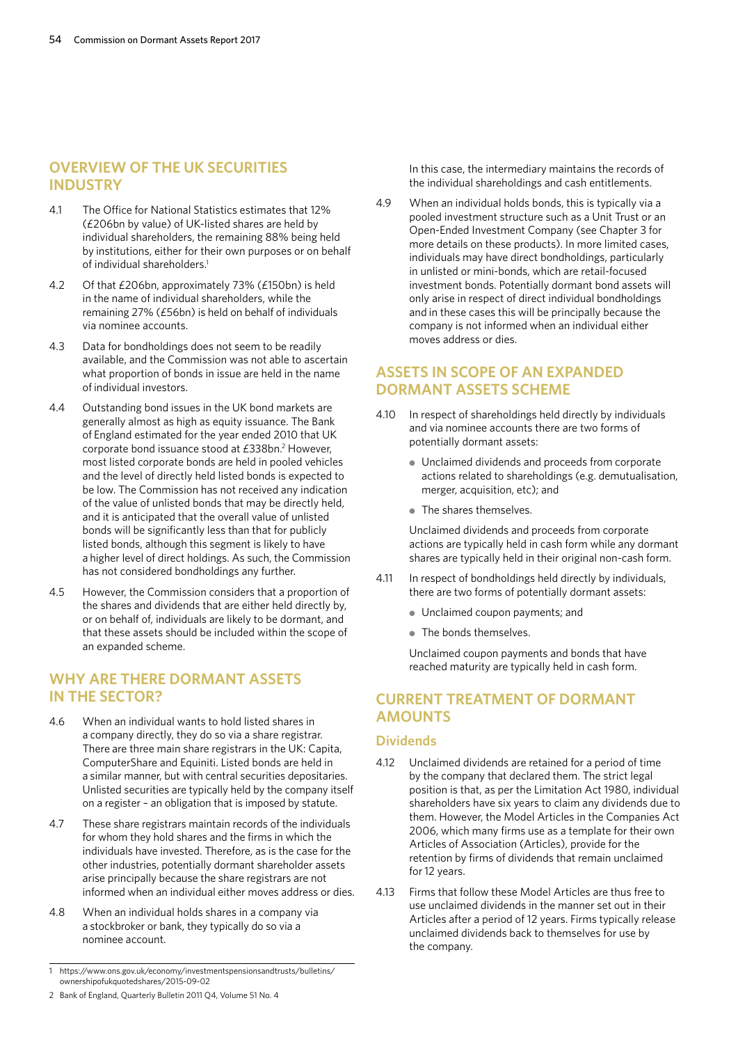## OVERVIEW OF THE UK SECURITIES INDUSTRY

4.1 The Office for National Statistics estimates that 12% (£206bn by value) of UK-listed shares are held by individual shareholders, the remaining 88% being held by institutions, either for their own purposes or on behalf of individual shareholders.[1]

4.2 Of that £206bn, approximately 73% (£150bn) is held in the name of individual shareholders, while the remaining 27% (£56bn) is held on behalf of individuals via nominee accounts.

4.3 Data for bondholdings does not seem to be readily available, and the Commission was not able to ascertain what proportion of bonds in issue are held in the name of individual investors.

4.4 Outstanding bond issues in the UK bond markets are generally almost as high as equity issuance. The Bank of England estimated for the year ended 2010 that UK corporate bond issuance stood at £338bn.[2] However, most listed corporate bonds are held in pooled vehicles and the level of directly held listed bonds is expected to be low. The Commission has not received any indication of the value of unlisted bonds that may be directly held, and it is anticipated that the overall value of unlisted bonds will be significantly less than that for publicly listed bonds, although this segment is likely to have a higher level of direct holdings. As such, the Commission has not considered bondholdings any further.

4.5 However, the Commission considers that a proportion of the shares and dividends that are either held directly by, or on behalf of, individuals are likely to be dormant, and that these assets should be included within the scope of an expanded scheme.

## WHY ARE THERE DORMANT ASSETS IN THE SECTOR?

4.6 When an individual wants to hold listed shares in a company directly, they do so via a share registrar. There are three main share registrars in the UK: Capita, ComputerShare and Equiniti. Listed bonds are held in a similar manner, but with central securities depositaries. Unlisted securities are typically held by the company itself on a register – an obligation that is imposed by statute.

4.7 These share registrars maintain records of the individuals for whom they hold shares and the firms in which the individuals have invested. Therefore, as is the case for the other industries, potentially dormant shareholder assets arise principally because the share registrars are not informed when an individual either moves address or dies.

4.8 When an individual holds shares in a company via a stockbroker or bank, they typically do so via a nominee account. In this case, the intermediary maintains the records of the individual shareholdings and cash entitlements.

4.9 When an individual holds bonds, this is typically via a pooled investment structure such as a Unit Trust or an Open-Ended Investment Company (see Chapter 3 for more details on these products). In more limited cases, individuals may have direct bondholdings, particularly in unlisted or mini-bonds, which are retail-focused investment bonds. Potentially dormant bond assets will only arise in respect of direct individual bondholdings and in these cases this will be principally because the company is not informed when an individual either moves address or dies.

## ASSETS IN SCOPE OF AN EXPANDED DORMANT ASSETS SCHEME

4.10 In respect of shareholdings held directly by individuals and via nominee accounts there are two forms of potentially dormant assets:

- Unclaimed dividends and proceeds from corporate actions related to shareholdings (e.g. demutualisation, merger, acquisition, etc); and
- The shares themselves.

Unclaimed dividends and proceeds from corporate actions are typically held in cash form while any dormant shares are typically held in their original non-cash form.

4.11 In respect of bondholdings held directly by individuals, there are two forms of potentially dormant assets:

- Unclaimed coupon payments; and
- The bonds themselves.

Unclaimed coupon payments and bonds that have reached maturity are typically held in cash form.

## CURRENT TREATMENT OF DORMANT AMOUNTS

### Dividends

4.12 Unclaimed dividends are retained for a period of time by the company that declared them. The strict legal position is that, as per the Limitation Act 1980, individual shareholders have six years to claim any dividends due to them. However, the Model Articles in the Companies Act 2006, which many firms use as a template for their own Articles of Association (Articles), provide for the retention by firms of dividends that remain unclaimed for 12 years.

4.13 Firms that follow these Model Articles are thus free to use unclaimed dividends in the manner set out in their Articles after a period of 12 years. Firms typically release unclaimed dividends back to themselves for use by the company.

---

1 https://www.ons.gov.uk/economy/investmentspensionsandtrusts/bulletins/ownershipofukquotedshares/2015-09-02

2 Bank of England, Quarterly Bulletin 2011 Q4, Volume 51 No. 4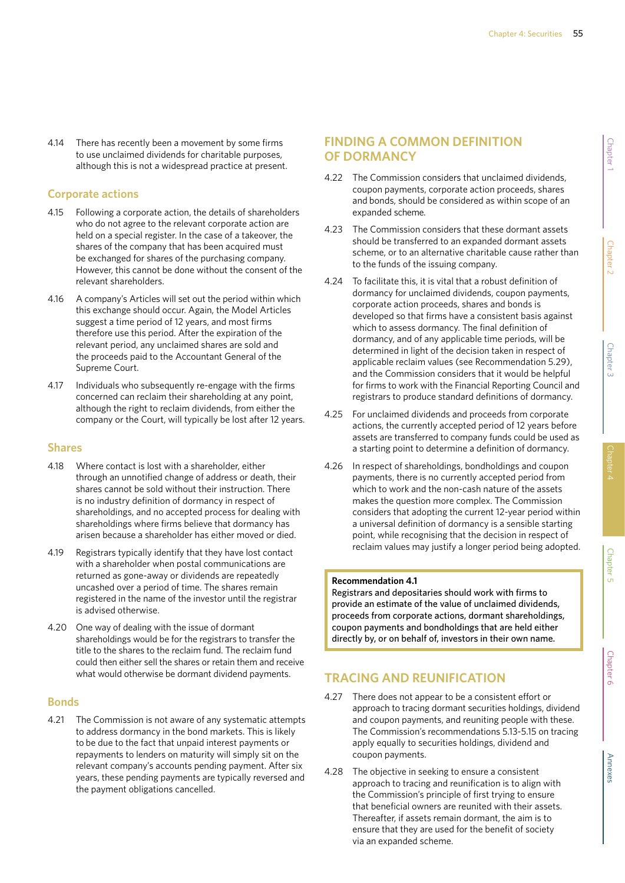4.14 There has recently been a movement by some firms to use unclaimed dividends for charitable purposes, although this is not a widespread practice at present.

### Corporate actions

4.15 Following a corporate action, the details of shareholders who do not agree to the relevant corporate action are held on a special register. In the case of a takeover, the shares of the company that has been acquired must be exchanged for shares of the purchasing company. However, this cannot be done without the consent of the relevant shareholders.

4.16 A company's Articles will set out the period within which this exchange should occur. Again, the Model Articles suggest a time period of 12 years, and most firms therefore use this period. After the expiration of the relevant period, any unclaimed shares are sold and the proceeds paid to the Accountant General of the Supreme Court.

4.17 Individuals who subsequently re-engage with the firms concerned can reclaim their shareholding at any point, although the right to reclaim dividends, from either the company or the Court, will typically be lost after 12 years.

### Shares

4.18 Where contact is lost with a shareholder, either through an unnotified change of address or death, their shares cannot be sold without their instruction. There is no industry definition of dormancy in respect of shareholdings, and no accepted process for dealing with shareholdings where firms believe that dormancy has arisen because a shareholder has either moved or died.

4.19 Registrars typically identify that they have lost contact with a shareholder when postal communications are returned as gone-away or dividends are repeatedly uncashed over a period of time. The shares remain registered in the name of the investor until the registrar is advised otherwise.

4.20 One way of dealing with the issue of dormant shareholdings would be for the registrars to transfer the title to the shares to the reclaim fund. The reclaim fund could then either sell the shares or retain them and receive what would otherwise be dormant dividend payments.

### Bonds

4.21 The Commission is not aware of any systematic attempts to address dormancy in the bond markets. This is likely to be due to the fact that unpaid interest payments or repayments to lenders on maturity will simply sit on the relevant company's accounts pending payment. After six years, these pending payments are typically reversed and the payment obligations cancelled.

## FINDING A COMMON DEFINITION OF DORMANCY

4.22 The Commission considers that unclaimed dividends, coupon payments, corporate action proceeds, shares and bonds, should be considered as within scope of an expanded scheme.

4.23 The Commission considers that these dormant assets should be transferred to an expanded dormant assets scheme, or to an alternative charitable cause rather than to the funds of the issuing company.

4.24 To facilitate this, it is vital that a robust definition of dormancy for unclaimed dividends, coupon payments, corporate action proceeds, shares and bonds is developed so that firms have a consistent basis against which to assess dormancy. The final definition of dormancy, and of any applicable time periods, will be determined in light of the decision taken in respect of applicable reclaim values (see Recommendation 5.29), and the Commission considers that it would be helpful for firms to work with the Financial Reporting Council and registrars to produce standard definitions of dormancy.

4.25 For unclaimed dividends and proceeds from corporate actions, the currently accepted period of 12 years before assets are transferred to company funds could be used as a starting point to determine a definition of dormancy.

4.26 In respect of shareholdings, bondholdings and coupon payments, there is no currently accepted period from which to work and the non-cash nature of the assets makes the question more complex. The Commission considers that adopting the current 12-year period within a universal definition of dormancy is a sensible starting point, while recognising that the decision in respect of reclaim values may justify a longer period being adopted.

**Recommendation 4.1**
**Registrars and depositaries should work with firms to provide an estimate of the value of unclaimed dividends, proceeds from corporate actions, dormant shareholdings, coupon payments and bondholdings that are held either directly by, or on behalf of, investors in their own name.**

## TRACING AND REUNIFICATION

4.27 There does not appear to be a consistent effort or approach to tracing dormant securities holdings, dividend and coupon payments, and reuniting people with these. The Commission's recommendations 5.13-5.15 on tracing apply equally to securities holdings, dividend and coupon payments.

4.28 The objective in seeking to ensure a consistent approach to tracing and reunification is to align with the Commission's principle of first trying to ensure that beneficial owners are reunited with their assets. Thereafter, if assets remain dormant, the aim is to ensure that they are used for the benefit of society via an expanded scheme.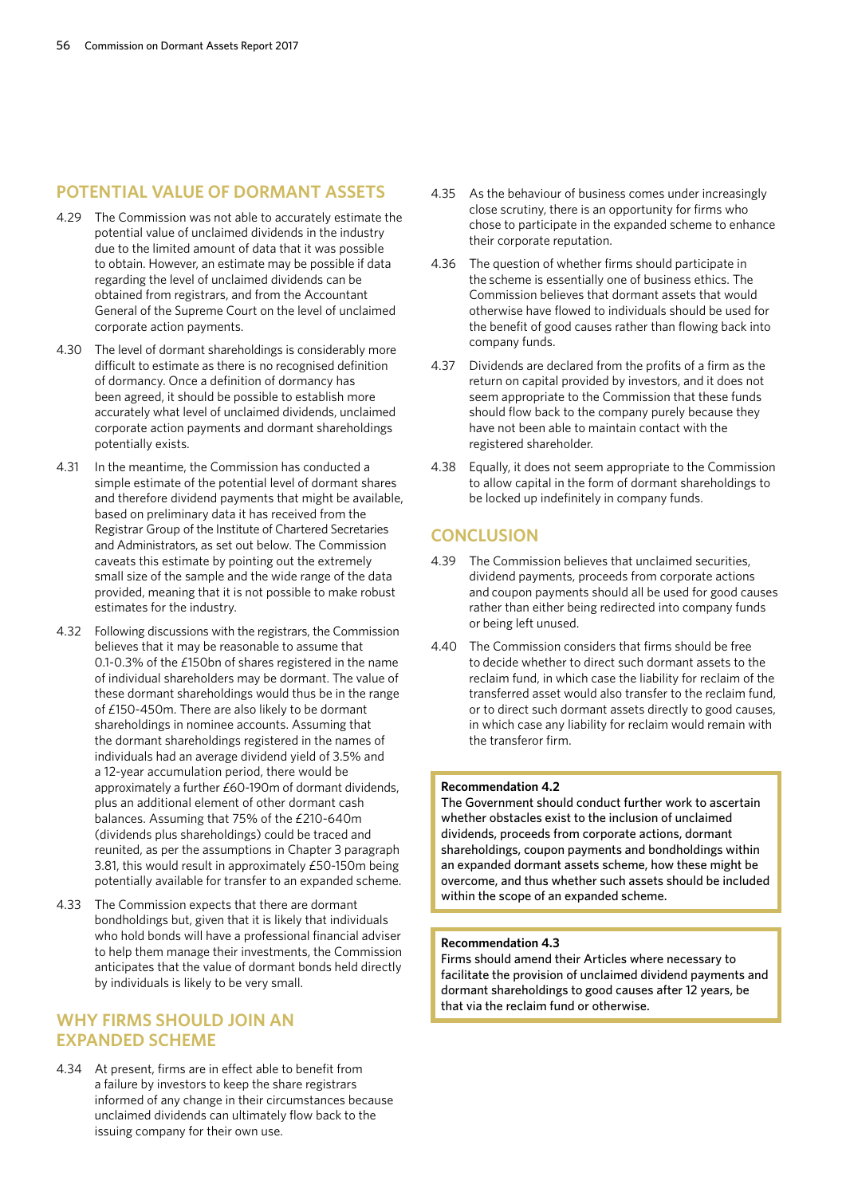## POTENTIAL VALUE OF DORMANT ASSETS

4.29 The Commission was not able to accurately estimate the potential value of unclaimed dividends in the industry due to the limited amount of data that it was possible to obtain. However, an estimate may be possible if data regarding the level of unclaimed dividends can be obtained from registrars, and from the Accountant General of the Supreme Court on the level of unclaimed corporate action payments.

4.30 The level of dormant shareholdings is considerably more difficult to estimate as there is no recognised definition of dormancy. Once a definition of dormancy has been agreed, it should be possible to establish more accurately what level of unclaimed dividends, unclaimed corporate action payments and dormant shareholdings potentially exists.

4.31 In the meantime, the Commission has conducted a simple estimate of the potential level of dormant shares and therefore dividend payments that might be available, based on preliminary data it has received from the Registrar Group of the Institute of Chartered Secretaries and Administrators, as set out below. The Commission caveats this estimate by pointing out the extremely small size of the sample and the wide range of the data provided, meaning that it is not possible to make robust estimates for the industry.

4.32 Following discussions with the registrars, the Commission believes that it may be reasonable to assume that 0.1-0.3% of the £150bn of shares registered in the name of individual shareholders may be dormant. The value of these dormant shareholdings would thus be in the range of £150-450m. There are also likely to be dormant shareholdings in nominee accounts. Assuming that the dormant shareholdings registered in the names of individuals had an average dividend yield of 3.5% and a 12-year accumulation period, there would be approximately a further £60-190m of dormant dividends, plus an additional element of other dormant cash balances. Assuming that 75% of the £210-640m (dividends plus shareholdings) could be traced and reunited, as per the assumptions in Chapter 3 paragraph 3.81, this would result in approximately £50-150m being potentially available for transfer to an expanded scheme.

4.33 The Commission expects that there are dormant bondholdings but, given that it is likely that individuals who hold bonds will have a professional financial adviser to help them manage their investments, the Commission anticipates that the value of dormant bonds held directly by individuals is likely to be very small.

## WHY FIRMS SHOULD JOIN AN EXPANDED SCHEME

4.34 At present, firms are in effect able to benefit from a failure by investors to keep the share registrars informed of any change in their circumstances because unclaimed dividends can ultimately flow back to the issuing company for their own use.

4.35 As the behaviour of business comes under increasingly close scrutiny, there is an opportunity for firms who chose to participate in the expanded scheme to enhance their corporate reputation.

4.36 The question of whether firms should participate in the scheme is essentially one of business ethics. The Commission believes that dormant assets that would otherwise have flowed to individuals should be used for the benefit of good causes rather than flowing back into company funds.

4.37 Dividends are declared from the profits of a firm as the return on capital provided by investors, and it does not seem appropriate to the Commission that these funds should flow back to the company purely because they have not been able to maintain contact with the registered shareholder.

4.38 Equally, it does not seem appropriate to the Commission to allow capital in the form of dormant shareholdings to be locked up indefinitely in company funds.

## CONCLUSION

4.39 The Commission believes that unclaimed securities, dividend payments, proceeds from corporate actions and coupon payments should all be used for good causes rather than either being redirected into company funds or being left unused.

4.40 The Commission considers that firms should be free to decide whether to direct such dormant assets to the reclaim fund, in which case the liability for reclaim of the transferred asset would also transfer to the reclaim fund, or to direct such dormant assets directly to good causes, in which case any liability for reclaim would remain with the transferor firm.

**Recommendation 4.2**
The Government should conduct further work to ascertain whether obstacles exist to the inclusion of unclaimed dividends, proceeds from corporate actions, dormant shareholdings, coupon payments and bondholdings within an expanded dormant assets scheme, how these might be overcome, and thus whether such assets should be included within the scope of an expanded scheme.

**Recommendation 4.3**
Firms should amend their Articles where necessary to facilitate the provision of unclaimed dividend payments and dormant shareholdings to good causes after 12 years, be that via the reclaim fund or otherwise.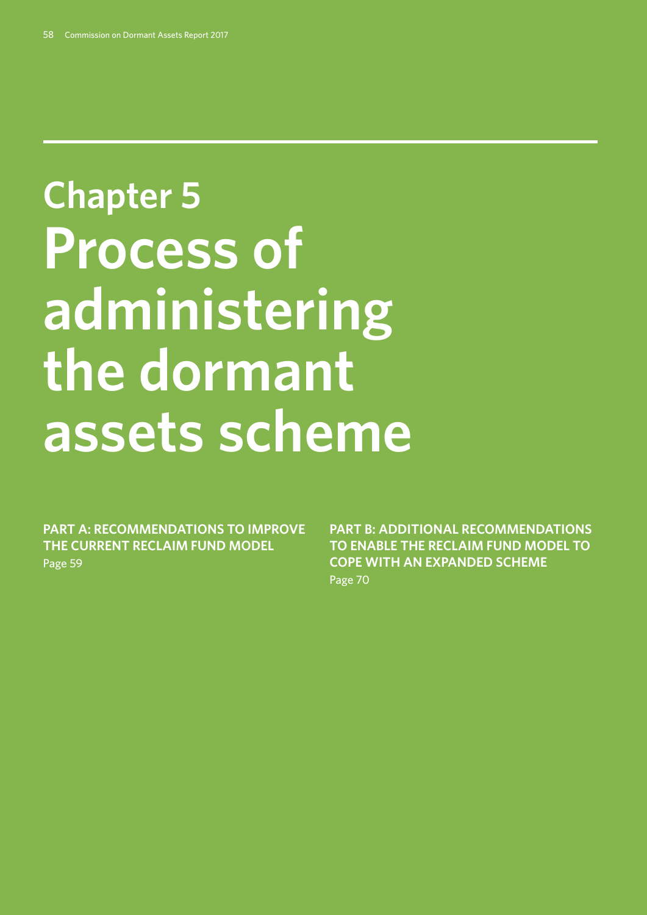# Chapter 5
# Process of administering the dormant assets scheme

**PART A: RECOMMENDATIONS TO IMPROVE THE CURRENT RECLAIM FUND MODEL**
Page 59

**PART B: ADDITIONAL RECOMMENDATIONS TO ENABLE THE RECLAIM FUND MODEL TO COPE WITH AN EXPANDED SCHEME**
Page 70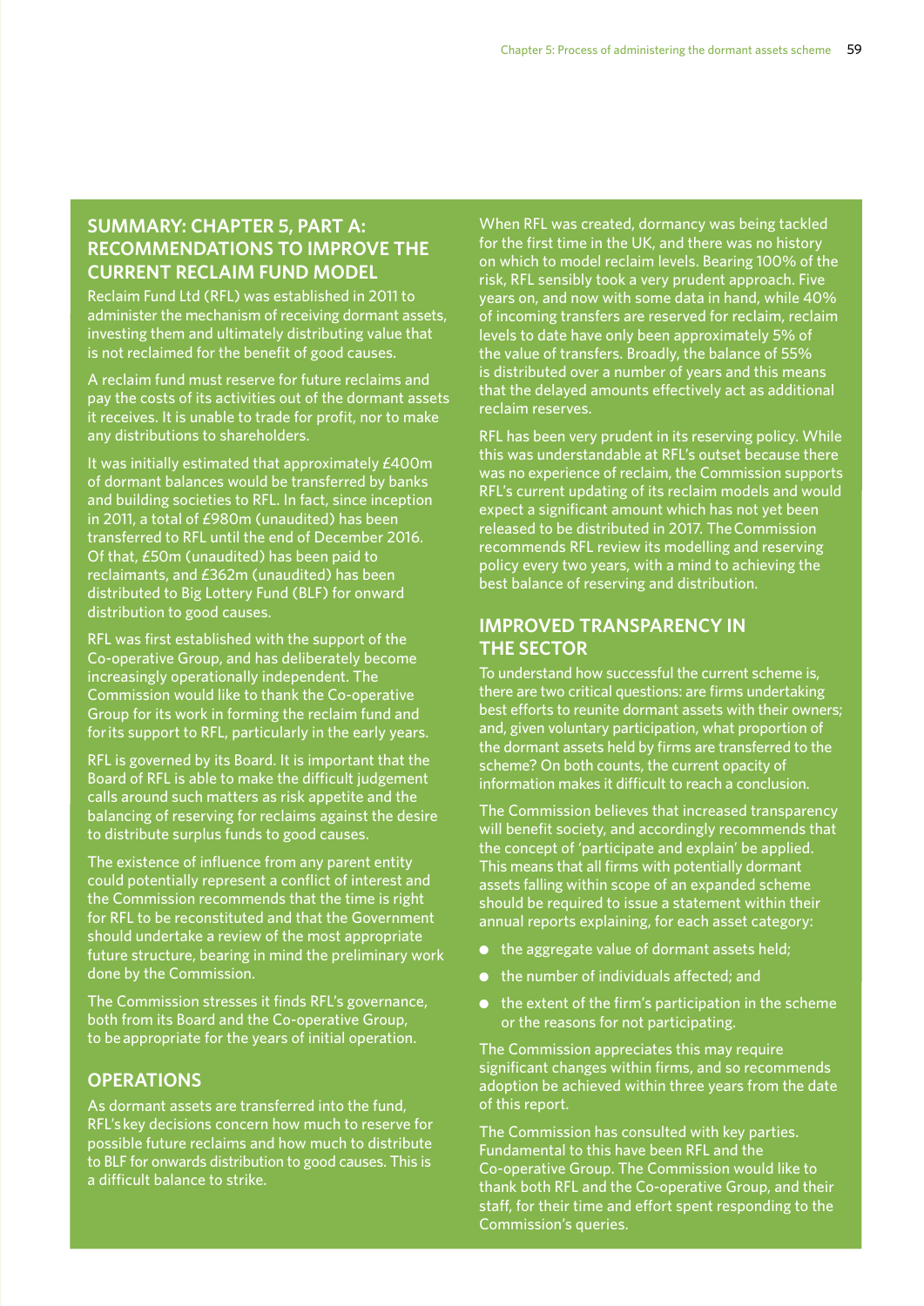## SUMMARY: CHAPTER 5, PART A: RECOMMENDATIONS TO IMPROVE THE CURRENT RECLAIM FUND MODEL

Reclaim Fund Ltd (RFL) was established in 2011 to administer the mechanism of receiving dormant assets, investing them and ultimately distributing value that is not reclaimed for the benefit of good causes.

A reclaim fund must reserve for future reclaims and pay the costs of its activities out of the dormant assets it receives. It is unable to trade for profit, nor to make any distributions to shareholders.

It was initially estimated that approximately £400m of dormant balances would be transferred by banks and building societies to RFL. In fact, since inception in 2011, a total of £980m (unaudited) has been transferred to RFL until the end of December 2016. Of that, £50m (unaudited) has been paid to reclaimants, and £362m (unaudited) has been distributed to Big Lottery Fund (BLF) for onward distribution to good causes.

RFL was first established with the support of the Co-operative Group, and has deliberately become increasingly operationally independent. The Commission would like to thank the Co-operative Group for its work in forming the reclaim fund and for its support to RFL, particularly in the early years.

RFL is governed by its Board. It is important that the Board of RFL is able to make the difficult judgement calls around such matters as risk appetite and the balancing of reserving for reclaims against the desire to distribute surplus funds to good causes.

The existence of influence from any parent entity could potentially represent a conflict of interest and the Commission recommends that the time is right for RFL to be reconstituted and that the Government should undertake a review of the most appropriate future structure, bearing in mind the preliminary work done by the Commission.

The Commission stresses it finds RFL's governance, both from its Board and the Co-operative Group, to be appropriate for the years of initial operation.

### OPERATIONS

As dormant assets are transferred into the fund, RFL's key decisions concern how much to reserve for possible future reclaims and how much to distribute to BLF for onwards distribution to good causes. This is a difficult balance to strike.

When RFL was created, dormancy was being tackled for the first time in the UK, and there was no history on which to model reclaim levels. Bearing 100% of the risk, RFL sensibly took a very prudent approach. Five years on, and now with some data in hand, while 40% of incoming transfers are reserved for reclaim, reclaim levels to date have only been approximately 5% of the value of transfers. Broadly, the balance of 55% is distributed over a number of years and this means that the delayed amounts effectively act as additional reclaim reserves.

RFL has been very prudent in its reserving policy. While this was understandable at RFL's outset because there was no experience of reclaim, the Commission supports RFL's current updating of its reclaim models and would expect a significant amount which has not yet been released to be distributed in 2017. The Commission recommends RFL review its modelling and reserving policy every two years, with a mind to achieving the best balance of reserving and distribution.

### IMPROVED TRANSPARENCY IN THE SECTOR

To understand how successful the current scheme is, there are two critical questions: are firms undertaking best efforts to reunite dormant assets with their owners; and, given voluntary participation, what proportion of the dormant assets held by firms are transferred to the scheme? On both counts, the current opacity of information makes it difficult to reach a conclusion.

The Commission believes that increased transparency will benefit society, and accordingly recommends that the concept of 'participate and explain' be applied. This means that all firms with potentially dormant assets falling within scope of an expanded scheme should be required to issue a statement within their annual reports explaining, for each asset category:

- the aggregate value of dormant assets held;
- the number of individuals affected; and
- the extent of the firm's participation in the scheme or the reasons for not participating.

The Commission appreciates this may require significant changes within firms, and so recommends adoption be achieved within three years from the date of this report.

The Commission has consulted with key parties. Fundamental to this have been RFL and the Co-operative Group. The Commission would like to thank both RFL and the Co-operative Group, and their staff, for their time and effort spent responding to the Commission's queries.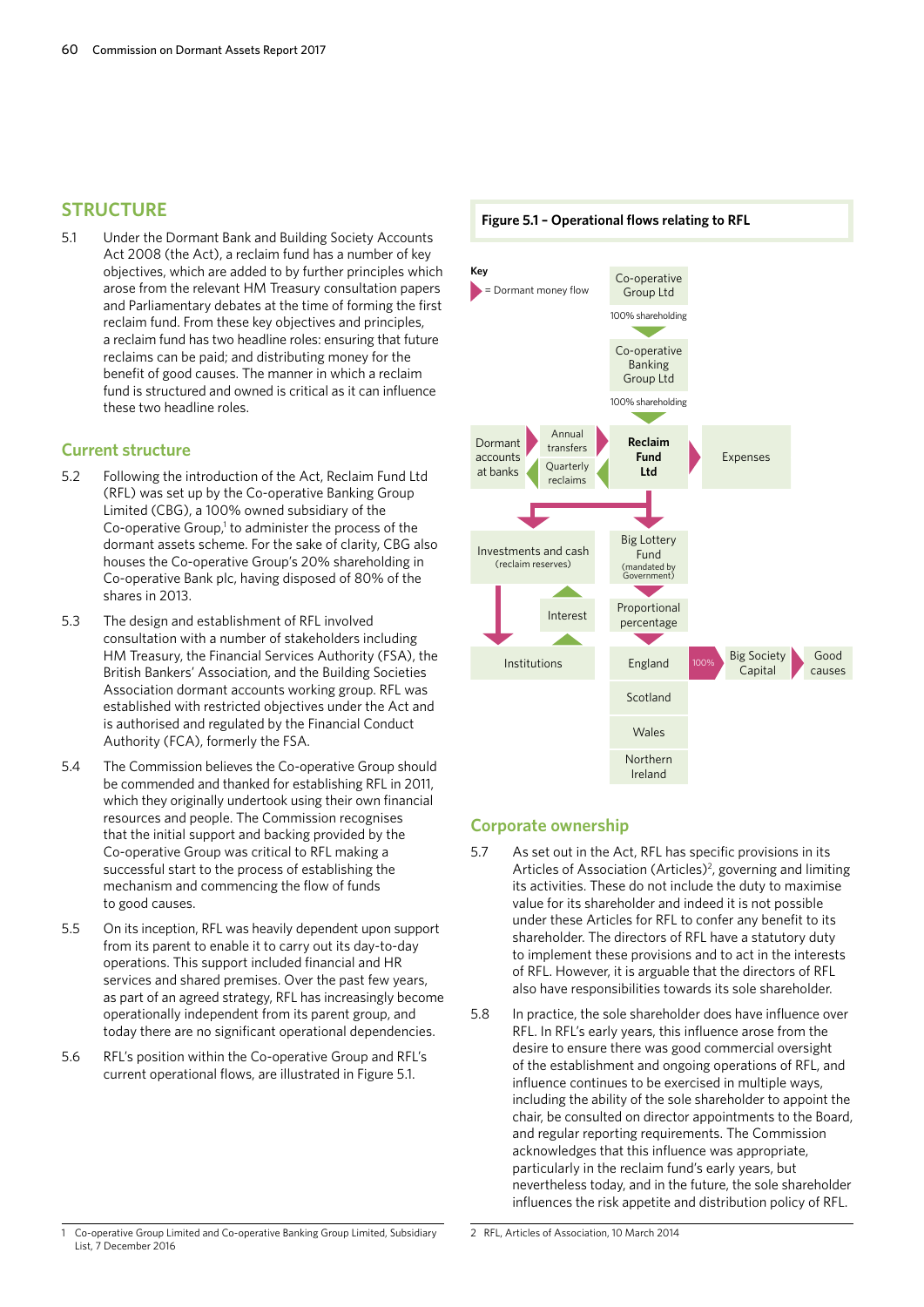## STRUCTURE

5.1 Under the Dormant Bank and Building Society Accounts Act 2008 (the Act), a reclaim fund has a number of key objectives, which are added to by further principles which arose from the relevant HM Treasury consultation papers and Parliamentary debates at the time of forming the first reclaim fund. From these key objectives and principles, a reclaim fund has two headline roles: ensuring that future reclaims can be paid; and distributing money for the benefit of good causes. The manner in which a reclaim fund is structured and owned is critical as it can influence these two headline roles.

### Current structure

5.2 Following the introduction of the Act, Reclaim Fund Ltd (RFL) was set up by the Co-operative Banking Group Limited (CBG), a 100% owned subsidiary of the Co-operative Group,[1] to administer the process of the dormant assets scheme. For the sake of clarity, CBG also houses the Co-operative Group's 20% shareholding in Co-operative Bank plc, having disposed of 80% of the shares in 2013.

5.3 The design and establishment of RFL involved consultation with a number of stakeholders including HM Treasury, the Financial Services Authority (FSA), the British Bankers' Association, and the Building Societies Association dormant accounts working group. RFL was established with restricted objectives under the Act and is authorised and regulated by the Financial Conduct Authority (FCA), formerly the FSA.

5.4 The Commission believes the Co-operative Group should be commended and thanked for establishing RFL in 2011, which they originally undertook using their own financial resources and people. The Commission recognises that the initial support and backing provided by the Co-operative Group was critical to RFL making a successful start to the process of establishing the mechanism and commencing the flow of funds to good causes.

5.5 On its inception, RFL was heavily dependent upon support from its parent to enable it to carry out its day-to-day operations. This support included financial and HR services and shared premises. Over the past few years, as part of an agreed strategy, RFL has increasingly become operationally independent from its parent group, and today there are no significant operational dependencies.

5.6 RFL's position within the Co-operative Group and RFL's current operational flows, are illustrated in Figure 5.1.

**Figure 5.1 – Operational flows relating to RFL**

Key: ▶ = Dormant money flow

- Co-operative Group Ltd → (100% shareholding) → Co-operative Banking Group Ltd → (100% shareholding) → **Reclaim Fund Ltd**
- Dormant accounts at banks → Annual transfers → Reclaim Fund Ltd
- Reclaim Fund Ltd → Quarterly reclaims → Dormant accounts at banks
- Reclaim Fund Ltd → Expenses
- Reclaim Fund Ltd → Investments and cash (reclaim reserves) → Institutions
- Investments and cash (reclaim reserves) ↔ Interest ↔ Institutions
- Reclaim Fund Ltd → Big Lottery Fund (mandated by Government) → Proportional percentage → England, Scotland, Wales, Northern Ireland
- England → 100% → Big Society Capital → Good causes

### Corporate ownership

5.7 As set out in the Act, RFL has specific provisions in its Articles of Association (Articles)[2], governing and limiting its activities. These do not include the duty to maximise value for its shareholder and indeed it is not possible under these Articles for RFL to confer any benefit to its shareholder. The directors of RFL have a statutory duty to implement these provisions and to act in the interests of RFL. However, it is arguable that the directors of RFL also have responsibilities towards its sole shareholder.

5.8 In practice, the sole shareholder does have influence over RFL. In RFL's early years, this influence arose from the desire to ensure there was good commercial oversight of the establishment and ongoing operations of RFL, and influence continues to be exercised in multiple ways, including the ability of the sole shareholder to appoint the chair, be consulted on director appointments to the Board, and regular reporting requirements. The Commission acknowledges that this influence was appropriate, particularly in the reclaim fund's early years, but nevertheless today, and in the future, the sole shareholder influences the risk appetite and distribution policy of RFL.

---

1 Co-operative Group Limited and Co-operative Banking Group Limited, Subsidiary List, 7 December 2016

2 RFL, Articles of Association, 10 March 2014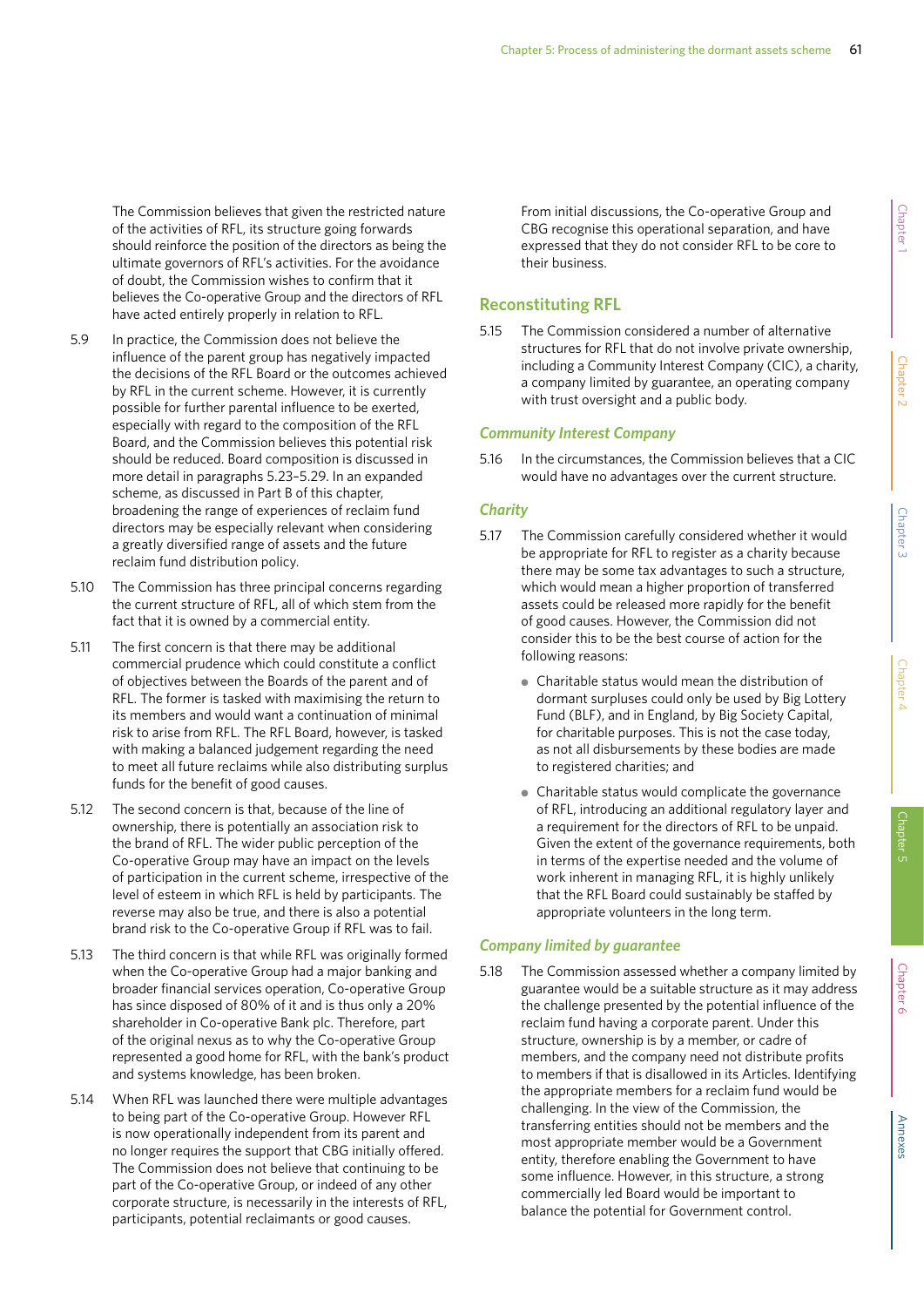The Commission believes that given the restricted nature of the activities of RFL, its structure going forwards should reinforce the position of the directors as being the ultimate governors of RFL's activities. For the avoidance of doubt, the Commission wishes to confirm that it believes the Co-operative Group and the directors of RFL have acted entirely properly in relation to RFL.

5.9 In practice, the Commission does not believe the influence of the parent group has negatively impacted the decisions of the RFL Board or the outcomes achieved by RFL in the current scheme. However, it is currently possible for further parental influence to be exerted, especially with regard to the composition of the RFL Board, and the Commission believes this potential risk should be reduced. Board composition is discussed in more detail in paragraphs 5.23–5.29. In an expanded scheme, as discussed in Part B of this chapter, broadening the range of experiences of reclaim fund directors may be especially relevant when considering a greatly diversified range of assets and the future reclaim fund distribution policy.

5.10 The Commission has three principal concerns regarding the current structure of RFL, all of which stem from the fact that it is owned by a commercial entity.

5.11 The first concern is that there may be additional commercial prudence which could constitute a conflict of objectives between the Boards of the parent and of RFL. The former is tasked with maximising the return to its members and would want a continuation of minimal risk to arise from RFL. The RFL Board, however, is tasked with making a balanced judgement regarding the need to meet all future reclaims while also distributing surplus funds for the benefit of good causes.

5.12 The second concern is that, because of the line of ownership, there is potentially an association risk to the brand of RFL. The wider public perception of the Co-operative Group may have an impact on the levels of participation in the current scheme, irrespective of the level of esteem in which RFL is held by participants. The reverse may also be true, and there is also a potential brand risk to the Co-operative Group if RFL was to fail.

5.13 The third concern is that while RFL was originally formed when the Co-operative Group had a major banking and broader financial services operation, Co-operative Group has since disposed of 80% of it and is thus only a 20% shareholder in Co-operative Bank plc. Therefore, part of the original nexus as to why the Co-operative Group represented a good home for RFL, with the bank's product and systems knowledge, has been broken.

5.14 When RFL was launched there were multiple advantages to being part of the Co-operative Group. However RFL is now operationally independent from its parent and no longer requires the support that CBG initially offered. The Commission does not believe that continuing to be part of the Co-operative Group, or indeed of any other corporate structure, is necessarily in the interests of RFL, participants, potential reclaimants or good causes.

From initial discussions, the Co-operative Group and CBG recognise this operational separation, and have expressed that they do not consider RFL to be core to their business.

## Reconstituting RFL

5.15 The Commission considered a number of alternative structures for RFL that do not involve private ownership, including a Community Interest Company (CIC), a charity, a company limited by guarantee, an operating company with trust oversight and a public body.

### *Community Interest Company*

5.16 In the circumstances, the Commission believes that a CIC would have no advantages over the current structure.

### *Charity*

5.17 The Commission carefully considered whether it would be appropriate for RFL to register as a charity because there may be some tax advantages to such a structure, which would mean a higher proportion of transferred assets could be released more rapidly for the benefit of good causes. However, the Commission did not consider this to be the best course of action for the following reasons:

- Charitable status would mean the distribution of dormant surpluses could only be used by Big Lottery Fund (BLF), and in England, by Big Society Capital, for charitable purposes. This is not the case today, as not all disbursements by these bodies are made to registered charities; and
- Charitable status would complicate the governance of RFL, introducing an additional regulatory layer and a requirement for the directors of RFL to be unpaid. Given the extent of the governance requirements, both in terms of the expertise needed and the volume of work inherent in managing RFL, it is highly unlikely that the RFL Board could sustainably be staffed by appropriate volunteers in the long term.

### *Company limited by guarantee*

5.18 The Commission assessed whether a company limited by guarantee would be a suitable structure as it may address the challenge presented by the potential influence of the reclaim fund having a corporate parent. Under this structure, ownership is by a member, or cadre of members, and the company need not distribute profits to members if that is disallowed in its Articles. Identifying the appropriate members for a reclaim fund would be challenging. In the view of the Commission, the transferring entities should not be members and the most appropriate member would be a Government entity, therefore enabling the Government to have some influence. However, in this structure, a strong commercially led Board would be important to balance the potential for Government control.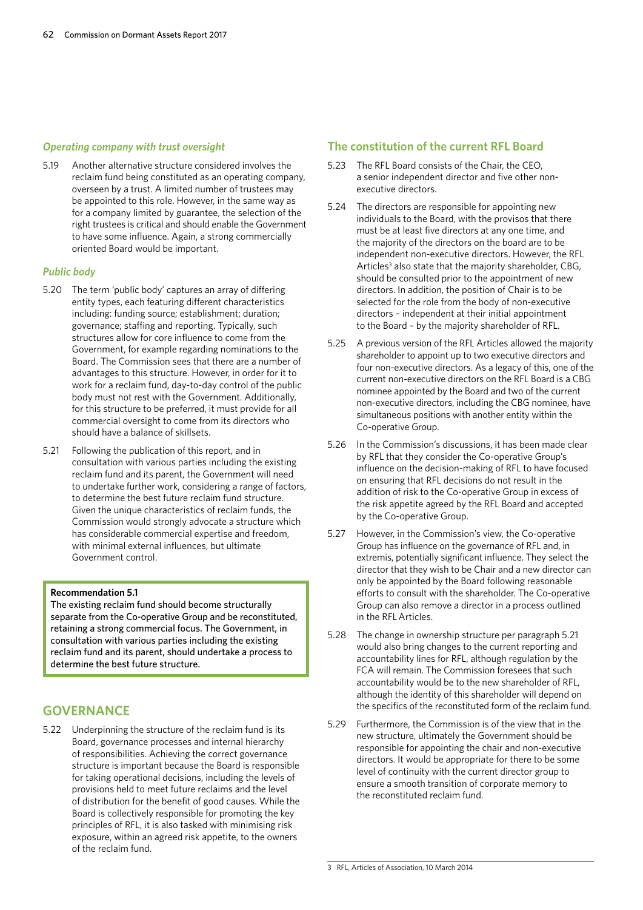### *Operating company with trust oversight*

5.19 Another alternative structure considered involves the reclaim fund being constituted as an operating company, overseen by a trust. A limited number of trustees may be appointed to this role. However, in the same way as for a company limited by guarantee, the selection of the right trustees is critical and should enable the Government to have some influence. Again, a strong commercially oriented Board would be important.

### *Public body*

5.20 The term 'public body' captures an array of differing entity types, each featuring different characteristics including: funding source; establishment; duration; governance; staffing and reporting. Typically, such structures allow for core influence to come from the Government, for example regarding nominations to the Board. The Commission sees that there are a number of advantages to this structure. However, in order for it to work for a reclaim fund, day-to-day control of the public body must not rest with the Government. Additionally, for this structure to be preferred, it must provide for all commercial oversight to come from its directors who should have a balance of skillsets.

5.21 Following the publication of this report, and in consultation with various parties including the existing reclaim fund and its parent, the Government will need to undertake further work, considering a range of factors, to determine the best future reclaim fund structure. Given the unique characteristics of reclaim funds, the Commission would strongly advocate a structure which has considerable commercial expertise and freedom, with minimal external influences, but ultimate Government control.

> **Recommendation 5.1**
> The existing reclaim fund should become structurally separate from the Co-operative Group and be reconstituted, retaining a strong commercial focus. The Government, in consultation with various parties including the existing reclaim fund and its parent, should undertake a process to determine the best future structure.

## GOVERNANCE

5.22 Underpinning the structure of the reclaim fund is its Board, governance processes and internal hierarchy of responsibilities. Achieving the correct governance structure is important because the Board is responsible for taking operational decisions, including the levels of provisions held to meet future reclaims and the level of distribution for the benefit of good causes. While the Board is collectively responsible for promoting the key principles of RFL, it is also tasked with minimising risk exposure, within an agreed risk appetite, to the owners of the reclaim fund.

### The constitution of the current RFL Board

5.23 The RFL Board consists of the Chair, the CEO, a senior independent director and five other non-executive directors.

5.24 The directors are responsible for appointing new individuals to the Board, with the provisos that there must be at least five directors at any one time, and the majority of the directors on the board are to be independent non-executive directors. However, the RFL Articles[3] also state that the majority shareholder, CBG, should be consulted prior to the appointment of new directors. In addition, the position of Chair is to be selected for the role from the body of non-executive directors – independent at their initial appointment to the Board – by the majority shareholder of RFL.

5.25 A previous version of the RFL Articles allowed the majority shareholder to appoint up to two executive directors and four non-executive directors. As a legacy of this, one of the current non-executive directors on the RFL Board is a CBG nominee appointed by the Board and two of the current non-executive directors, including the CBG nominee, have simultaneous positions with another entity within the Co-operative Group.

5.26 In the Commission's discussions, it has been made clear by RFL that they consider the Co-operative Group's influence on the decision-making of RFL to have focused on ensuring that RFL decisions do not result in the addition of risk to the Co-operative Group in excess of the risk appetite agreed by the RFL Board and accepted by the Co-operative Group.

5.27 However, in the Commission's view, the Co-operative Group has influence on the governance of RFL and, in extremis, potentially significant influence. They select the director that they wish to be Chair and a new director can only be appointed by the Board following reasonable efforts to consult with the shareholder. The Co-operative Group can also remove a director in a process outlined in the RFL Articles.

5.28 The change in ownership structure per paragraph 5.21 would also bring changes to the current reporting and accountability lines for RFL, although regulation by the FCA will remain. The Commission foresees that such accountability would be to the new shareholder of RFL, although the identity of this shareholder will depend on the specifics of the reconstituted form of the reclaim fund.

5.29 Furthermore, the Commission is of the view that in the new structure, ultimately the Government should be responsible for appointing the chair and non-executive directors. It would be appropriate for there to be some level of continuity with the current director group to ensure a smooth transition of corporate memory to the reconstituted reclaim fund.

---

3 RFL, Articles of Association, 10 March 2014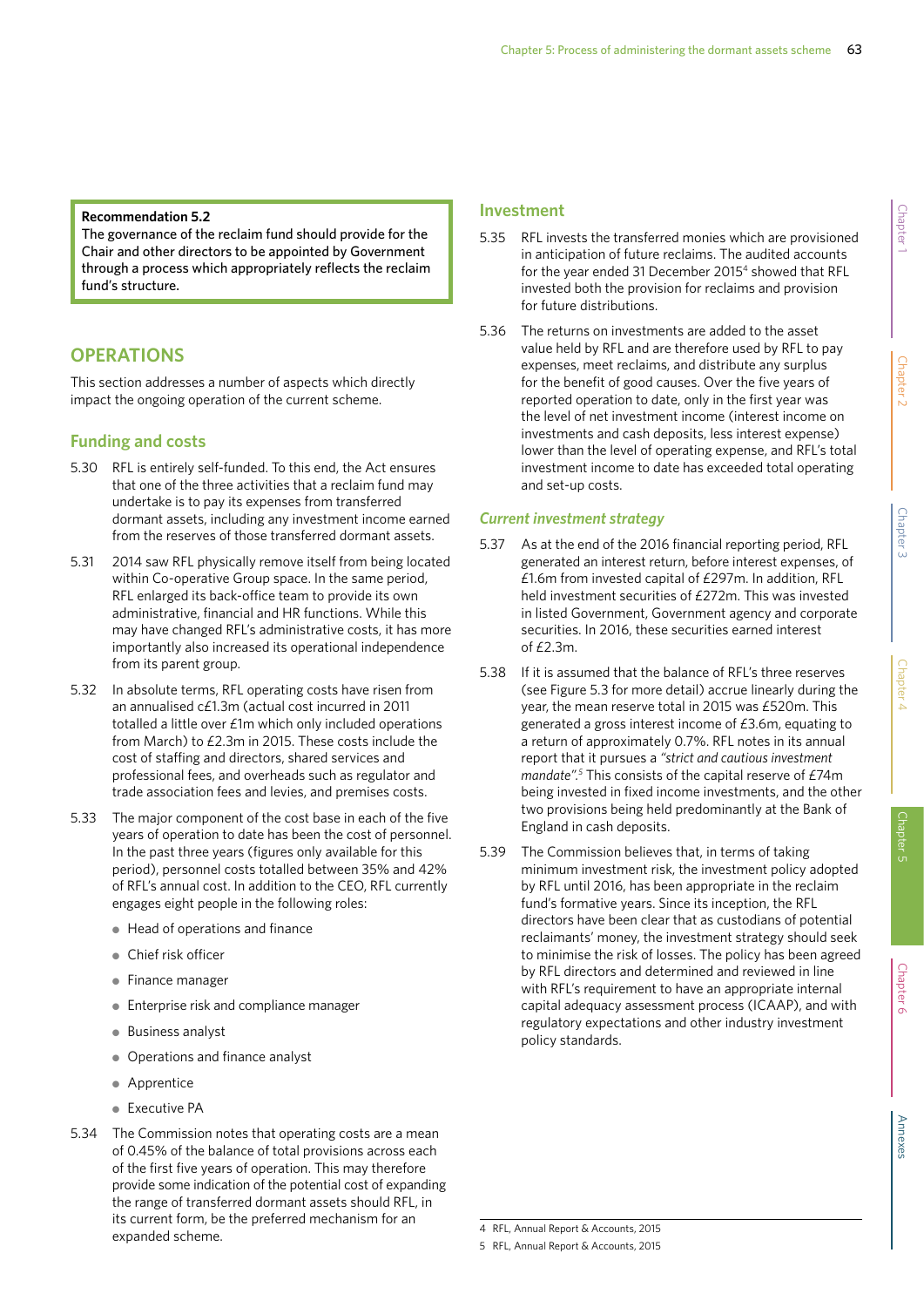**Recommendation 5.2**
The governance of the reclaim fund should provide for the Chair and other directors to be appointed by Government through a process which appropriately reflects the reclaim fund's structure.

## OPERATIONS

This section addresses a number of aspects which directly impact the ongoing operation of the current scheme.

### Funding and costs

5.30 RFL is entirely self-funded. To this end, the Act ensures that one of the three activities that a reclaim fund may undertake is to pay its expenses from transferred dormant assets, including any investment income earned from the reserves of those transferred dormant assets.

5.31 2014 saw RFL physically remove itself from being located within Co-operative Group space. In the same period, RFL enlarged its back-office team to provide its own administrative, financial and HR functions. While this may have changed RFL's administrative costs, it has more importantly also increased its operational independence from its parent group.

5.32 In absolute terms, RFL operating costs have risen from an annualised c£1.3m (actual cost incurred in 2011 totalled a little over £1m which only included operations from March) to £2.3m in 2015. These costs include the cost of staffing and directors, shared services and professional fees, and overheads such as regulator and trade association fees and levies, and premises costs.

5.33 The major component of the cost base in each of the five years of operation to date has been the cost of personnel. In the past three years (figures only available for this period), personnel costs totalled between 35% and 42% of RFL's annual cost. In addition to the CEO, RFL currently engages eight people in the following roles:

- Head of operations and finance
- Chief risk officer
- Finance manager
- Enterprise risk and compliance manager
- Business analyst
- Operations and finance analyst
- Apprentice
- Executive PA

5.34 The Commission notes that operating costs are a mean of 0.45% of the balance of total provisions across each of the first five years of operation. This may therefore provide some indication of the potential cost of expanding the range of transferred dormant assets should RFL, in its current form, be the preferred mechanism for an expanded scheme.

### Investment

5.35 RFL invests the transferred monies which are provisioned in anticipation of future reclaims. The audited accounts for the year ended 31 December 2015[4] showed that RFL invested both the provision for reclaims and provision for future distributions.

5.36 The returns on investments are added to the asset value held by RFL and are therefore used by RFL to pay expenses, meet reclaims, and distribute any surplus for the benefit of good causes. Over the five years of reported operation to date, only in the first year was the level of net investment income (interest income on investments and cash deposits, less interest expense) lower than the level of operating expense, and RFL's total investment income to date has exceeded total operating and set-up costs.

#### *Current investment strategy*

5.37 As at the end of the 2016 financial reporting period, RFL generated an interest return, before interest expenses, of £1.6m from invested capital of £297m. In addition, RFL held investment securities of £272m. This was invested in listed Government, Government agency and corporate securities. In 2016, these securities earned interest of £2.3m.

5.38 If it is assumed that the balance of RFL's three reserves (see Figure 5.3 for more detail) accrue linearly during the year, the mean reserve total in 2015 was £520m. This generated a gross interest income of £3.6m, equating to a return of approximately 0.7%. RFL notes in its annual report that it pursues a *"strict and cautious investment mandate".*[5] This consists of the capital reserve of £74m being invested in fixed income investments, and the other two provisions being held predominantly at the Bank of England in cash deposits.

5.39 The Commission believes that, in terms of taking minimum investment risk, the investment policy adopted by RFL until 2016, has been appropriate in the reclaim fund's formative years. Since its inception, the RFL directors have been clear that as custodians of potential reclaimants' money, the investment strategy should seek to minimise the risk of losses. The policy has been agreed by RFL directors and determined and reviewed in line with RFL's requirement to have an appropriate internal capital adequacy assessment process (ICAAP), and with regulatory expectations and other industry investment policy standards.

---

4 RFL, Annual Report & Accounts, 2015

5 RFL, Annual Report & Accounts, 2015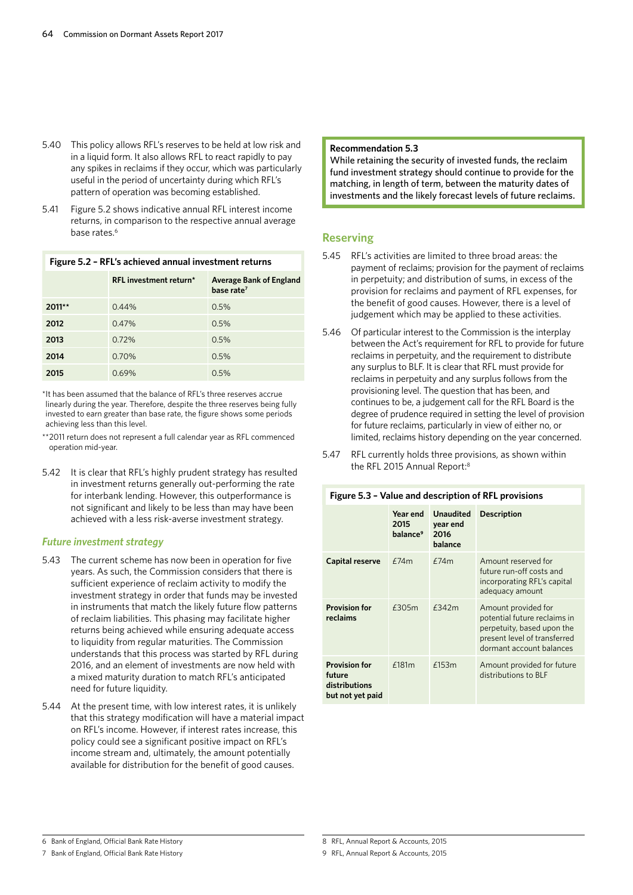5.40 This policy allows RFL's reserves to be held at low risk and in a liquid form. It also allows RFL to react rapidly to pay any spikes in reclaims if they occur, which was particularly useful in the period of uncertainty during which RFL's pattern of operation was becoming established.

5.41 Figure 5.2 shows indicative annual RFL interest income returns, in comparison to the respective annual average base rates.[6]

**Figure 5.2 – RFL's achieved annual investment returns**

| | RFL investment return* | Average Bank of England base rate[7] |
|---|---|---|
| **2011**** | 0.44% | 0.5% |
| **2012** | 0.47% | 0.5% |
| **2013** | 0.72% | 0.5% |
| **2014** | 0.70% | 0.5% |
| **2015** | 0.69% | 0.5% |

*It has been assumed that the balance of RFL's three reserves accrue linearly during the year. Therefore, despite the three reserves being fully invested to earn greater than base rate, the figure shows some periods achieving less than this level.

**2011 return does not represent a full calendar year as RFL commenced operation mid-year.

5.42 It is clear that RFL's highly prudent strategy has resulted in investment returns generally out-performing the rate for interbank lending. However, this outperformance is not significant and likely to be less than may have been achieved with a less risk-averse investment strategy.

### *Future investment strategy*

5.43 The current scheme has now been in operation for five years. As such, the Commission considers that there is sufficient experience of reclaim activity to modify the investment strategy in order that funds may be invested in instruments that match the likely future flow patterns of reclaim liabilities. This phasing may facilitate higher returns being achieved while ensuring adequate access to liquidity from regular maturities. The Commission understands that this process was started by RFL during 2016, and an element of investments are now held with a mixed maturity duration to match RFL's anticipated need for future liquidity.

5.44 At the present time, with low interest rates, it is unlikely that this strategy modification will have a material impact on RFL's income. However, if interest rates increase, this policy could see a significant positive impact on RFL's income stream and, ultimately, the amount potentially available for distribution for the benefit of good causes.

**Recommendation 5.3**
While retaining the security of invested funds, the reclaim fund investment strategy should continue to provide for the matching, in length of term, between the maturity dates of investments and the likely forecast levels of future reclaims.

## Reserving

5.45 RFL's activities are limited to three broad areas: the payment of reclaims; provision for the payment of reclaims in perpetuity; and distribution of sums, in excess of the provision for reclaims and payment of RFL expenses, for the benefit of good causes. However, there is a level of judgement which may be applied to these activities.

5.46 Of particular interest to the Commission is the interplay between the Act's requirement for RFL to provide for future reclaims in perpetuity, and the requirement to distribute any surplus to BLF. It is clear that RFL must provide for reclaims in perpetuity and any surplus follows from the provisioning level. The question that has been, and continues to be, a judgement call for the RFL Board is the degree of prudence required in setting the level of provision for future reclaims, particularly in view of either no, or limited, reclaims history depending on the year concerned.

5.47 RFL currently holds three provisions, as shown within the RFL 2015 Annual Report:[8]

**Figure 5.3 – Value and description of RFL provisions**

| | Year end 2015 balance[9] | Unaudited year end 2016 balance | Description |
|---|---|---|---|
| **Capital reserve** | £74m | £74m | Amount reserved for future run-off costs and incorporating RFL's capital adequacy amount |
| **Provision for reclaims** | £305m | £342m | Amount provided for potential future reclaims in perpetuity, based upon the present level of transferred dormant account balances |
| **Provision for future distributions but not yet paid** | £181m | £153m | Amount provided for future distributions to BLF |

6 Bank of England, Official Bank Rate History

7 Bank of England, Official Bank Rate History

8 RFL, Annual Report & Accounts, 2015

9 RFL, Annual Report & Accounts, 2015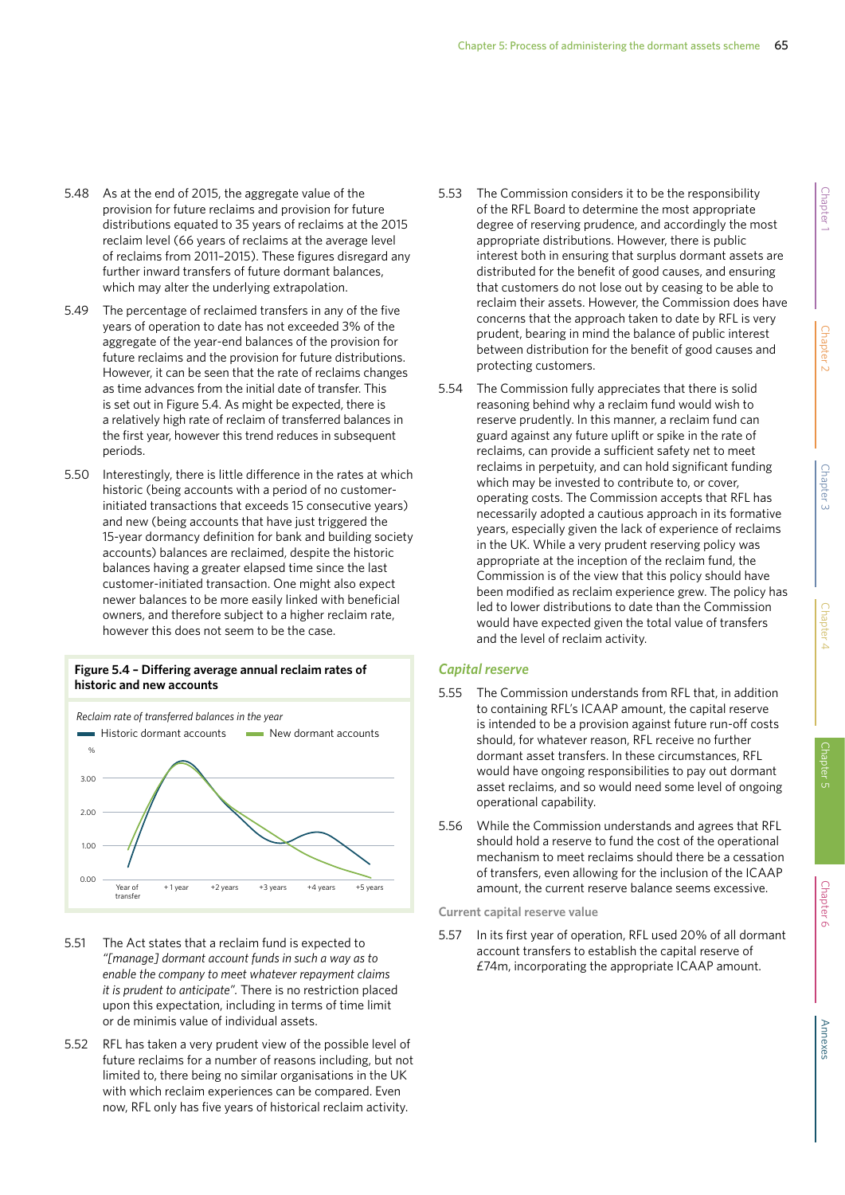5.48 As at the end of 2015, the aggregate value of the provision for future reclaims and provision for future distributions equated to 35 years of reclaims at the 2015 reclaim level (66 years of reclaims at the average level of reclaims from 2011–2015). These figures disregard any further inward transfers of future dormant balances, which may alter the underlying extrapolation.

5.49 The percentage of reclaimed transfers in any of the five years of operation to date has not exceeded 3% of the aggregate of the year-end balances of the provision for future reclaims and the provision for future distributions. However, it can be seen that the rate of reclaims changes as time advances from the initial date of transfer. This is set out in Figure 5.4. As might be expected, there is a relatively high rate of reclaim of transferred balances in the first year, however this trend reduces in subsequent periods.

5.50 Interestingly, there is little difference in the rates at which historic (being accounts with a period of no customer-initiated transactions that exceeds 15 consecutive years) and new (being accounts that have just triggered the 15-year dormancy definition for bank and building society accounts) balances are reclaimed, despite the historic balances having a greater elapsed time since the last customer-initiated transaction. One might also expect newer balances to be more easily linked with beneficial owners, and therefore subject to a higher reclaim rate, however this does not seem to be the case.

**Figure 5.4 – Differing average annual reclaim rates of historic and new accounts**

*Reclaim rate of transferred balances in the year*

Historic dormant accounts | New dormant accounts

%

3.00
2.00
1.00
0.00

Year of transfer | + 1 year | +2 years | +3 years | +4 years | +5 years

5.51 The Act states that a reclaim fund is expected to *"[manage] dormant account funds in such a way as to enable the company to meet whatever repayment claims it is prudent to anticipate".* There is no restriction placed upon this expectation, including in terms of time limit or de minimis value of individual assets.

5.52 RFL has taken a very prudent view of the possible level of future reclaims for a number of reasons including, but not limited to, there being no similar organisations in the UK with which reclaim experiences can be compared. Even now, RFL only has five years of historical reclaim activity.

5.53 The Commission considers it to be the responsibility of the RFL Board to determine the most appropriate degree of reserving prudence, and accordingly the most appropriate distributions. However, there is public interest both in ensuring that surplus dormant assets are distributed for the benefit of good causes, and ensuring that customers do not lose out by ceasing to be able to reclaim their assets. However, the Commission does have concerns that the approach taken to date by RFL is very prudent, bearing in mind the balance of public interest between distribution for the benefit of good causes and protecting customers.

5.54 The Commission fully appreciates that there is solid reasoning behind why a reclaim fund would wish to reserve prudently. In this manner, a reclaim fund can guard against any future uplift or spike in the rate of reclaims, can provide a sufficient safety net to meet reclaims in perpetuity, and can hold significant funding which may be invested to contribute to, or cover, operating costs. The Commission accepts that RFL has necessarily adopted a cautious approach in its formative years, especially given the lack of experience of reclaims in the UK. While a very prudent reserving policy was appropriate at the inception of the reclaim fund, the Commission is of the view that this policy should have been modified as reclaim experience grew. The policy has led to lower distributions to date than the Commission would have expected given the total value of transfers and the level of reclaim activity.

### *Capital reserve*

5.55 The Commission understands from RFL that, in addition to containing RFL's ICAAP amount, the capital reserve is intended to be a provision against future run-off costs should, for whatever reason, RFL receive no further dormant asset transfers. In these circumstances, RFL would have ongoing responsibilities to pay out dormant asset reclaims, and so would need some level of ongoing operational capability.

5.56 While the Commission understands and agrees that RFL should hold a reserve to fund the cost of the operational mechanism to meet reclaims should there be a cessation of transfers, even allowing for the inclusion of the ICAAP amount, the current reserve balance seems excessive.

#### Current capital reserve value

5.57 In its first year of operation, RFL used 20% of all dormant account transfers to establish the capital reserve of £74m, incorporating the appropriate ICAAP amount.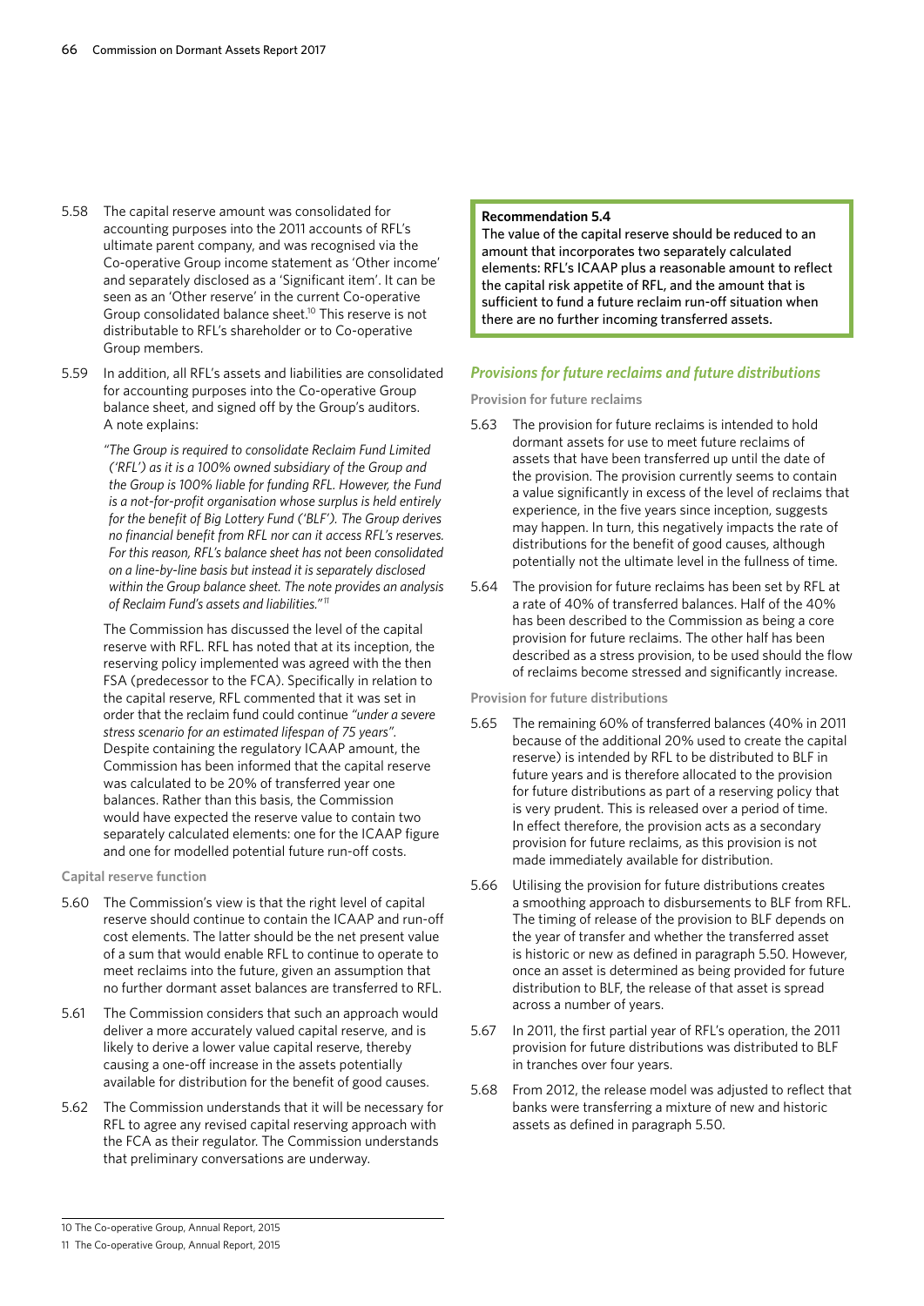5.58 The capital reserve amount was consolidated for accounting purposes into the 2011 accounts of RFL's ultimate parent company, and was recognised via the Co-operative Group income statement as 'Other income' and separately disclosed as a 'Significant item'. It can be seen as an 'Other reserve' in the current Co-operative Group consolidated balance sheet.[10] This reserve is not distributable to RFL's shareholder or to Co-operative Group members.

5.59 In addition, all RFL's assets and liabilities are consolidated for accounting purposes into the Co-operative Group balance sheet, and signed off by the Group's auditors. A note explains:

> *"The Group is required to consolidate Reclaim Fund Limited ('RFL') as it is a 100% owned subsidiary of the Group and the Group is 100% liable for funding RFL. However, the Fund is a not-for-profit organisation whose surplus is held entirely for the benefit of Big Lottery Fund ('BLF'). The Group derives no financial benefit from RFL nor can it access RFL's reserves. For this reason, RFL's balance sheet has not been consolidated on a line-by-line basis but instead it is separately disclosed within the Group balance sheet. The note provides an analysis of Reclaim Fund's assets and liabilities."*[11]

The Commission has discussed the level of the capital reserve with RFL. RFL has noted that at its inception, the reserving policy implemented was agreed with the then FSA (predecessor to the FCA). Specifically in relation to the capital reserve, RFL commented that it was set in order that the reclaim fund could continue *"under a severe stress scenario for an estimated lifespan of 75 years"*. Despite containing the regulatory ICAAP amount, the Commission has been informed that the capital reserve was calculated to be 20% of transferred year one balances. Rather than this basis, the Commission would have expected the reserve value to contain two separately calculated elements: one for the ICAAP figure and one for modelled potential future run-off costs.

**Capital reserve function**

5.60 The Commission's view is that the right level of capital reserve should continue to contain the ICAAP and run-off cost elements. The latter should be the net present value of a sum that would enable RFL to continue to operate to meet reclaims into the future, given an assumption that no further dormant asset balances are transferred to RFL.

5.61 The Commission considers that such an approach would deliver a more accurately valued capital reserve, and is likely to derive a lower value capital reserve, thereby causing a one-off increase in the assets potentially available for distribution for the benefit of good causes.

5.62 The Commission understands that it will be necessary for RFL to agree any revised capital reserving approach with the FCA as their regulator. The Commission understands that preliminary conversations are underway.

> **Recommendation 5.4**
> The value of the capital reserve should be reduced to an amount that incorporates two separately calculated elements: RFL's ICAAP plus a reasonable amount to reflect the capital risk appetite of RFL, and the amount that is sufficient to fund a future reclaim run-off situation when there are no further incoming transferred assets.

## *Provisions for future reclaims and future distributions*

**Provision for future reclaims**

5.63 The provision for future reclaims is intended to hold dormant assets for use to meet future reclaims of assets that have been transferred up until the date of the provision. The provision currently seems to contain a value significantly in excess of the level of reclaims that experience, in the five years since inception, suggests may happen. In turn, this negatively impacts the rate of distributions for the benefit of good causes, although potentially not the ultimate level in the fullness of time.

5.64 The provision for future reclaims has been set by RFL at a rate of 40% of transferred balances. Half of the 40% has been described to the Commission as being a core provision for future reclaims. The other half has been described as a stress provision, to be used should the flow of reclaims become stressed and significantly increase.

**Provision for future distributions**

5.65 The remaining 60% of transferred balances (40% in 2011 because of the additional 20% used to create the capital reserve) is intended by RFL to be distributed to BLF in future years and is therefore allocated to the provision for future distributions as part of a reserving policy that is very prudent. This is released over a period of time. In effect therefore, the provision acts as a secondary provision for future reclaims, as this provision is not made immediately available for distribution.

5.66 Utilising the provision for future distributions creates a smoothing approach to disbursements to BLF from RFL. The timing of release of the provision to BLF depends on the year of transfer and whether the transferred asset is historic or new as defined in paragraph 5.50. However, once an asset is determined as being provided for future distribution to BLF, the release of that asset is spread across a number of years.

5.67 In 2011, the first partial year of RFL's operation, the 2011 provision for future distributions was distributed to BLF in tranches over four years.

5.68 From 2012, the release model was adjusted to reflect that banks were transferring a mixture of new and historic assets as defined in paragraph 5.50.

---

10 The Co-operative Group, Annual Report, 2015

11 The Co-operative Group, Annual Report, 2015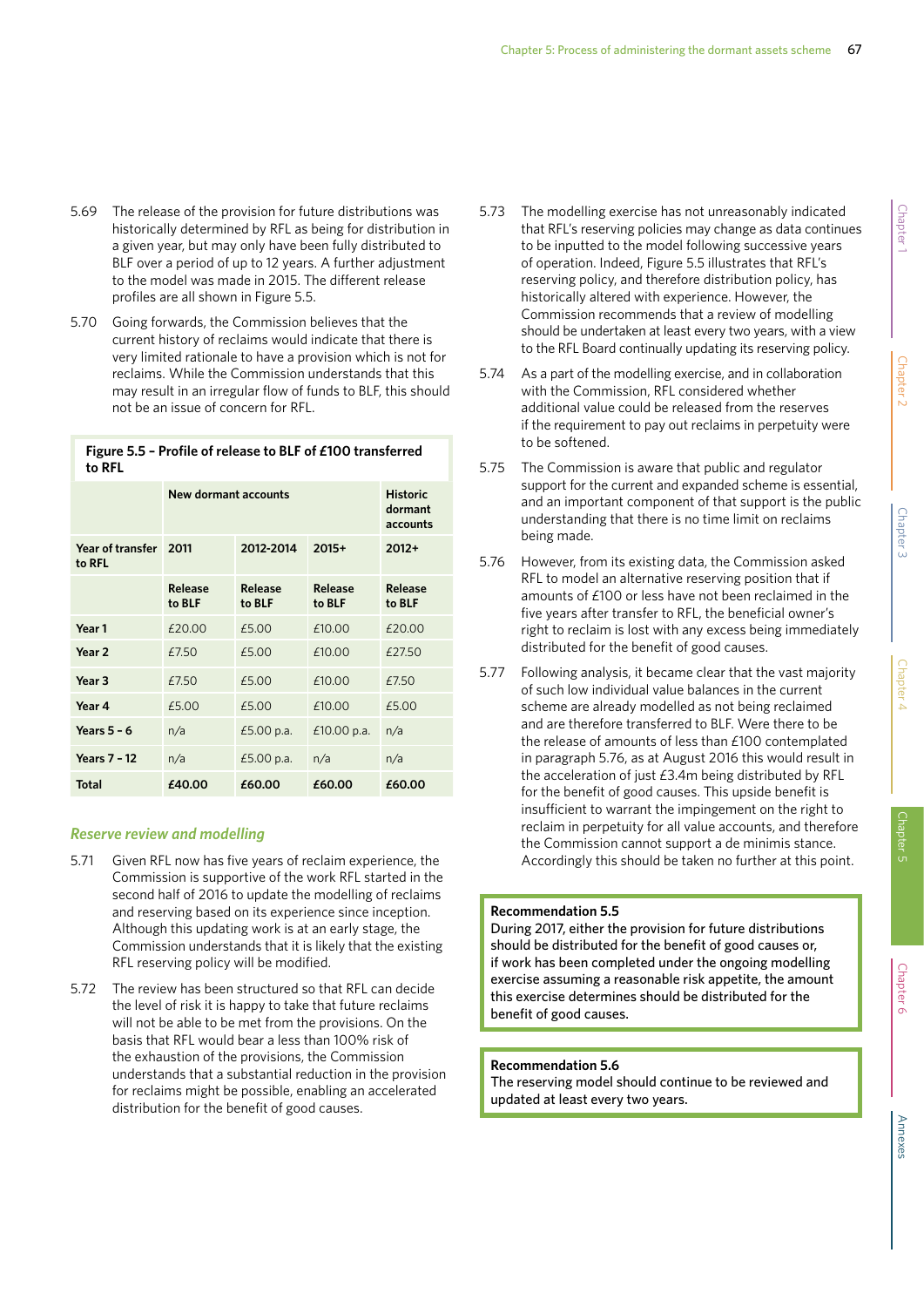5.69 The release of the provision for future distributions was historically determined by RFL as being for distribution in a given year, but may only have been fully distributed to BLF over a period of up to 12 years. A further adjustment to the model was made in 2015. The different release profiles are all shown in Figure 5.5.

5.70 Going forwards, the Commission believes that the current history of reclaims would indicate that there is very limited rationale to have a provision which is not for reclaims. While the Commission understands that this may result in an irregular flow of funds to BLF, this should not be an issue of concern for RFL.

**Figure 5.5 – Profile of release to BLF of £100 transferred to RFL**

| | New dormant accounts | | | Historic dormant accounts |
|---|---|---|---|---|
| **Year of transfer to RFL** | **2011** | **2012-2014** | **2015+** | **2012+** |
| | **Release to BLF** | **Release to BLF** | **Release to BLF** | **Release to BLF** |
| **Year 1** | £20.00 | £5.00 | £10.00 | £20.00 |
| **Year 2** | £7.50 | £5.00 | £10.00 | £27.50 |
| **Year 3** | £7.50 | £5.00 | £10.00 | £7.50 |
| **Year 4** | £5.00 | £5.00 | £10.00 | £5.00 |
| **Years 5 - 6** | n/a | £5.00 p.a. | £10.00 p.a. | n/a |
| **Years 7 - 12** | n/a | £5.00 p.a. | n/a | n/a |
| **Total** | **£40.00** | **£60.00** | **£60.00** | **£60.00** |

### *Reserve review and modelling*

5.71 Given RFL now has five years of reclaim experience, the Commission is supportive of the work RFL started in the second half of 2016 to update the modelling of reclaims and reserving based on its experience since inception. Although this updating work is at an early stage, the Commission understands that it is likely that the existing RFL reserving policy will be modified.

5.72 The review has been structured so that RFL can decide the level of risk it is happy to take that future reclaims will not be able to be met from the provisions. On the basis that RFL would bear a less than 100% risk of the exhaustion of the provisions, the Commission understands that a substantial reduction in the provision for reclaims might be possible, enabling an accelerated distribution for the benefit of good causes.

5.73 The modelling exercise has not unreasonably indicated that RFL's reserving policies may change as data continues to be inputted to the model following successive years of operation. Indeed, Figure 5.5 illustrates that RFL's reserving policy, and therefore distribution policy, has historically altered with experience. However, the Commission recommends that a review of modelling should be undertaken at least every two years, with a view to the RFL Board continually updating its reserving policy.

5.74 As a part of the modelling exercise, and in collaboration with the Commission, RFL considered whether additional value could be released from the reserves if the requirement to pay out reclaims in perpetuity were to be softened.

5.75 The Commission is aware that public and regulator support for the current and expanded scheme is essential, and an important component of that support is the public understanding that there is no time limit on reclaims being made.

5.76 However, from its existing data, the Commission asked RFL to model an alternative reserving position that if amounts of £100 or less have not been reclaimed in the five years after transfer to RFL, the beneficial owner's right to reclaim is lost with any excess being immediately distributed for the benefit of good causes.

5.77 Following analysis, it became clear that the vast majority of such low individual value balances in the current scheme are already modelled as not being reclaimed and are therefore transferred to BLF. Were there to be the release of amounts of less than £100 contemplated in paragraph 5.76, as at August 2016 this would result in the acceleration of just £3.4m being distributed by RFL for the benefit of good causes. This upside benefit is insufficient to warrant the impingement on the right to reclaim in perpetuity for all value accounts, and therefore the Commission cannot support a de minimis stance. Accordingly this should be taken no further at this point.

**Recommendation 5.5**
During 2017, either the provision for future distributions should be distributed for the benefit of good causes or, if work has been completed under the ongoing modelling exercise assuming a reasonable risk appetite, the amount this exercise determines should be distributed for the benefit of good causes.

**Recommendation 5.6**
The reserving model should continue to be reviewed and updated at least every two years.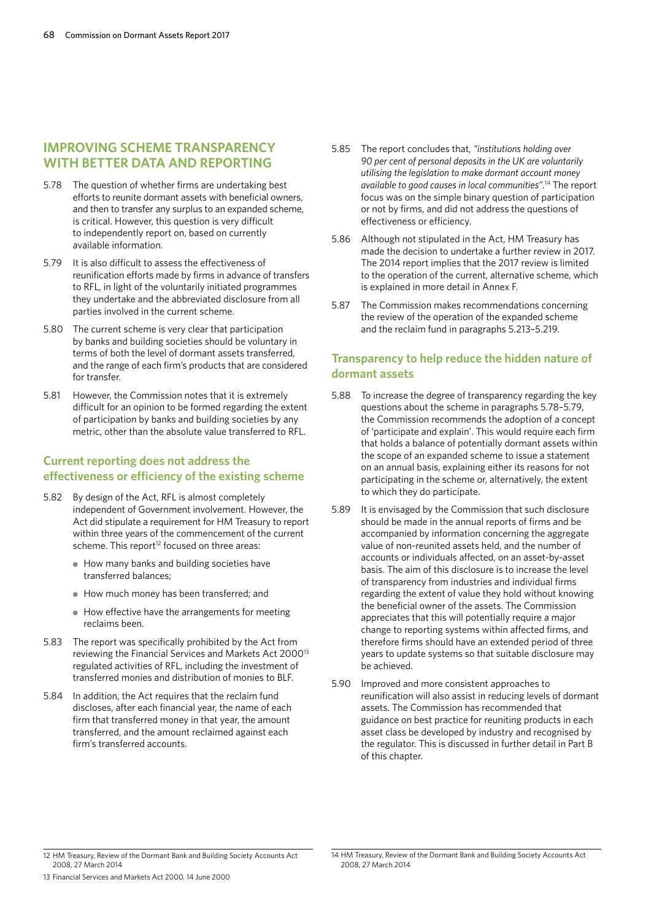## IMPROVING SCHEME TRANSPARENCY WITH BETTER DATA AND REPORTING

5.78 The question of whether firms are undertaking best efforts to reunite dormant assets with beneficial owners, and then to transfer any surplus to an expanded scheme, is critical. However, this question is very difficult to independently report on, based on currently available information.

5.79 It is also difficult to assess the effectiveness of reunification efforts made by firms in advance of transfers to RFL, in light of the voluntarily initiated programmes they undertake and the abbreviated disclosure from all parties involved in the current scheme.

5.80 The current scheme is very clear that participation by banks and building societies should be voluntary in terms of both the level of dormant assets transferred, and the range of each firm's products that are considered for transfer.

5.81 However, the Commission notes that it is extremely difficult for an opinion to be formed regarding the extent of participation by banks and building societies by any metric, other than the absolute value transferred to RFL.

### Current reporting does not address the effectiveness or efficiency of the existing scheme

5.82 By design of the Act, RFL is almost completely independent of Government involvement. However, the Act did stipulate a requirement for HM Treasury to report within three years of the commencement of the current scheme. This report[12] focused on three areas:

- How many banks and building societies have transferred balances;
- How much money has been transferred; and
- How effective have the arrangements for meeting reclaims been.

5.83 The report was specifically prohibited by the Act from reviewing the Financial Services and Markets Act 2000[13] regulated activities of RFL, including the investment of transferred monies and distribution of monies to BLF.

5.84 In addition, the Act requires that the reclaim fund discloses, after each financial year, the name of each firm that transferred money in that year, the amount transferred, and the amount reclaimed against each firm's transferred accounts.

5.85 The report concludes that, *"institutions holding over 90 per cent of personal deposits in the UK are voluntarily utilising the legislation to make dormant account money available to good causes in local communities"*.[14] The report focus was on the simple binary question of participation or not by firms, and did not address the questions of effectiveness or efficiency.

5.86 Although not stipulated in the Act, HM Treasury has made the decision to undertake a further review in 2017. The 2014 report implies that the 2017 review is limited to the operation of the current, alternative scheme, which is explained in more detail in Annex F.

5.87 The Commission makes recommendations concerning the review of the operation of the expanded scheme and the reclaim fund in paragraphs 5.213–5.219.

### Transparency to help reduce the hidden nature of dormant assets

5.88 To increase the degree of transparency regarding the key questions about the scheme in paragraphs 5.78–5.79, the Commission recommends the adoption of a concept of 'participate and explain'. This would require each firm that holds a balance of potentially dormant assets within the scope of an expanded scheme to issue a statement on an annual basis, explaining either its reasons for not participating in the scheme or, alternatively, the extent to which they do participate.

5.89 It is envisaged by the Commission that such disclosure should be made in the annual reports of firms and be accompanied by information concerning the aggregate value of non-reunited assets held, and the number of accounts or individuals affected, on an asset-by-asset basis. The aim of this disclosure is to increase the level of transparency from industries and individual firms regarding the extent of value they hold without knowing the beneficial owner of the assets. The Commission appreciates that this will potentially require a major change to reporting systems within affected firms, and therefore firms should have an extended period of three years to update systems so that suitable disclosure may be achieved.

5.90 Improved and more consistent approaches to reunification will also assist in reducing levels of dormant assets. The Commission has recommended that guidance on best practice for reuniting products in each asset class be developed by industry and recognised by the regulator. This is discussed in further detail in Part B of this chapter.

---

12 HM Treasury, Review of the Dormant Bank and Building Society Accounts Act 2008, 27 March 2014

13 Financial Services and Markets Act 2000, 14 June 2000

14 HM Treasury, Review of the Dormant Bank and Building Society Accounts Act 2008, 27 March 2014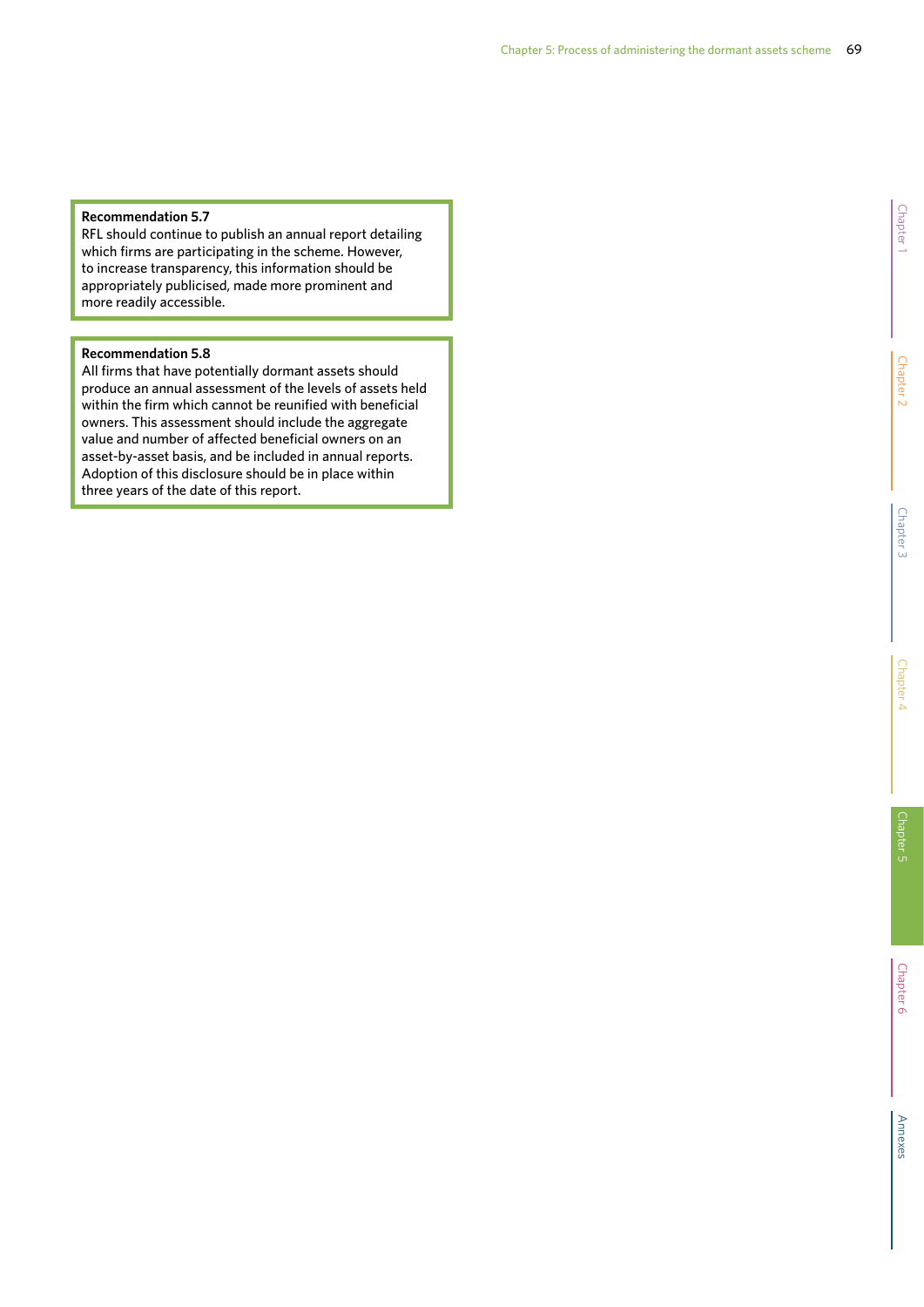**Recommendation 5.7**

RFL should continue to publish an annual report detailing which firms are participating in the scheme. However, to increase transparency, this information should be appropriately publicised, made more prominent and more readily accessible.

**Recommendation 5.8**

All firms that have potentially dormant assets should produce an annual assessment of the levels of assets held within the firm which cannot be reunified with beneficial owners. This assessment should include the aggregate value and number of affected beneficial owners on an asset-by-asset basis, and be included in annual reports. Adoption of this disclosure should be in place within three years of the date of this report.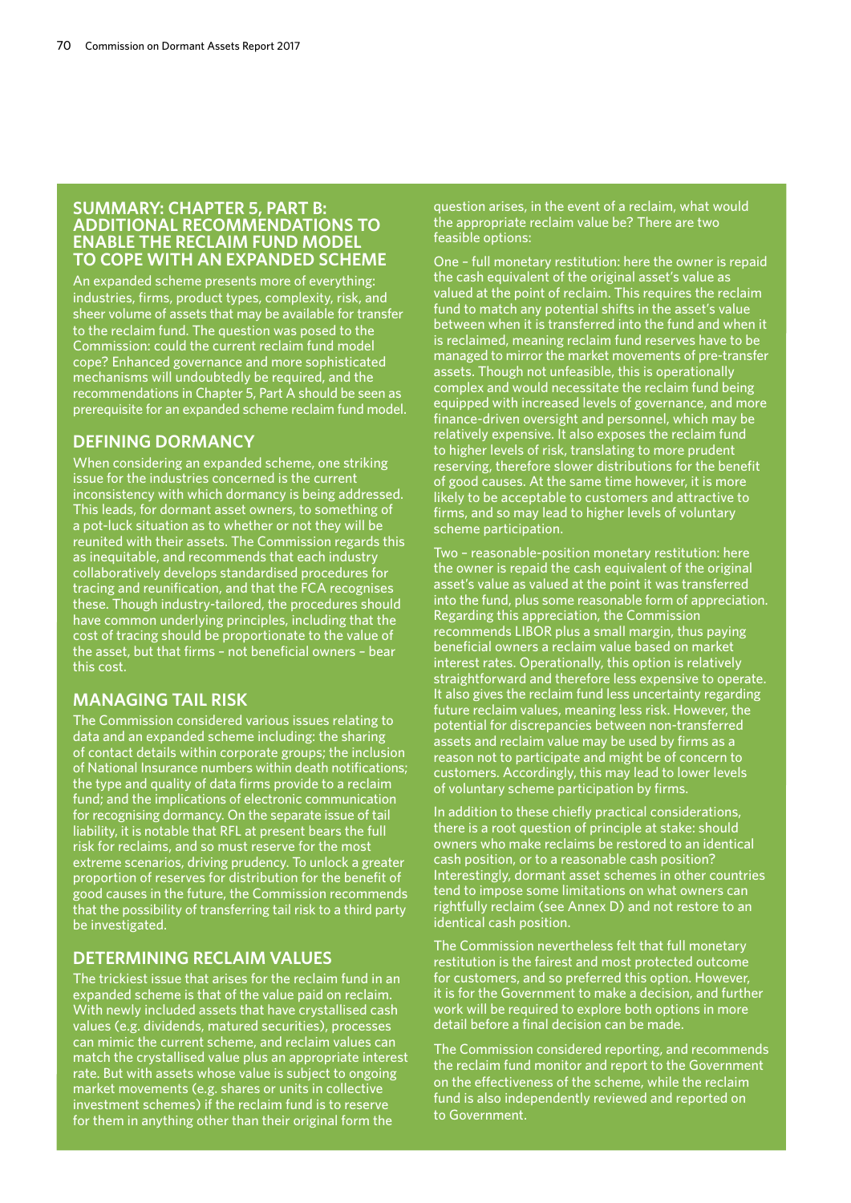## SUMMARY: CHAPTER 5, PART B: ADDITIONAL RECOMMENDATIONS TO ENABLE THE RECLAIM FUND MODEL TO COPE WITH AN EXPANDED SCHEME

An expanded scheme presents more of everything: industries, firms, product types, complexity, risk, and sheer volume of assets that may be available for transfer to the reclaim fund. The question was posed to the Commission: could the current reclaim fund model cope? Enhanced governance and more sophisticated mechanisms will undoubtedly be required, and the recommendations in Chapter 5, Part A should be seen as prerequisite for an expanded scheme reclaim fund model.

### DEFINING DORMANCY

When considering an expanded scheme, one striking issue for the industries concerned is the current inconsistency with which dormancy is being addressed. This leads, for dormant asset owners, to something of a pot-luck situation as to whether or not they will be reunited with their assets. The Commission regards this as inequitable, and recommends that each industry collaboratively develops standardised procedures for tracing and reunification, and that the FCA recognises these. Though industry-tailored, the procedures should have common underlying principles, including that the cost of tracing should be proportionate to the value of the asset, but that firms – not beneficial owners – bear this cost.

### MANAGING TAIL RISK

The Commission considered various issues relating to data and an expanded scheme including: the sharing of contact details within corporate groups; the inclusion of National Insurance numbers within death notifications; the type and quality of data firms provide to a reclaim fund; and the implications of electronic communication for recognising dormancy. On the separate issue of tail liability, it is notable that RFL at present bears the full risk for reclaims, and so must reserve for the most extreme scenarios, driving prudency. To unlock a greater proportion of reserves for distribution for the benefit of good causes in the future, the Commission recommends that the possibility of transferring tail risk to a third party be investigated.

### DETERMINING RECLAIM VALUES

The trickiest issue that arises for the reclaim fund in an expanded scheme is that of the value paid on reclaim. With newly included assets that have crystallised cash values (e.g. dividends, matured securities), processes can mimic the current scheme, and reclaim values can match the crystallised value plus an appropriate interest rate. But with assets whose value is subject to ongoing market movements (e.g. shares or units in collective investment schemes) if the reclaim fund is to reserve for them in anything other than their original form the question arises, in the event of a reclaim, what would the appropriate reclaim value be? There are two feasible options:

One – full monetary restitution: here the owner is repaid the cash equivalent of the original asset's value as valued at the point of reclaim. This requires the reclaim fund to match any potential shifts in the asset's value between when it is transferred into the fund and when it is reclaimed, meaning reclaim fund reserves have to be managed to mirror the market movements of pre-transfer assets. Though not unfeasible, this is operationally complex and would necessitate the reclaim fund being equipped with increased levels of governance, and more finance-driven oversight and personnel, which may be relatively expensive. It also exposes the reclaim fund to higher levels of risk, translating to more prudent reserving, therefore slower distributions for the benefit of good causes. At the same time however, it is more likely to be acceptable to customers and attractive to firms, and so may lead to higher levels of voluntary scheme participation.

Two – reasonable-position monetary restitution: here the owner is repaid the cash equivalent of the original asset's value as valued at the point it was transferred into the fund, plus some reasonable form of appreciation. Regarding this appreciation, the Commission recommends LIBOR plus a small margin, thus paying beneficial owners a reclaim value based on market interest rates. Operationally, this option is relatively straightforward and therefore less expensive to operate. It also gives the reclaim fund less uncertainty regarding future reclaim values, meaning less risk. However, the potential for discrepancies between non-transferred assets and reclaim value may be used by firms as a reason not to participate and might be of concern to customers. Accordingly, this may lead to lower levels of voluntary scheme participation by firms.

In addition to these chiefly practical considerations, there is a root question of principle at stake: should owners who make reclaims be restored to an identical cash position, or to a reasonable cash position? Interestingly, dormant asset schemes in other countries tend to impose some limitations on what owners can rightfully reclaim (see Annex D) and not restore to an identical cash position.

The Commission nevertheless felt that full monetary restitution is the fairest and most protected outcome for customers, and so preferred this option. However, it is for the Government to make a decision, and further work will be required to explore both options in more detail before a final decision can be made.

The Commission considered reporting, and recommends the reclaim fund monitor and report to the Government on the effectiveness of the scheme, while the reclaim fund is also independently reviewed and reported on to Government.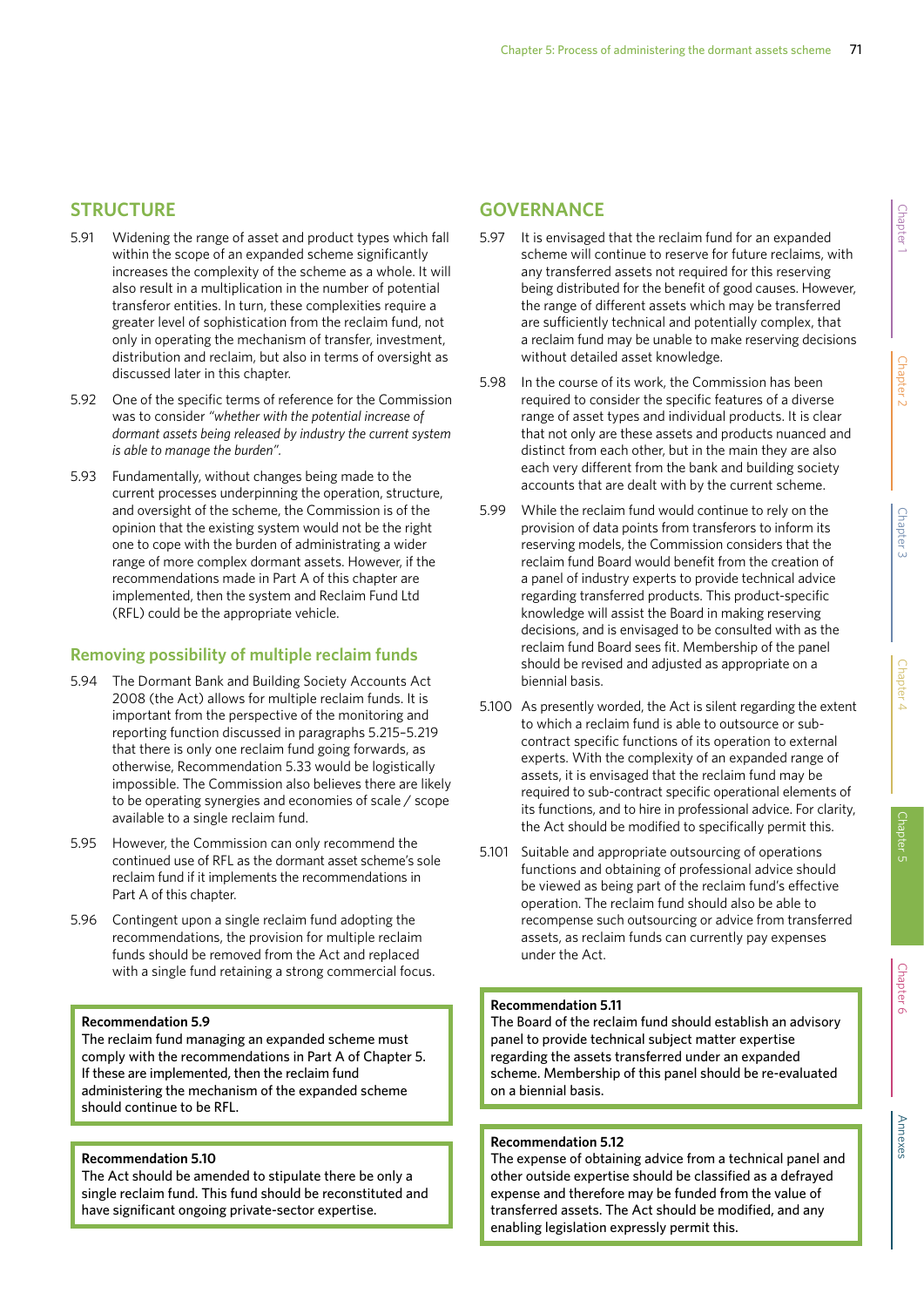## STRUCTURE

5.91 Widening the range of asset and product types which fall within the scope of an expanded scheme significantly increases the complexity of the scheme as a whole. It will also result in a multiplication in the number of potential transferor entities. In turn, these complexities require a greater level of sophistication from the reclaim fund, not only in operating the mechanism of transfer, investment, distribution and reclaim, but also in terms of oversight as discussed later in this chapter.

5.92 One of the specific terms of reference for the Commission was to consider *"whether with the potential increase of dormant assets being released by industry the current system is able to manage the burden"*.

5.93 Fundamentally, without changes being made to the current processes underpinning the operation, structure, and oversight of the scheme, the Commission is of the opinion that the existing system would not be the right one to cope with the burden of administrating a wider range of more complex dormant assets. However, if the recommendations made in Part A of this chapter are implemented, then the system and Reclaim Fund Ltd (RFL) could be the appropriate vehicle.

### Removing possibility of multiple reclaim funds

5.94 The Dormant Bank and Building Society Accounts Act 2008 (the Act) allows for multiple reclaim funds. It is important from the perspective of the monitoring and reporting function discussed in paragraphs 5.215–5.219 that there is only one reclaim fund going forwards, as otherwise, Recommendation 5.33 would be logistically impossible. The Commission also believes there are likely to be operating synergies and economies of scale / scope available to a single reclaim fund.

5.95 However, the Commission can only recommend the continued use of RFL as the dormant asset scheme's sole reclaim fund if it implements the recommendations in Part A of this chapter.

5.96 Contingent upon a single reclaim fund adopting the recommendations, the provision for multiple reclaim funds should be removed from the Act and replaced with a single fund retaining a strong commercial focus.

> **Recommendation 5.9**
> The reclaim fund managing an expanded scheme must comply with the recommendations in Part A of Chapter 5. If these are implemented, then the reclaim fund administering the mechanism of the expanded scheme should continue to be RFL.

> **Recommendation 5.10**
> The Act should be amended to stipulate there be only a single reclaim fund. This fund should be reconstituted and have significant ongoing private-sector expertise.

## GOVERNANCE

5.97 It is envisaged that the reclaim fund for an expanded scheme will continue to reserve for future reclaims, with any transferred assets not required for this reserving being distributed for the benefit of good causes. However, the range of different assets which may be transferred are sufficiently technical and potentially complex, that a reclaim fund may be unable to make reserving decisions without detailed asset knowledge.

5.98 In the course of its work, the Commission has been required to consider the specific features of a diverse range of asset types and individual products. It is clear that not only are these assets and products nuanced and distinct from each other, but in the main they are also each very different from the bank and building society accounts that are dealt with by the current scheme.

5.99 While the reclaim fund would continue to rely on the provision of data points from transferors to inform its reserving models, the Commission considers that the reclaim fund Board would benefit from the creation of a panel of industry experts to provide technical advice regarding transferred products. This product-specific knowledge will assist the Board in making reserving decisions, and is envisaged to be consulted with as the reclaim fund Board sees fit. Membership of the panel should be revised and adjusted as appropriate on a biennial basis.

5.100 As presently worded, the Act is silent regarding the extent to which a reclaim fund is able to outsource or sub-contract specific functions of its operation to external experts. With the complexity of an expanded range of assets, it is envisaged that the reclaim fund may be required to sub-contract specific operational elements of its functions, and to hire in professional advice. For clarity, the Act should be modified to specifically permit this.

5.101 Suitable and appropriate outsourcing of operations functions and obtaining of professional advice should be viewed as being part of the reclaim fund's effective operation. The reclaim fund should also be able to recompense such outsourcing or advice from transferred assets, as reclaim funds can currently pay expenses under the Act.

> **Recommendation 5.11**
> The Board of the reclaim fund should establish an advisory panel to provide technical subject matter expertise regarding the assets transferred under an expanded scheme. Membership of this panel should be re-evaluated on a biennial basis.

> **Recommendation 5.12**
> The expense of obtaining advice from a technical panel and other outside expertise should be classified as a defrayed expense and therefore may be funded from the value of transferred assets. The Act should be modified, and any enabling legislation expressly permit this.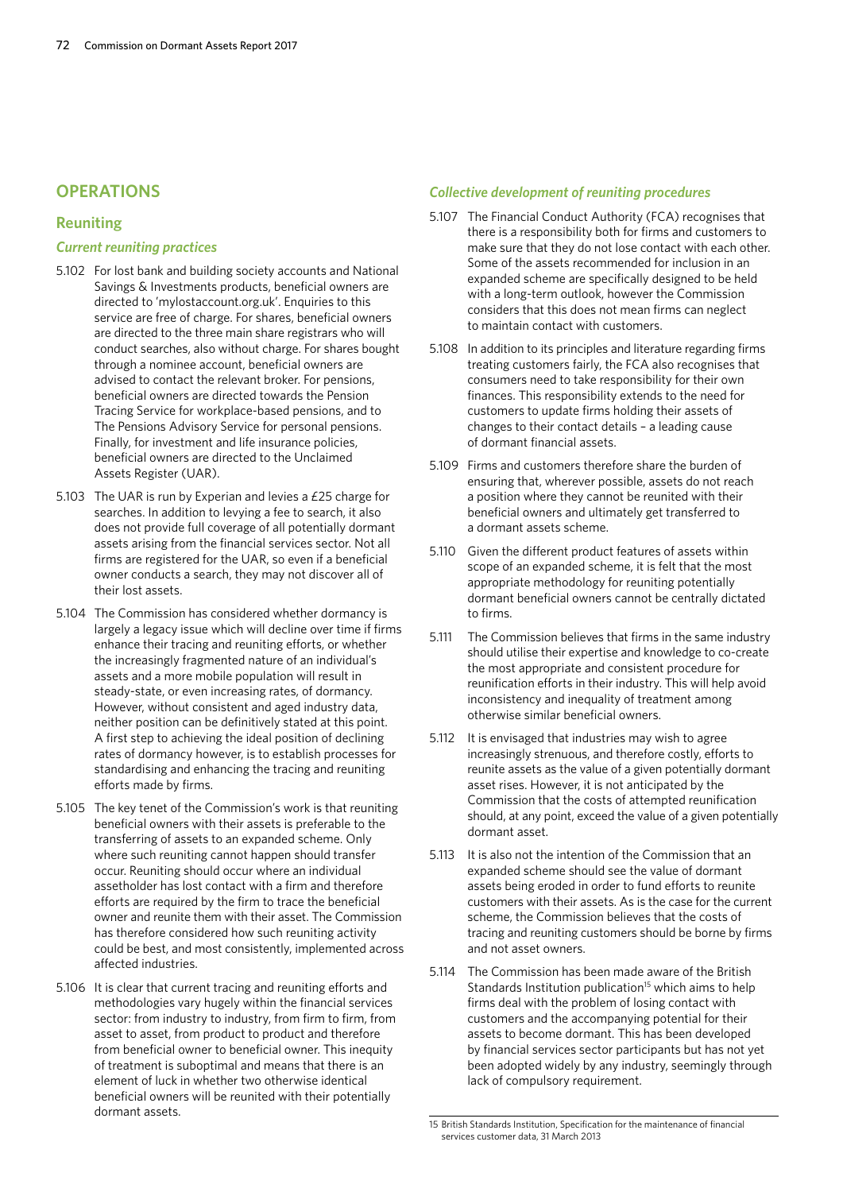## OPERATIONS

### Reuniting

#### *Current reuniting practices*

5.102 For lost bank and building society accounts and National Savings & Investments products, beneficial owners are directed to 'mylostaccount.org.uk'. Enquiries to this service are free of charge. For shares, beneficial owners are directed to the three main share registrars who will conduct searches, also without charge. For shares bought through a nominee account, beneficial owners are advised to contact the relevant broker. For pensions, beneficial owners are directed towards the Pension Tracing Service for workplace-based pensions, and to The Pensions Advisory Service for personal pensions. Finally, for investment and life insurance policies, beneficial owners are directed to the Unclaimed Assets Register (UAR).

5.103 The UAR is run by Experian and levies a £25 charge for searches. In addition to levying a fee to search, it also does not provide full coverage of all potentially dormant assets arising from the financial services sector. Not all firms are registered for the UAR, so even if a beneficial owner conducts a search, they may not discover all of their lost assets.

5.104 The Commission has considered whether dormancy is largely a legacy issue which will decline over time if firms enhance their tracing and reuniting efforts, or whether the increasingly fragmented nature of an individual's assets and a more mobile population will result in steady-state, or even increasing rates, of dormancy. However, without consistent and aged industry data, neither position can be definitively stated at this point. A first step to achieving the ideal position of declining rates of dormancy however, is to establish processes for standardising and enhancing the tracing and reuniting efforts made by firms.

5.105 The key tenet of the Commission's work is that reuniting beneficial owners with their assets is preferable to the transferring of assets to an expanded scheme. Only where such reuniting cannot happen should transfer occur. Reuniting should occur where an individual assetholder has lost contact with a firm and therefore efforts are required by the firm to trace the beneficial owner and reunite them with their asset. The Commission has therefore considered how such reuniting activity could be best, and most consistently, implemented across affected industries.

5.106 It is clear that current tracing and reuniting efforts and methodologies vary hugely within the financial services sector: from industry to industry, from firm to firm, from asset to asset, from product to product and therefore from beneficial owner to beneficial owner. This inequity of treatment is suboptimal and means that there is an element of luck in whether two otherwise identical beneficial owners will be reunited with their potentially dormant assets.

#### *Collective development of reuniting procedures*

5.107 The Financial Conduct Authority (FCA) recognises that there is a responsibility both for firms and customers to make sure that they do not lose contact with each other. Some of the assets recommended for inclusion in an expanded scheme are specifically designed to be held with a long-term outlook, however the Commission considers that this does not mean firms can neglect to maintain contact with customers.

5.108 In addition to its principles and literature regarding firms treating customers fairly, the FCA also recognises that consumers need to take responsibility for their own finances. This responsibility extends to the need for customers to update firms holding their assets of changes to their contact details – a leading cause of dormant financial assets.

5.109 Firms and customers therefore share the burden of ensuring that, wherever possible, assets do not reach a position where they cannot be reunited with their beneficial owners and ultimately get transferred to a dormant assets scheme.

5.110 Given the different product features of assets within scope of an expanded scheme, it is felt that the most appropriate methodology for reuniting potentially dormant beneficial owners cannot be centrally dictated to firms.

5.111 The Commission believes that firms in the same industry should utilise their expertise and knowledge to co-create the most appropriate and consistent procedure for reunification efforts in their industry. This will help avoid inconsistency and inequality of treatment among otherwise similar beneficial owners.

5.112 It is envisaged that industries may wish to agree increasingly strenuous, and therefore costly, efforts to reunite assets as the value of a given potentially dormant asset rises. However, it is not anticipated by the Commission that the costs of attempted reunification should, at any point, exceed the value of a given potentially dormant asset.

5.113 It is also not the intention of the Commission that an expanded scheme should see the value of dormant assets being eroded in order to fund efforts to reunite customers with their assets. As is the case for the current scheme, the Commission believes that the costs of tracing and reuniting customers should be borne by firms and not asset owners.

5.114 The Commission has been made aware of the British Standards Institution publication[15] which aims to help firms deal with the problem of losing contact with customers and the accompanying potential for their assets to become dormant. This has been developed by financial services sector participants but has not yet been adopted widely by any industry, seemingly through lack of compulsory requirement.

15 British Standards Institution, Specification for the maintenance of financial services customer data, 31 March 2013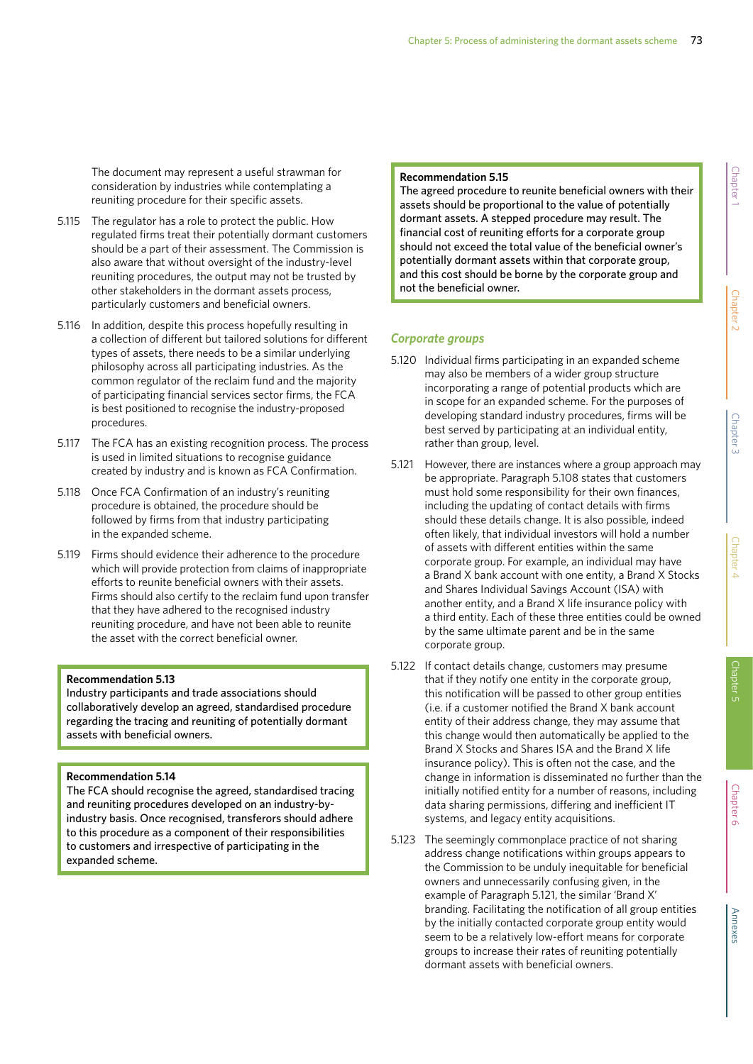The document may represent a useful strawman for consideration by industries while contemplating a reuniting procedure for their specific assets.

5.115 The regulator has a role to protect the public. How regulated firms treat their potentially dormant customers should be a part of their assessment. The Commission is also aware that without oversight of the industry-level reuniting procedures, the output may not be trusted by other stakeholders in the dormant assets process, particularly customers and beneficial owners.

5.116 In addition, despite this process hopefully resulting in a collection of different but tailored solutions for different types of assets, there needs to be a similar underlying philosophy across all participating industries. As the common regulator of the reclaim fund and the majority of participating financial services sector firms, the FCA is best positioned to recognise the industry-proposed procedures.

5.117 The FCA has an existing recognition process. The process is used in limited situations to recognise guidance created by industry and is known as FCA Confirmation.

5.118 Once FCA Confirmation of an industry's reuniting procedure is obtained, the procedure should be followed by firms from that industry participating in the expanded scheme.

5.119 Firms should evidence their adherence to the procedure which will provide protection from claims of inappropriate efforts to reunite beneficial owners with their assets. Firms should also certify to the reclaim fund upon transfer that they have adhered to the recognised industry reuniting procedure, and have not been able to reunite the asset with the correct beneficial owner.

**Recommendation 5.13**
Industry participants and trade associations should collaboratively develop an agreed, standardised procedure regarding the tracing and reuniting of potentially dormant assets with beneficial owners.

**Recommendation 5.14**
The FCA should recognise the agreed, standardised tracing and reuniting procedures developed on an industry-by-industry basis. Once recognised, transferors should adhere to this procedure as a component of their responsibilities to customers and irrespective of participating in the expanded scheme.

**Recommendation 5.15**
The agreed procedure to reunite beneficial owners with their assets should be proportional to the value of potentially dormant assets. A stepped procedure may result. The financial cost of reuniting efforts for a corporate group should not exceed the total value of the beneficial owner's potentially dormant assets within that corporate group, and this cost should be borne by the corporate group and not the beneficial owner.

### *Corporate groups*

5.120 Individual firms participating in an expanded scheme may also be members of a wider group structure incorporating a range of potential products which are in scope for an expanded scheme. For the purposes of developing standard industry procedures, firms will be best served by participating at an individual entity, rather than group, level.

5.121 However, there are instances where a group approach may be appropriate. Paragraph 5.108 states that customers must hold some responsibility for their own finances, including the updating of contact details with firms should these details change. It is also possible, indeed often likely, that individual investors will hold a number of assets with different entities within the same corporate group. For example, an individual may have a Brand X bank account with one entity, a Brand X Stocks and Shares Individual Savings Account (ISA) with another entity, and a Brand X life insurance policy with a third entity. Each of these three entities could be owned by the same ultimate parent and be in the same corporate group.

5.122 If contact details change, customers may presume that if they notify one entity in the corporate group, this notification will be passed to other group entities (i.e. if a customer notified the Brand X bank account entity of their address change, they may assume that this change would then automatically be applied to the Brand X Stocks and Shares ISA and the Brand X life insurance policy). This is often not the case, and the change in information is disseminated no further than the initially notified entity for a number of reasons, including data sharing permissions, differing and inefficient IT systems, and legacy entity acquisitions.

5.123 The seemingly commonplace practice of not sharing address change notifications within groups appears to the Commission to be unduly inequitable for beneficial owners and unnecessarily confusing given, in the example of Paragraph 5.121, the similar 'Brand X' branding. Facilitating the notification of all group entities by the initially contacted corporate group entity would seem to be a relatively low-effort means for corporate groups to increase their rates of reuniting potentially dormant assets with beneficial owners.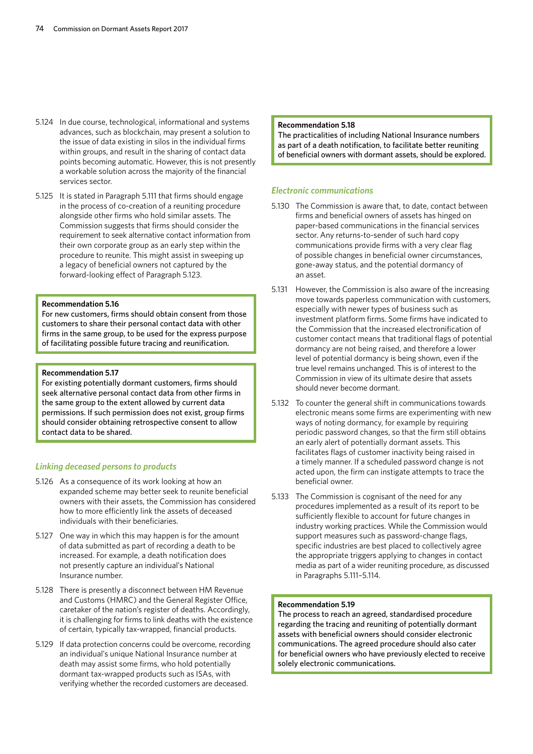5.124 In due course, technological, informational and systems advances, such as blockchain, may present a solution to the issue of data existing in silos in the individual firms within groups, and result in the sharing of contact data points becoming automatic. However, this is not presently a workable solution across the majority of the financial services sector.

5.125 It is stated in Paragraph 5.111 that firms should engage in the process of co-creation of a reuniting procedure alongside other firms who hold similar assets. The Commission suggests that firms should consider the requirement to seek alternative contact information from their own corporate group as an early step within the procedure to reunite. This might assist in sweeping up a legacy of beneficial owners not captured by the forward-looking effect of Paragraph 5.123.

> **Recommendation 5.16**
> For new customers, firms should obtain consent from those customers to share their personal contact data with other firms in the same group, to be used for the express purpose of facilitating possible future tracing and reunification.

> **Recommendation 5.17**
> For existing potentially dormant customers, firms should seek alternative personal contact data from other firms in the same group to the extent allowed by current data permissions. If such permission does not exist, group firms should consider obtaining retrospective consent to allow contact data to be shared.

### *Linking deceased persons to products*

5.126 As a consequence of its work looking at how an expanded scheme may better seek to reunite beneficial owners with their assets, the Commission has considered how to more efficiently link the assets of deceased individuals with their beneficiaries.

5.127 One way in which this may happen is for the amount of data submitted as part of recording a death to be increased. For example, a death notification does not presently capture an individual's National Insurance number.

5.128 There is presently a disconnect between HM Revenue and Customs (HMRC) and the General Register Office, caretaker of the nation's register of deaths. Accordingly, it is challenging for firms to link deaths with the existence of certain, typically tax-wrapped, financial products.

5.129 If data protection concerns could be overcome, recording an individual's unique National Insurance number at death may assist some firms, who hold potentially dormant tax-wrapped products such as ISAs, with verifying whether the recorded customers are deceased.

> **Recommendation 5.18**
> The practicalities of including National Insurance numbers as part of a death notification, to facilitate better reuniting of beneficial owners with dormant assets, should be explored.

### *Electronic communications*

5.130 The Commission is aware that, to date, contact between firms and beneficial owners of assets has hinged on paper-based communications in the financial services sector. Any returns-to-sender of such hard copy communications provide firms with a very clear flag of possible changes in beneficial owner circumstances, gone-away status, and the potential dormancy of an asset.

5.131 However, the Commission is also aware of the increasing move towards paperless communication with customers, especially with newer types of business such as investment platform firms. Some firms have indicated to the Commission that the increased electronification of customer contact means that traditional flags of potential dormancy are not being raised, and therefore a lower level of potential dormancy is being shown, even if the true level remains unchanged. This is of interest to the Commission in view of its ultimate desire that assets should never become dormant.

5.132 To counter the general shift in communications towards electronic means some firms are experimenting with new ways of noting dormancy, for example by requiring periodic password changes, so that the firm still obtains an early alert of potentially dormant assets. This facilitates flags of customer inactivity being raised in a timely manner. If a scheduled password change is not acted upon, the firm can instigate attempts to trace the beneficial owner.

5.133 The Commission is cognisant of the need for any procedures implemented as a result of its report to be sufficiently flexible to account for future changes in industry working practices. While the Commission would support measures such as password-change flags, specific industries are best placed to collectively agree the appropriate triggers applying to changes in contact media as part of a wider reuniting procedure, as discussed in Paragraphs 5.111–5.114.

> **Recommendation 5.19**
> The process to reach an agreed, standardised procedure regarding the tracing and reuniting of potentially dormant assets with beneficial owners should consider electronic communications. The agreed procedure should also cater for beneficial owners who have previously elected to receive solely electronic communications.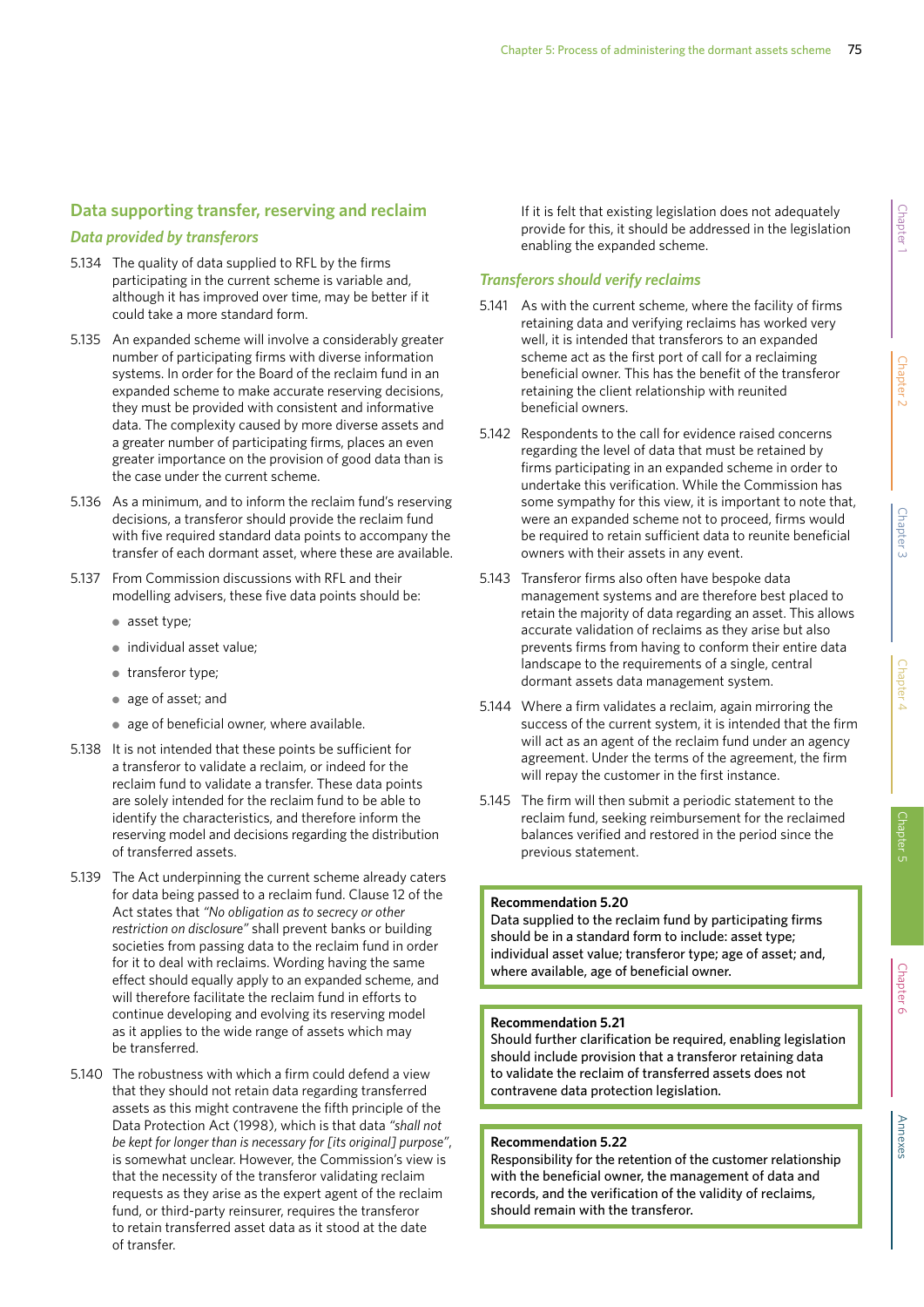## Data supporting transfer, reserving and reclaim

### *Data provided by transferors*

5.134 The quality of data supplied to RFL by the firms participating in the current scheme is variable and, although it has improved over time, may be better if it could take a more standard form.

5.135 An expanded scheme will involve a considerably greater number of participating firms with diverse information systems. In order for the Board of the reclaim fund in an expanded scheme to make accurate reserving decisions, they must be provided with consistent and informative data. The complexity caused by more diverse assets and a greater number of participating firms, places an even greater importance on the provision of good data than is the case under the current scheme.

5.136 As a minimum, and to inform the reclaim fund's reserving decisions, a transferor should provide the reclaim fund with five required standard data points to accompany the transfer of each dormant asset, where these are available.

5.137 From Commission discussions with RFL and their modelling advisers, these five data points should be:

- asset type;
- individual asset value;
- transferor type;
- age of asset; and
- age of beneficial owner, where available.

5.138 It is not intended that these points be sufficient for a transferor to validate a reclaim, or indeed for the reclaim fund to validate a transfer. These data points are solely intended for the reclaim fund to be able to identify the characteristics, and therefore inform the reserving model and decisions regarding the distribution of transferred assets.

5.139 The Act underpinning the current scheme already caters for data being passed to a reclaim fund. Clause 12 of the Act states that *"No obligation as to secrecy or other restriction on disclosure"* shall prevent banks or building societies from passing data to the reclaim fund in order for it to deal with reclaims. Wording having the same effect should equally apply to an expanded scheme, and will therefore facilitate the reclaim fund in efforts to continue developing and evolving its reserving model as it applies to the wide range of assets which may be transferred.

5.140 The robustness with which a firm could defend a view that they should not retain data regarding transferred assets as this might contravene the fifth principle of the Data Protection Act (1998), which is that data *"shall not be kept for longer than is necessary for [its original] purpose"*, is somewhat unclear. However, the Commission's view is that the necessity of the transferor validating reclaim requests as they arise as the expert agent of the reclaim fund, or third-party reinsurer, requires the transferor to retain transferred asset data as it stood at the date of transfer. If it is felt that existing legislation does not adequately provide for this, it should be addressed in the legislation enabling the expanded scheme.

### *Transferors should verify reclaims*

5.141 As with the current scheme, where the facility of firms retaining data and verifying reclaims has worked very well, it is intended that transferors to an expanded scheme act as the first port of call for a reclaiming beneficial owner. This has the benefit of the transferor retaining the client relationship with reunited beneficial owners.

5.142 Respondents to the call for evidence raised concerns regarding the level of data that must be retained by firms participating in an expanded scheme in order to undertake this verification. While the Commission has some sympathy for this view, it is important to note that, were an expanded scheme not to proceed, firms would be required to retain sufficient data to reunite beneficial owners with their assets in any event.

5.143 Transferor firms also often have bespoke data management systems and are therefore best placed to retain the majority of data regarding an asset. This allows accurate validation of reclaims as they arise but also prevents firms from having to conform their entire data landscape to the requirements of a single, central dormant assets data management system.

5.144 Where a firm validates a reclaim, again mirroring the success of the current system, it is intended that the firm will act as an agent of the reclaim fund under an agency agreement. Under the terms of the agreement, the firm will repay the customer in the first instance.

5.145 The firm will then submit a periodic statement to the reclaim fund, seeking reimbursement for the reclaimed balances verified and restored in the period since the previous statement.

**Recommendation 5.20**
Data supplied to the reclaim fund by participating firms should be in a standard form to include: asset type; individual asset value; transferor type; age of asset; and, where available, age of beneficial owner.

**Recommendation 5.21**
Should further clarification be required, enabling legislation should include provision that a transferor retaining data to validate the reclaim of transferred assets does not contravene data protection legislation.

**Recommendation 5.22**
Responsibility for the retention of the customer relationship with the beneficial owner, the management of data and records, and the verification of the validity of reclaims, should remain with the transferor.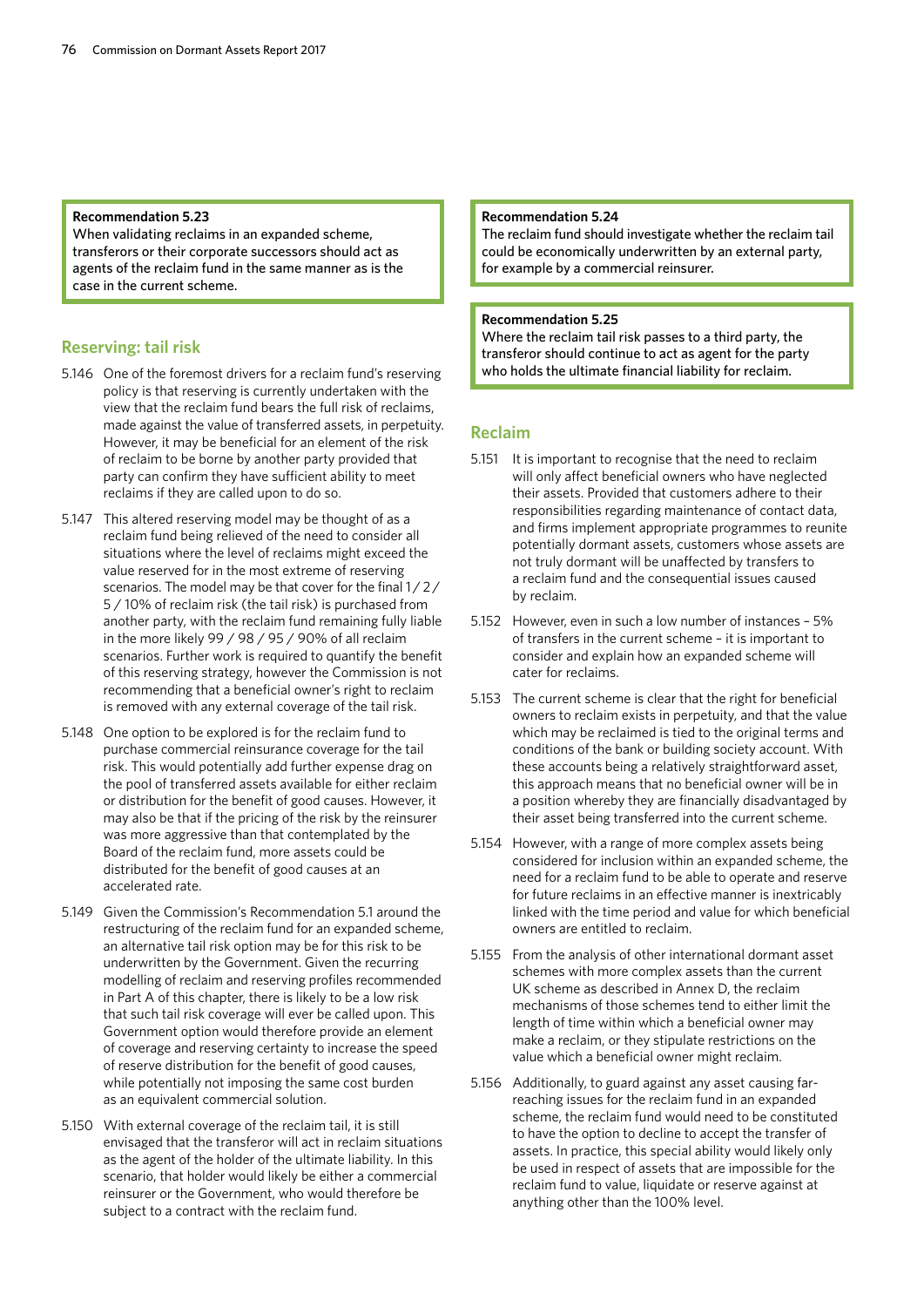**Recommendation 5.23**
When validating reclaims in an expanded scheme, transferors or their corporate successors should act as agents of the reclaim fund in the same manner as is the case in the current scheme.

## Reserving: tail risk

5.146 One of the foremost drivers for a reclaim fund's reserving policy is that reserving is currently undertaken with the view that the reclaim fund bears the full risk of reclaims, made against the value of transferred assets, in perpetuity. However, it may be beneficial for an element of the risk of reclaim to be borne by another party provided that party can confirm they have sufficient ability to meet reclaims if they are called upon to do so.

5.147 This altered reserving model may be thought of as a reclaim fund being relieved of the need to consider all situations where the level of reclaims might exceed the value reserved for in the most extreme of reserving scenarios. The model may be that cover for the final 1 / 2 / 5 / 10% of reclaim risk (the tail risk) is purchased from another party, with the reclaim fund remaining fully liable in the more likely 99 / 98 / 95 / 90% of all reclaim scenarios. Further work is required to quantify the benefit of this reserving strategy, however the Commission is not recommending that a beneficial owner's right to reclaim is removed with any external coverage of the tail risk.

5.148 One option to be explored is for the reclaim fund to purchase commercial reinsurance coverage for the tail risk. This would potentially add further expense drag on the pool of transferred assets available for either reclaim or distribution for the benefit of good causes. However, it may also be that if the pricing of the risk by the reinsurer was more aggressive than that contemplated by the Board of the reclaim fund, more assets could be distributed for the benefit of good causes at an accelerated rate.

5.149 Given the Commission's Recommendation 5.1 around the restructuring of the reclaim fund for an expanded scheme, an alternative tail risk option may be for this risk to be underwritten by the Government. Given the recurring modelling of reclaim and reserving profiles recommended in Part A of this chapter, there is likely to be a low risk that such tail risk coverage will ever be called upon. This Government option would therefore provide an element of coverage and reserving certainty to increase the speed of reserve distribution for the benefit of good causes, while potentially not imposing the same cost burden as an equivalent commercial solution.

5.150 With external coverage of the reclaim tail, it is still envisaged that the transferor will act in reclaim situations as the agent of the holder of the ultimate liability. In this scenario, that holder would likely be either a commercial reinsurer or the Government, who would therefore be subject to a contract with the reclaim fund.

**Recommendation 5.24**
The reclaim fund should investigate whether the reclaim tail could be economically underwritten by an external party, for example by a commercial reinsurer.

**Recommendation 5.25**
Where the reclaim tail risk passes to a third party, the transferor should continue to act as agent for the party who holds the ultimate financial liability for reclaim.

## Reclaim

5.151 It is important to recognise that the need to reclaim will only affect beneficial owners who have neglected their assets. Provided that customers adhere to their responsibilities regarding maintenance of contact data, and firms implement appropriate programmes to reunite potentially dormant assets, customers whose assets are not truly dormant will be unaffected by transfers to a reclaim fund and the consequential issues caused by reclaim.

5.152 However, even in such a low number of instances – 5% of transfers in the current scheme – it is important to consider and explain how an expanded scheme will cater for reclaims.

5.153 The current scheme is clear that the right for beneficial owners to reclaim exists in perpetuity, and that the value which may be reclaimed is tied to the original terms and conditions of the bank or building society account. With these accounts being a relatively straightforward asset, this approach means that no beneficial owner will be in a position whereby they are financially disadvantaged by their asset being transferred into the current scheme.

5.154 However, with a range of more complex assets being considered for inclusion within an expanded scheme, the need for a reclaim fund to be able to operate and reserve for future reclaims in an effective manner is inextricably linked with the time period and value for which beneficial owners are entitled to reclaim.

5.155 From the analysis of other international dormant asset schemes with more complex assets than the current UK scheme as described in Annex D, the reclaim mechanisms of those schemes tend to either limit the length of time within which a beneficial owner may make a reclaim, or they stipulate restrictions on the value which a beneficial owner might reclaim.

5.156 Additionally, to guard against any asset causing far-reaching issues for the reclaim fund in an expanded scheme, the reclaim fund would need to be constituted to have the option to decline to accept the transfer of assets. In practice, this special ability would likely only be used in respect of assets that are impossible for the reclaim fund to value, liquidate or reserve against at anything other than the 100% level.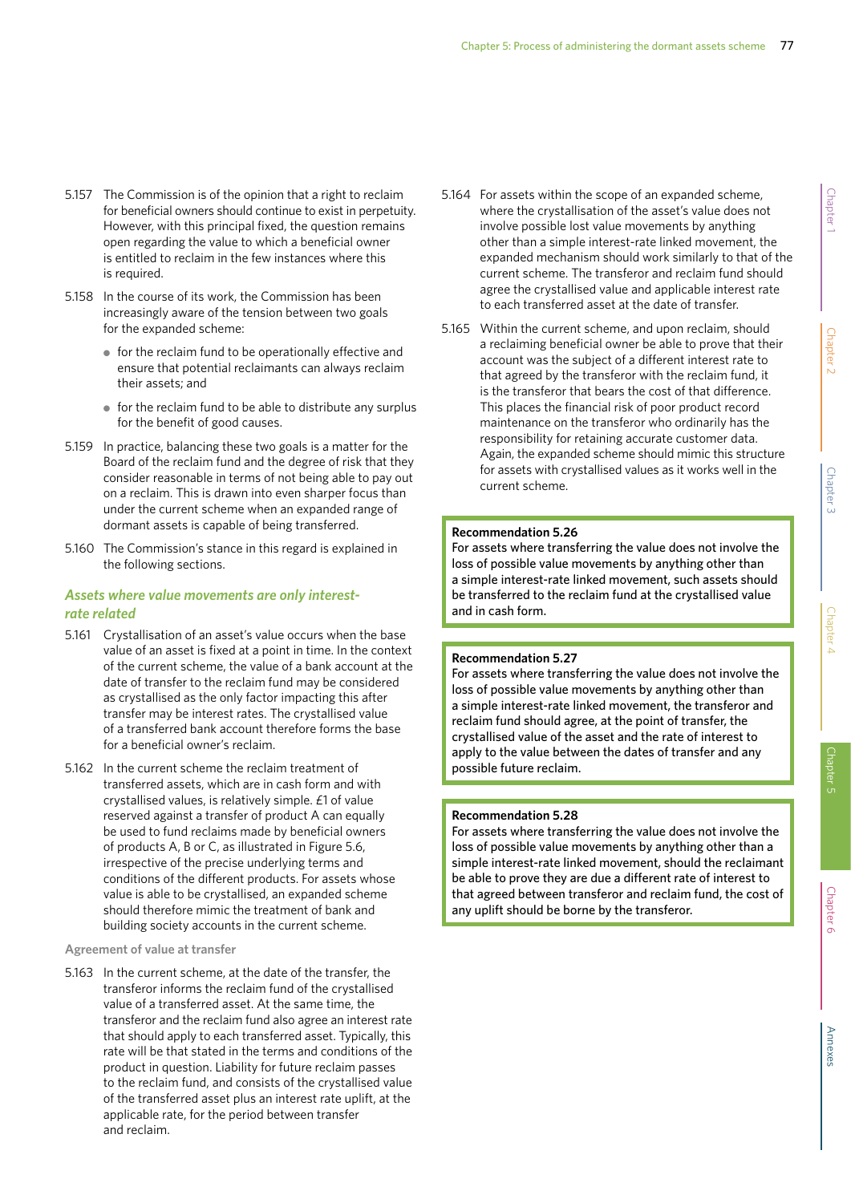5.157 The Commission is of the opinion that a right to reclaim for beneficial owners should continue to exist in perpetuity. However, with this principal fixed, the question remains open regarding the value to which a beneficial owner is entitled to reclaim in the few instances where this is required.

5.158 In the course of its work, the Commission has been increasingly aware of the tension between two goals for the expanded scheme:

- for the reclaim fund to be operationally effective and ensure that potential reclaimants can always reclaim their assets; and
- for the reclaim fund to be able to distribute any surplus for the benefit of good causes.

5.159 In practice, balancing these two goals is a matter for the Board of the reclaim fund and the degree of risk that they consider reasonable in terms of not being able to pay out on a reclaim. This is drawn into even sharper focus than under the current scheme when an expanded range of dormant assets is capable of being transferred.

5.160 The Commission's stance in this regard is explained in the following sections.

### *Assets where value movements are only interest-rate related*

5.161 Crystallisation of an asset's value occurs when the base value of an asset is fixed at a point in time. In the context of the current scheme, the value of a bank account at the date of transfer to the reclaim fund may be considered as crystallised as the only factor impacting this after transfer may be interest rates. The crystallised value of a transferred bank account therefore forms the base for a beneficial owner's reclaim.

5.162 In the current scheme the reclaim treatment of transferred assets, which are in cash form and with crystallised values, is relatively simple. £1 of value reserved against a transfer of product A can equally be used to fund reclaims made by beneficial owners of products A, B or C, as illustrated in Figure 5.6, irrespective of the precise underlying terms and conditions of the different products. For assets whose value is able to be crystallised, an expanded scheme should therefore mimic the treatment of bank and building society accounts in the current scheme.

#### Agreement of value at transfer

5.163 In the current scheme, at the date of the transfer, the transferor informs the reclaim fund of the crystallised value of a transferred asset. At the same time, the transferor and the reclaim fund also agree an interest rate that should apply to each transferred asset. Typically, this rate will be that stated in the terms and conditions of the product in question. Liability for future reclaim passes to the reclaim fund, and consists of the crystallised value of the transferred asset plus an interest rate uplift, at the applicable rate, for the period between transfer and reclaim.

5.164 For assets within the scope of an expanded scheme, where the crystallisation of the asset's value does not involve possible lost value movements by anything other than a simple interest-rate linked movement, the expanded mechanism should work similarly to that of the current scheme. The transferor and reclaim fund should agree the crystallised value and applicable interest rate to each transferred asset at the date of transfer.

5.165 Within the current scheme, and upon reclaim, should a reclaiming beneficial owner be able to prove that their account was the subject of a different interest rate to that agreed by the transferor with the reclaim fund, it is the transferor that bears the cost of that difference. This places the financial risk of poor product record maintenance on the transferor who ordinarily has the responsibility for retaining accurate customer data. Again, the expanded scheme should mimic this structure for assets with crystallised values as it works well in the current scheme.

> **Recommendation 5.26**
> For assets where transferring the value does not involve the loss of possible value movements by anything other than a simple interest-rate linked movement, such assets should be transferred to the reclaim fund at the crystallised value and in cash form.

> **Recommendation 5.27**
> For assets where transferring the value does not involve the loss of possible value movements by anything other than a simple interest-rate linked movement, the transferor and reclaim fund should agree, at the point of transfer, the crystallised value of the asset and the rate of interest to apply to the value between the dates of transfer and any possible future reclaim.

> **Recommendation 5.28**
> For assets where transferring the value does not involve the loss of possible value movements by anything other than a simple interest-rate linked movement, should the reclaimant be able to prove they are due a different rate of interest to that agreed between transferor and reclaim fund, the cost of any uplift should be borne by the transferor.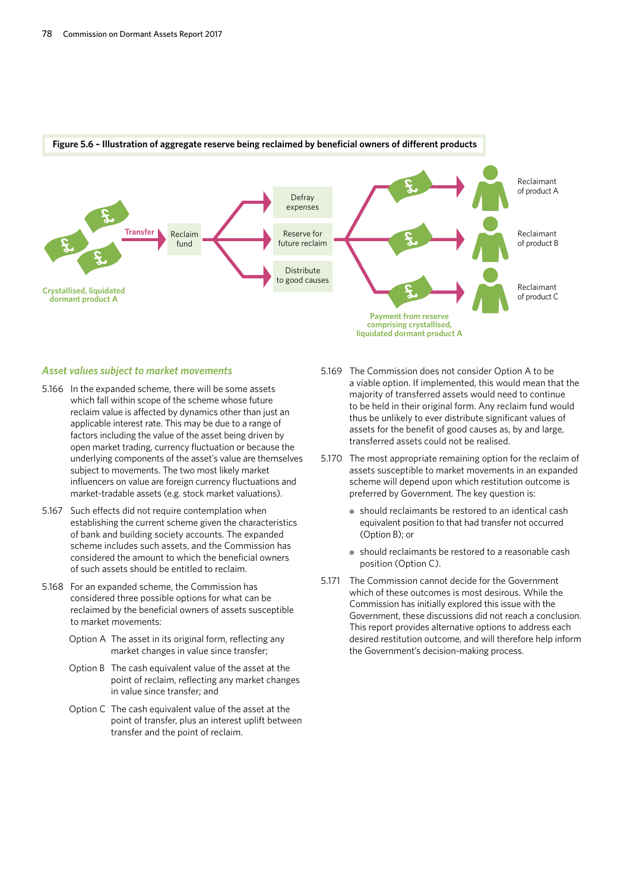**Figure 5.6 – Illustration of aggregate reserve being reclaimed by beneficial owners of different products**

Crystallised, liquidated dormant product A

Transfer

Reclaim fund

Defray expenses

Reserve for future reclaim

Distribute to good causes

Payment from reserve comprising crystallised, liquidated dormant product A

Reclaimant of product A

Reclaimant of product B

Reclaimant of product C

### *Asset values subject to market movements*

5.166 In the expanded scheme, there will be some assets which fall within scope of the scheme whose future reclaim value is affected by dynamics other than just an applicable interest rate. This may be due to a range of factors including the value of the asset being driven by open market trading, currency fluctuation or because the underlying components of the asset's value are themselves subject to movements. The two most likely market influencers on value are foreign currency fluctuations and market-tradable assets (e.g. stock market valuations).

5.167 Such effects did not require contemplation when establishing the current scheme given the characteristics of bank and building society accounts. The expanded scheme includes such assets, and the Commission has considered the amount to which the beneficial owners of such assets should be entitled to reclaim.

5.168 For an expanded scheme, the Commission has considered three possible options for what can be reclaimed by the beneficial owners of assets susceptible to market movements:

Option A The asset in its original form, reflecting any market changes in value since transfer;

Option B The cash equivalent value of the asset at the point of reclaim, reflecting any market changes in value since transfer; and

Option C The cash equivalent value of the asset at the point of transfer, plus an interest uplift between transfer and the point of reclaim.

5.169 The Commission does not consider Option A to be a viable option. If implemented, this would mean that the majority of transferred assets would need to continue to be held in their original form. Any reclaim fund would thus be unlikely to ever distribute significant values of assets for the benefit of good causes as, by and large, transferred assets could not be realised.

5.170 The most appropriate remaining option for the reclaim of assets susceptible to market movements in an expanded scheme will depend upon which restitution outcome is preferred by Government. The key question is:

- should reclaimants be restored to an identical cash equivalent position to that had transfer not occurred (Option B); or
- should reclaimants be restored to a reasonable cash position (Option C).

5.171 The Commission cannot decide for the Government which of these outcomes is most desirous. While the Commission has initially explored this issue with the Government, these discussions did not reach a conclusion. This report provides alternative options to address each desired restitution outcome, and will therefore help inform the Government's decision-making process.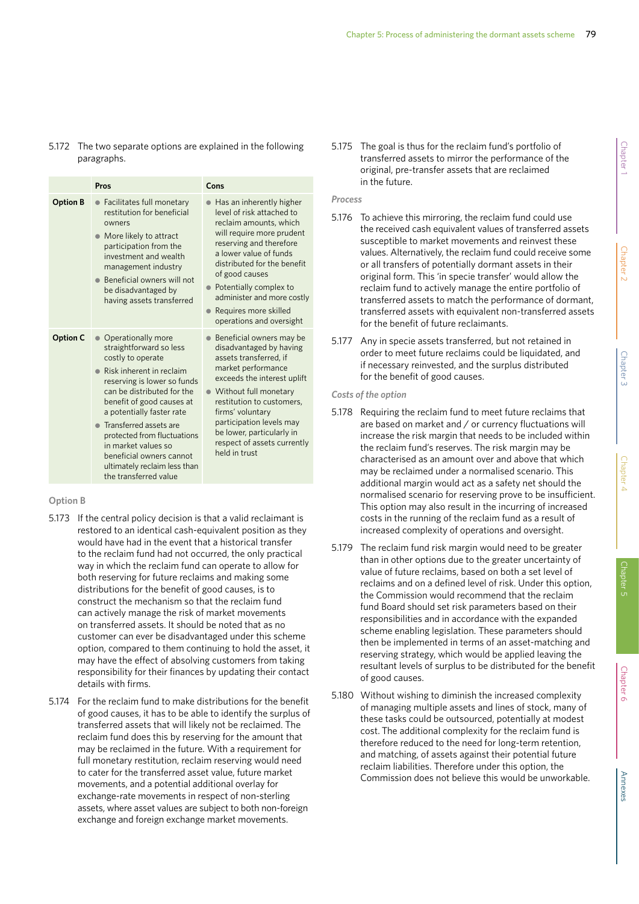5.172 The two separate options are explained in the following paragraphs.

| | Pros | Cons |
|---|---|---|
| **Option B** | • Facilitates full monetary restitution for beneficial owners<br>• More likely to attract participation from the investment and wealth management industry<br>• Beneficial owners will not be disadvantaged by having assets transferred | • Has an inherently higher level of risk attached to reclaim amounts, which will require more prudent reserving and therefore a lower value of funds distributed for the benefit of good causes<br>• Potentially complex to administer and more costly<br>• Requires more skilled operations and oversight |
| **Option C** | • Operationally more straightforward so less costly to operate<br>• Risk inherent in reclaim reserving is lower so funds can be distributed for the benefit of good causes at a potentially faster rate<br>• Transferred assets are protected from fluctuations in market values so beneficial owners cannot ultimately reclaim less than the transferred value | • Beneficial owners may be disadvantaged by having assets transferred, if market performance exceeds the interest uplift<br>• Without full monetary restitution to customers, firms' voluntary participation levels may be lower, particularly in respect of assets currently held in trust |

### Option B

5.173 If the central policy decision is that a valid reclaimant is restored to an identical cash-equivalent position as they would have had in the event that a historical transfer to the reclaim fund had not occurred, the only practical way in which the reclaim fund can operate to allow for both reserving for future reclaims and making some distributions for the benefit of good causes, is to construct the mechanism so that the reclaim fund can actively manage the risk of market movements on transferred assets. It should be noted that as no customer can ever be disadvantaged under this scheme option, compared to them continuing to hold the asset, it may have the effect of absolving customers from taking responsibility for their finances by updating their contact details with firms.

5.174 For the reclaim fund to make distributions for the benefit of good causes, it has to be able to identify the surplus of transferred assets that will likely not be reclaimed. The reclaim fund does this by reserving for the amount that may be reclaimed in the future. With a requirement for full monetary restitution, reclaim reserving would need to cater for the transferred asset value, future market movements, and a potential additional overlay for exchange-rate movements in respect of non-sterling assets, where asset values are subject to both non-foreign exchange and foreign exchange market movements.

5.175 The goal is thus for the reclaim fund's portfolio of transferred assets to mirror the performance of the original, pre-transfer assets that are reclaimed in the future.

*Process*

5.176 To achieve this mirroring, the reclaim fund could use the received cash equivalent values of transferred assets susceptible to market movements and reinvest these values. Alternatively, the reclaim fund could receive some or all transfers of potentially dormant assets in their original form. This 'in specie transfer' would allow the reclaim fund to actively manage the entire portfolio of transferred assets to match the performance of dormant, transferred assets with equivalent non-transferred assets for the benefit of future reclaimants.

5.177 Any in specie assets transferred, but not retained in order to meet future reclaims could be liquidated, and if necessary reinvested, and the surplus distributed for the benefit of good causes.

*Costs of the option*

5.178 Requiring the reclaim fund to meet future reclaims that are based on market and / or currency fluctuations will increase the risk margin that needs to be included within the reclaim fund's reserves. The risk margin may be characterised as an amount over and above that which may be reclaimed under a normalised scenario. This additional margin would act as a safety net should the normalised scenario for reserving prove to be insufficient. This option may also result in the incurring of increased costs in the running of the reclaim fund as a result of increased complexity of operations and oversight.

5.179 The reclaim fund risk margin would need to be greater than in other options due to the greater uncertainty of value of future reclaims, based on both a set level of reclaims and on a defined level of risk. Under this option, the Commission would recommend that the reclaim fund Board should set risk parameters based on their responsibilities and in accordance with the expanded scheme enabling legislation. These parameters should then be implemented in terms of an asset-matching and reserving strategy, which would be applied leaving the resultant levels of surplus to be distributed for the benefit of good causes.

5.180 Without wishing to diminish the increased complexity of managing multiple assets and lines of stock, many of these tasks could be outsourced, potentially at modest cost. The additional complexity for the reclaim fund is therefore reduced to the need for long-term retention, and matching, of assets against their potential future reclaim liabilities. Therefore under this option, the Commission does not believe this would be unworkable.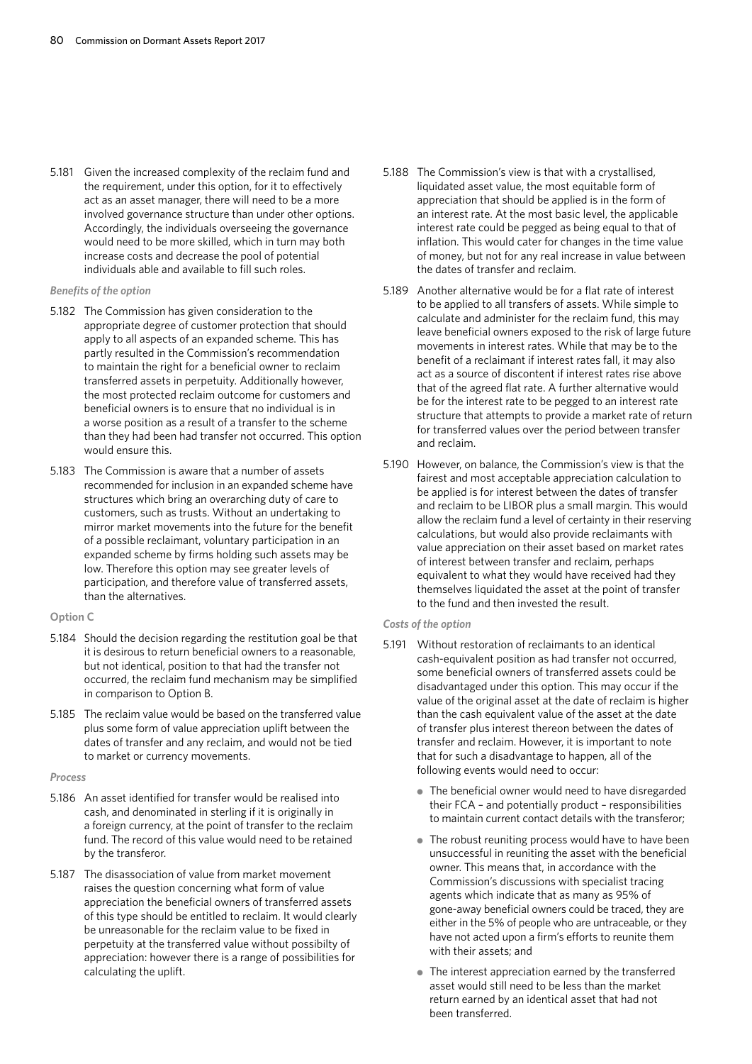5.181 Given the increased complexity of the reclaim fund and the requirement, under this option, for it to effectively act as an asset manager, there will need to be a more involved governance structure than under other options. Accordingly, the individuals overseeing the governance would need to be more skilled, which in turn may both increase costs and decrease the pool of potential individuals able and available to fill such roles.

*Benefits of the option*

5.182 The Commission has given consideration to the appropriate degree of customer protection that should apply to all aspects of an expanded scheme. This has partly resulted in the Commission's recommendation to maintain the right for a beneficial owner to reclaim transferred assets in perpetuity. Additionally however, the most protected reclaim outcome for customers and beneficial owners is to ensure that no individual is in a worse position as a result of a transfer to the scheme than they had been had transfer not occurred. This option would ensure this.

5.183 The Commission is aware that a number of assets recommended for inclusion in an expanded scheme have structures which bring an overarching duty of care to customers, such as trusts. Without an undertaking to mirror market movements into the future for the benefit of a possible reclaimant, voluntary participation in an expanded scheme by firms holding such assets may be low. Therefore this option may see greater levels of participation, and therefore value of transferred assets, than the alternatives.

Option C

5.184 Should the decision regarding the restitution goal be that it is desirous to return beneficial owners to a reasonable, but not identical, position to that had the transfer not occurred, the reclaim fund mechanism may be simplified in comparison to Option B.

5.185 The reclaim value would be based on the transferred value plus some form of value appreciation uplift between the dates of transfer and any reclaim, and would not be tied to market or currency movements.

*Process*

5.186 An asset identified for transfer would be realised into cash, and denominated in sterling if it is originally in a foreign currency, at the point of transfer to the reclaim fund. The record of this value would need to be retained by the transferor.

5.187 The disassociation of value from market movement raises the question concerning what form of value appreciation the beneficial owners of transferred assets of this type should be entitled to reclaim. It would clearly be unreasonable for the reclaim value to be fixed in perpetuity at the transferred value without possibilty of appreciation: however there is a range of possibilities for calculating the uplift.

5.188 The Commission's view is that with a crystallised, liquidated asset value, the most equitable form of appreciation that should be applied is in the form of an interest rate. At the most basic level, the applicable interest rate could be pegged as being equal to that of inflation. This would cater for changes in the time value of money, but not for any real increase in value between the dates of transfer and reclaim.

5.189 Another alternative would be for a flat rate of interest to be applied to all transfers of assets. While simple to calculate and administer for the reclaim fund, this may leave beneficial owners exposed to the risk of large future movements in interest rates. While that may be to the benefit of a reclaimant if interest rates fall, it may also act as a source of discontent if interest rates rise above that of the agreed flat rate. A further alternative would be for the interest rate to be pegged to an interest rate structure that attempts to provide a market rate of return for transferred values over the period between transfer and reclaim.

5.190 However, on balance, the Commission's view is that the fairest and most acceptable appreciation calculation to be applied is for interest between the dates of transfer and reclaim to be LIBOR plus a small margin. This would allow the reclaim fund a level of certainty in their reserving calculations, but would also provide reclaimants with value appreciation on their asset based on market rates of interest between transfer and reclaim, perhaps equivalent to what they would have received had they themselves liquidated the asset at the point of transfer to the fund and then invested the result.

*Costs of the option*

5.191 Without restoration of reclaimants to an identical cash-equivalent position as had transfer not occurred, some beneficial owners of transferred assets could be disadvantaged under this option. This may occur if the value of the original asset at the date of reclaim is higher than the cash equivalent value of the asset at the date of transfer plus interest thereon between the dates of transfer and reclaim. However, it is important to note that for such a disadvantage to happen, all of the following events would need to occur:

- The beneficial owner would need to have disregarded their FCA – and potentially product – responsibilities to maintain current contact details with the transferor;
- The robust reuniting process would have to have been unsuccessful in reuniting the asset with the beneficial owner. This means that, in accordance with the Commission's discussions with specialist tracing agents which indicate that as many as 95% of gone-away beneficial owners could be traced, they are either in the 5% of people who are untraceable, or they have not acted upon a firm's efforts to reunite them with their assets; and
- The interest appreciation earned by the transferred asset would still need to be less than the market return earned by an identical asset that had not been transferred.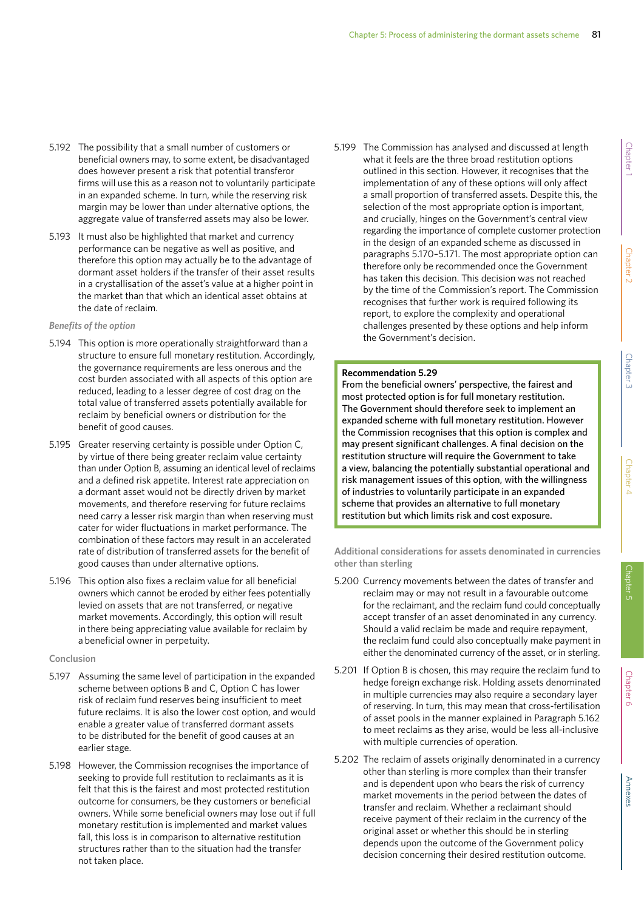5.192 The possibility that a small number of customers or beneficial owners may, to some extent, be disadvantaged does however present a risk that potential transferor firms will use this as a reason not to voluntarily participate in an expanded scheme. In turn, while the reserving risk margin may be lower than under alternative options, the aggregate value of transferred assets may also be lower.

5.193 It must also be highlighted that market and currency performance can be negative as well as positive, and therefore this option may actually be to the advantage of dormant asset holders if the transfer of their asset results in a crystallisation of the asset's value at a higher point in the market than that which an identical asset obtains at the date of reclaim.

*Benefits of the option*

5.194 This option is more operationally straightforward than a structure to ensure full monetary restitution. Accordingly, the governance requirements are less onerous and the cost burden associated with all aspects of this option are reduced, leading to a lesser degree of cost drag on the total value of transferred assets potentially available for reclaim by beneficial owners or distribution for the benefit of good causes.

5.195 Greater reserving certainty is possible under Option C, by virtue of there being greater reclaim value certainty than under Option B, assuming an identical level of reclaims and a defined risk appetite. Interest rate appreciation on a dormant asset would not be directly driven by market movements, and therefore reserving for future reclaims need carry a lesser risk margin than when reserving must cater for wider fluctuations in market performance. The combination of these factors may result in an accelerated rate of distribution of transferred assets for the benefit of good causes than under alternative options.

5.196 This option also fixes a reclaim value for all beneficial owners which cannot be eroded by either fees potentially levied on assets that are not transferred, or negative market movements. Accordingly, this option will result in there being appreciating value available for reclaim by a beneficial owner in perpetuity.

### Conclusion

5.197 Assuming the same level of participation in the expanded scheme between options B and C, Option C has lower risk of reclaim fund reserves being insufficient to meet future reclaims. It is also the lower cost option, and would enable a greater value of transferred dormant assets to be distributed for the benefit of good causes at an earlier stage.

5.198 However, the Commission recognises the importance of seeking to provide full restitution to reclaimants as it is felt that this is the fairest and most protected restitution outcome for consumers, be they customers or beneficial owners. While some beneficial owners may lose out if full monetary restitution is implemented and market values fall, this loss is in comparison to alternative restitution structures rather than to the situation had the transfer not taken place.

5.199 The Commission has analysed and discussed at length what it feels are the three broad restitution options outlined in this section. However, it recognises that the implementation of any of these options will only affect a small proportion of transferred assets. Despite this, the selection of the most appropriate option is important, and crucially, hinges on the Government's central view regarding the importance of complete customer protection in the design of an expanded scheme as discussed in paragraphs 5.170–5.171. The most appropriate option can therefore only be recommended once the Government has taken this decision. This decision was not reached by the time of the Commission's report. The Commission recognises that further work is required following its report, to explore the complexity and operational challenges presented by these options and help inform the Government's decision.

> **Recommendation 5.29**
> **From the beneficial owners' perspective, the fairest and most protected option is for full monetary restitution. The Government should therefore seek to implement an expanded scheme with full monetary restitution. However the Commission recognises that this option is complex and may present significant challenges. A final decision on the restitution structure will require the Government to take a view, balancing the potentially substantial operational and risk management issues of this option, with the willingness of industries to voluntarily participate in an expanded scheme that provides an alternative to full monetary restitution but which limits risk and cost exposure.**

### Additional considerations for assets denominated in currencies other than sterling

5.200 Currency movements between the dates of transfer and reclaim may or may not result in a favourable outcome for the reclaimant, and the reclaim fund could conceptually accept transfer of an asset denominated in any currency. Should a valid reclaim be made and require repayment, the reclaim fund could also conceptually make payment in either the denominated currency of the asset, or in sterling.

5.201 If Option B is chosen, this may require the reclaim fund to hedge foreign exchange risk. Holding assets denominated in multiple currencies may also require a secondary layer of reserving. In turn, this may mean that cross-fertilisation of asset pools in the manner explained in Paragraph 5.162 to meet reclaims as they arise, would be less all-inclusive with multiple currencies of operation.

5.202 The reclaim of assets originally denominated in a currency other than sterling is more complex than their transfer and is dependent upon who bears the risk of currency market movements in the period between the dates of transfer and reclaim. Whether a reclaimant should receive payment of their reclaim in the currency of the original asset or whether this should be in sterling depends upon the outcome of the Government policy decision concerning their desired restitution outcome.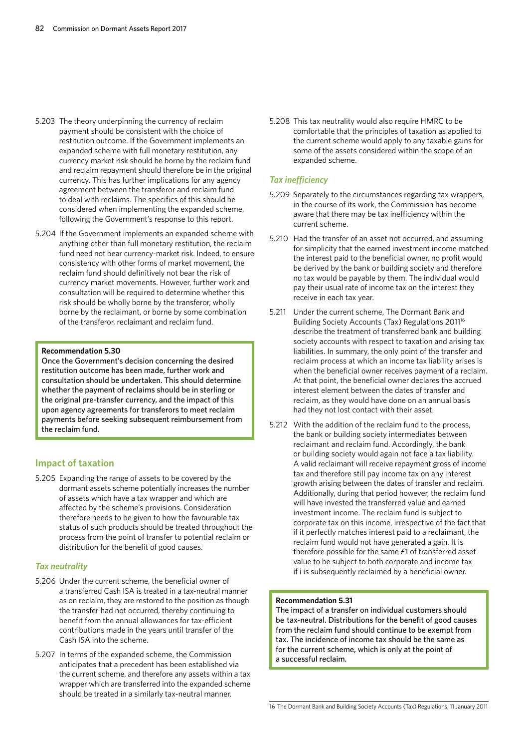5.203 The theory underpinning the currency of reclaim payment should be consistent with the choice of restitution outcome. If the Government implements an expanded scheme with full monetary restitution, any currency market risk should be borne by the reclaim fund and reclaim repayment should therefore be in the original currency. This has further implications for any agency agreement between the transferor and reclaim fund to deal with reclaims. The specifics of this should be considered when implementing the expanded scheme, following the Government's response to this report.

5.204 If the Government implements an expanded scheme with anything other than full monetary restitution, the reclaim fund need not bear currency-market risk. Indeed, to ensure consistency with other forms of market movement, the reclaim fund should definitively not bear the risk of currency market movements. However, further work and consultation will be required to determine whether this risk should be wholly borne by the transferor, wholly borne by the reclaimant, or borne by some combination of the transferor, reclaimant and reclaim fund.

> **Recommendation 5.30**
> Once the Government's decision concerning the desired restitution outcome has been made, further work and consultation should be undertaken. This should determine whether the payment of reclaims should be in sterling or the original pre-transfer currency, and the impact of this upon agency agreements for transferors to meet reclaim payments before seeking subsequent reimbursement from the reclaim fund.

## Impact of taxation

5.205 Expanding the range of assets to be covered by the dormant assets scheme potentially increases the number of assets which have a tax wrapper and which are affected by the scheme's provisions. Consideration therefore needs to be given to how the favourable tax status of such products should be treated throughout the process from the point of transfer to potential reclaim or distribution for the benefit of good causes.

### *Tax neutrality*

5.206 Under the current scheme, the beneficial owner of a transferred Cash ISA is treated in a tax-neutral manner as on reclaim, they are restored to the position as though the transfer had not occurred, thereby continuing to benefit from the annual allowances for tax-efficient contributions made in the years until transfer of the Cash ISA into the scheme.

5.207 In terms of the expanded scheme, the Commission anticipates that a precedent has been established via the current scheme, and therefore any assets within a tax wrapper which are transferred into the expanded scheme should be treated in a similarly tax-neutral manner.

5.208 This tax neutrality would also require HMRC to be comfortable that the principles of taxation as applied to the current scheme would apply to any taxable gains for some of the assets considered within the scope of an expanded scheme.

### *Tax inefficiency*

5.209 Separately to the circumstances regarding tax wrappers, in the course of its work, the Commission has become aware that there may be tax inefficiency within the current scheme.

5.210 Had the transfer of an asset not occurred, and assuming for simplicity that the earned investment income matched the interest paid to the beneficial owner, no profit would be derived by the bank or building society and therefore no tax would be payable by them. The individual would pay their usual rate of income tax on the interest they receive in each tax year.

5.211 Under the current scheme, The Dormant Bank and Building Society Accounts (Tax) Regulations 2011[16] describe the treatment of transferred bank and building society accounts with respect to taxation and arising tax liabilities. In summary, the only point of the transfer and reclaim process at which an income tax liability arises is when the beneficial owner receives payment of a reclaim. At that point, the beneficial owner declares the accrued interest element between the dates of transfer and reclaim, as they would have done on an annual basis had they not lost contact with their asset.

5.212 With the addition of the reclaim fund to the process, the bank or building society intermediates between reclaimant and reclaim fund. Accordingly, the bank or building society would again not face a tax liability. A valid reclaimant will receive repayment gross of income tax and therefore still pay income tax on any interest growth arising between the dates of transfer and reclaim. Additionally, during that period however, the reclaim fund will have invested the transferred value and earned investment income. The reclaim fund is subject to corporate tax on this income, irrespective of the fact that if it perfectly matches interest paid to a reclaimant, the reclaim fund would not have generated a gain. It is therefore possible for the same £1 of transferred asset value to be subject to both corporate and income tax if i is subsequently reclaimed by a beneficial owner.

> **Recommendation 5.31**
> The impact of a transfer on individual customers should be tax-neutral. Distributions for the benefit of good causes from the reclaim fund should continue to be exempt from tax. The incidence of income tax should be the same as for the current scheme, which is only at the point of a successful reclaim.

---

16 The Dormant Bank and Building Society Accounts (Tax) Regulations, 11 January 2011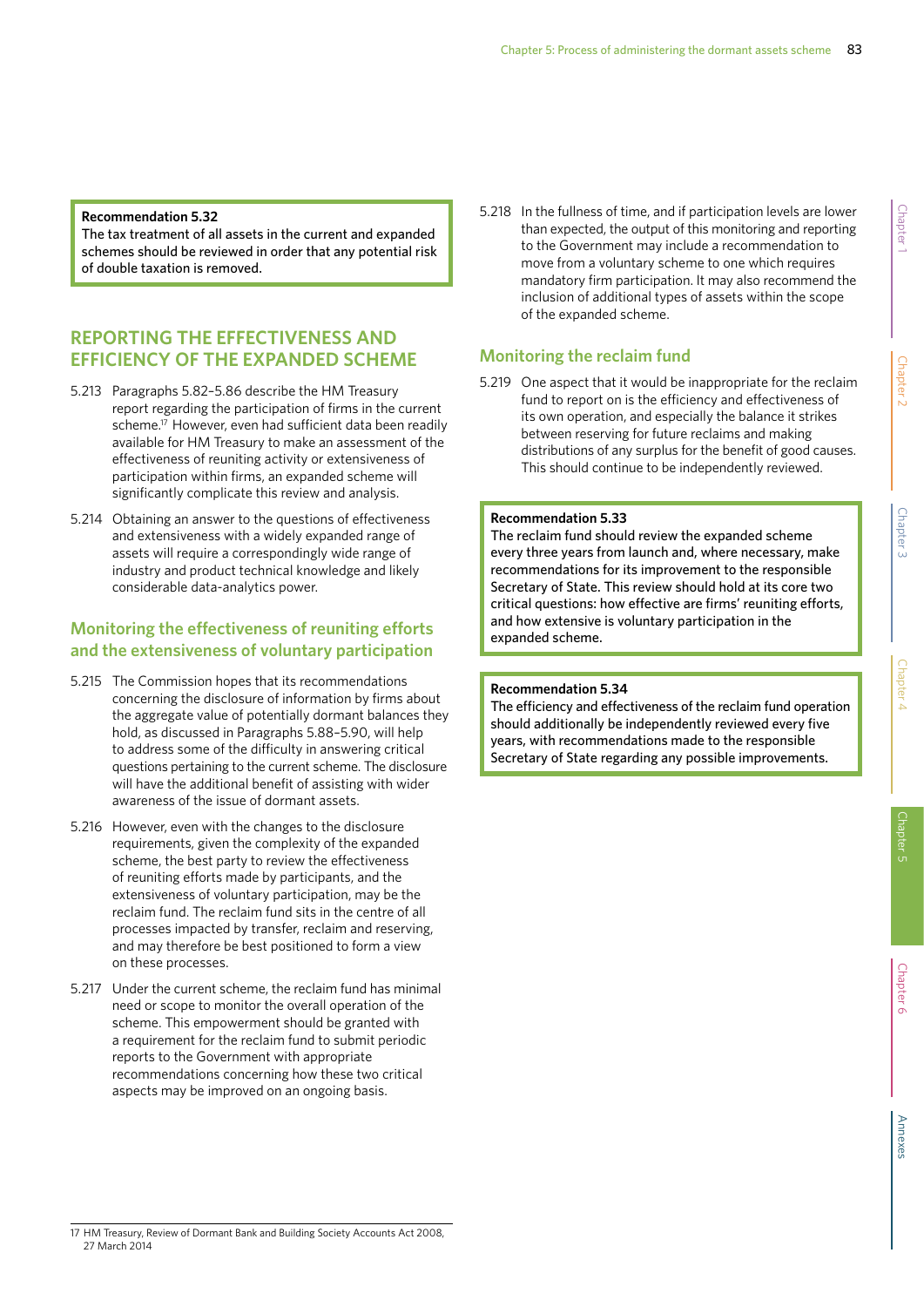**Recommendation 5.32**
The tax treatment of all assets in the current and expanded schemes should be reviewed in order that any potential risk of double taxation is removed.

## REPORTING THE EFFECTIVENESS AND EFFICIENCY OF THE EXPANDED SCHEME

5.213 Paragraphs 5.82–5.86 describe the HM Treasury report regarding the participation of firms in the current scheme.[17] However, even had sufficient data been readily available for HM Treasury to make an assessment of the effectiveness of reuniting activity or extensiveness of participation within firms, an expanded scheme will significantly complicate this review and analysis.

5.214 Obtaining an answer to the questions of effectiveness and extensiveness with a widely expanded range of assets will require a correspondingly wide range of industry and product technical knowledge and likely considerable data-analytics power.

### Monitoring the effectiveness of reuniting efforts and the extensiveness of voluntary participation

5.215 The Commission hopes that its recommendations concerning the disclosure of information by firms about the aggregate value of potentially dormant balances they hold, as discussed in Paragraphs 5.88–5.90, will help to address some of the difficulty in answering critical questions pertaining to the current scheme. The disclosure will have the additional benefit of assisting with wider awareness of the issue of dormant assets.

5.216 However, even with the changes to the disclosure requirements, given the complexity of the expanded scheme, the best party to review the effectiveness of reuniting efforts made by participants, and the extensiveness of voluntary participation, may be the reclaim fund. The reclaim fund sits in the centre of all processes impacted by transfer, reclaim and reserving, and may therefore be best positioned to form a view on these processes.

5.217 Under the current scheme, the reclaim fund has minimal need or scope to monitor the overall operation of the scheme. This empowerment should be granted with a requirement for the reclaim fund to submit periodic reports to the Government with appropriate recommendations concerning how these two critical aspects may be improved on an ongoing basis.

5.218 In the fullness of time, and if participation levels are lower than expected, the output of this monitoring and reporting to the Government may include a recommendation to move from a voluntary scheme to one which requires mandatory firm participation. It may also recommend the inclusion of additional types of assets within the scope of the expanded scheme.

### Monitoring the reclaim fund

5.219 One aspect that it would be inappropriate for the reclaim fund to report on is the efficiency and effectiveness of its own operation, and especially the balance it strikes between reserving for future reclaims and making distributions of any surplus for the benefit of good causes. This should continue to be independently reviewed.

**Recommendation 5.33**
The reclaim fund should review the expanded scheme every three years from launch and, where necessary, make recommendations for its improvement to the responsible Secretary of State. This review should hold at its core two critical questions: how effective are firms' reuniting efforts, and how extensive is voluntary participation in the expanded scheme.

**Recommendation 5.34**
The efficiency and effectiveness of the reclaim fund operation should additionally be independently reviewed every five years, with recommendations made to the responsible Secretary of State regarding any possible improvements.

---

17 HM Treasury, Review of Dormant Bank and Building Society Accounts Act 2008, 27 March 2014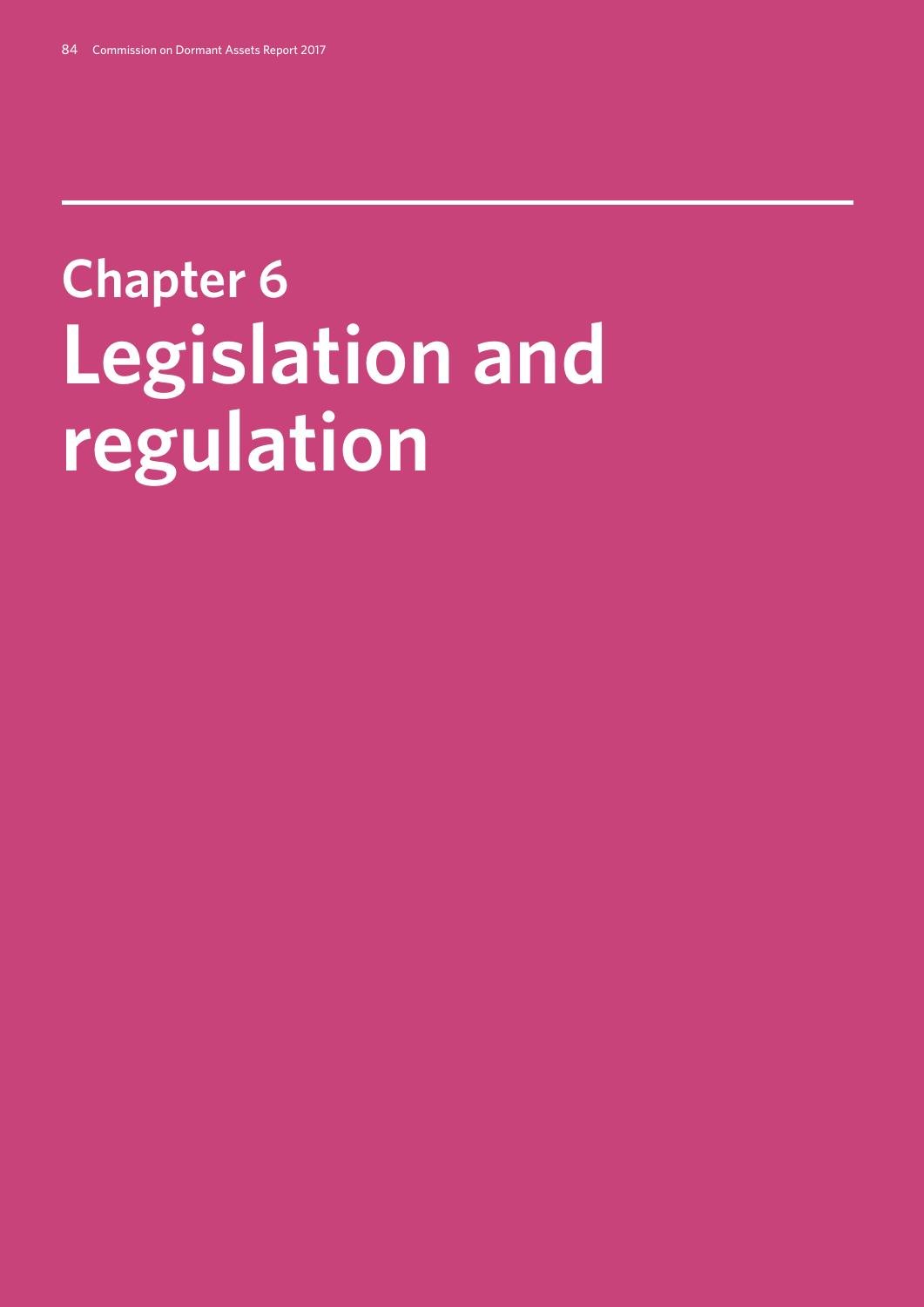# Chapter 6
# Legislation and regulation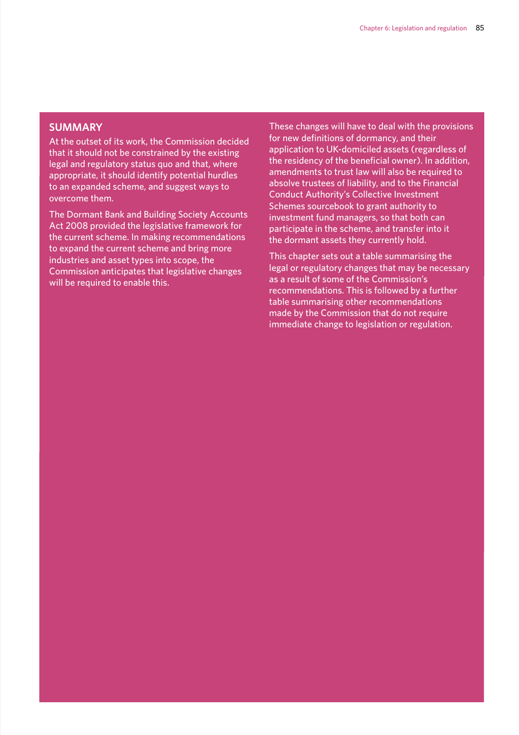## SUMMARY

At the outset of its work, the Commission decided that it should not be constrained by the existing legal and regulatory status quo and that, where appropriate, it should identify potential hurdles to an expanded scheme, and suggest ways to overcome them.

The Dormant Bank and Building Society Accounts Act 2008 provided the legislative framework for the current scheme. In making recommendations to expand the current scheme and bring more industries and asset types into scope, the Commission anticipates that legislative changes will be required to enable this.

These changes will have to deal with the provisions for new definitions of dormancy, and their application to UK-domiciled assets (regardless of the residency of the beneficial owner). In addition, amendments to trust law will also be required to absolve trustees of liability, and to the Financial Conduct Authority's Collective Investment Schemes sourcebook to grant authority to investment fund managers, so that both can participate in the scheme, and transfer into it the dormant assets they currently hold.

This chapter sets out a table summarising the legal or regulatory changes that may be necessary as a result of some of the Commission's recommendations. This is followed by a further table summarising other recommendations made by the Commission that do not require immediate change to legislation or regulation.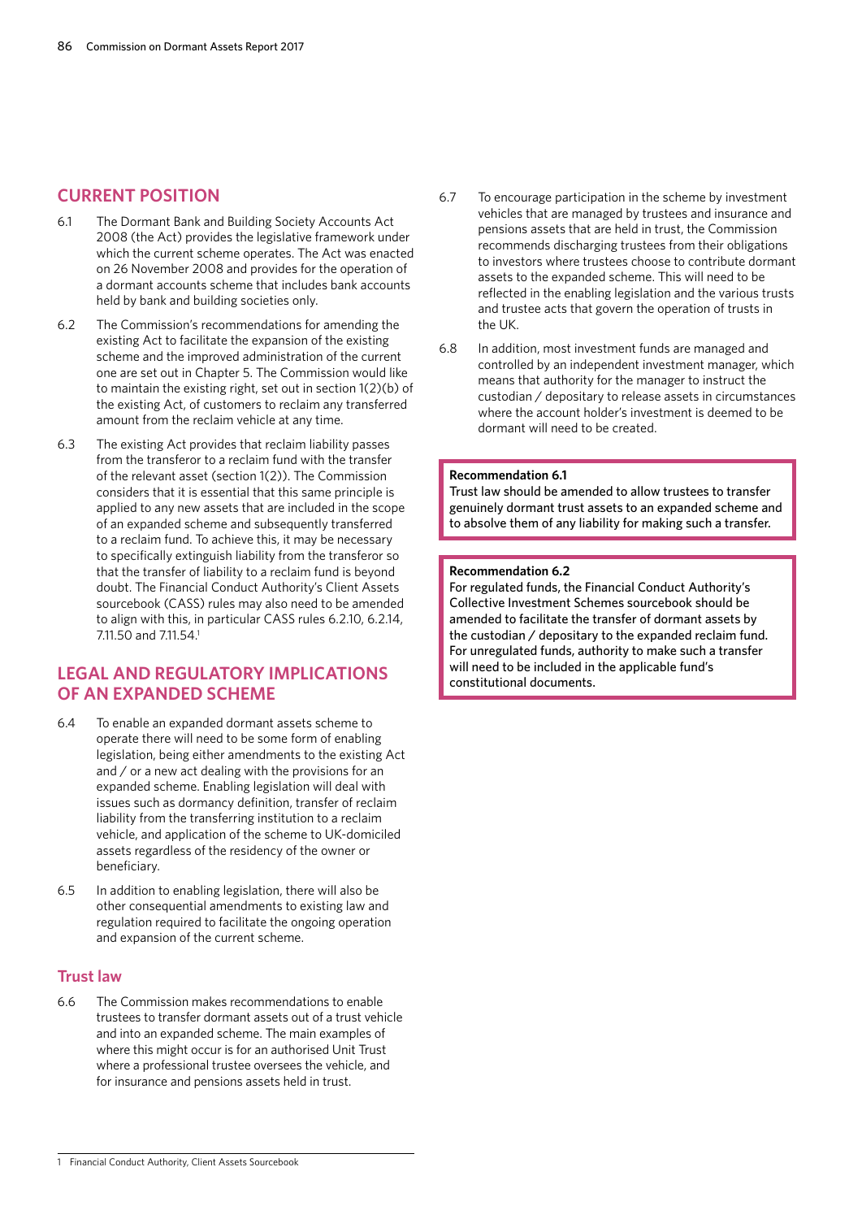## CURRENT POSITION

6.1 The Dormant Bank and Building Society Accounts Act 2008 (the Act) provides the legislative framework under which the current scheme operates. The Act was enacted on 26 November 2008 and provides for the operation of a dormant accounts scheme that includes bank accounts held by bank and building societies only.

6.2 The Commission's recommendations for amending the existing Act to facilitate the expansion of the existing scheme and the improved administration of the current one are set out in Chapter 5. The Commission would like to maintain the existing right, set out in section 1(2)(b) of the existing Act, of customers to reclaim any transferred amount from the reclaim vehicle at any time.

6.3 The existing Act provides that reclaim liability passes from the transferor to a reclaim fund with the transfer of the relevant asset (section 1(2)). The Commission considers that it is essential that this same principle is applied to any new assets that are included in the scope of an expanded scheme and subsequently transferred to a reclaim fund. To achieve this, it may be necessary to specifically extinguish liability from the transferor so that the transfer of liability to a reclaim fund is beyond doubt. The Financial Conduct Authority's Client Assets sourcebook (CASS) rules may also need to be amended to align with this, in particular CASS rules 6.2.10, 6.2.14, 7.11.50 and 7.11.54.[1]

## LEGAL AND REGULATORY IMPLICATIONS OF AN EXPANDED SCHEME

6.4 To enable an expanded dormant assets scheme to operate there will need to be some form of enabling legislation, being either amendments to the existing Act and / or a new act dealing with the provisions for an expanded scheme. Enabling legislation will deal with issues such as dormancy definition, transfer of reclaim liability from the transferring institution to a reclaim vehicle, and application of the scheme to UK-domiciled assets regardless of the residency of the owner or beneficiary.

6.5 In addition to enabling legislation, there will also be other consequential amendments to existing law and regulation required to facilitate the ongoing operation and expansion of the current scheme.

### Trust law

6.6 The Commission makes recommendations to enable trustees to transfer dormant assets out of a trust vehicle and into an expanded scheme. The main examples of where this might occur is for an authorised Unit Trust where a professional trustee oversees the vehicle, and for insurance and pensions assets held in trust.

6.7 To encourage participation in the scheme by investment vehicles that are managed by trustees and insurance and pensions assets that are held in trust, the Commission recommends discharging trustees from their obligations to investors where trustees choose to contribute dormant assets to the expanded scheme. This will need to be reflected in the enabling legislation and the various trusts and trustee acts that govern the operation of trusts in the UK.

6.8 In addition, most investment funds are managed and controlled by an independent investment manager, which means that authority for the manager to instruct the custodian / depositary to release assets in circumstances where the account holder's investment is deemed to be dormant will need to be created.

**Recommendation 6.1**
Trust law should be amended to allow trustees to transfer genuinely dormant trust assets to an expanded scheme and to absolve them of any liability for making such a transfer.

**Recommendation 6.2**
For regulated funds, the Financial Conduct Authority's Collective Investment Schemes sourcebook should be amended to facilitate the transfer of dormant assets by the custodian / depositary to the expanded reclaim fund. For unregulated funds, authority to make such a transfer will need to be included in the applicable fund's constitutional documents.

[1] Financial Conduct Authority, Client Assets Sourcebook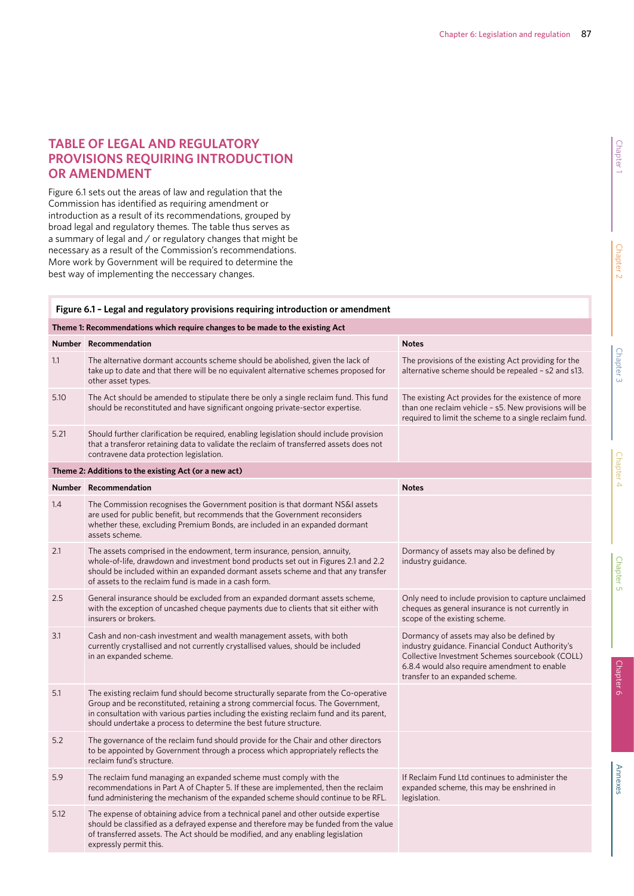## TABLE OF LEGAL AND REGULATORY PROVISIONS REQUIRING INTRODUCTION OR AMENDMENT

Figure 6.1 sets out the areas of law and regulation that the Commission has identified as requiring amendment or introduction as a result of its recommendations, grouped by broad legal and regulatory themes. The table thus serves as a summary of legal and / or regulatory changes that might be necessary as a result of the Commission's recommendations. More work by Government will be required to determine the best way of implementing the neccessary changes.

**Figure 6.1 – Legal and regulatory provisions requiring introduction or amendment**

| Number | Recommendation | Notes |
|---|---|---|
| **Theme 1: Recommendations which require changes to be made to the existing Act** | | |
| **Number** | **Recommendation** | **Notes** |
| 1.1 | The alternative dormant accounts scheme should be abolished, given the lack of take up to date and that there will be no equivalent alternative schemes proposed for other asset types. | The provisions of the existing Act providing for the alternative scheme should be repealed – s2 and s13. |
| 5.10 | The Act should be amended to stipulate there be only a single reclaim fund. This fund should be reconstituted and have significant ongoing private-sector expertise. | The existing Act provides for the existence of more than one reclaim vehicle – s5. New provisions will be required to limit the scheme to a single reclaim fund. |
| 5.21 | Should further clarification be required, enabling legislation should include provision that a transferor retaining data to validate the reclaim of transferred assets does not contravene data protection legislation. | |
| **Theme 2: Additions to the existing Act (or a new act)** | | |
| **Number** | **Recommendation** | **Notes** |
| 1.4 | The Commission recognises the Government position is that dormant NS&I assets are used for public benefit, but recommends that the Government reconsiders whether these, excluding Premium Bonds, are included in an expanded dormant assets scheme. | |
| 2.1 | The assets comprised in the endowment, term insurance, pension, annuity, whole-of-life, drawdown and investment bond products set out in Figures 2.1 and 2.2 should be included within an expanded dormant assets scheme and that any transfer of assets to the reclaim fund is made in a cash form. | Dormancy of assets may also be defined by industry guidance. |
| 2.5 | General insurance should be excluded from an expanded dormant assets scheme, with the exception of uncashed cheque payments due to clients that sit either with insurers or brokers. | Only need to include provision to capture unclaimed cheques as general insurance is not currently in scope of the existing scheme. |
| 3.1 | Cash and non-cash investment and wealth management assets, with both currently crystallised and not currently crystallised values, should be included in an expanded scheme. | Dormancy of assets may also be defined by industry guidance. Financial Conduct Authority's Collective Investment Schemes sourcebook (COLL) 6.8.4 would also require amendment to enable transfer to an expanded scheme. |
| 5.1 | The existing reclaim fund should become structurally separate from the Co-operative Group and be reconstituted, retaining a strong commercial focus. The Government, in consultation with various parties including the existing reclaim fund and its parent, should undertake a process to determine the best future structure. | |
| 5.2 | The governance of the reclaim fund should provide for the Chair and other directors to be appointed by Government through a process which appropriately reflects the reclaim fund's structure. | |
| 5.9 | The reclaim fund managing an expanded scheme must comply with the recommendations in Part A of Chapter 5. If these are implemented, then the reclaim fund administering the mechanism of the expanded scheme should continue to be RFL. | If Reclaim Fund Ltd continues to administer the expanded scheme, this may be enshrined in legislation. |
| 5.12 | The expense of obtaining advice from a technical panel and other outside expertise should be classified as a defrayed expense and therefore may be funded from the value of transferred assets. The Act should be modified, and any enabling legislation expressly permit this. | |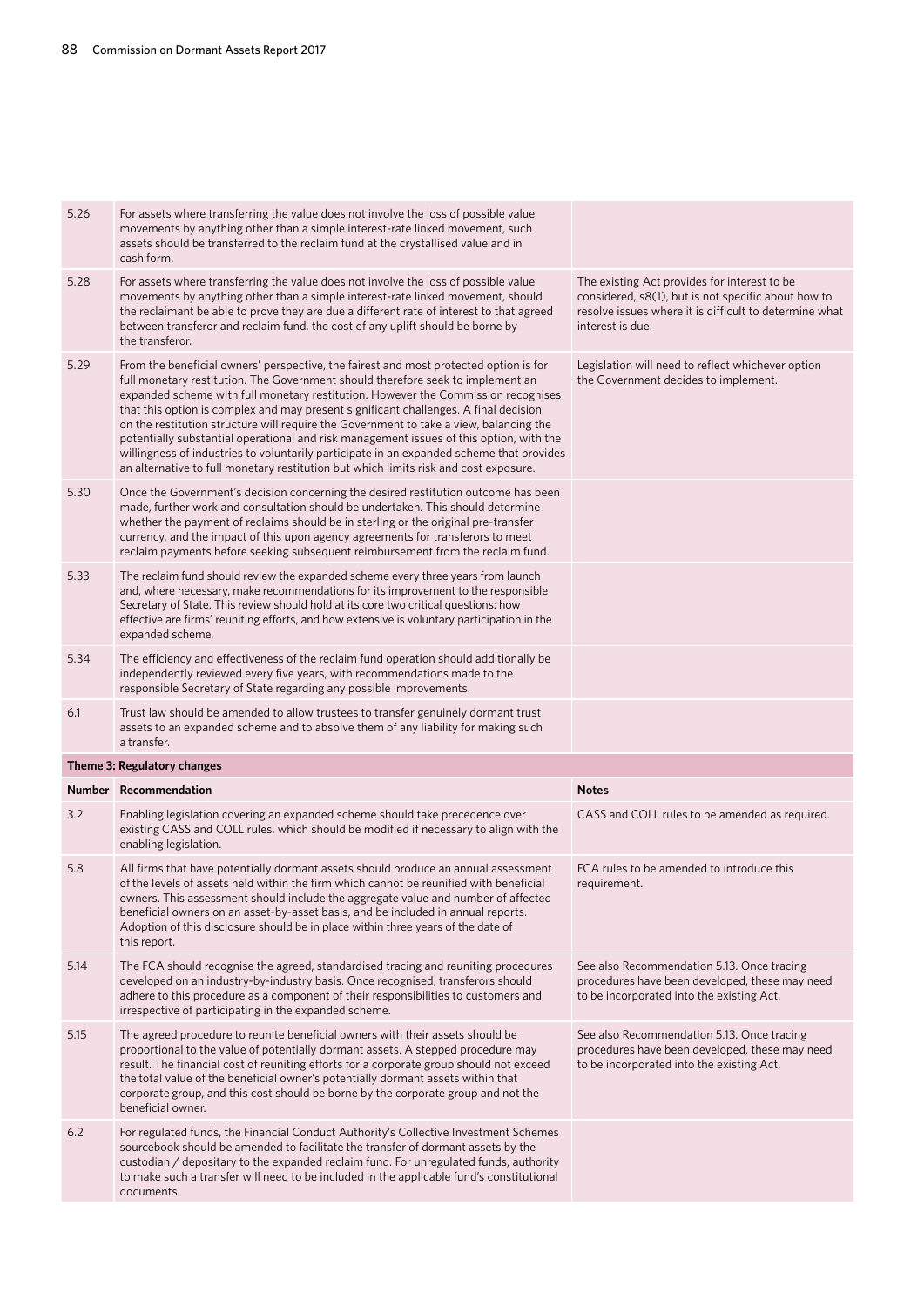| | | |
|---|---|---|
| 5.26 | For assets where transferring the value does not involve the loss of possible value movements by anything other than a simple interest-rate linked movement, such assets should be transferred to the reclaim fund at the crystallised value and in cash form. | |
| 5.28 | For assets where transferring the value does not involve the loss of possible value movements by anything other than a simple interest-rate linked movement, should the reclaimant be able to prove they are due a different rate of interest to that agreed between transferor and reclaim fund, the cost of any uplift should be borne by the transferor. | The existing Act provides for interest to be considered, s8(1), but is not specific about how to resolve issues where it is difficult to determine what interest is due. |
| 5.29 | From the beneficial owners' perspective, the fairest and most protected option is for full monetary restitution. The Government should therefore seek to implement an expanded scheme with full monetary restitution. However the Commission recognises that this option is complex and may present significant challenges. A final decision on the restitution structure will require the Government to take a view, balancing the potentially substantial operational and risk management issues of this option, with the willingness of industries to voluntarily participate in an expanded scheme that provides an alternative to full monetary restitution but which limits risk and cost exposure. | Legislation will need to reflect whichever option the Government decides to implement. |
| 5.30 | Once the Government's decision concerning the desired restitution outcome has been made, further work and consultation should be undertaken. This should determine whether the payment of reclaims should be in sterling or the original pre-transfer currency, and the impact of this upon agency agreements for transferors to meet reclaim payments before seeking subsequent reimbursement from the reclaim fund. | |
| 5.33 | The reclaim fund should review the expanded scheme every three years from launch and, where necessary, make recommendations for its improvement to the responsible Secretary of State. This review should hold at its core two critical questions: how effective are firms' reuniting efforts, and how extensive is voluntary participation in the expanded scheme. | |
| 5.34 | The efficiency and effectiveness of the reclaim fund operation should additionally be independently reviewed every five years, with recommendations made to the responsible Secretary of State regarding any possible improvements. | |
| 6.1 | Trust law should be amended to allow trustees to transfer genuinely dormant trust assets to an expanded scheme and to absolve them of any liability for making such a transfer. | |

**Theme 3: Regulatory changes**

| Number | Recommendation | Notes |
|---|---|---|
| 3.2 | Enabling legislation covering an expanded scheme should take precedence over existing CASS and COLL rules, which should be modified if necessary to align with the enabling legislation. | CASS and COLL rules to be amended as required. |
| 5.8 | All firms that have potentially dormant assets should produce an annual assessment of the levels of assets held within the firm which cannot be reunified with beneficial owners. This assessment should include the aggregate value and number of affected beneficial owners on an asset-by-asset basis, and be included in annual reports. Adoption of this disclosure should be in place within three years of the date of this report. | FCA rules to be amended to introduce this requirement. |
| 5.14 | The FCA should recognise the agreed, standardised tracing and reuniting procedures developed on an industry-by-industry basis. Once recognised, transferors should adhere to this procedure as a component of their responsibilities to customers and irrespective of participating in the expanded scheme. | See also Recommendation 5.13. Once tracing procedures have been developed, these may need to be incorporated into the existing Act. |
| 5.15 | The agreed procedure to reunite beneficial owners with their assets should be proportional to the value of potentially dormant assets. A stepped procedure may result. The financial cost of reuniting efforts for a corporate group should not exceed the total value of the beneficial owner's potentially dormant assets within that corporate group, and this cost should be borne by the corporate group and not the beneficial owner. | See also Recommendation 5.13. Once tracing procedures have been developed, these may need to be incorporated into the existing Act. |
| 6.2 | For regulated funds, the Financial Conduct Authority's Collective Investment Schemes sourcebook should be amended to facilitate the transfer of dormant assets by the custodian / depositary to the expanded reclaim fund. For unregulated funds, authority to make such a transfer will need to be included in the applicable fund's constitutional documents. | |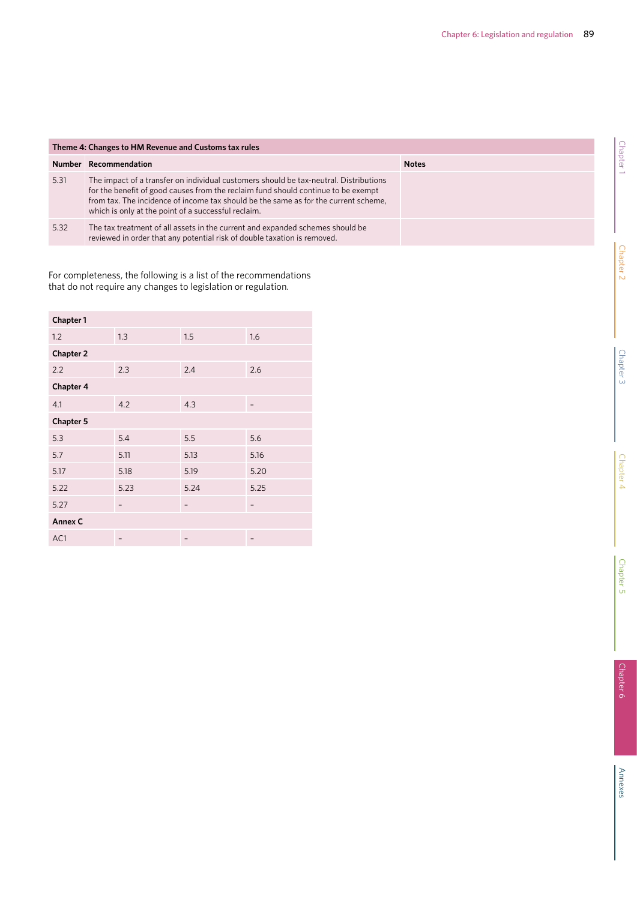| Theme 4: Changes to HM Revenue and Customs tax rules | | |
|---|---|---|
| **Number** | **Recommendation** | **Notes** |
| 5.31 | The impact of a transfer on individual customers should be tax-neutral. Distributions for the benefit of good causes from the reclaim fund should continue to be exempt from tax. The incidence of income tax should be the same as for the current scheme, which is only at the point of a successful reclaim. | |
| 5.32 | The tax treatment of all assets in the current and expanded schemes should be reviewed in order that any potential risk of double taxation is removed. | |

For completeness, the following is a list of the recommendations that do not require any changes to legislation or regulation.

| **Chapter 1** | | | |
|---|---|---|---|
| 1.2 | 1.3 | 1.5 | 1.6 |
| **Chapter 2** | | | |
| 2.2 | 2.3 | 2.4 | 2.6 |
| **Chapter 4** | | | |
| 4.1 | 4.2 | 4.3 | – |
| **Chapter 5** | | | |
| 5.3 | 5.4 | 5.5 | 5.6 |
| 5.7 | 5.11 | 5.13 | 5.16 |
| 5.17 | 5.18 | 5.19 | 5.20 |
| 5.22 | 5.23 | 5.24 | 5.25 |
| 5.27 | – | – | – |
| **Annex C** | | | |
| AC1 | – | – | – |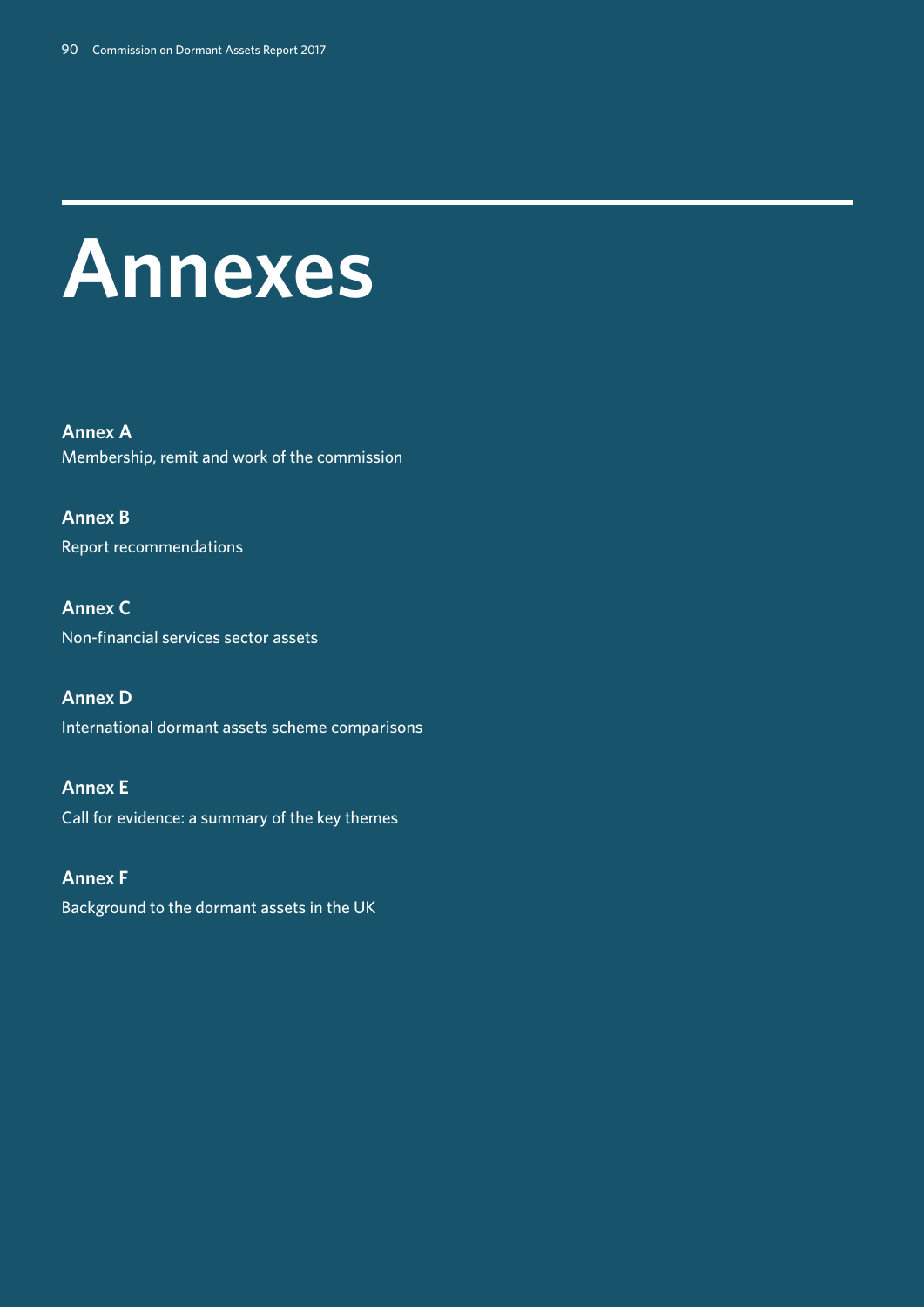# Annexes

**Annex A**
Membership, remit and work of the commission

**Annex B**
Report recommendations

**Annex C**
Non-financial services sector assets

**Annex D**
International dormant assets scheme comparisons

**Annex E**
Call for evidence: a summary of the key themes

**Annex F**
Background to the dormant assets in the UK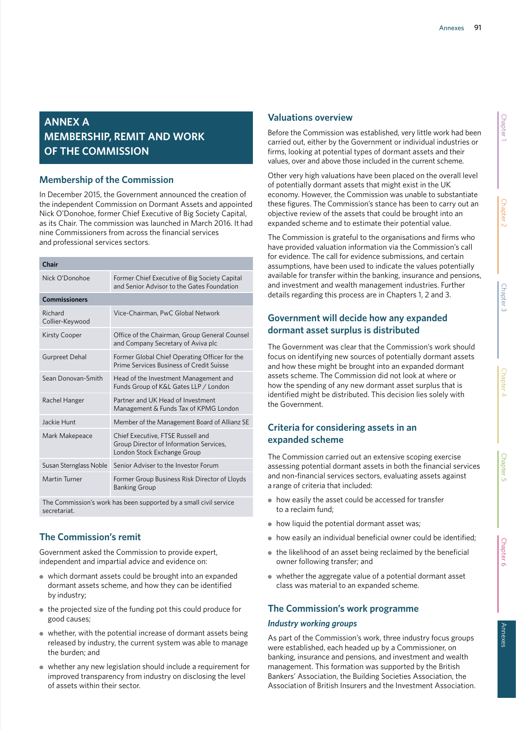# ANNEX A
# MEMBERSHIP, REMIT AND WORK OF THE COMMISSION

## Membership of the Commission

In December 2015, the Government announced the creation of the independent Commission on Dormant Assets and appointed Nick O'Donohoe, former Chief Executive of Big Society Capital, as its Chair. The commission was launched in March 2016. It had nine Commissioners from across the financial services and professional services sectors.

| **Chair** | |
|---|---|
| Nick O'Donohoe | Former Chief Executive of Big Society Capital and Senior Advisor to the Gates Foundation |
| **Commissioners** | |
| Richard Collier-Keywood | Vice-Chairman, PwC Global Network |
| Kirsty Cooper | Office of the Chairman, Group General Counsel and Company Secretary of Aviva plc |
| Gurpreet Dehal | Former Global Chief Operating Officer for the Prime Services Business of Credit Suisse |
| Sean Donovan-Smith | Head of the Investment Management and Funds Group of K&L Gates LLP / London |
| Rachel Hanger | Partner and UK Head of Investment Management & Funds Tax of KPMG London |
| Jackie Hunt | Member of the Management Board of Allianz SE |
| Mark Makepeace | Chief Executive, FTSE Russell and Group Director of Information Services, London Stock Exchange Group |
| Susan Sternglass Noble | Senior Adviser to the Investor Forum |
| Martin Turner | Former Group Business Risk Director of Lloyds Banking Group |
| The Commission's work has been supported by a small civil service secretariat. | |

## The Commission's remit

Government asked the Commission to provide expert, independent and impartial advice and evidence on:

- which dormant assets could be brought into an expanded dormant assets scheme, and how they can be identified by industry;
- the projected size of the funding pot this could produce for good causes;
- whether, with the potential increase of dormant assets being released by industry, the current system was able to manage the burden; and
- whether any new legislation should include a requirement for improved transparency from industry on disclosing the level of assets within their sector.

## Valuations overview

Before the Commission was established, very little work had been carried out, either by the Government or individual industries or firms, looking at potential types of dormant assets and their values, over and above those included in the current scheme.

Other very high valuations have been placed on the overall level of potentially dormant assets that might exist in the UK economy. However, the Commission was unable to substantiate these figures. The Commission's stance has been to carry out an objective review of the assets that could be brought into an expanded scheme and to estimate their potential value.

The Commission is grateful to the organisations and firms who have provided valuation information via the Commission's call for evidence. The call for evidence submissions, and certain assumptions, have been used to indicate the values potentially available for transfer within the banking, insurance and pensions, and investment and wealth management industries. Further details regarding this process are in Chapters 1, 2 and 3.

## Government will decide how any expanded dormant asset surplus is distributed

The Government was clear that the Commission's work should focus on identifying new sources of potentially dormant assets and how these might be brought into an expanded dormant assets scheme. The Commission did not look at where or how the spending of any new dormant asset surplus that is identified might be distributed. This decision lies solely with the Government.

## Criteria for considering assets in an expanded scheme

The Commission carried out an extensive scoping exercise assessing potential dormant assets in both the financial services and non-financial services sectors, evaluating assets against a range of criteria that included:

- how easily the asset could be accessed for transfer to a reclaim fund;
- how liquid the potential dormant asset was;
- how easily an individual beneficial owner could be identified;
- the likelihood of an asset being reclaimed by the beneficial owner following transfer; and
- whether the aggregate value of a potential dormant asset class was material to an expanded scheme.

## The Commission's work programme

### *Industry working groups*

As part of the Commission's work, three industry focus groups were established, each headed up by a Commissioner, on banking, insurance and pensions, and investment and wealth management. This formation was supported by the British Bankers' Association, the Building Societies Association, the Association of British Insurers and the Investment Association.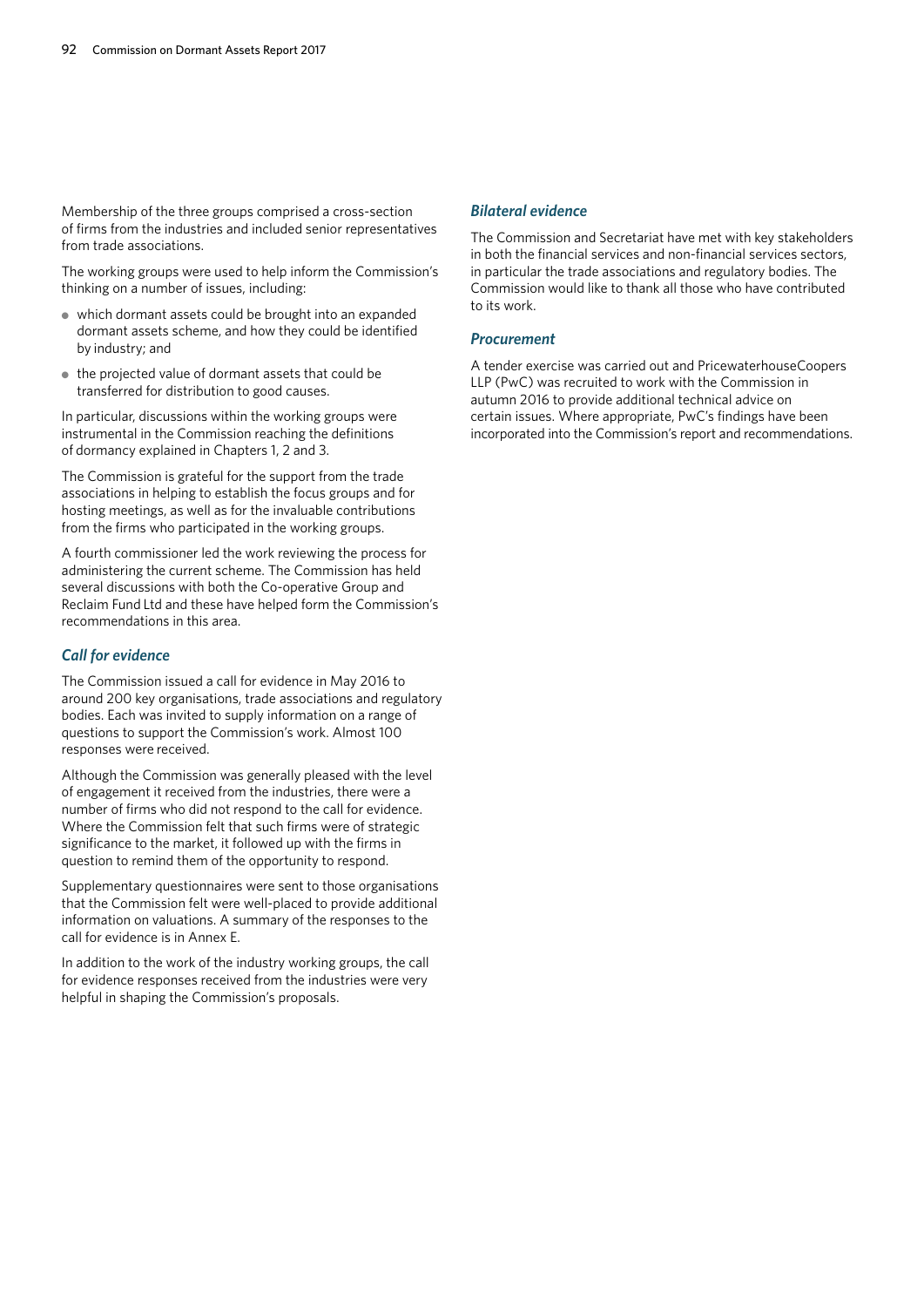Membership of the three groups comprised a cross-section of firms from the industries and included senior representatives from trade associations.

The working groups were used to help inform the Commission's thinking on a number of issues, including:

- which dormant assets could be brought into an expanded dormant assets scheme, and how they could be identified by industry; and
- the projected value of dormant assets that could be transferred for distribution to good causes.

In particular, discussions within the working groups were instrumental in the Commission reaching the definitions of dormancy explained in Chapters 1, 2 and 3.

The Commission is grateful for the support from the trade associations in helping to establish the focus groups and for hosting meetings, as well as for the invaluable contributions from the firms who participated in the working groups.

A fourth commissioner led the work reviewing the process for administering the current scheme. The Commission has held several discussions with both the Co-operative Group and Reclaim Fund Ltd and these have helped form the Commission's recommendations in this area.

### *Call for evidence*

The Commission issued a call for evidence in May 2016 to around 200 key organisations, trade associations and regulatory bodies. Each was invited to supply information on a range of questions to support the Commission's work. Almost 100 responses were received.

Although the Commission was generally pleased with the level of engagement it received from the industries, there were a number of firms who did not respond to the call for evidence. Where the Commission felt that such firms were of strategic significance to the market, it followed up with the firms in question to remind them of the opportunity to respond.

Supplementary questionnaires were sent to those organisations that the Commission felt were well-placed to provide additional information on valuations. A summary of the responses to the call for evidence is in Annex E.

In addition to the work of the industry working groups, the call for evidence responses received from the industries were very helpful in shaping the Commission's proposals.

### *Bilateral evidence*

The Commission and Secretariat have met with key stakeholders in both the financial services and non-financial services sectors, in particular the trade associations and regulatory bodies. The Commission would like to thank all those who have contributed to its work.

### *Procurement*

A tender exercise was carried out and PricewaterhouseCoopers LLP (PwC) was recruited to work with the Commission in autumn 2016 to provide additional technical advice on certain issues. Where appropriate, PwC's findings have been incorporated into the Commission's report and recommendations.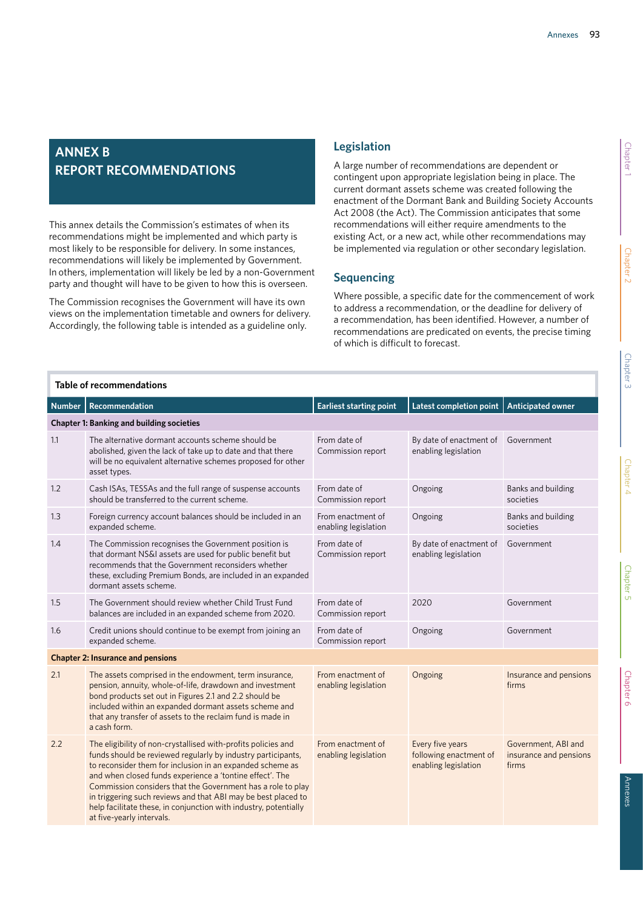# ANNEX B
# REPORT RECOMMENDATIONS

This annex details the Commission's estimates of when its recommendations might be implemented and which party is most likely to be responsible for delivery. In some instances, recommendations will likely be implemented by Government. In others, implementation will likely be led by a non-Government party and thought will have to be given to how this is overseen.

The Commission recognises the Government will have its own views on the implementation timetable and owners for delivery. Accordingly, the following table is intended as a guideline only.

## Legislation

A large number of recommendations are dependent or contingent upon appropriate legislation being in place. The current dormant assets scheme was created following the enactment of the Dormant Bank and Building Society Accounts Act 2008 (the Act). The Commission anticipates that some recommendations will either require amendments to the existing Act, or a new act, while other recommendations may be implemented via regulation or other secondary legislation.

## Sequencing

Where possible, a specific date for the commencement of work to address a recommendation, or the deadline for delivery of a recommendation, has been identified. However, a number of recommendations are predicated on events, the precise timing of which is difficult to forecast.

**Table of recommendations**

| Number | Recommendation | Earliest starting point | Latest completion point | Anticipated owner |
|---|---|---|---|---|
| **Chapter 1: Banking and building societies** | | | | |
| 1.1 | The alternative dormant accounts scheme should be abolished, given the lack of take up to date and that there will be no equivalent alternative schemes proposed for other asset types. | From date of Commission report | By date of enactment of enabling legislation | Government |
| 1.2 | Cash ISAs, TESSAs and the full range of suspense accounts should be transferred to the current scheme. | From date of Commission report | Ongoing | Banks and building societies |
| 1.3 | Foreign currency account balances should be included in an expanded scheme. | From enactment of enabling legislation | Ongoing | Banks and building societies |
| 1.4 | The Commission recognises the Government position is that dormant NS&I assets are used for public benefit but recommends that the Government reconsiders whether these, excluding Premium Bonds, are included in an expanded dormant assets scheme. | From date of Commission report | By date of enactment of enabling legislation | Government |
| 1.5 | The Government should review whether Child Trust Fund balances are included in an expanded scheme from 2020. | From date of Commission report | 2020 | Government |
| 1.6 | Credit unions should continue to be exempt from joining an expanded scheme. | From date of Commission report | Ongoing | Government |
| **Chapter 2: Insurance and pensions** | | | | |
| 2.1 | The assets comprised in the endowment, term insurance, pension, annuity, whole-of-life, drawdown and investment bond products set out in Figures 2.1 and 2.2 should be included within an expanded dormant assets scheme and that any transfer of assets to the reclaim fund is made in a cash form. | From enactment of enabling legislation | Ongoing | Insurance and pensions firms |
| 2.2 | The eligibility of non-crystallised with-profits policies and funds should be reviewed regularly by industry participants, to reconsider them for inclusion in an expanded scheme as and when closed funds experience a 'tontine effect'. The Commission considers that the Government has a role to play in triggering such reviews and that ABI may be best placed to help facilitate these, in conjunction with industry, potentially at five-yearly intervals. | From enactment of enabling legislation | Every five years following enactment of enabling legislation | Government, ABI and insurance and pensions firms |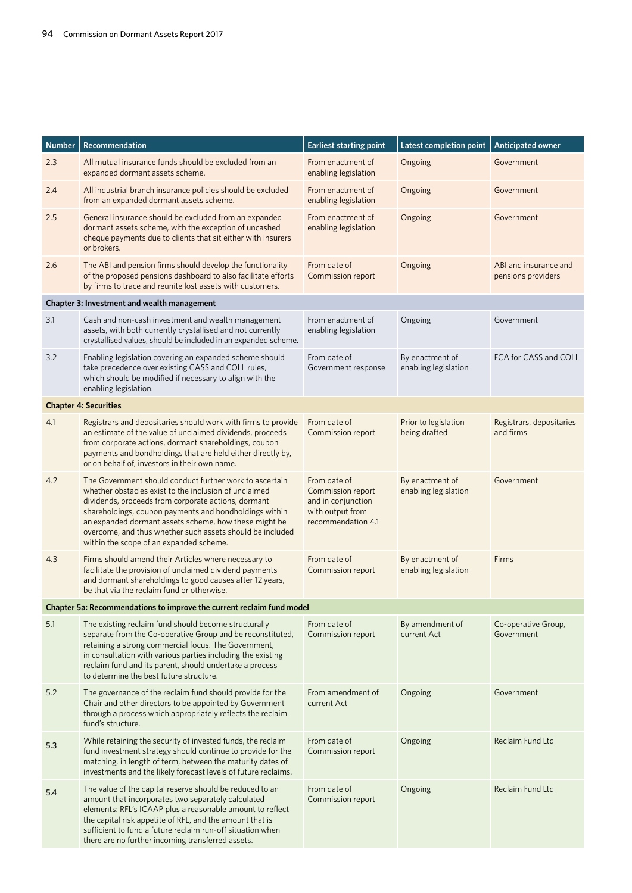| Number | Recommendation | Earliest starting point | Latest completion point | Anticipated owner |
|---|---|---|---|---|
| 2.3 | All mutual insurance funds should be excluded from an expanded dormant assets scheme. | From enactment of enabling legislation | Ongoing | Government |
| 2.4 | All industrial branch insurance policies should be excluded from an expanded dormant assets scheme. | From enactment of enabling legislation | Ongoing | Government |
| 2.5 | General insurance should be excluded from an expanded dormant assets scheme, with the exception of uncashed cheque payments due to clients that sit either with insurers or brokers. | From enactment of enabling legislation | Ongoing | Government |
| 2.6 | The ABI and pension firms should develop the functionality of the proposed pensions dashboard to also facilitate efforts by firms to trace and reunite lost assets with customers. | From date of Commission report | Ongoing | ABI and insurance and pensions providers |
| **Chapter 3: Investment and wealth management** | | | | |
| 3.1 | Cash and non-cash investment and wealth management assets, with both currently crystallised and not currently crystallised values, should be included in an expanded scheme. | From enactment of enabling legislation | Ongoing | Government |
| 3.2 | Enabling legislation covering an expanded scheme should take precedence over existing CASS and COLL rules, which should be modified if necessary to align with the enabling legislation. | From date of Government response | By enactment of enabling legislation | FCA for CASS and COLL |
| **Chapter 4: Securities** | | | | |
| 4.1 | Registrars and depositaries should work with firms to provide an estimate of the value of unclaimed dividends, proceeds from corporate actions, dormant shareholdings, coupon payments and bondholdings that are held either directly by, or on behalf of, investors in their own name. | From date of Commission report | Prior to legislation being drafted | Registrars, depositaries and firms |
| 4.2 | The Government should conduct further work to ascertain whether obstacles exist to the inclusion of unclaimed dividends, proceeds from corporate actions, dormant shareholdings, coupon payments and bondholdings within an expanded dormant assets scheme, how these might be overcome, and thus whether such assets should be included within the scope of an expanded scheme. | From date of Commission report and in conjunction with output from recommendation 4.1 | By enactment of enabling legislation | Government |
| 4.3 | Firms should amend their Articles where necessary to facilitate the provision of unclaimed dividend payments and dormant shareholdings to good causes after 12 years, be that via the reclaim fund or otherwise. | From date of Commission report | By enactment of enabling legislation | Firms |
| **Chapter 5a: Recommendations to improve the current reclaim fund model** | | | | |
| 5.1 | The existing reclaim fund should become structurally separate from the Co-operative Group and be reconstituted, retaining a strong commercial focus. The Government, in consultation with various parties including the existing reclaim fund and its parent, should undertake a process to determine the best future structure. | From date of Commission report | By amendment of current Act | Co-operative Group, Government |
| 5.2 | The governance of the reclaim fund should provide for the Chair and other directors to be appointed by Government through a process which appropriately reflects the reclaim fund's structure. | From amendment of current Act | Ongoing | Government |
| 5.3 | While retaining the security of invested funds, the reclaim fund investment strategy should continue to provide for the matching, in length of term, between the maturity dates of investments and the likely forecast levels of future reclaims. | From date of Commission report | Ongoing | Reclaim Fund Ltd |
| 5.4 | The value of the capital reserve should be reduced to an amount that incorporates two separately calculated elements: RFL's ICAAP plus a reasonable amount to reflect the capital risk appetite of RFL, and the amount that is sufficient to fund a future reclaim run-off situation when there are no further incoming transferred assets. | From date of Commission report | Ongoing | Reclaim Fund Ltd |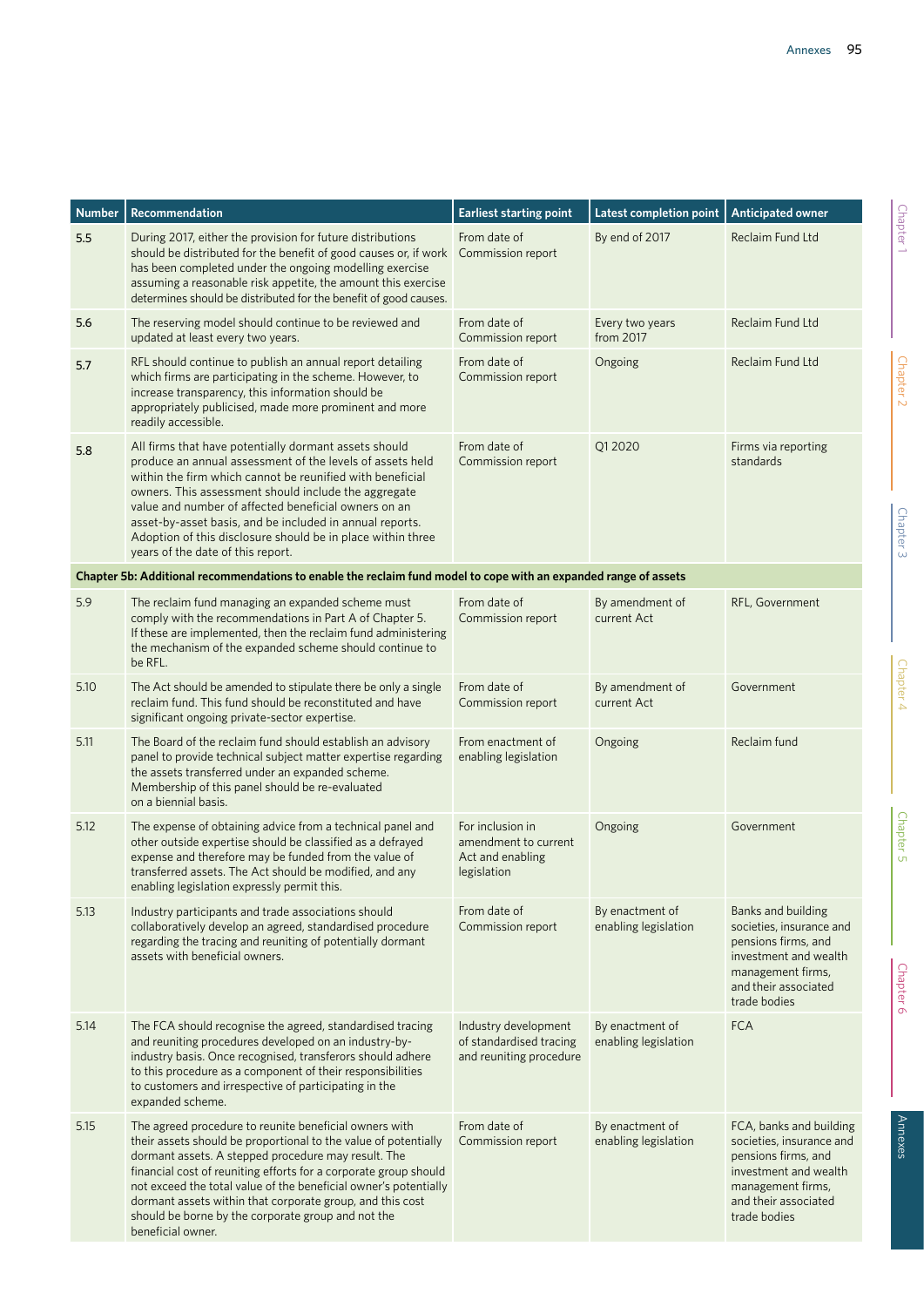| Number | Recommendation | Earliest starting point | Latest completion point | Anticipated owner |
|---|---|---|---|---|
| 5.5 | During 2017, either the provision for future distributions should be distributed for the benefit of good causes or, if work has been completed under the ongoing modelling exercise assuming a reasonable risk appetite, the amount this exercise determines should be distributed for the benefit of good causes. | From date of Commission report | By end of 2017 | Reclaim Fund Ltd |
| 5.6 | The reserving model should continue to be reviewed and updated at least every two years. | From date of Commission report | Every two years from 2017 | Reclaim Fund Ltd |
| 5.7 | RFL should continue to publish an annual report detailing which firms are participating in the scheme. However, to increase transparency, this information should be appropriately publicised, made more prominent and more readily accessible. | From date of Commission report | Ongoing | Reclaim Fund Ltd |
| 5.8 | All firms that have potentially dormant assets should produce an annual assessment of the levels of assets held within the firm which cannot be reunified with beneficial owners. This assessment should include the aggregate value and number of affected beneficial owners on an asset-by-asset basis, and be included in annual reports. Adoption of this disclosure should be in place within three years of the date of this report. | From date of Commission report | Q1 2020 | Firms via reporting standards |
| **Chapter 5b: Additional recommendations to enable the reclaim fund model to cope with an expanded range of assets** | | | | |
| 5.9 | The reclaim fund managing an expanded scheme must comply with the recommendations in Part A of Chapter 5. If these are implemented, then the reclaim fund administering the mechanism of the expanded scheme should continue to be RFL. | From date of Commission report | By amendment of current Act | RFL, Government |
| 5.10 | The Act should be amended to stipulate there be only a single reclaim fund. This fund should be reconstituted and have significant ongoing private-sector expertise. | From date of Commission report | By amendment of current Act | Government |
| 5.11 | The Board of the reclaim fund should establish an advisory panel to provide technical subject matter expertise regarding the assets transferred under an expanded scheme. Membership of this panel should be re-evaluated on a biennial basis. | From enactment of enabling legislation | Ongoing | Reclaim fund |
| 5.12 | The expense of obtaining advice from a technical panel and other outside expertise should be classified as a defrayed expense and therefore may be funded from the value of transferred assets. The Act should be modified, and any enabling legislation expressly permit this. | For inclusion in amendment to current Act and enabling legislation | Ongoing | Government |
| 5.13 | Industry participants and trade associations should collaboratively develop an agreed, standardised procedure regarding the tracing and reuniting of potentially dormant assets with beneficial owners. | From date of Commission report | By enactment of enabling legislation | Banks and building societies, insurance and pensions firms, and investment and wealth management firms, and their associated trade bodies |
| 5.14 | The FCA should recognise the agreed, standardised tracing and reuniting procedures developed on an industry-by-industry basis. Once recognised, transferors should adhere to this procedure as a component of their responsibilities to customers and irrespective of participating in the expanded scheme. | Industry development of standardised tracing and reuniting procedure | By enactment of enabling legislation | FCA |
| 5.15 | The agreed procedure to reunite beneficial owners with their assets should be proportional to the value of potentially dormant assets. A stepped procedure may result. The financial cost of reuniting efforts for a corporate group should not exceed the total value of the beneficial owner's potentially dormant assets within that corporate group, and this cost should be borne by the corporate group and not the beneficial owner. | From date of Commission report | By enactment of enabling legislation | FCA, banks and building societies, insurance and pensions firms, and investment and wealth management firms, and their associated trade bodies |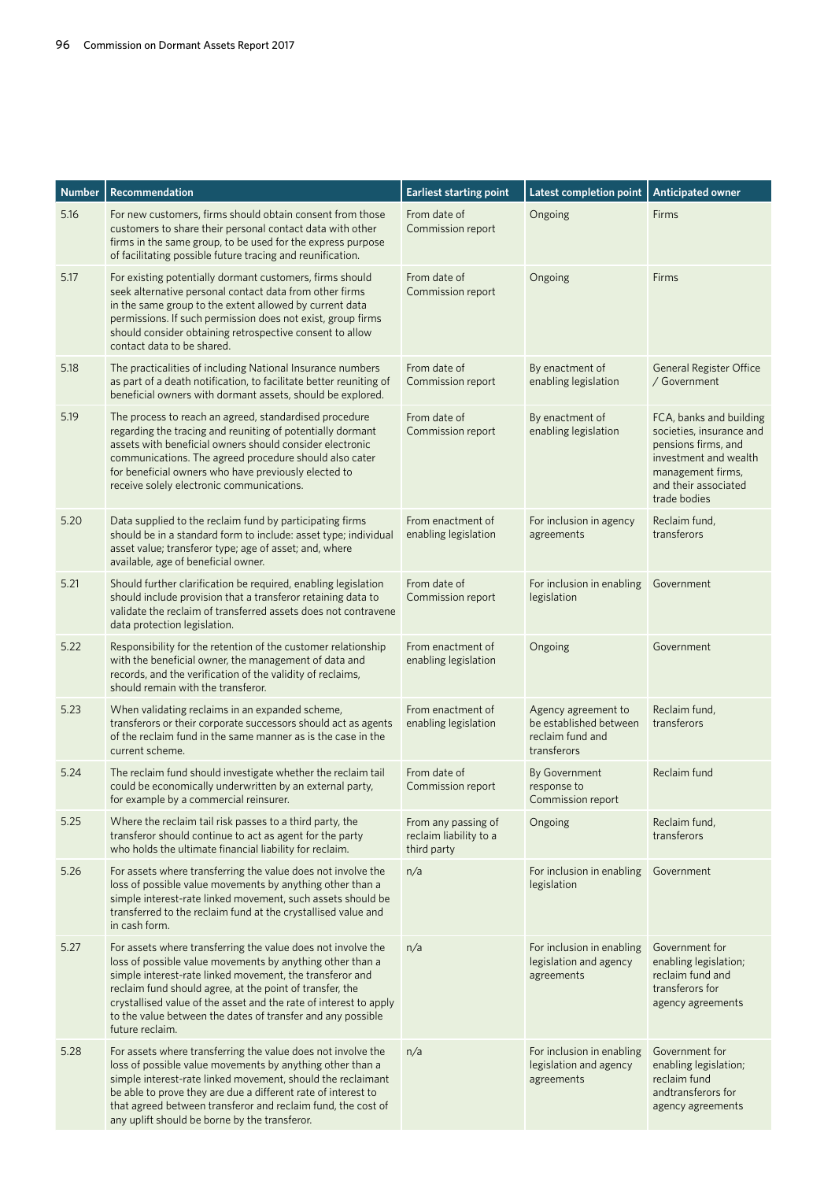| Number | Recommendation | Earliest starting point | Latest completion point | Anticipated owner |
|---|---|---|---|---|
| 5.16 | For new customers, firms should obtain consent from those customers to share their personal contact data with other firms in the same group, to be used for the express purpose of facilitating possible future tracing and reunification. | From date of Commission report | Ongoing | Firms |
| 5.17 | For existing potentially dormant customers, firms should seek alternative personal contact data from other firms in the same group to the extent allowed by current data permissions. If such permission does not exist, group firms should consider obtaining retrospective consent to allow contact data to be shared. | From date of Commission report | Ongoing | Firms |
| 5.18 | The practicalities of including National Insurance numbers as part of a death notification, to facilitate better reuniting of beneficial owners with dormant assets, should be explored. | From date of Commission report | By enactment of enabling legislation | General Register Office / Government |
| 5.19 | The process to reach an agreed, standardised procedure regarding the tracing and reuniting of potentially dormant assets with beneficial owners should consider electronic communications. The agreed procedure should also cater for beneficial owners who have previously elected to receive solely electronic communications. | From date of Commission report | By enactment of enabling legislation | FCA, banks and building societies, insurance and pensions firms, and investment and wealth management firms, and their associated trade bodies |
| 5.20 | Data supplied to the reclaim fund by participating firms should be in a standard form to include: asset type; individual asset value; transferor type; age of asset; and, where available, age of beneficial owner. | From enactment of enabling legislation | For inclusion in agency agreements | Reclaim fund, transferors |
| 5.21 | Should further clarification be required, enabling legislation should include provision that a transferor retaining data to validate the reclaim of transferred assets does not contravene data protection legislation. | From date of Commission report | For inclusion in enabling legislation | Government |
| 5.22 | Responsibility for the retention of the customer relationship with the beneficial owner, the management of data and records, and the verification of the validity of reclaims, should remain with the transferor. | From enactment of enabling legislation | Ongoing | Government |
| 5.23 | When validating reclaims in an expanded scheme, transferors or their corporate successors should act as agents of the reclaim fund in the same manner as is the case in the current scheme. | From enactment of enabling legislation | Agency agreement to be established between reclaim fund and transferors | Reclaim fund, transferors |
| 5.24 | The reclaim fund should investigate whether the reclaim tail could be economically underwritten by an external party, for example by a commercial reinsurer. | From date of Commission report | By Government response to Commission report | Reclaim fund |
| 5.25 | Where the reclaim tail risk passes to a third party, the transferor should continue to act as agent for the party who holds the ultimate financial liability for reclaim. | From any passing of reclaim liability to a third party | Ongoing | Reclaim fund, transferors |
| 5.26 | For assets where transferring the value does not involve the loss of possible value movements by anything other than a simple interest-rate linked movement, such assets should be transferred to the reclaim fund at the crystallised value and in cash form. | n/a | For inclusion in enabling legislation | Government |
| 5.27 | For assets where transferring the value does not involve the loss of possible value movements by anything other than a simple interest-rate linked movement, the transferor and reclaim fund should agree, at the point of transfer, the crystallised value of the asset and the rate of interest to apply to the value between the dates of transfer and any possible future reclaim. | n/a | For inclusion in enabling legislation and agency agreements | Government for enabling legislation; reclaim fund and transferors for agency agreements |
| 5.28 | For assets where transferring the value does not involve the loss of possible value movements by anything other than a simple interest-rate linked movement, should the reclaimant be able to prove they are due a different rate of interest to that agreed between transferor and reclaim fund, the cost of any uplift should be borne by the transferor. | n/a | For inclusion in enabling legislation and agency agreements | Government for enabling legislation; reclaim fund andtransferors for agency agreements |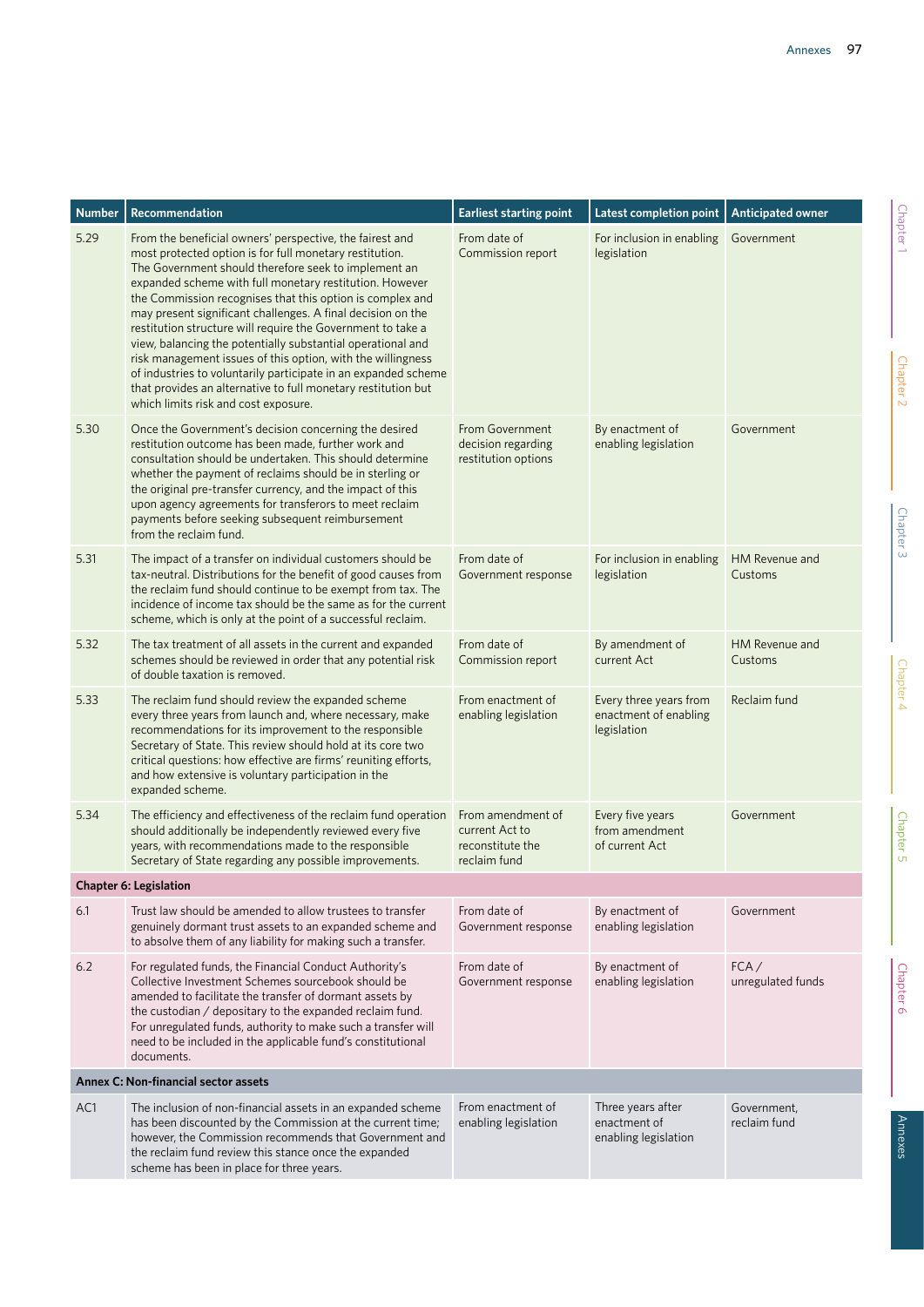| Number | Recommendation | Earliest starting point | Latest completion point | Anticipated owner |
|---|---|---|---|---|
| 5.29 | From the beneficial owners' perspective, the fairest and most protected option is for full monetary restitution. The Government should therefore seek to implement an expanded scheme with full monetary restitution. However the Commission recognises that this option is complex and may present significant challenges. A final decision on the restitution structure will require the Government to take a view, balancing the potentially substantial operational and risk management issues of this option, with the willingness of industries to voluntarily participate in an expanded scheme that provides an alternative to full monetary restitution but which limits risk and cost exposure. | From date of Commission report | For inclusion in enabling legislation | Government |
| 5.30 | Once the Government's decision concerning the desired restitution outcome has been made, further work and consultation should be undertaken. This should determine whether the payment of reclaims should be in sterling or the original pre-transfer currency, and the impact of this upon agency agreements for transferors to meet reclaim payments before seeking subsequent reimbursement from the reclaim fund. | From Government decision regarding restitution options | By enactment of enabling legislation | Government |
| 5.31 | The impact of a transfer on individual customers should be tax-neutral. Distributions for the benefit of good causes from the reclaim fund should continue to be exempt from tax. The incidence of income tax should be the same as for the current scheme, which is only at the point of a successful reclaim. | From date of Government response | For inclusion in enabling legislation | HM Revenue and Customs |
| 5.32 | The tax treatment of all assets in the current and expanded schemes should be reviewed in order that any potential risk of double taxation is removed. | From date of Commission report | By amendment of current Act | HM Revenue and Customs |
| 5.33 | The reclaim fund should review the expanded scheme every three years from launch and, where necessary, make recommendations for its improvement to the responsible Secretary of State. This review should hold at its core two critical questions: how effective are firms' reuniting efforts, and how extensive is voluntary participation in the expanded scheme. | From enactment of enabling legislation | Every three years from enactment of enabling legislation | Reclaim fund |
| 5.34 | The efficiency and effectiveness of the reclaim fund operation should additionally be independently reviewed every five years, with recommendations made to the responsible Secretary of State regarding any possible improvements. | From amendment of current Act to reconstitute the reclaim fund | Every five years from amendment of current Act | Government |
| **Chapter 6: Legislation** | | | | |
| 6.1 | Trust law should be amended to allow trustees to transfer genuinely dormant trust assets to an expanded scheme and to absolve them of any liability for making such a transfer. | From date of Government response | By enactment of enabling legislation | Government |
| 6.2 | For regulated funds, the Financial Conduct Authority's Collective Investment Schemes sourcebook should be amended to facilitate the transfer of dormant assets by the custodian / depositary to the expanded reclaim fund. For unregulated funds, authority to make such a transfer will need to be included in the applicable fund's constitutional documents. | From date of Government response | By enactment of enabling legislation | FCA / unregulated funds |
| **Annex C: Non-financial sector assets** | | | | |
| AC1 | The inclusion of non-financial assets in an expanded scheme has been discounted by the Commission at the current time; however, the Commission recommends that Government and the reclaim fund review this stance once the expanded scheme has been in place for three years. | From enactment of enabling legislation | Three years after enactment of enabling legislation | Government, reclaim fund |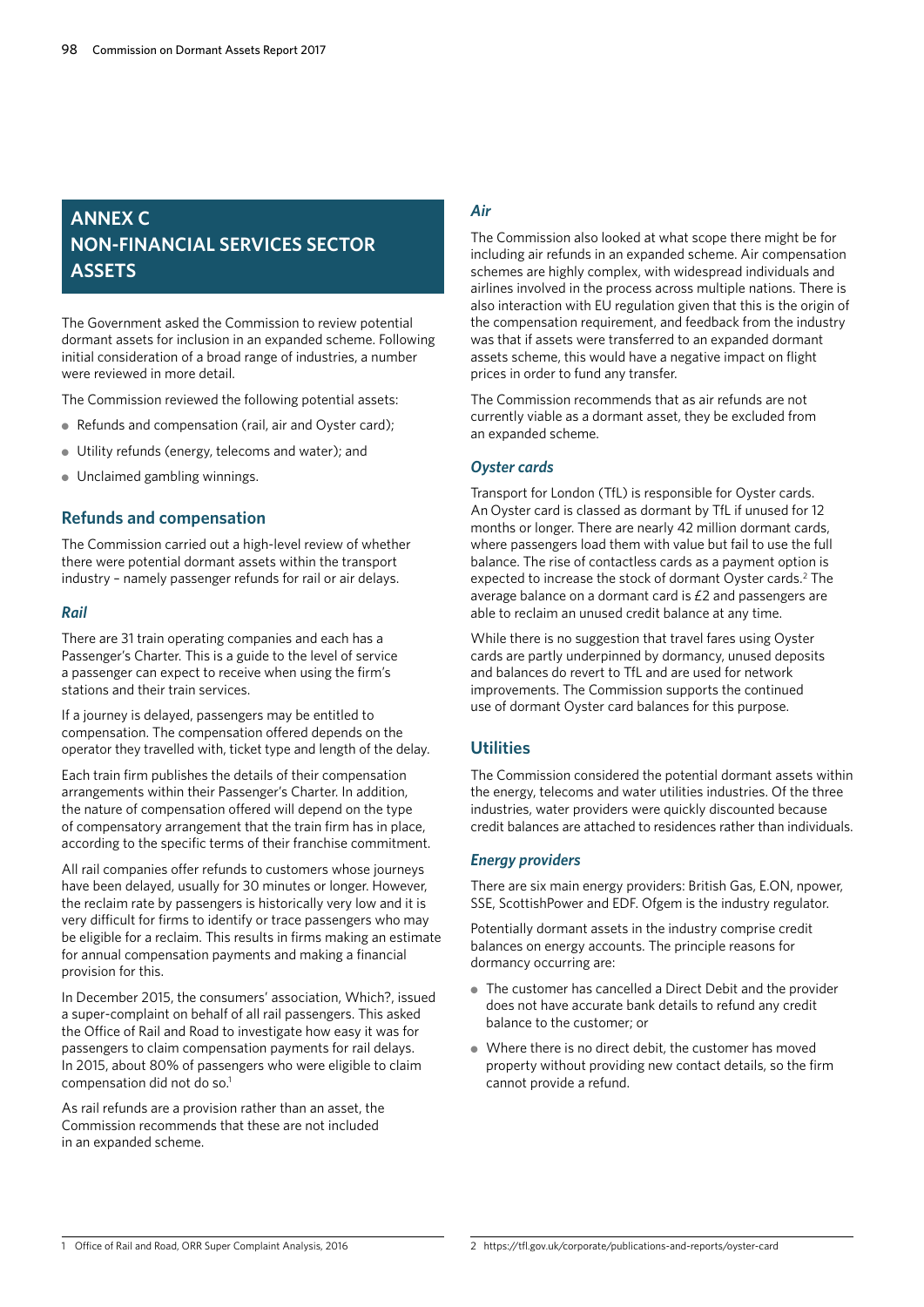# ANNEX C NON-FINANCIAL SERVICES SECTOR ASSETS

The Government asked the Commission to review potential dormant assets for inclusion in an expanded scheme. Following initial consideration of a broad range of industries, a number were reviewed in more detail.

The Commission reviewed the following potential assets:

- Refunds and compensation (rail, air and Oyster card);
- Utility refunds (energy, telecoms and water); and
- Unclaimed gambling winnings.

## Refunds and compensation

The Commission carried out a high-level review of whether there were potential dormant assets within the transport industry – namely passenger refunds for rail or air delays.

### *Rail*

There are 31 train operating companies and each has a Passenger's Charter. This is a guide to the level of service a passenger can expect to receive when using the firm's stations and their train services.

If a journey is delayed, passengers may be entitled to compensation. The compensation offered depends on the operator they travelled with, ticket type and length of the delay.

Each train firm publishes the details of their compensation arrangements within their Passenger's Charter. In addition, the nature of compensation offered will depend on the type of compensatory arrangement that the train firm has in place, according to the specific terms of their franchise commitment.

All rail companies offer refunds to customers whose journeys have been delayed, usually for 30 minutes or longer. However, the reclaim rate by passengers is historically very low and it is very difficult for firms to identify or trace passengers who may be eligible for a reclaim. This results in firms making an estimate for annual compensation payments and making a financial provision for this.

In December 2015, the consumers' association, Which?, issued a super-complaint on behalf of all rail passengers. This asked the Office of Rail and Road to investigate how easy it was for passengers to claim compensation payments for rail delays. In 2015, about 80% of passengers who were eligible to claim compensation did not do so.[1]

As rail refunds are a provision rather than an asset, the Commission recommends that these are not included in an expanded scheme.

### *Air*

The Commission also looked at what scope there might be for including air refunds in an expanded scheme. Air compensation schemes are highly complex, with widespread individuals and airlines involved in the process across multiple nations. There is also interaction with EU regulation given that this is the origin of the compensation requirement, and feedback from the industry was that if assets were transferred to an expanded dormant assets scheme, this would have a negative impact on flight prices in order to fund any transfer.

The Commission recommends that as air refunds are not currently viable as a dormant asset, they be excluded from an expanded scheme.

### *Oyster cards*

Transport for London (TfL) is responsible for Oyster cards. An Oyster card is classed as dormant by TfL if unused for 12 months or longer. There are nearly 42 million dormant cards, where passengers load them with value but fail to use the full balance. The rise of contactless cards as a payment option is expected to increase the stock of dormant Oyster cards.[2] The average balance on a dormant card is £2 and passengers are able to reclaim an unused credit balance at any time.

While there is no suggestion that travel fares using Oyster cards are partly underpinned by dormancy, unused deposits and balances do revert to TfL and are used for network improvements. The Commission supports the continued use of dormant Oyster card balances for this purpose.

## Utilities

The Commission considered the potential dormant assets within the energy, telecoms and water utilities industries. Of the three industries, water providers were quickly discounted because credit balances are attached to residences rather than individuals.

### *Energy providers*

There are six main energy providers: British Gas, E.ON, npower, SSE, ScottishPower and EDF. Ofgem is the industry regulator.

Potentially dormant assets in the industry comprise credit balances on energy accounts. The principle reasons for dormancy occurring are:

- The customer has cancelled a Direct Debit and the provider does not have accurate bank details to refund any credit balance to the customer; or
- Where there is no direct debit, the customer has moved property without providing new contact details, so the firm cannot provide a refund.

---

1 Office of Rail and Road, ORR Super Complaint Analysis, 2016

2 https://tfl.gov.uk/corporate/publications-and-reports/oyster-card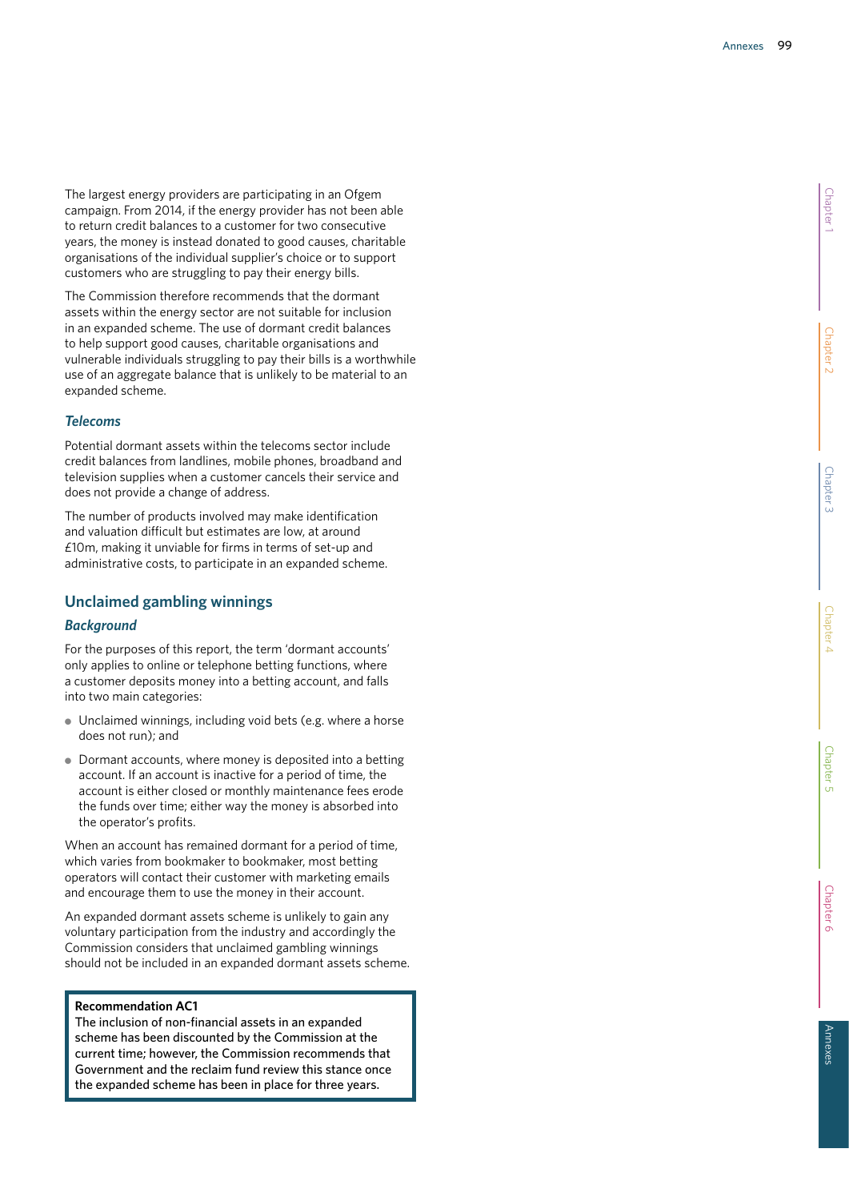The largest energy providers are participating in an Ofgem campaign. From 2014, if the energy provider has not been able to return credit balances to a customer for two consecutive years, the money is instead donated to good causes, charitable organisations of the individual supplier's choice or to support customers who are struggling to pay their energy bills.

The Commission therefore recommends that the dormant assets within the energy sector are not suitable for inclusion in an expanded scheme. The use of dormant credit balances to help support good causes, charitable organisations and vulnerable individuals struggling to pay their bills is a worthwhile use of an aggregate balance that is unlikely to be material to an expanded scheme.

### *Telecoms*

Potential dormant assets within the telecoms sector include credit balances from landlines, mobile phones, broadband and television supplies when a customer cancels their service and does not provide a change of address.

The number of products involved may make identification and valuation difficult but estimates are low, at around £10m, making it unviable for firms in terms of set-up and administrative costs, to participate in an expanded scheme.

## Unclaimed gambling winnings

### *Background*

For the purposes of this report, the term 'dormant accounts' only applies to online or telephone betting functions, where a customer deposits money into a betting account, and falls into two main categories:

- Unclaimed winnings, including void bets (e.g. where a horse does not run); and
- Dormant accounts, where money is deposited into a betting account. If an account is inactive for a period of time, the account is either closed or monthly maintenance fees erode the funds over time; either way the money is absorbed into the operator's profits.

When an account has remained dormant for a period of time, which varies from bookmaker to bookmaker, most betting operators will contact their customer with marketing emails and encourage them to use the money in their account.

An expanded dormant assets scheme is unlikely to gain any voluntary participation from the industry and accordingly the Commission considers that unclaimed gambling winnings should not be included in an expanded dormant assets scheme.

> **Recommendation AC1**
> The inclusion of non-financial assets in an expanded scheme has been discounted by the Commission at the current time; however, the Commission recommends that Government and the reclaim fund review this stance once the expanded scheme has been in place for three years.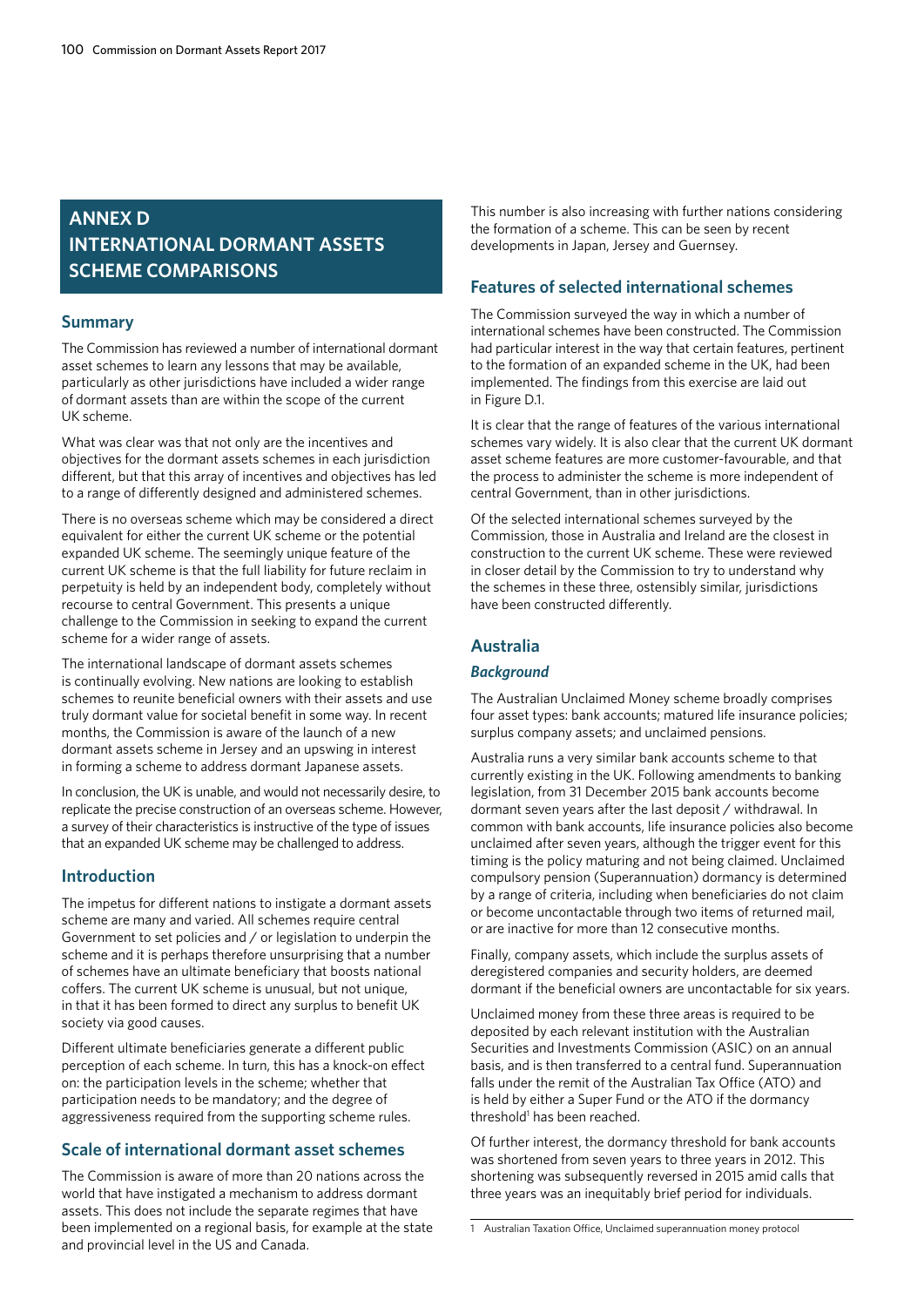# ANNEX D INTERNATIONAL DORMANT ASSETS SCHEME COMPARISONS

## Summary

The Commission has reviewed a number of international dormant asset schemes to learn any lessons that may be available, particularly as other jurisdictions have included a wider range of dormant assets than are within the scope of the current UK scheme.

What was clear was that not only are the incentives and objectives for the dormant assets schemes in each jurisdiction different, but that this array of incentives and objectives has led to a range of differently designed and administered schemes.

There is no overseas scheme which may be considered a direct equivalent for either the current UK scheme or the potential expanded UK scheme. The seemingly unique feature of the current UK scheme is that the full liability for future reclaim in perpetuity is held by an independent body, completely without recourse to central Government. This presents a unique challenge to the Commission in seeking to expand the current scheme for a wider range of assets.

The international landscape of dormant assets schemes is continually evolving. New nations are looking to establish schemes to reunite beneficial owners with their assets and use truly dormant value for societal benefit in some way. In recent months, the Commission is aware of the launch of a new dormant assets scheme in Jersey and an upswing in interest in forming a scheme to address dormant Japanese assets.

In conclusion, the UK is unable, and would not necessarily desire, to replicate the precise construction of an overseas scheme. However, a survey of their characteristics is instructive of the type of issues that an expanded UK scheme may be challenged to address.

## Introduction

The impetus for different nations to instigate a dormant assets scheme are many and varied. All schemes require central Government to set policies and / or legislation to underpin the scheme and it is perhaps therefore unsurprising that a number of schemes have an ultimate beneficiary that boosts national coffers. The current UK scheme is unusual, but not unique, in that it has been formed to direct any surplus to benefit UK society via good causes.

Different ultimate beneficiaries generate a different public perception of each scheme. In turn, this has a knock-on effect on: the participation levels in the scheme; whether that participation needs to be mandatory; and the degree of aggressiveness required from the supporting scheme rules.

## Scale of international dormant asset schemes

The Commission is aware of more than 20 nations across the world that have instigated a mechanism to address dormant assets. This does not include the separate regimes that have been implemented on a regional basis, for example at the state and provincial level in the US and Canada.

This number is also increasing with further nations considering the formation of a scheme. This can be seen by recent developments in Japan, Jersey and Guernsey.

## Features of selected international schemes

The Commission surveyed the way in which a number of international schemes have been constructed. The Commission had particular interest in the way that certain features, pertinent to the formation of an expanded scheme in the UK, had been implemented. The findings from this exercise are laid out in Figure D.1.

It is clear that the range of features of the various international schemes vary widely. It is also clear that the current UK dormant asset scheme features are more customer-favourable, and that the process to administer the scheme is more independent of central Government, than in other jurisdictions.

Of the selected international schemes surveyed by the Commission, those in Australia and Ireland are the closest in construction to the current UK scheme. These were reviewed in closer detail by the Commission to try to understand why the schemes in these three, ostensibly similar, jurisdictions have been constructed differently.

## Australia

### *Background*

The Australian Unclaimed Money scheme broadly comprises four asset types: bank accounts; matured life insurance policies; surplus company assets; and unclaimed pensions.

Australia runs a very similar bank accounts scheme to that currently existing in the UK. Following amendments to banking legislation, from 31 December 2015 bank accounts become dormant seven years after the last deposit / withdrawal. In common with bank accounts, life insurance policies also become unclaimed after seven years, although the trigger event for this timing is the policy maturing and not being claimed. Unclaimed compulsory pension (Superannuation) dormancy is determined by a range of criteria, including when beneficiaries do not claim or become uncontactable through two items of returned mail, or are inactive for more than 12 consecutive months.

Finally, company assets, which include the surplus assets of deregistered companies and security holders, are deemed dormant if the beneficial owners are uncontactable for six years.

Unclaimed money from these three areas is required to be deposited by each relevant institution with the Australian Securities and Investments Commission (ASIC) on an annual basis, and is then transferred to a central fund. Superannuation falls under the remit of the Australian Tax Office (ATO) and is held by either a Super Fund or the ATO if the dormancy threshold[1] has been reached.

Of further interest, the dormancy threshold for bank accounts was shortened from seven years to three years in 2012. This shortening was subsequently reversed in 2015 amid calls that three years was an inequitably brief period for individuals.

1 Australian Taxation Office, Unclaimed superannuation money protocol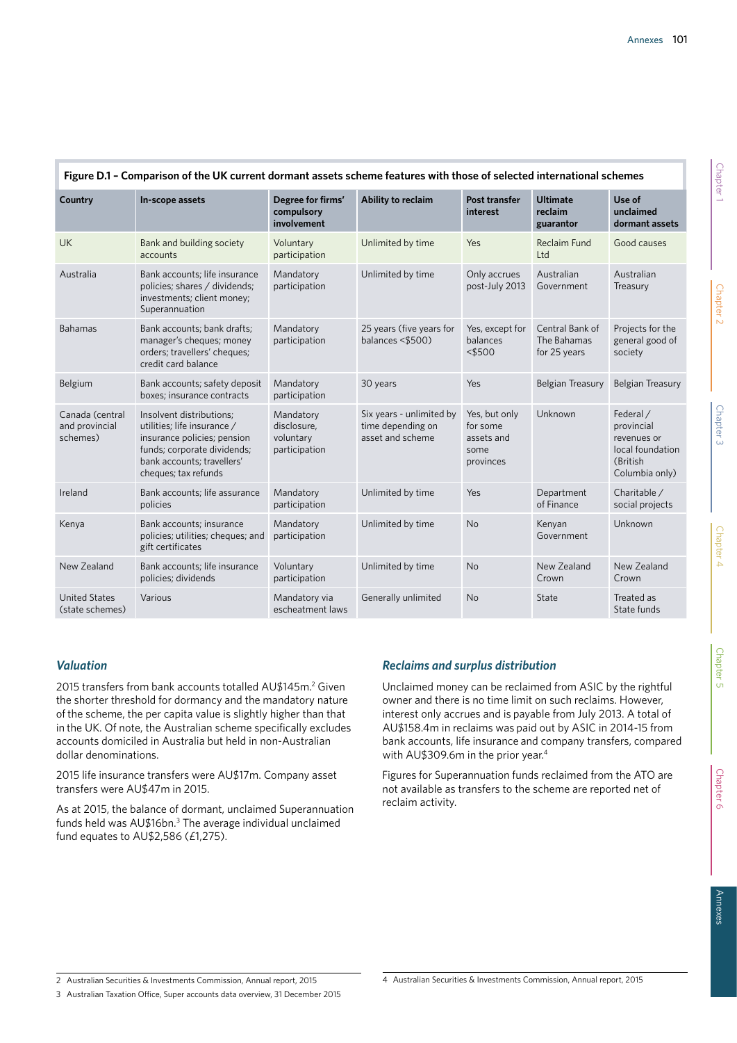**Figure D.1 – Comparison of the UK current dormant assets scheme features with those of selected international schemes**

| Country | In-scope assets | Degree for firms' compulsory involvement | Ability to reclaim | Post transfer interest | Ultimate reclaim guarantor | Use of unclaimed dormant assets |
|---|---|---|---|---|---|---|
| UK | Bank and building society accounts | Voluntary participation | Unlimited by time | Yes | Reclaim Fund Ltd | Good causes |
| Australia | Bank accounts; life insurance policies; shares / dividends; investments; client money; Superannuation | Mandatory participation | Unlimited by time | Only accrues post-July 2013 | Australian Government | Australian Treasury |
| Bahamas | Bank accounts; bank drafts; manager's cheques; money orders; travellers' cheques; credit card balance | Mandatory participation | 25 years (five years for balances <$500) | Yes, except for balances <$500 | Central Bank of The Bahamas for 25 years | Projects for the general good of society |
| Belgium | Bank accounts; safety deposit boxes; insurance contracts | Mandatory participation | 30 years | Yes | Belgian Treasury | Belgian Treasury |
| Canada (central and provincial schemes) | Insolvent distributions; utilities; life insurance / insurance policies; pension funds; corporate dividends; bank accounts; travellers' cheques; tax refunds | Mandatory disclosure, voluntary participation | Six years - unlimited by time depending on asset and scheme | Yes, but only for some assets and some provinces | Unknown | Federal / provincial revenues or local foundation (British Columbia only) |
| Ireland | Bank accounts; life assurance policies | Mandatory participation | Unlimited by time | Yes | Department of Finance | Charitable / social projects |
| Kenya | Bank accounts; insurance policies; utilities; cheques; and gift certificates | Mandatory participation | Unlimited by time | No | Kenyan Government | Unknown |
| New Zealand | Bank accounts; life insurance policies; dividends | Voluntary participation | Unlimited by time | No | New Zealand Crown | New Zealand Crown |
| United States (state schemes) | Various | Mandatory via escheatment laws | Generally unlimited | No | State | Treated as State funds |

### *Valuation*

2015 transfers from bank accounts totalled AU$145m.[2] Given the shorter threshold for dormancy and the mandatory nature of the scheme, the per capita value is slightly higher than that in the UK. Of note, the Australian scheme specifically excludes accounts domiciled in Australia but held in non-Australian dollar denominations.

2015 life insurance transfers were AU$17m. Company asset transfers were AU$47m in 2015.

As at 2015, the balance of dormant, unclaimed Superannuation funds held was AU$16bn.[3] The average individual unclaimed fund equates to AU$2,586 (£1,275).

### *Reclaims and surplus distribution*

Unclaimed money can be reclaimed from ASIC by the rightful owner and there is no time limit on such reclaims. However, interest only accrues and is payable from July 2013. A total of AU$158.4m in reclaims was paid out by ASIC in 2014-15 from bank accounts, life insurance and company transfers, compared with AU$309.6m in the prior year.[4]

Figures for Superannuation funds reclaimed from the ATO are not available as transfers to the scheme are reported net of reclaim activity.

---

2 Australian Securities & Investments Commission, Annual report, 2015

3 Australian Taxation Office, Super accounts data overview, 31 December 2015

4 Australian Securities & Investments Commission, Annual report, 2015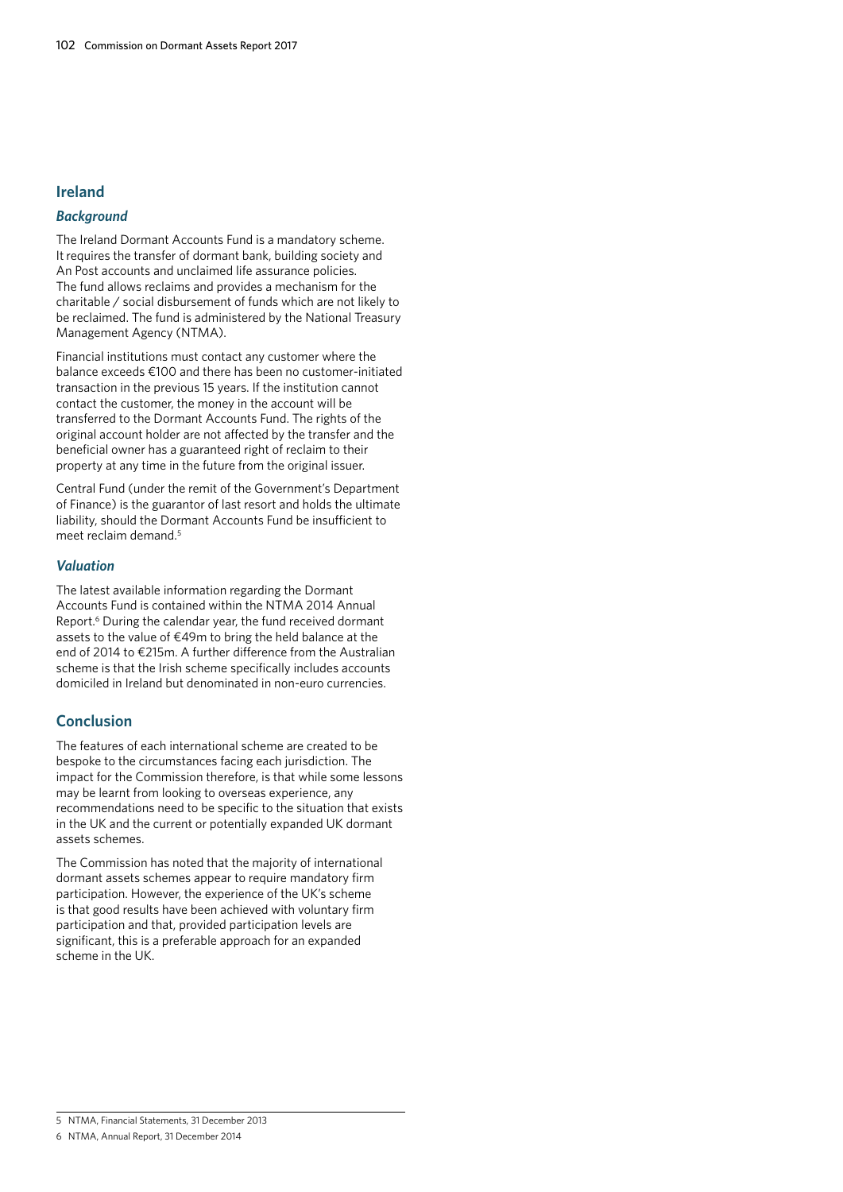## Ireland

### *Background*

The Ireland Dormant Accounts Fund is a mandatory scheme. It requires the transfer of dormant bank, building society and An Post accounts and unclaimed life assurance policies. The fund allows reclaims and provides a mechanism for the charitable / social disbursement of funds which are not likely to be reclaimed. The fund is administered by the National Treasury Management Agency (NTMA).

Financial institutions must contact any customer where the balance exceeds €100 and there has been no customer-initiated transaction in the previous 15 years. If the institution cannot contact the customer, the money in the account will be transferred to the Dormant Accounts Fund. The rights of the original account holder are not affected by the transfer and the beneficial owner has a guaranteed right of reclaim to their property at any time in the future from the original issuer.

Central Fund (under the remit of the Government's Department of Finance) is the guarantor of last resort and holds the ultimate liability, should the Dormant Accounts Fund be insufficient to meet reclaim demand.[5]

### *Valuation*

The latest available information regarding the Dormant Accounts Fund is contained within the NTMA 2014 Annual Report.[6] During the calendar year, the fund received dormant assets to the value of €49m to bring the held balance at the end of 2014 to €215m. A further difference from the Australian scheme is that the Irish scheme specifically includes accounts domiciled in Ireland but denominated in non-euro currencies.

## Conclusion

The features of each international scheme are created to be bespoke to the circumstances facing each jurisdiction. The impact for the Commission therefore, is that while some lessons may be learnt from looking to overseas experience, any recommendations need to be specific to the situation that exists in the UK and the current or potentially expanded UK dormant assets schemes.

The Commission has noted that the majority of international dormant assets schemes appear to require mandatory firm participation. However, the experience of the UK's scheme is that good results have been achieved with voluntary firm participation and that, provided participation levels are significant, this is a preferable approach for an expanded scheme in the UK.

---

5 NTMA, Financial Statements, 31 December 2013

6 NTMA, Annual Report, 31 December 2014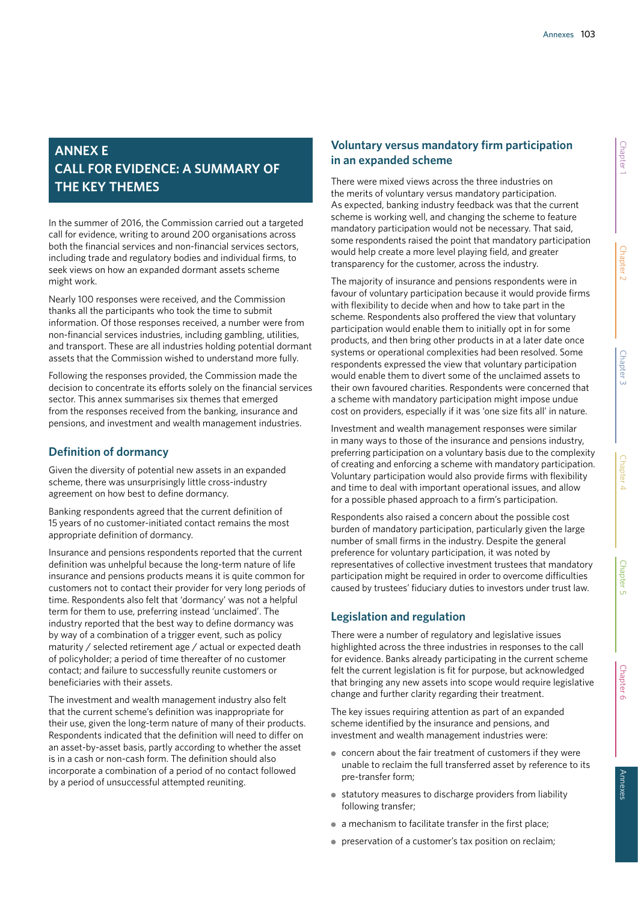# ANNEX E
# CALL FOR EVIDENCE: A SUMMARY OF THE KEY THEMES

In the summer of 2016, the Commission carried out a targeted call for evidence, writing to around 200 organisations across both the financial services and non-financial services sectors, including trade and regulatory bodies and individual firms, to seek views on how an expanded dormant assets scheme might work.

Nearly 100 responses were received, and the Commission thanks all the participants who took the time to submit information. Of those responses received, a number were from non-financial services industries, including gambling, utilities, and transport. These are all industries holding potential dormant assets that the Commission wished to understand more fully.

Following the responses provided, the Commission made the decision to concentrate its efforts solely on the financial services sector. This annex summarises six themes that emerged from the responses received from the banking, insurance and pensions, and investment and wealth management industries.

## Definition of dormancy

Given the diversity of potential new assets in an expanded scheme, there was unsurprisingly little cross-industry agreement on how best to define dormancy.

Banking respondents agreed that the current definition of 15 years of no customer-initiated contact remains the most appropriate definition of dormancy.

Insurance and pensions respondents reported that the current definition was unhelpful because the long-term nature of life insurance and pensions products means it is quite common for customers not to contact their provider for very long periods of time. Respondents also felt that 'dormancy' was not a helpful term for them to use, preferring instead 'unclaimed'. The industry reported that the best way to define dormancy was by way of a combination of a trigger event, such as policy maturity / selected retirement age / actual or expected death of policyholder; a period of time thereafter of no customer contact; and failure to successfully reunite customers or beneficiaries with their assets.

The investment and wealth management industry also felt that the current scheme's definition was inappropriate for their use, given the long-term nature of many of their products. Respondents indicated that the definition will need to differ on an asset-by-asset basis, partly according to whether the asset is in a cash or non-cash form. The definition should also incorporate a combination of a period of no contact followed by a period of unsuccessful attempted reuniting.

## Voluntary versus mandatory firm participation in an expanded scheme

There were mixed views across the three industries on the merits of voluntary versus mandatory participation. As expected, banking industry feedback was that the current scheme is working well, and changing the scheme to feature mandatory participation would not be necessary. That said, some respondents raised the point that mandatory participation would help create a more level playing field, and greater transparency for the customer, across the industry.

The majority of insurance and pensions respondents were in favour of voluntary participation because it would provide firms with flexibility to decide when and how to take part in the scheme. Respondents also proffered the view that voluntary participation would enable them to initially opt in for some products, and then bring other products in at a later date once systems or operational complexities had been resolved. Some respondents expressed the view that voluntary participation would enable them to divert some of the unclaimed assets to their own favoured charities. Respondents were concerned that a scheme with mandatory participation might impose undue cost on providers, especially if it was 'one size fits all' in nature.

Investment and wealth management responses were similar in many ways to those of the insurance and pensions industry, preferring participation on a voluntary basis due to the complexity of creating and enforcing a scheme with mandatory participation. Voluntary participation would also provide firms with flexibility and time to deal with important operational issues, and allow for a possible phased approach to a firm's participation.

Respondents also raised a concern about the possible cost burden of mandatory participation, particularly given the large number of small firms in the industry. Despite the general preference for voluntary participation, it was noted by representatives of collective investment trustees that mandatory participation might be required in order to overcome difficulties caused by trustees' fiduciary duties to investors under trust law.

## Legislation and regulation

There were a number of regulatory and legislative issues highlighted across the three industries in responses to the call for evidence. Banks already participating in the current scheme felt the current legislation is fit for purpose, but acknowledged that bringing any new assets into scope would require legislative change and further clarity regarding their treatment.

The key issues requiring attention as part of an expanded scheme identified by the insurance and pensions, and investment and wealth management industries were:

- concern about the fair treatment of customers if they were unable to reclaim the full transferred asset by reference to its pre-transfer form;
- statutory measures to discharge providers from liability following transfer;
- a mechanism to facilitate transfer in the first place;
- preservation of a customer's tax position on reclaim;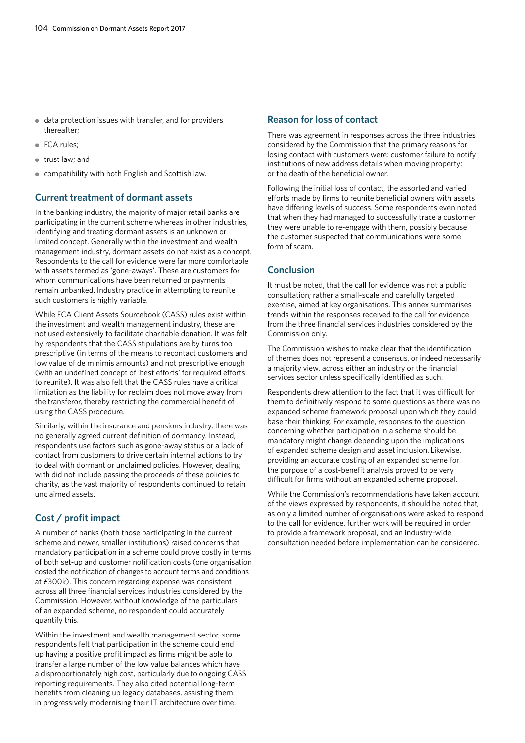- data protection issues with transfer, and for providers thereafter;
- FCA rules;
- trust law; and
- compatibility with both English and Scottish law.

## Current treatment of dormant assets

In the banking industry, the majority of major retail banks are participating in the current scheme whereas in other industries, identifying and treating dormant assets is an unknown or limited concept. Generally within the investment and wealth management industry, dormant assets do not exist as a concept. Respondents to the call for evidence were far more comfortable with assets termed as 'gone-aways'. These are customers for whom communications have been returned or payments remain unbanked. Industry practice in attempting to reunite such customers is highly variable.

While FCA Client Assets Sourcebook (CASS) rules exist within the investment and wealth management industry, these are not used extensively to facilitate charitable donation. It was felt by respondents that the CASS stipulations are by turns too prescriptive (in terms of the means to recontact customers and low value of de minimis amounts) and not prescriptive enough (with an undefined concept of 'best efforts' for required efforts to reunite). It was also felt that the CASS rules have a critical limitation as the liability for reclaim does not move away from the transferor, thereby restricting the commercial benefit of using the CASS procedure.

Similarly, within the insurance and pensions industry, there was no generally agreed current definition of dormancy. Instead, respondents use factors such as gone-away status or a lack of contact from customers to drive certain internal actions to try to deal with dormant or unclaimed policies. However, dealing with did not include passing the proceeds of these policies to charity, as the vast majority of respondents continued to retain unclaimed assets.

## Cost / profit impact

A number of banks (both those participating in the current scheme and newer, smaller institutions) raised concerns that mandatory participation in a scheme could prove costly in terms of both set-up and customer notification costs (one organisation costed the notification of changes to account terms and conditions at £300k). This concern regarding expense was consistent across all three financial services industries considered by the Commission. However, without knowledge of the particulars of an expanded scheme, no respondent could accurately quantify this.

Within the investment and wealth management sector, some respondents felt that participation in the scheme could end up having a positive profit impact as firms might be able to transfer a large number of the low value balances which have a disproportionately high cost, particularly due to ongoing CASS reporting requirements. They also cited potential long-term benefits from cleaning up legacy databases, assisting them in progressively modernising their IT architecture over time.

## Reason for loss of contact

There was agreement in responses across the three industries considered by the Commission that the primary reasons for losing contact with customers were: customer failure to notify institutions of new address details when moving property; or the death of the beneficial owner.

Following the initial loss of contact, the assorted and varied efforts made by firms to reunite beneficial owners with assets have differing levels of success. Some respondents even noted that when they had managed to successfully trace a customer they were unable to re-engage with them, possibly because the customer suspected that communications were some form of scam.

## Conclusion

It must be noted, that the call for evidence was not a public consultation; rather a small-scale and carefully targeted exercise, aimed at key organisations. This annex summarises trends within the responses received to the call for evidence from the three financial services industries considered by the Commission only.

The Commission wishes to make clear that the identification of themes does not represent a consensus, or indeed necessarily a majority view, across either an industry or the financial services sector unless specifically identified as such.

Respondents drew attention to the fact that it was difficult for them to definitively respond to some questions as there was no expanded scheme framework proposal upon which they could base their thinking. For example, responses to the question concerning whether participation in a scheme should be mandatory might change depending upon the implications of expanded scheme design and asset inclusion. Likewise, providing an accurate costing of an expanded scheme for the purpose of a cost-benefit analysis proved to be very difficult for firms without an expanded scheme proposal.

While the Commission's recommendations have taken account of the views expressed by respondents, it should be noted that, as only a limited number of organisations were asked to respond to the call for evidence, further work will be required in order to provide a framework proposal, and an industry-wide consultation needed before implementation can be considered.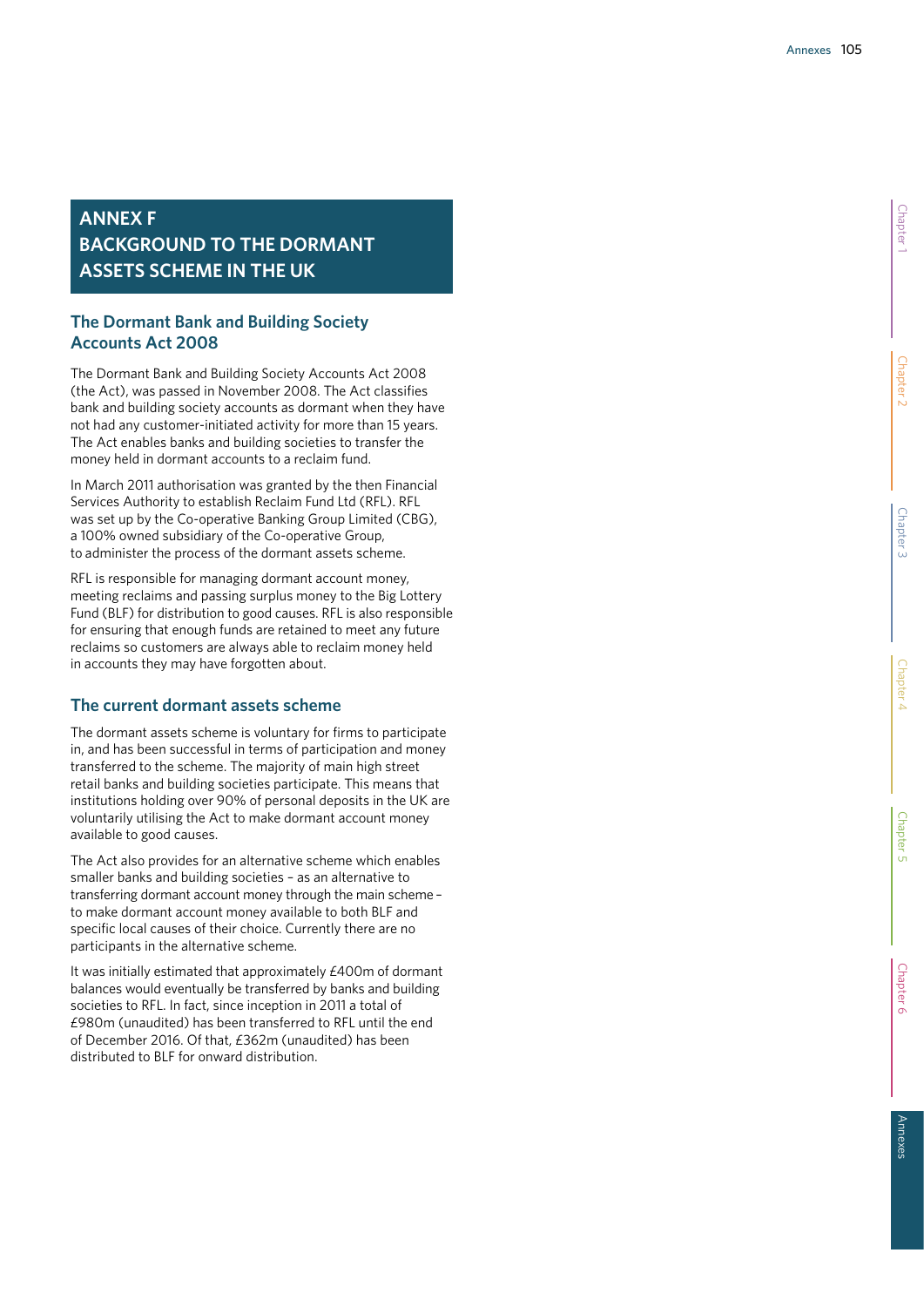# ANNEX F
# BACKGROUND TO THE DORMANT ASSETS SCHEME IN THE UK

## The Dormant Bank and Building Society Accounts Act 2008

The Dormant Bank and Building Society Accounts Act 2008 (the Act), was passed in November 2008. The Act classifies bank and building society accounts as dormant when they have not had any customer-initiated activity for more than 15 years. The Act enables banks and building societies to transfer the money held in dormant accounts to a reclaim fund.

In March 2011 authorisation was granted by the then Financial Services Authority to establish Reclaim Fund Ltd (RFL). RFL was set up by the Co-operative Banking Group Limited (CBG), a 100% owned subsidiary of the Co-operative Group, to administer the process of the dormant assets scheme.

RFL is responsible for managing dormant account money, meeting reclaims and passing surplus money to the Big Lottery Fund (BLF) for distribution to good causes. RFL is also responsible for ensuring that enough funds are retained to meet any future reclaims so customers are always able to reclaim money held in accounts they may have forgotten about.

## The current dormant assets scheme

The dormant assets scheme is voluntary for firms to participate in, and has been successful in terms of participation and money transferred to the scheme. The majority of main high street retail banks and building societies participate. This means that institutions holding over 90% of personal deposits in the UK are voluntarily utilising the Act to make dormant account money available to good causes.

The Act also provides for an alternative scheme which enables smaller banks and building societies – as an alternative to transferring dormant account money through the main scheme – to make dormant account money available to both BLF and specific local causes of their choice. Currently there are no participants in the alternative scheme.

It was initially estimated that approximately £400m of dormant balances would eventually be transferred by banks and building societies to RFL. In fact, since inception in 2011 a total of £980m (unaudited) has been transferred to RFL until the end of December 2016. Of that, £362m (unaudited) has been distributed to BLF for onward distribution.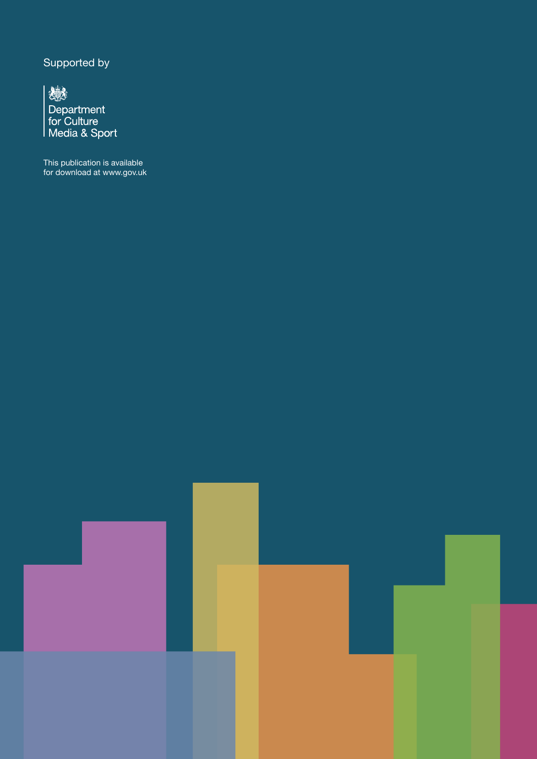Supported by

Department
for Culture
Media & Sport

This publication is available
for download at www.gov.uk